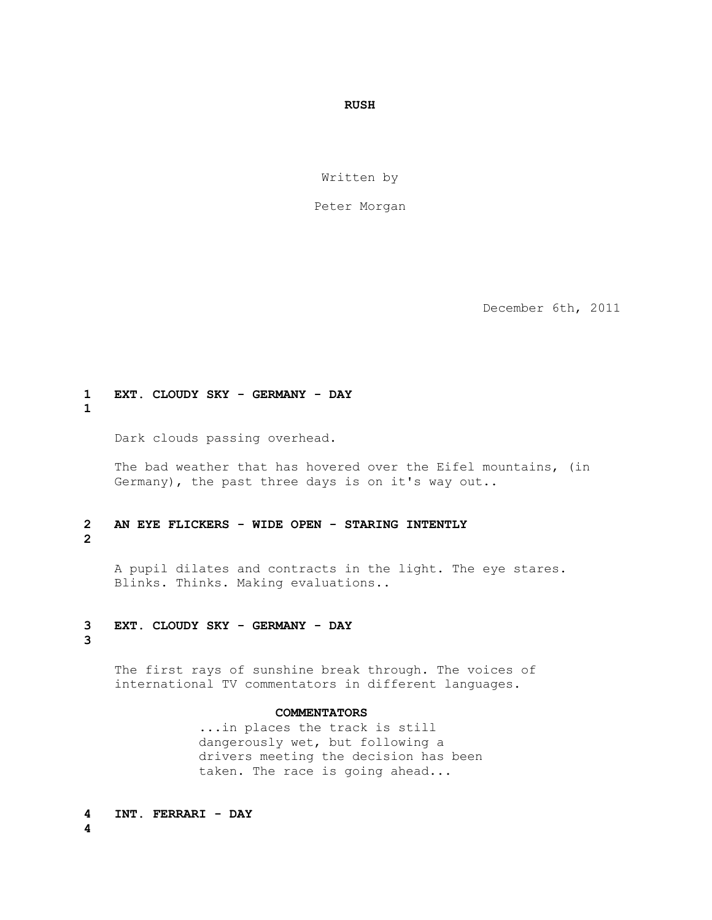**RUSH**

Written by

Peter Morgan

December 6th, 2011

**1 EXT. CLOUDY SKY - GERMANY - DAY 1**

Dark clouds passing overhead.

The bad weather that has hovered over the Eifel mountains, (in Germany), the past three days is on it's way out..

**2 AN EYE FLICKERS - WIDE OPEN - STARING INTENTLY 2**

A pupil dilates and contracts in the light. The eye stares. Blinks. Thinks. Making evaluations..

**3 EXT. CLOUDY SKY - GERMANY - DAY 3**

The first rays of sunshine break through. The voices of international TV commentators in different languages.

**COMMENTATORS**

...in places the track is still dangerously wet, but following a drivers meeting the decision has been taken. The race is going ahead...

**4 INT. FERRARI - DAY 4**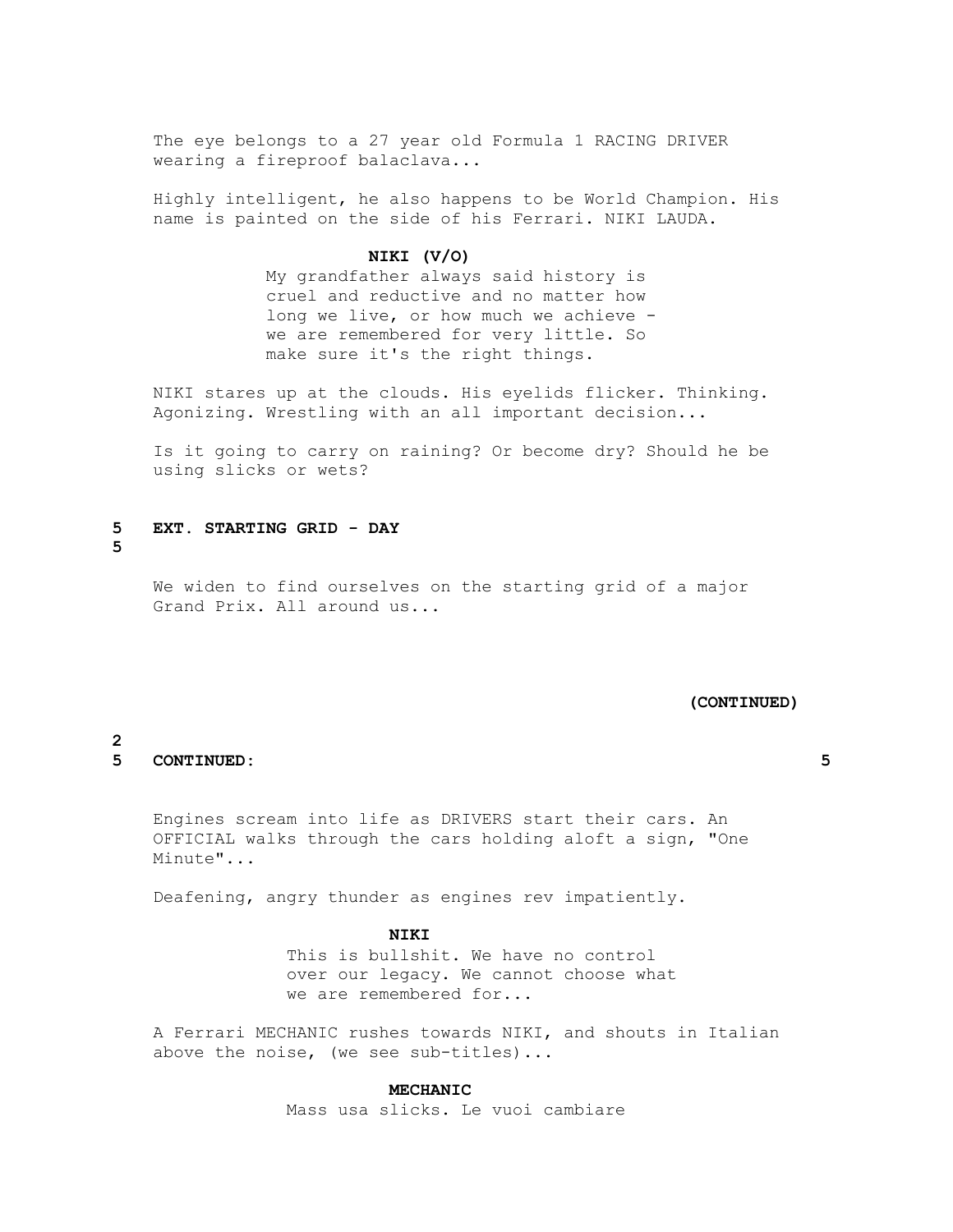The eye belongs to a 27 year old Formula 1 RACING DRIVER wearing a fireproof balaclava...

Highly intelligent, he also happens to be World Champion. His name is painted on the side of his Ferrari. NIKI LAUDA.

**NIKI (V/O)**
My grandfather always said history is cruel and reductive and no matter how long we live, or how much we achieve - we are remembered for very little. So make sure it's the right things.

NIKI stares up at the clouds. His eyelids flicker. Thinking. Agonizing. Wrestling with an all important decision...

Is it going to carry on raining? Or become dry? Should he be using slicks or wets?

**5 EXT. STARTING GRID - DAY 5**

We widen to find ourselves on the starting grid of a major Grand Prix. All around us...

**(CONTINUED)**

**5 CONTINUED: 5**

Engines scream into life as DRIVERS start their cars. An OFFICIAL walks through the cars holding aloft a sign, "One Minute"...

Deafening, angry thunder as engines rev impatiently.

**NIKI**
This is bullshit. We have no control over our legacy. We cannot choose what we are remembered for...

A Ferrari MECHANIC rushes towards NIKI, and shouts in Italian above the noise, (we see sub-titles)...

**MECHANIC**
Mass usa slicks. Le vuoi cambiare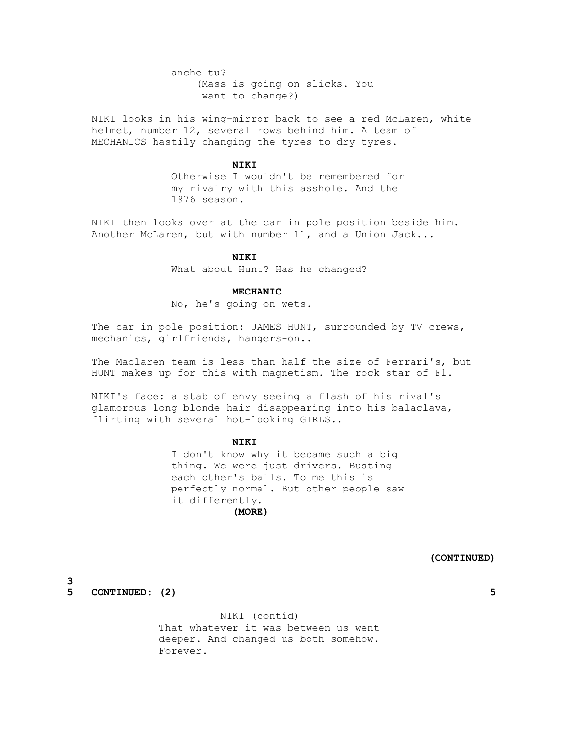anche tu?
(Mass is going on slicks. You want to change?)

NIKI looks in his wing-mirror back to see a red McLaren, white helmet, number 12, several rows behind him. A team of MECHANICS hastily changing the tyres to dry tyres.

**NIKI**

Otherwise I wouldn't be remembered for my rivalry with this asshole. And the 1976 season.

NIKI then looks over at the car in pole position beside him. Another McLaren, but with number 11, and a Union Jack...

**NIKI**

What about Hunt? Has he changed?

**MECHANIC**

No, he's going on wets.

The car in pole position: JAMES HUNT, surrounded by TV crews, mechanics, girlfriends, hangers-on..

The Maclaren team is less than half the size of Ferrari's, but HUNT makes up for this with magnetism. The rock star of F1.

NIKI's face: a stab of envy seeing a flash of his rival's glamorous long blonde hair disappearing into his balaclava, flirting with several hot-looking GIRLS..

**NIKI**

I don't know why it became such a big thing. We were just drivers. Busting each other's balls. To me this is perfectly normal. But other people saw it differently.

**(MORE)**

**(CONTINUED)**

**5 CONTINUED: (2) 5**

NIKI (contíd)

That whatever it was between us went deeper. And changed us both somehow. Forever.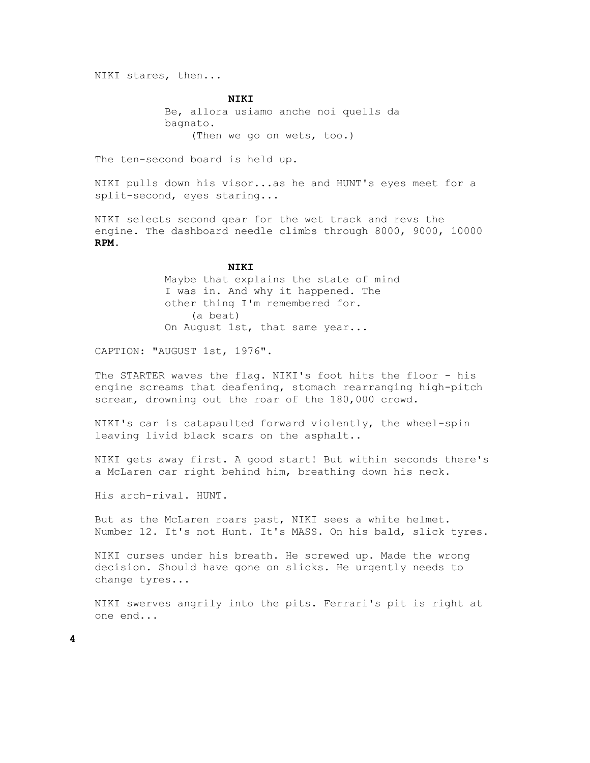NIKI stares, then...

**NIKI**

Be, allora usiamo anche noi quells da bagnato.

(Then we go on wets, too.)

The ten-second board is held up.

NIKI pulls down his visor...as he and HUNT's eyes meet for a split-second, eyes staring...

NIKI selects second gear for the wet track and revs the engine. The dashboard needle climbs through 8000, 9000, 10000 **RPM**.

**NIKI**

Maybe that explains the state of mind I was in. And why it happened. The other thing I'm remembered for.

(a beat)

On August 1st, that same year...

CAPTION: "AUGUST 1st, 1976".

The STARTER waves the flag. NIKI's foot hits the floor - his engine screams that deafening, stomach rearranging high-pitch scream, drowning out the roar of the 180,000 crowd.

NIKI's car is catapaulted forward violently, the wheel-spin leaving livid black scars on the asphalt..

NIKI gets away first. A good start! But within seconds there's a McLaren car right behind him, breathing down his neck.

His arch-rival. HUNT.

But as the McLaren roars past, NIKI sees a white helmet. Number 12. It's not Hunt. It's MASS. On his bald, slick tyres.

NIKI curses under his breath. He screwed up. Made the wrong decision. Should have gone on slicks. He urgently needs to change tyres...

NIKI swerves angrily into the pits. Ferrari's pit is right at one end...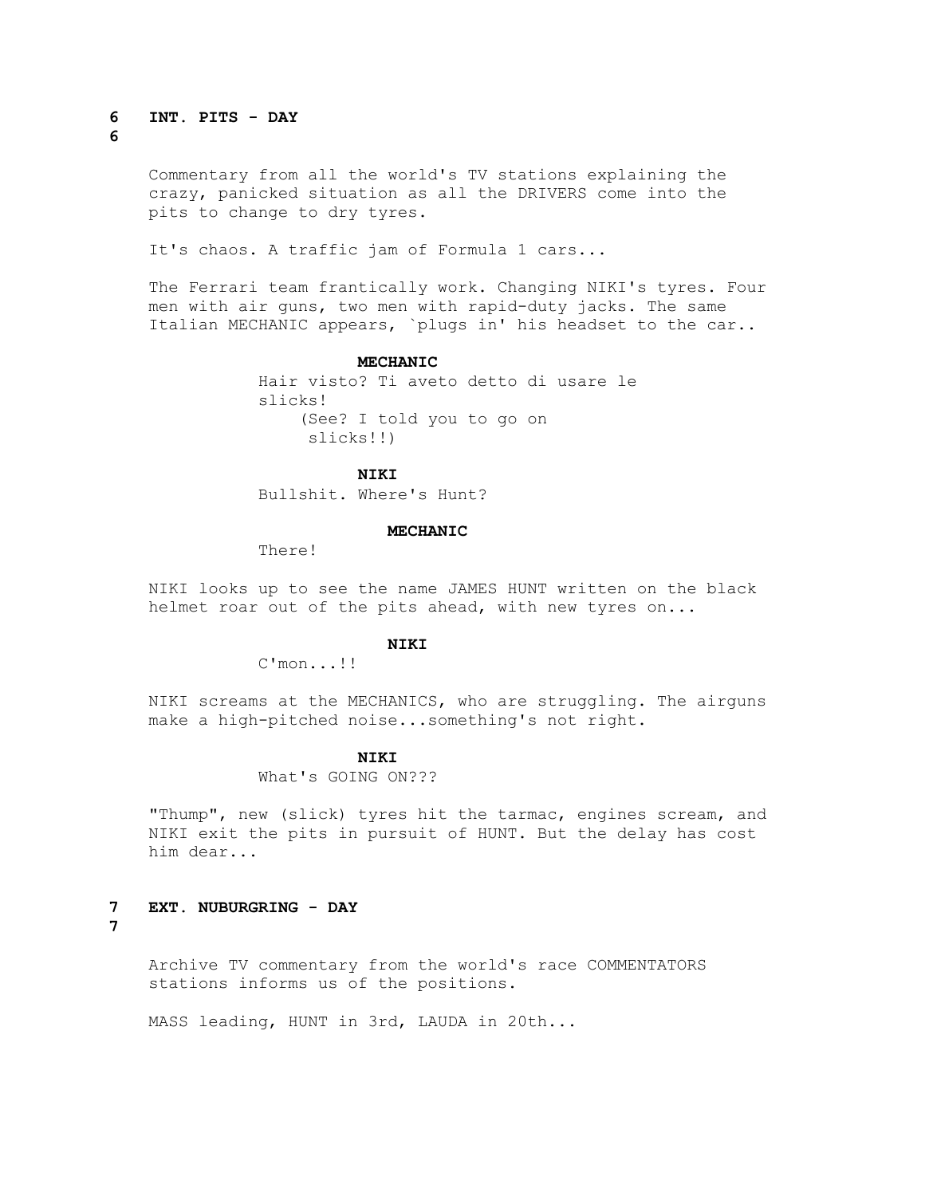**6 INT. PITS - DAY**
**6**

Commentary from all the world's TV stations explaining the crazy, panicked situation as all the DRIVERS come into the pits to change to dry tyres.

It's chaos. A traffic jam of Formula 1 cars...

The Ferrari team frantically work. Changing NIKI's tyres. Four men with air guns, two men with rapid-duty jacks. The same Italian MECHANIC appears, `plugs in' his headset to the car..

**MECHANIC**
Hair visto? Ti aveto detto di usare le slicks!
(See? I told you to go on slicks!!)

**NIKI**
Bullshit. Where's Hunt?

**MECHANIC**
There!

NIKI looks up to see the name JAMES HUNT written on the black helmet roar out of the pits ahead, with new tyres on...

**NIKI**
C'mon...!!

NIKI screams at the MECHANICS, who are struggling. The airguns make a high-pitched noise...something's not right.

**NIKI**
What's GOING ON???

"Thump", new (slick) tyres hit the tarmac, engines scream, and NIKI exit the pits in pursuit of HUNT. But the delay has cost him dear...

**7 EXT. NUBURGRING - DAY**
**7**

Archive TV commentary from the world's race COMMENTATORS stations informs us of the positions.

MASS leading, HUNT in 3rd, LAUDA in 20th...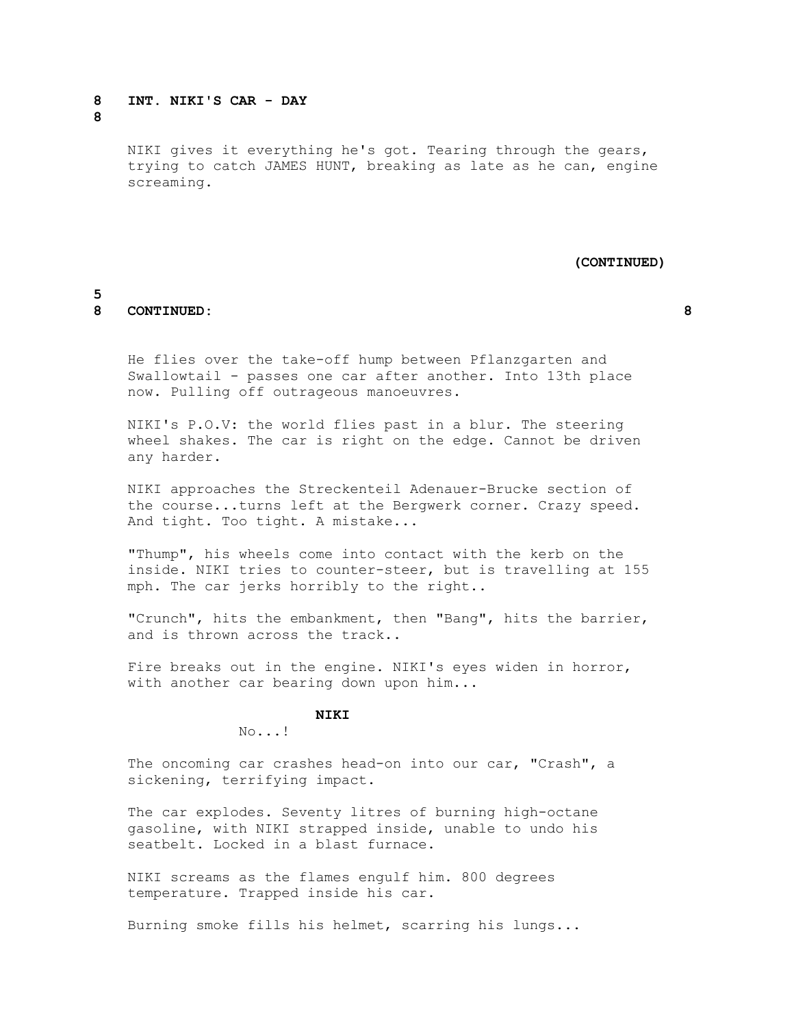**8 INT. NIKI'S CAR - DAY 8**

NIKI gives it everything he's got. Tearing through the gears, trying to catch JAMES HUNT, breaking as late as he can, engine screaming.

**(CONTINUED)**

**8 CONTINUED: 8**

He flies over the take-off hump between Pflanzgarten and Swallowtail - passes one car after another. Into 13th place now. Pulling off outrageous manoeuvres.

NIKI's P.O.V: the world flies past in a blur. The steering wheel shakes. The car is right on the edge. Cannot be driven any harder.

NIKI approaches the Streckenteil Adenauer-Brucke section of the course...turns left at the Bergwerk corner. Crazy speed. And tight. Too tight. A mistake...

"Thump", his wheels come into contact with the kerb on the inside. NIKI tries to counter-steer, but is travelling at 155 mph. The car jerks horribly to the right..

"Crunch", hits the embankment, then "Bang", hits the barrier, and is thrown across the track..

Fire breaks out in the engine. NIKI's eyes widen in horror, with another car bearing down upon him...

**NIKI**
No...!

The oncoming car crashes head-on into our car, "Crash", a sickening, terrifying impact.

The car explodes. Seventy litres of burning high-octane gasoline, with NIKI strapped inside, unable to undo his seatbelt. Locked in a blast furnace.

NIKI screams as the flames engulf him. 800 degrees temperature. Trapped inside his car.

Burning smoke fills his helmet, scarring his lungs...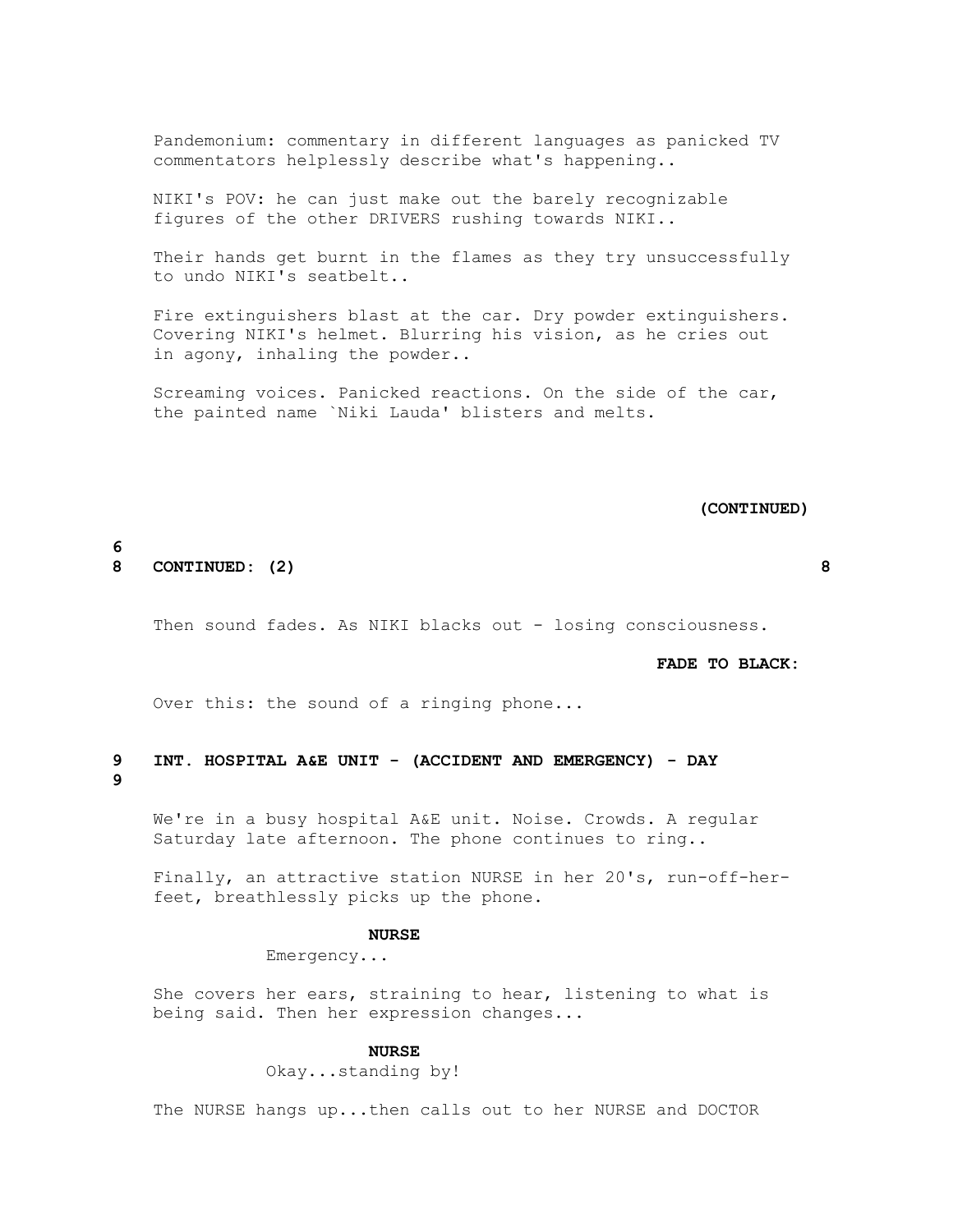Pandemonium: commentary in different languages as panicked TV commentators helplessly describe what's happening..

NIKI's POV: he can just make out the barely recognizable figures of the other DRIVERS rushing towards NIKI..

Their hands get burnt in the flames as they try unsuccessfully to undo NIKI's seatbelt..

Fire extinguishers blast at the car. Dry powder extinguishers. Covering NIKI's helmet. Blurring his vision, as he cries out in agony, inhaling the powder..

Screaming voices. Panicked reactions. On the side of the car, the painted name `Niki Lauda' blisters and melts.

**(CONTINUED)**

**8 CONTINUED: (2) 8**

Then sound fades. As NIKI blacks out - losing consciousness.

**FADE TO BLACK:**

Over this: the sound of a ringing phone...

**9 INT. HOSPITAL A&E UNIT - (ACCIDENT AND EMERGENCY) - DAY 9**

We're in a busy hospital A&E unit. Noise. Crowds. A regular Saturday late afternoon. The phone continues to ring..

Finally, an attractive station NURSE in her 20's, run-off-her-feet, breathlessly picks up the phone.

**NURSE**

Emergency...

She covers her ears, straining to hear, listening to what is being said. Then her expression changes...

**NURSE**

Okay...standing by!

The NURSE hangs up...then calls out to her NURSE and DOCTOR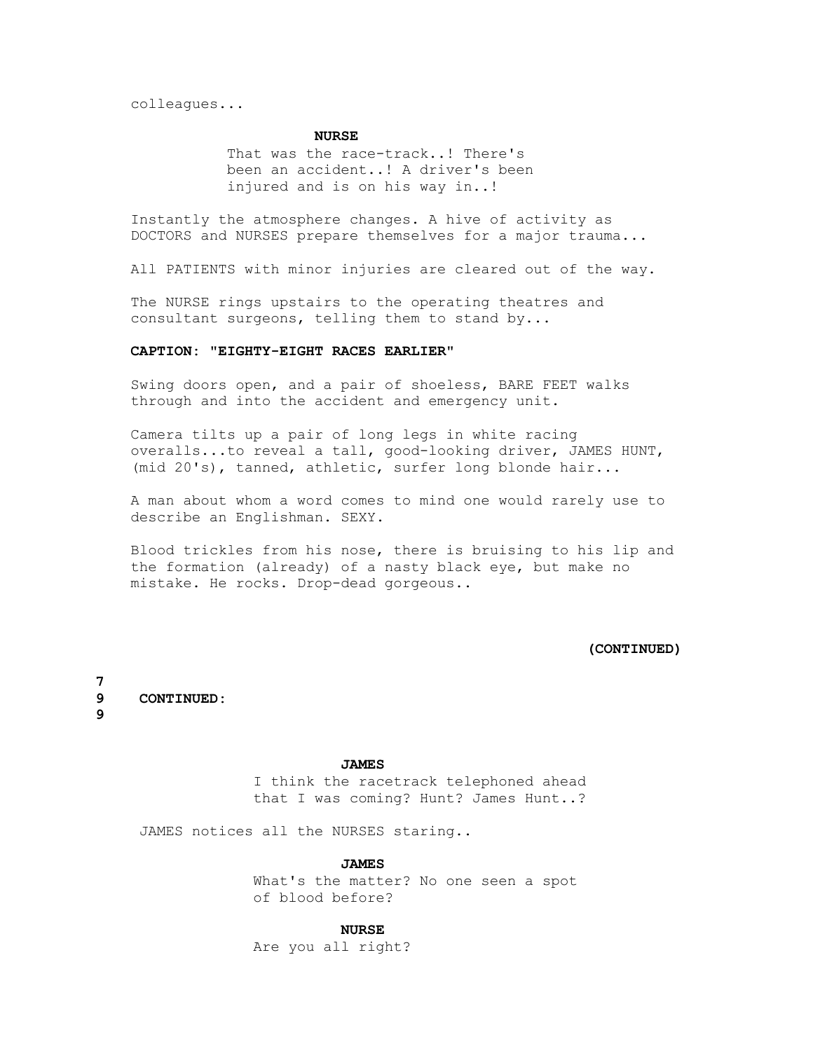colleagues...

**NURSE**
That was the race-track..! There's been an accident..! A driver's been injured and is on his way in..!

Instantly the atmosphere changes. A hive of activity as DOCTORS and NURSES prepare themselves for a major trauma...

All PATIENTS with minor injuries are cleared out of the way.

The NURSE rings upstairs to the operating theatres and consultant surgeons, telling them to stand by...

**CAPTION: "EIGHTY-EIGHT RACES EARLIER"**

Swing doors open, and a pair of shoeless, BARE FEET walks through and into the accident and emergency unit.

Camera tilts up a pair of long legs in white racing overalls...to reveal a tall, good-looking driver, JAMES HUNT, (mid 20's), tanned, athletic, surfer long blonde hair...

A man about whom a word comes to mind one would rarely use to describe an Englishman. SEXY.

Blood trickles from his nose, there is bruising to his lip and the formation (already) of a nasty black eye, but make no mistake. He rocks. Drop-dead gorgeous..

**(CONTINUED)**

**9 CONTINUED: 9**

**JAMES**
I think the racetrack telephoned ahead that I was coming? Hunt? James Hunt..?

JAMES notices all the NURSES staring..

**JAMES**
What's the matter? No one seen a spot of blood before?

**NURSE**
Are you all right?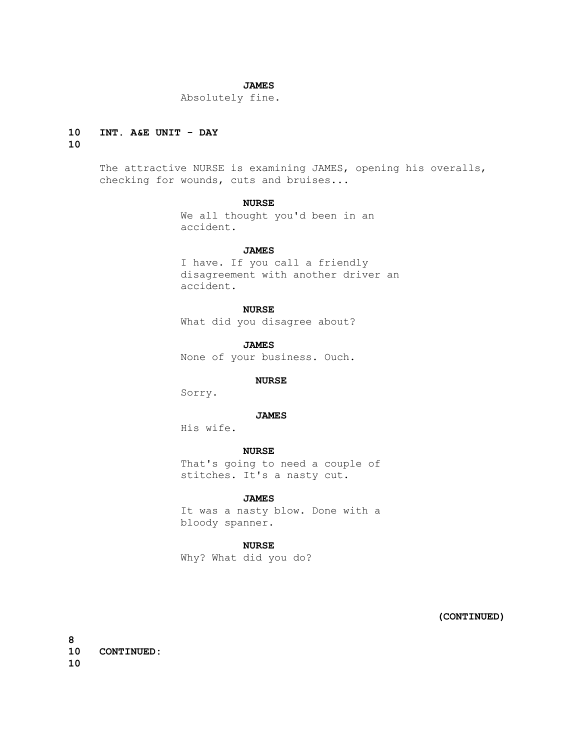**JAMES**
Absolutely fine.

**10 INT. A&E UNIT - DAY 10**

The attractive NURSE is examining JAMES, opening his overalls, checking for wounds, cuts and bruises...

**NURSE**
We all thought you'd been in an accident.

**JAMES**
I have. If you call a friendly disagreement with another driver an accident.

**NURSE**
What did you disagree about?

**JAMES**
None of your business. Ouch.

**NURSE**
Sorry.

**JAMES**
His wife.

**NURSE**
That's going to need a couple of stitches. It's a nasty cut.

**JAMES**
It was a nasty blow. Done with a bloody spanner.

**NURSE**
Why? What did you do?

**(CONTINUED)**

**10 CONTINUED: 10**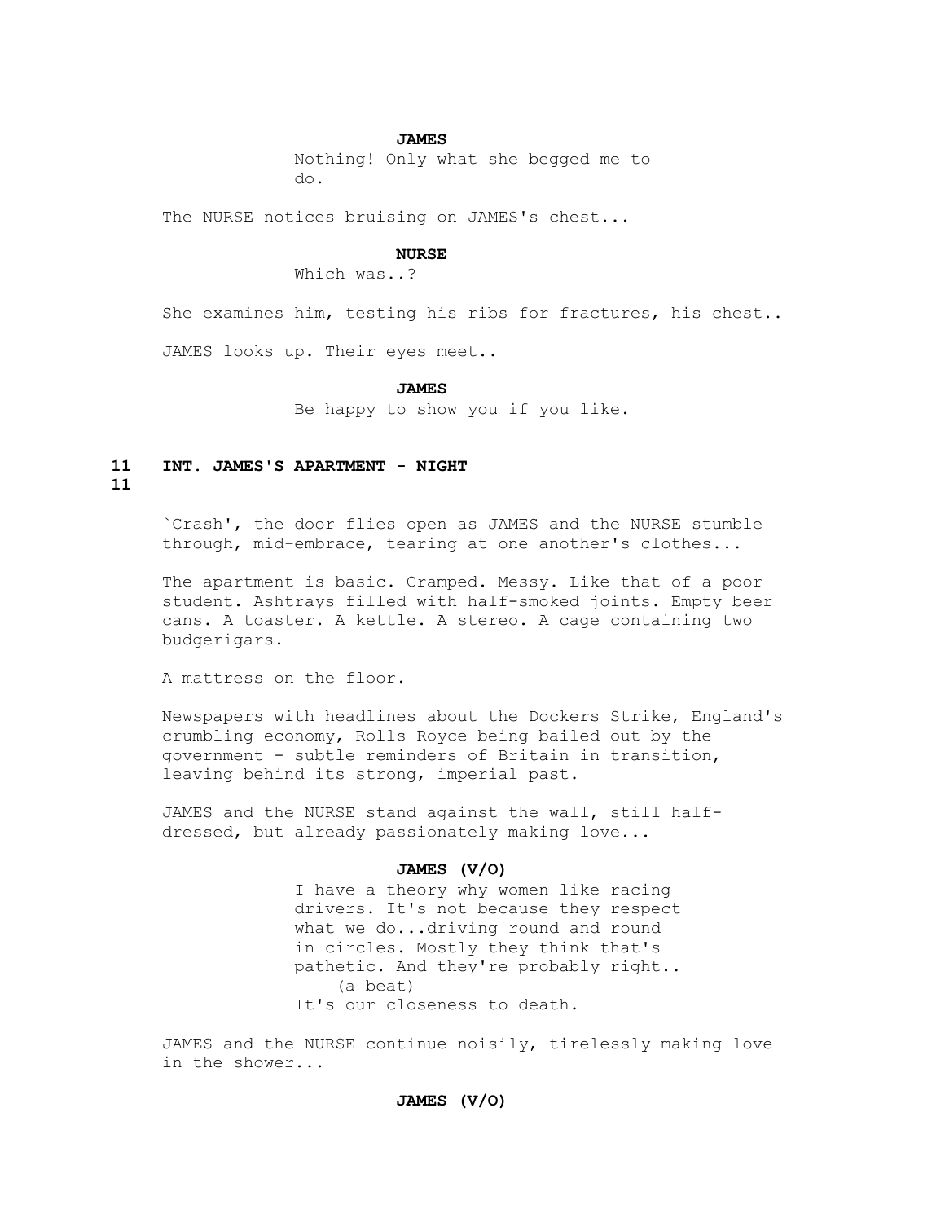**JAMES**
Nothing! Only what she begged me to do.

The NURSE notices bruising on JAMES's chest...

**NURSE**
Which was..?

She examines him, testing his ribs for fractures, his chest..

JAMES looks up. Their eyes meet..

**JAMES**
Be happy to show you if you like.

## 11 INT. JAMES'S APARTMENT - NIGHT 11

`Crash', the door flies open as JAMES and the NURSE stumble through, mid-embrace, tearing at one another's clothes...

The apartment is basic. Cramped. Messy. Like that of a poor student. Ashtrays filled with half-smoked joints. Empty beer cans. A toaster. A kettle. A stereo. A cage containing two budgerigars.

A mattress on the floor.

Newspapers with headlines about the Dockers Strike, England's crumbling economy, Rolls Royce being bailed out by the government - subtle reminders of Britain in transition, leaving behind its strong, imperial past.

JAMES and the NURSE stand against the wall, still half-dressed, but already passionately making love...

**JAMES (V/O)**
I have a theory why women like racing drivers. It's not because they respect what we do...driving round and round in circles. Mostly they think that's pathetic. And they're probably right..
(a beat)
It's our closeness to death.

JAMES and the NURSE continue noisily, tirelessly making love in the shower...

**JAMES (V/O)**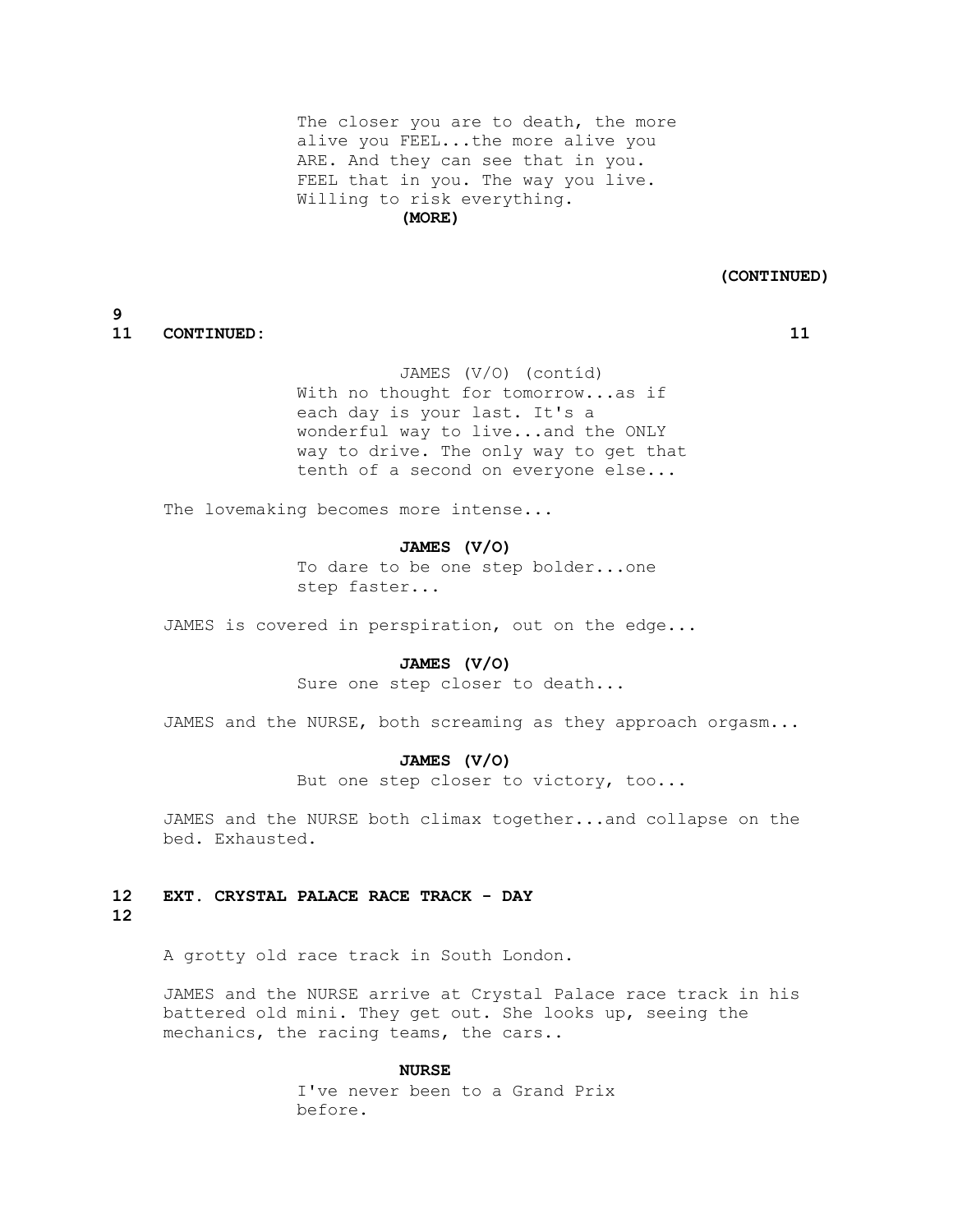The closer you are to death, the more alive you FEEL...the more alive you ARE. And they can see that in you. FEEL that in you. The way you live. Willing to risk everything.

**(MORE)**

**(CONTINUED)**

**11 CONTINUED: 11**

JAMES (V/O) (contíd)
With no thought for tomorrow...as if each day is your last. It's a wonderful way to live...and the ONLY way to drive. The only way to get that tenth of a second on everyone else...

The lovemaking becomes more intense...

**JAMES (V/O)**
To dare to be one step bolder...one step faster...

JAMES is covered in perspiration, out on the edge...

**JAMES (V/O)**
Sure one step closer to death...

JAMES and the NURSE, both screaming as they approach orgasm...

**JAMES (V/O)**
But one step closer to victory, too...

JAMES and the NURSE both climax together...and collapse on the bed. Exhausted.

**12 EXT. CRYSTAL PALACE RACE TRACK - DAY 12**

A grotty old race track in South London.

JAMES and the NURSE arrive at Crystal Palace race track in his battered old mini. They get out. She looks up, seeing the mechanics, the racing teams, the cars..

**NURSE**
I've never been to a Grand Prix before.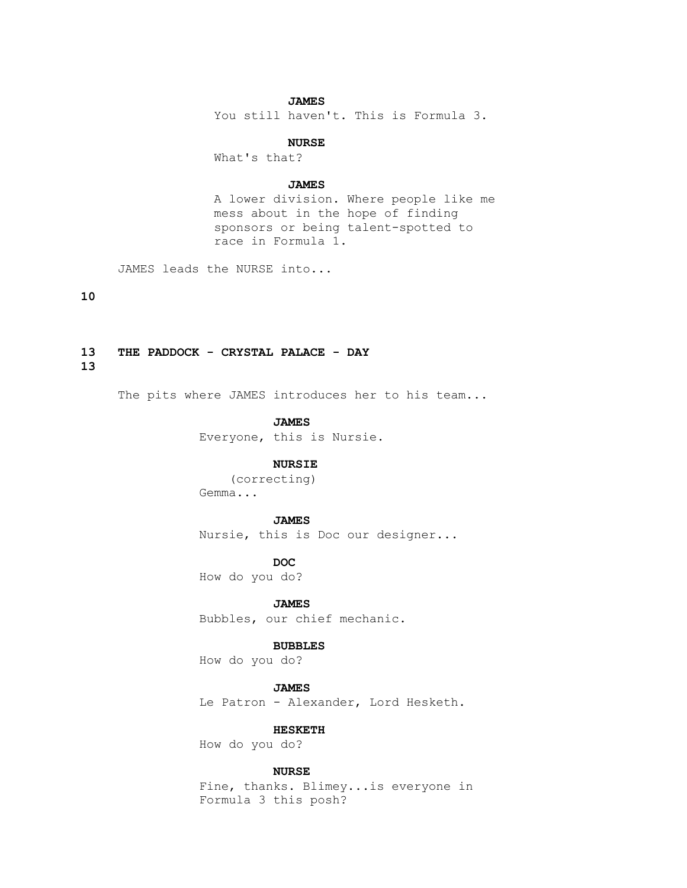**JAMES**

You still haven't. This is Formula 3.

**NURSE**

What's that?

**JAMES**

A lower division. Where people like me mess about in the hope of finding sponsors or being talent-spotted to race in Formula 1.

JAMES leads the NURSE into...

**10**

**13 THE PADDOCK - CRYSTAL PALACE - DAY**
**13**

The pits where JAMES introduces her to his team...

**JAMES**

Everyone, this is Nursie.

**NURSIE**

(correcting)

Gemma...

**JAMES**

Nursie, this is Doc our designer...

**DOC**

How do you do?

**JAMES**

Bubbles, our chief mechanic.

**BUBBLES**

How do you do?

**JAMES**

Le Patron - Alexander, Lord Hesketh.

**HESKETH**

How do you do?

**NURSE**

Fine, thanks. Blimey...is everyone in Formula 3 this posh?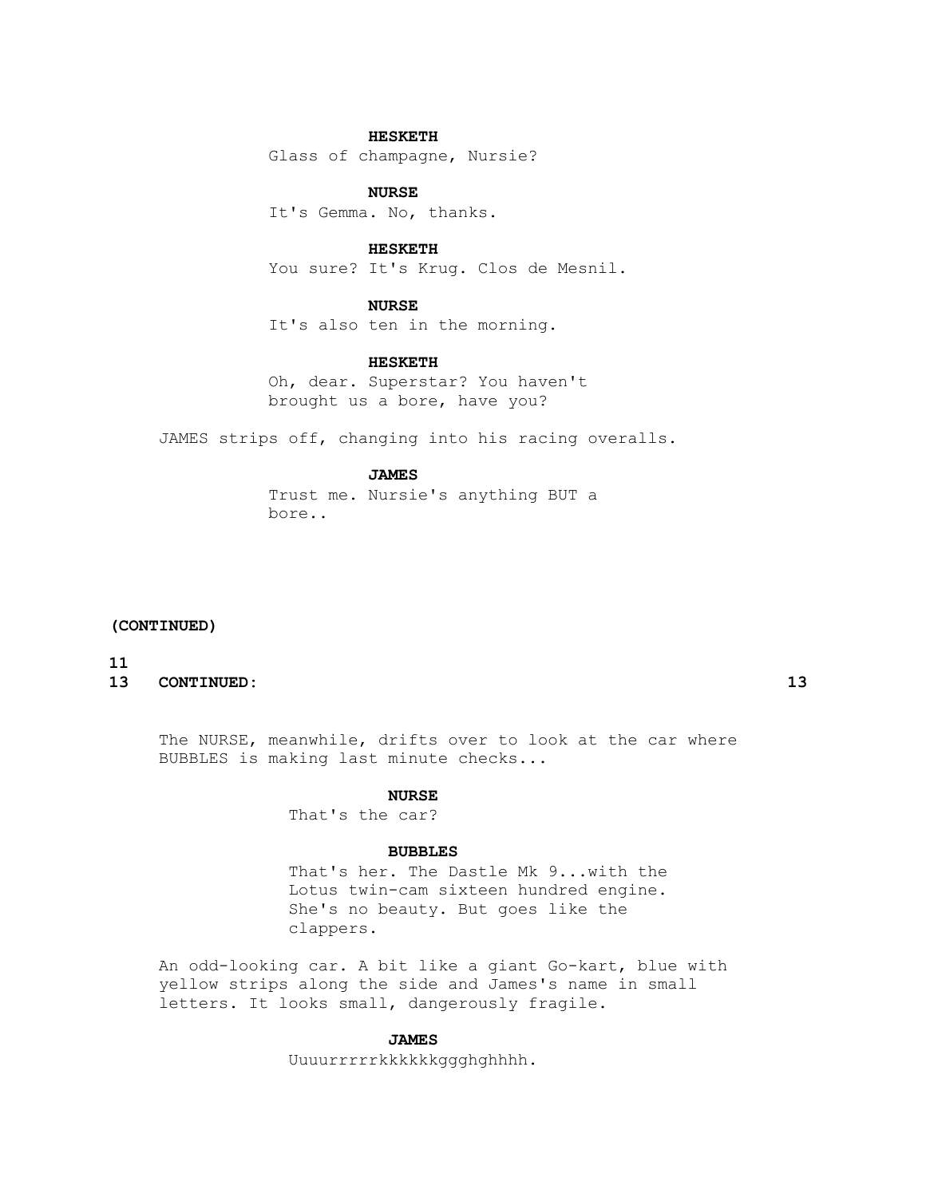**HESKETH**

Glass of champagne, Nursie?

**NURSE**

It's Gemma. No, thanks.

**HESKETH**

You sure? It's Krug. Clos de Mesnil.

**NURSE**

It's also ten in the morning.

**HESKETH**

Oh, dear. Superstar? You haven't brought us a bore, have you?

JAMES strips off, changing into his racing overalls.

**JAMES**

Trust me. Nursie's anything BUT a bore..

**(CONTINUED)**

**13 CONTINUED: 13**

The NURSE, meanwhile, drifts over to look at the car where BUBBLES is making last minute checks...

**NURSE**

That's the car?

**BUBBLES**

That's her. The Dastle Mk 9...with the Lotus twin-cam sixteen hundred engine. She's no beauty. But goes like the clappers.

An odd-looking car. A bit like a giant Go-kart, blue with yellow strips along the side and James's name in small letters. It looks small, dangerously fragile.

**JAMES**

Uuuurrrrrkkkkkkggghghhhh.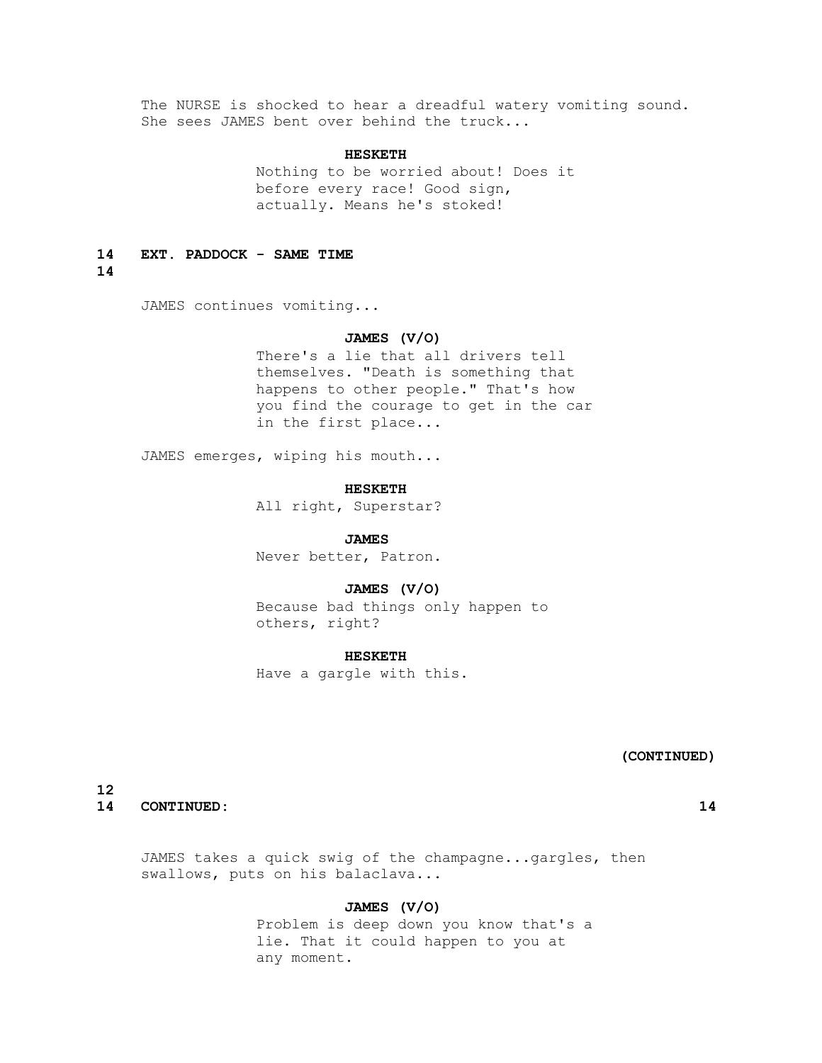The NURSE is shocked to hear a dreadful watery vomiting sound. She sees JAMES bent over behind the truck...

**HESKETH**
Nothing to be worried about! Does it before every race! Good sign, actually. Means he's stoked!

**14 EXT. PADDOCK - SAME TIME 14**

JAMES continues vomiting...

**JAMES (V/O)**
There's a lie that all drivers tell themselves. "Death is something that happens to other people." That's how you find the courage to get in the car in the first place...

JAMES emerges, wiping his mouth...

**HESKETH**
All right, Superstar?

**JAMES**
Never better, Patron.

**JAMES (V/O)**
Because bad things only happen to others, right?

**HESKETH**
Have a gargle with this.

(CONTINUED)

**14 CONTINUED: 14**

JAMES takes a quick swig of the champagne...gargles, then swallows, puts on his balaclava...

**JAMES (V/O)**
Problem is deep down you know that's a lie. That it could happen to you at any moment.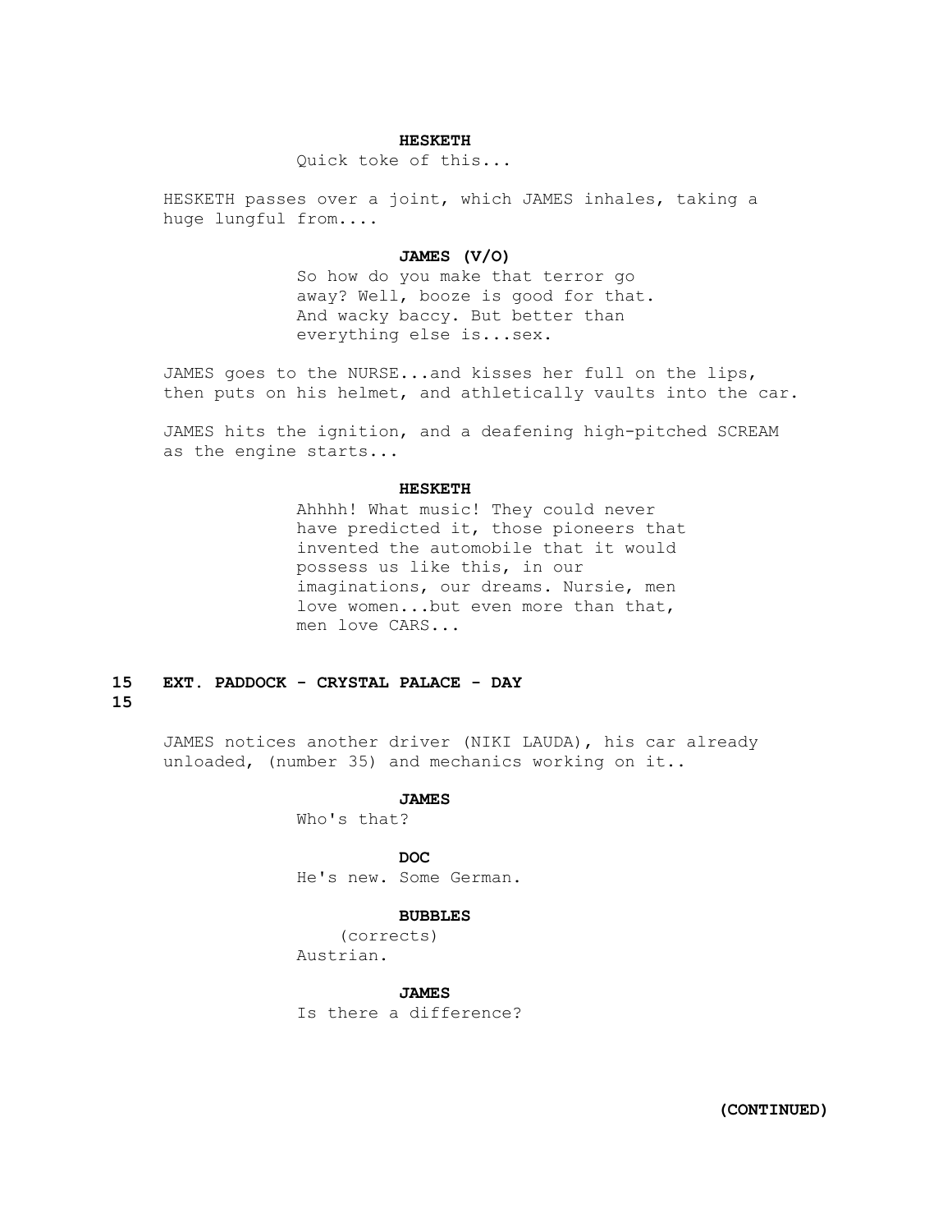**HESKETH**

Quick toke of this...

HESKETH passes over a joint, which JAMES inhales, taking a huge lungful from....

**JAMES (V/O)**

So how do you make that terror go away? Well, booze is good for that. And wacky baccy. But better than everything else is...sex.

JAMES goes to the NURSE...and kisses her full on the lips, then puts on his helmet, and athletically vaults into the car.

JAMES hits the ignition, and a deafening high-pitched SCREAM as the engine starts...

**HESKETH**

Ahhhh! What music! They could never have predicted it, those pioneers that invented the automobile that it would possess us like this, in our imaginations, our dreams. Nursie, men love women...but even more than that, men love CARS...

**15 EXT. PADDOCK - CRYSTAL PALACE - DAY 15**

JAMES notices another driver (NIKI LAUDA), his car already unloaded, (number 35) and mechanics working on it..

**JAMES**

Who's that?

**DOC**

He's new. Some German.

**BUBBLES**

(corrects)

Austrian.

**JAMES**

Is there a difference?

**(CONTINUED)**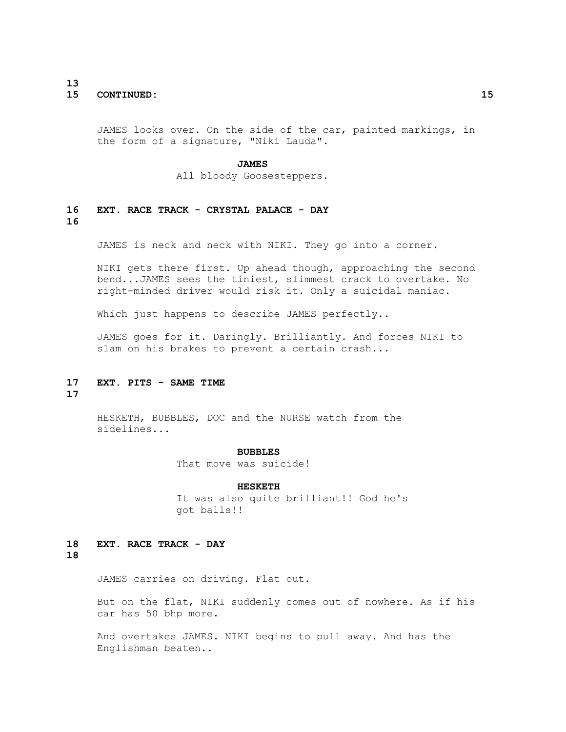15 CONTINUED: 15

JAMES looks over. On the side of the car, painted markings, in the form of a signature, "Niki Lauda".

**JAMES**
All bloody Goosesteppers.

**16 EXT. RACE TRACK - CRYSTAL PALACE - DAY 16**

JAMES is neck and neck with NIKI. They go into a corner.

NIKI gets there first. Up ahead though, approaching the second bend...JAMES sees the tiniest, slimmest crack to overtake. No right-minded driver would risk it. Only a suicidal maniac.

Which just happens to describe JAMES perfectly..

JAMES goes for it. Daringly. Brilliantly. And forces NIKI to slam on his brakes to prevent a certain crash...

**17 EXT. PITS - SAME TIME 17**

HESKETH, BUBBLES, DOC and the NURSE watch from the sidelines...

**BUBBLES**
That move was suicide!

**HESKETH**
It was also quite brilliant!! God he's got balls!!

**18 EXT. RACE TRACK - DAY 18**

JAMES carries on driving. Flat out.

But on the flat, NIKI suddenly comes out of nowhere. As if his car has 50 bhp more.

And overtakes JAMES. NIKI begins to pull away. And has the Englishman beaten..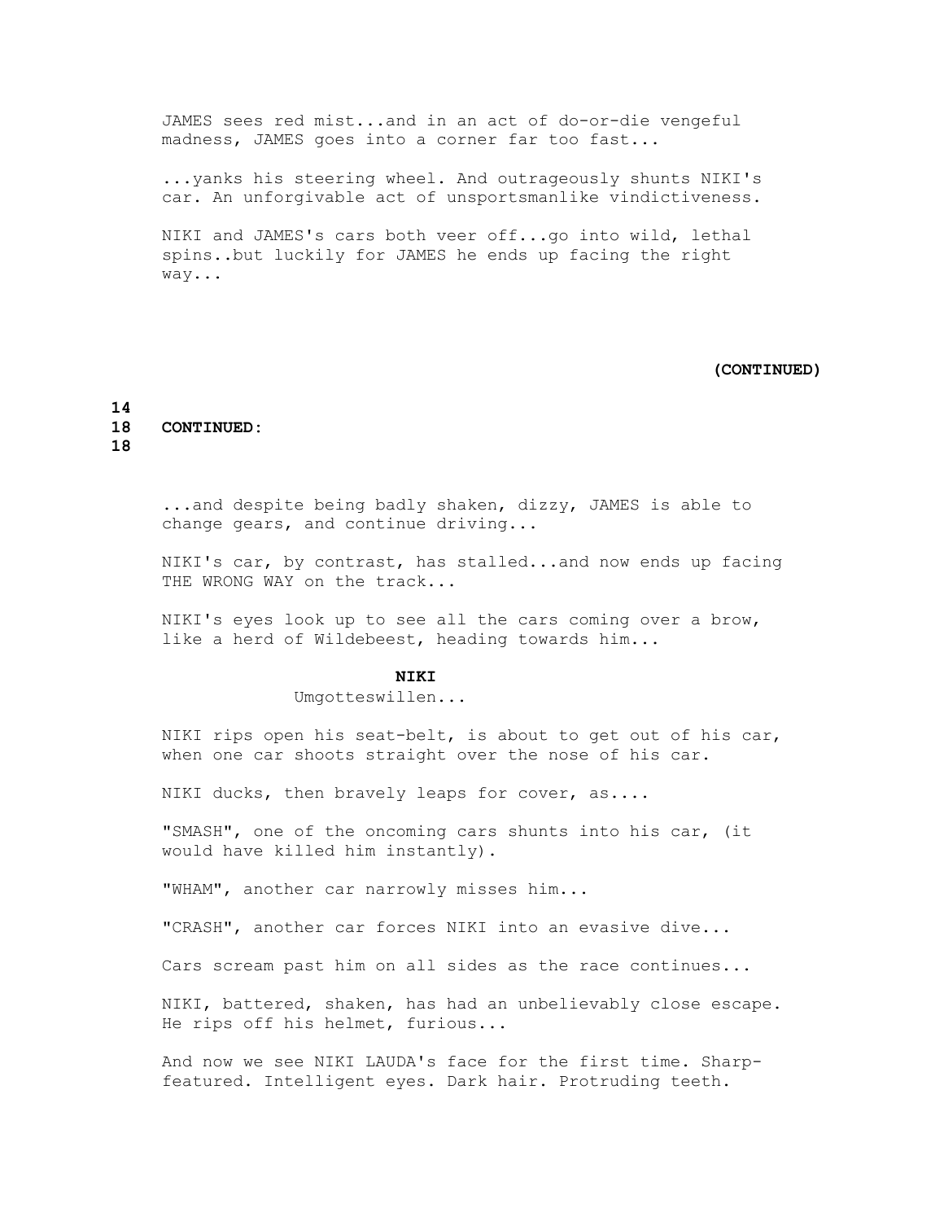JAMES sees red mist...and in an act of do-or-die vengeful madness, JAMES goes into a corner far too fast...

...yanks his steering wheel. And outrageously shunts NIKI's car. An unforgivable act of unsportsmanlike vindictiveness.

NIKI and JAMES's cars both veer off...go into wild, lethal spins..but luckily for JAMES he ends up facing the right way...

**(CONTINUED)**

**18 CONTINUED: 18**

...and despite being badly shaken, dizzy, JAMES is able to change gears, and continue driving...

NIKI's car, by contrast, has stalled...and now ends up facing THE WRONG WAY on the track...

NIKI's eyes look up to see all the cars coming over a brow, like a herd of Wildebeest, heading towards him...

**NIKI**

Umgotteswillen...

NIKI rips open his seat-belt, is about to get out of his car, when one car shoots straight over the nose of his car.

NIKI ducks, then bravely leaps for cover, as....

"SMASH", one of the oncoming cars shunts into his car, (it would have killed him instantly).

"WHAM", another car narrowly misses him...

"CRASH", another car forces NIKI into an evasive dive...

Cars scream past him on all sides as the race continues...

NIKI, battered, shaken, has had an unbelievably close escape. He rips off his helmet, furious...

And now we see NIKI LAUDA's face for the first time. Sharp-featured. Intelligent eyes. Dark hair. Protruding teeth.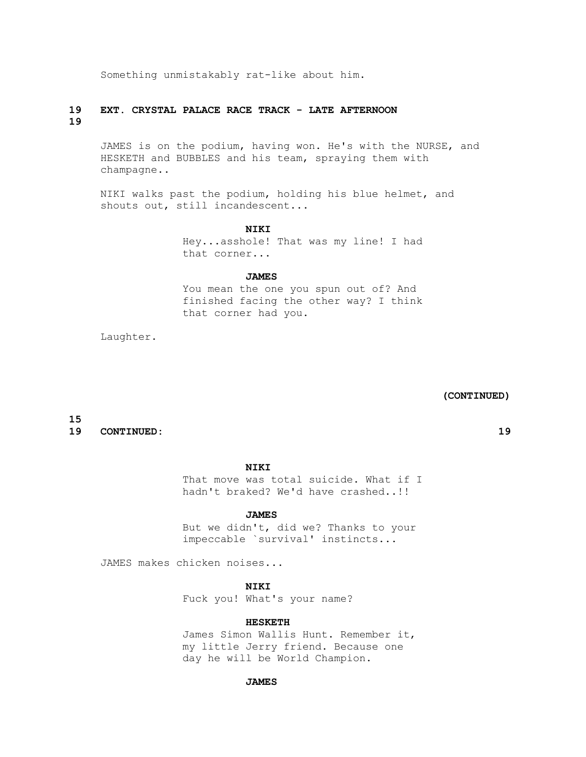Something unmistakably rat-like about him.

**19 EXT. CRYSTAL PALACE RACE TRACK - LATE AFTERNOON 19**

JAMES is on the podium, having won. He's with the NURSE, and HESKETH and BUBBLES and his team, spraying them with champagne..

NIKI walks past the podium, holding his blue helmet, and shouts out, still incandescent...

**NIKI**
Hey...asshole! That was my line! I had that corner...

**JAMES**
You mean the one you spun out of? And finished facing the other way? I think that corner had you.

Laughter.

**(CONTINUED)**

**19 CONTINUED: 19**

**NIKI**
That move was total suicide. What if I hadn't braked? We'd have crashed..!!

**JAMES**
But we didn't, did we? Thanks to your impeccable `survival' instincts...

JAMES makes chicken noises...

**NIKI**
Fuck you! What's your name?

**HESKETH**
James Simon Wallis Hunt. Remember it, my little Jerry friend. Because one day he will be World Champion.

**JAMES**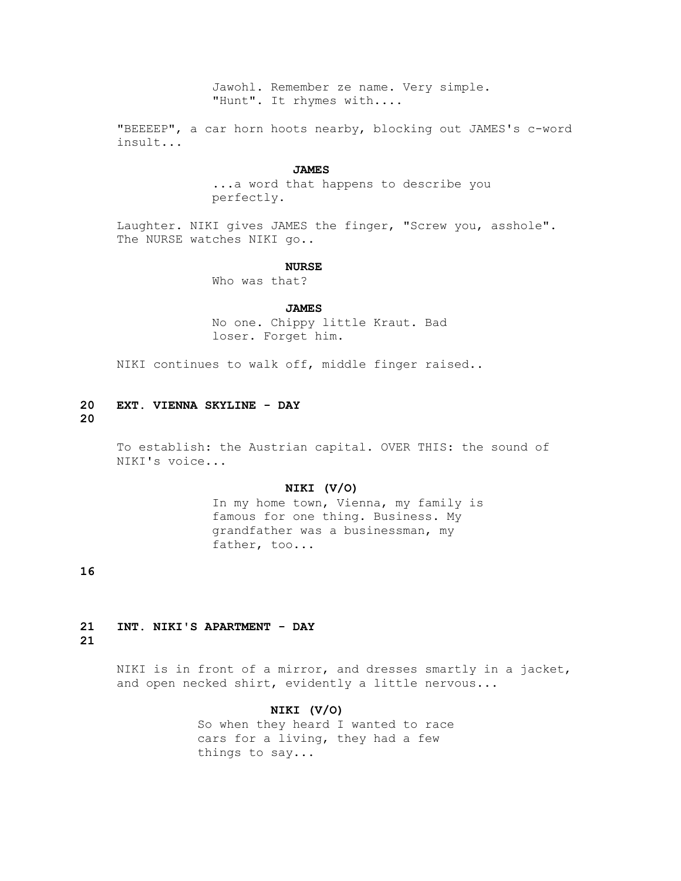Jawohl. Remember ze name. Very simple. "Hunt". It rhymes with....

"BEEEEP", a car horn hoots nearby, blocking out JAMES's c-word insult...

**JAMES**

...a word that happens to describe you perfectly.

Laughter. NIKI gives JAMES the finger, "Screw you, asshole". The NURSE watches NIKI go..

**NURSE**

Who was that?

**JAMES**

No one. Chippy little Kraut. Bad loser. Forget him.

NIKI continues to walk off, middle finger raised..

**20 EXT. VIENNA SKYLINE - DAY 20**

To establish: the Austrian capital. OVER THIS: the sound of NIKI's voice...

**NIKI (V/O)**

In my home town, Vienna, my family is famous for one thing. Business. My grandfather was a businessman, my father, too...

**21 INT. NIKI'S APARTMENT - DAY 21**

NIKI is in front of a mirror, and dresses smartly in a jacket, and open necked shirt, evidently a little nervous...

**NIKI (V/O)**

So when they heard I wanted to race cars for a living, they had a few things to say...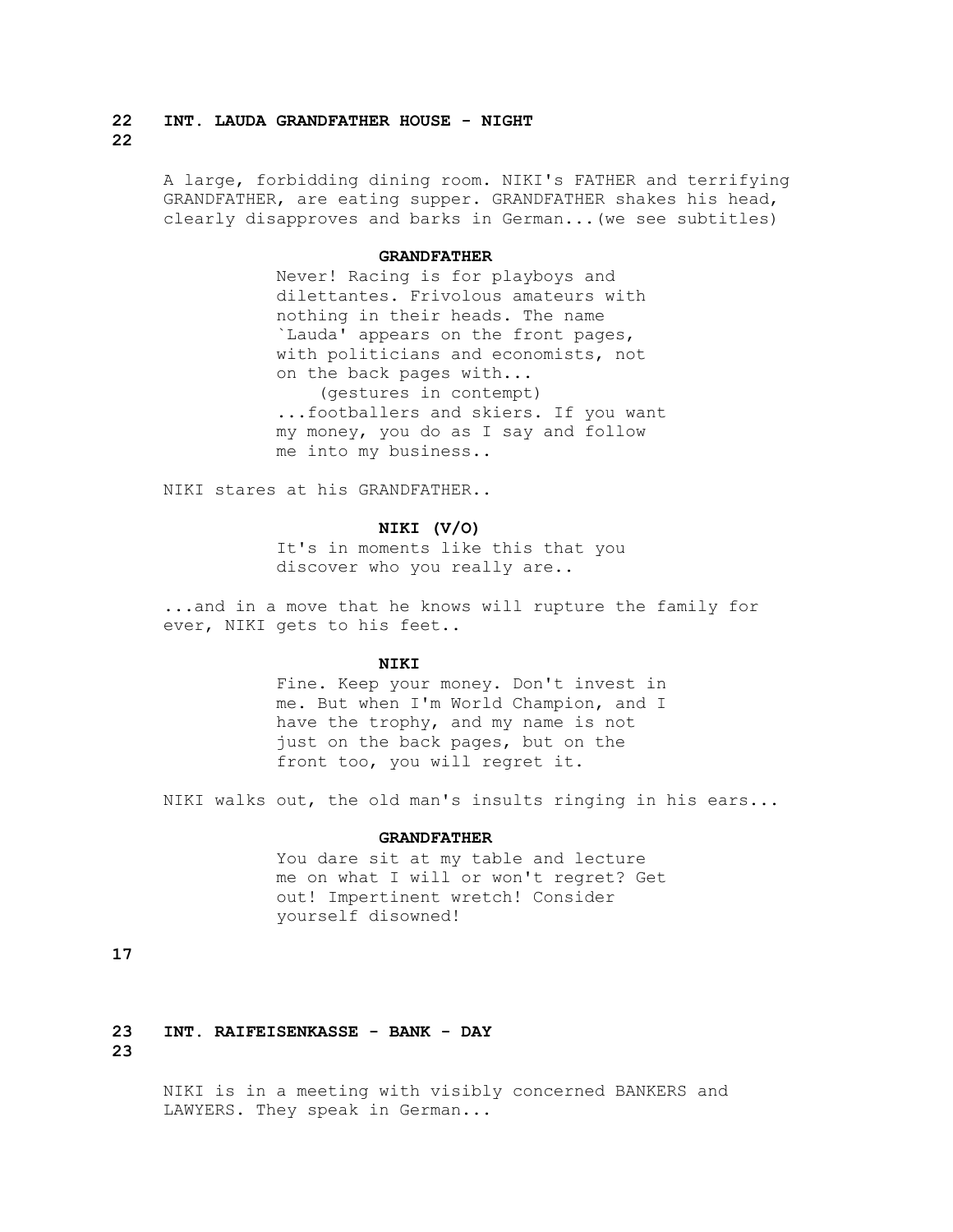**22 INT. LAUDA GRANDFATHER HOUSE - NIGHT 22**

A large, forbidding dining room. NIKI's FATHER and terrifying GRANDFATHER, are eating supper. GRANDFATHER shakes his head, clearly disapproves and barks in German...(we see subtitles)

**GRANDFATHER**

Never! Racing is for playboys and dilettantes. Frivolous amateurs with nothing in their heads. The name `Lauda' appears on the front pages, with politicians and economists, not on the back pages with...

(gestures in contempt)

...footballers and skiers. If you want my money, you do as I say and follow me into my business..

NIKI stares at his GRANDFATHER..

**NIKI (V/O)**

It's in moments like this that you discover who you really are..

...and in a move that he knows will rupture the family for ever, NIKI gets to his feet..

**NIKI**

Fine. Keep your money. Don't invest in me. But when I'm World Champion, and I have the trophy, and my name is not just on the back pages, but on the front too, you will regret it.

NIKI walks out, the old man's insults ringing in his ears...

**GRANDFATHER**

You dare sit at my table and lecture me on what I will or won't regret? Get out! Impertinent wretch! Consider yourself disowned!

**23 INT. RAIFEISENKASSE - BANK - DAY 23**

NIKI is in a meeting with visibly concerned BANKERS and LAWYERS. They speak in German...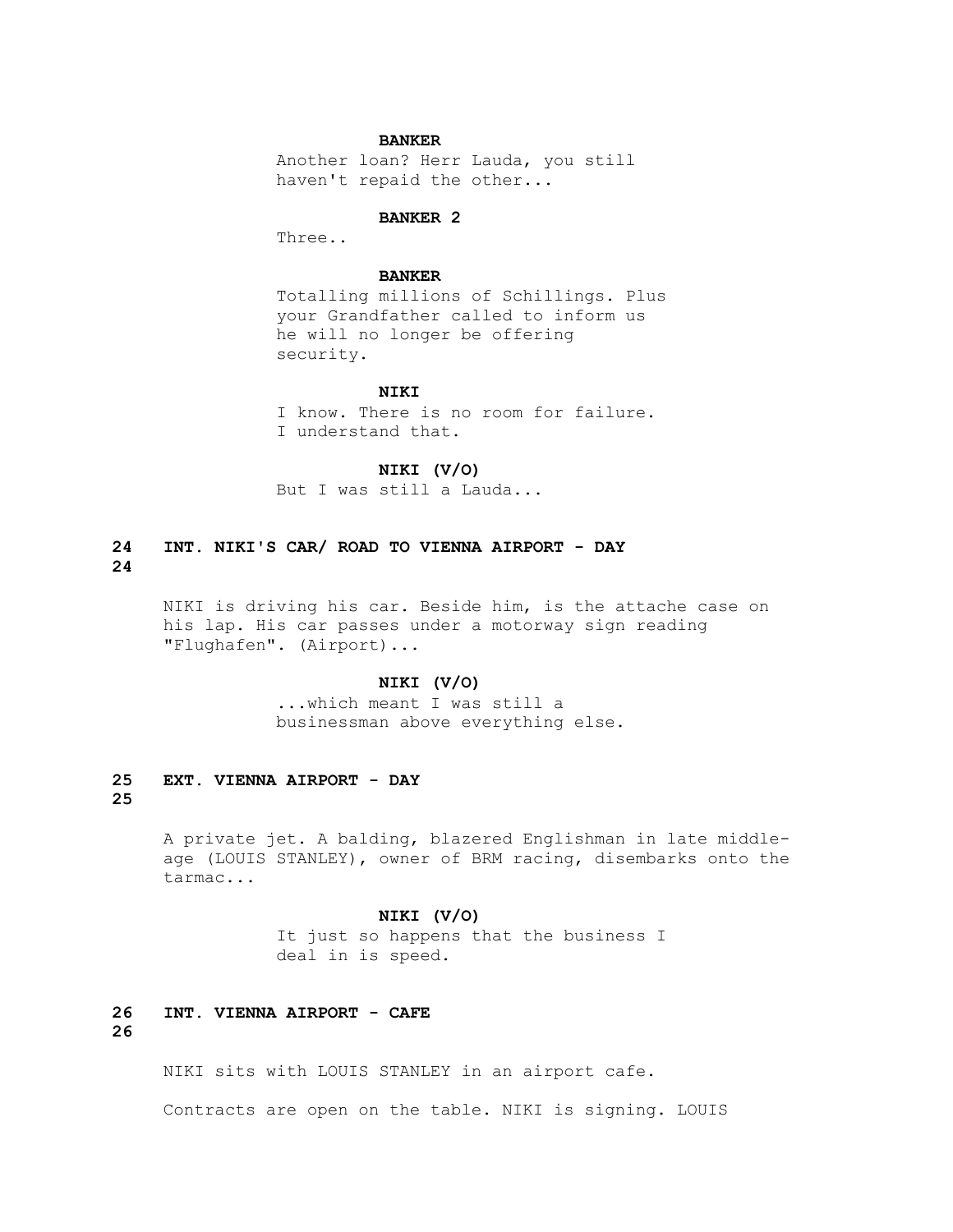**BANKER**

Another loan? Herr Lauda, you still haven't repaid the other...

**BANKER 2**

Three..

**BANKER**

Totalling millions of Schillings. Plus your Grandfather called to inform us he will no longer be offering security.

**NIKI**

I know. There is no room for failure. I understand that.

**NIKI (V/O)**

But I was still a Lauda...

**24 INT. NIKI'S CAR/ ROAD TO VIENNA AIRPORT - DAY 24**

NIKI is driving his car. Beside him, is the attache case on his lap. His car passes under a motorway sign reading "Flughafen". (Airport)...

**NIKI (V/O)**

...which meant I was still a businessman above everything else.

**25 EXT. VIENNA AIRPORT - DAY 25**

A private jet. A balding, blazered Englishman in late middle-age (LOUIS STANLEY), owner of BRM racing, disembarks onto the tarmac...

**NIKI (V/O)**

It just so happens that the business I deal in is speed.

**26 INT. VIENNA AIRPORT - CAFE 26**

NIKI sits with LOUIS STANLEY in an airport cafe.

Contracts are open on the table. NIKI is signing. LOUIS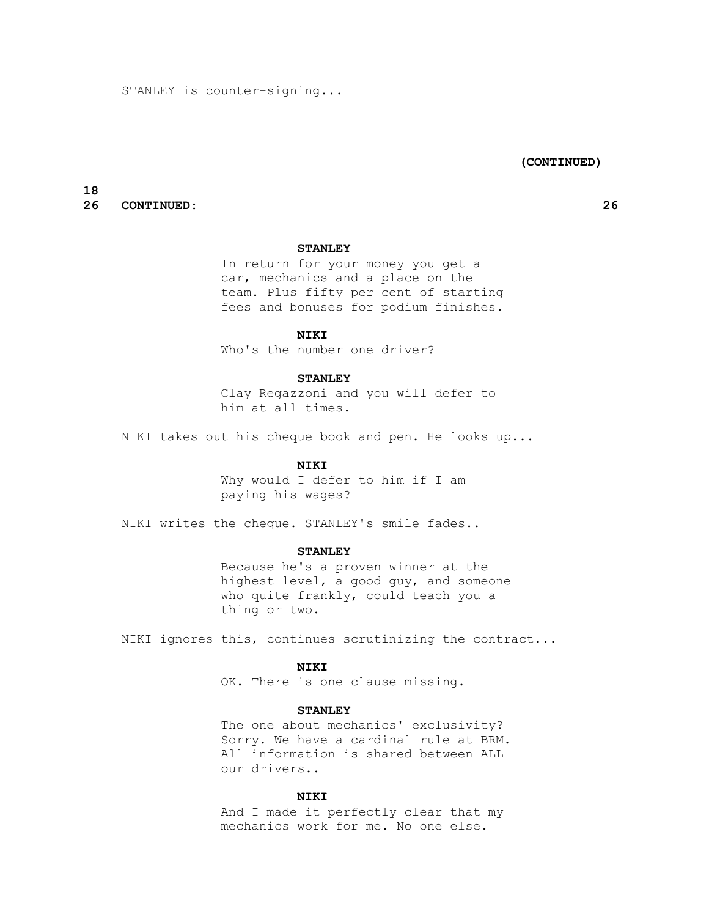STANLEY is counter-signing...

(CONTINUED)

26 CONTINUED: 26

**STANLEY**
In return for your money you get a car, mechanics and a place on the team. Plus fifty per cent of starting fees and bonuses for podium finishes.

**NIKI**
Who's the number one driver?

**STANLEY**
Clay Regazzoni and you will defer to him at all times.

NIKI takes out his cheque book and pen. He looks up...

**NIKI**
Why would I defer to him if I am paying his wages?

NIKI writes the cheque. STANLEY's smile fades..

**STANLEY**
Because he's a proven winner at the highest level, a good guy, and someone who quite frankly, could teach you a thing or two.

NIKI ignores this, continues scrutinizing the contract...

**NIKI**
OK. There is one clause missing.

**STANLEY**
The one about mechanics' exclusivity? Sorry. We have a cardinal rule at BRM. All information is shared between ALL our drivers..

**NIKI**
And I made it perfectly clear that my mechanics work for me. No one else.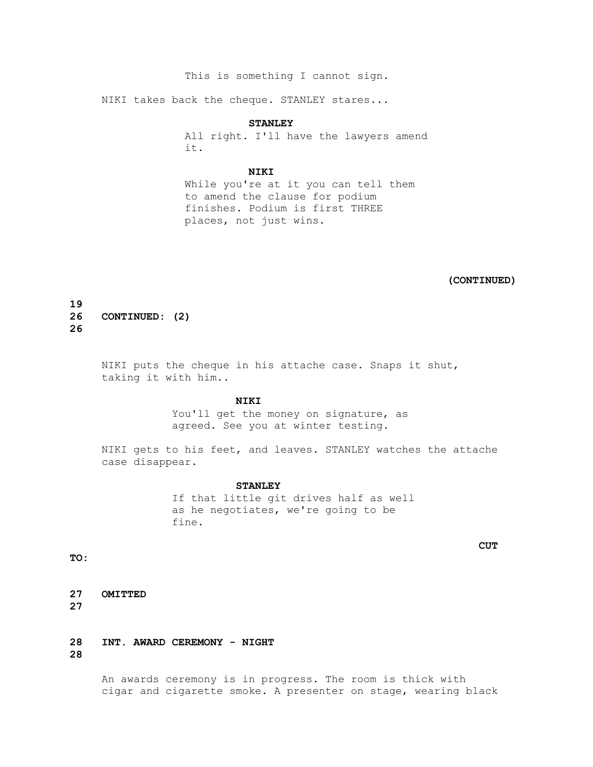This is something I cannot sign.

NIKI takes back the cheque. STANLEY stares...

**STANLEY**
All right. I'll have the lawyers amend it.

**NIKI**
While you're at it you can tell them to amend the clause for podium finishes. Podium is first THREE places, not just wins.

**(CONTINUED)**

**26 CONTINUED: (2) 26**

NIKI puts the cheque in his attache case. Snaps it shut, taking it with him..

**NIKI**
You'll get the money on signature, as agreed. See you at winter testing.

NIKI gets to his feet, and leaves. STANLEY watches the attache case disappear.

**STANLEY**
If that little git drives half as well as he negotiates, we're going to be fine.

**CUT TO:**

**27 OMITTED 27**

**28 INT. AWARD CEREMONY - NIGHT 28**

An awards ceremony is in progress. The room is thick with cigar and cigarette smoke. A presenter on stage, wearing black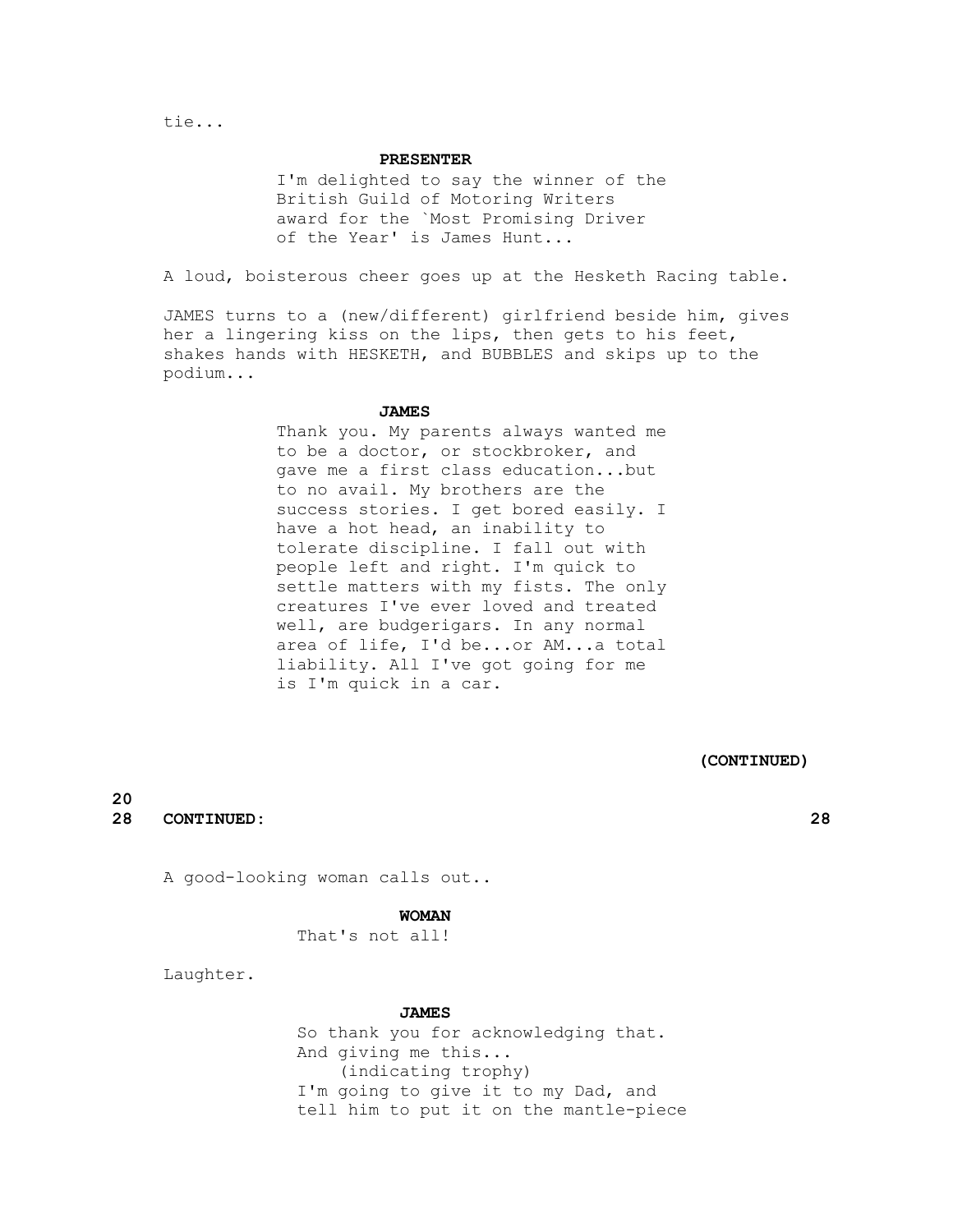tie...

**PRESENTER**

I'm delighted to say the winner of the British Guild of Motoring Writers award for the `Most Promising Driver of the Year' is James Hunt...

A loud, boisterous cheer goes up at the Hesketh Racing table.

JAMES turns to a (new/different) girlfriend beside him, gives her a lingering kiss on the lips, then gets to his feet, shakes hands with HESKETH, and BUBBLES and skips up to the podium...

**JAMES**

Thank you. My parents always wanted me to be a doctor, or stockbroker, and gave me a first class education...but to no avail. My brothers are the success stories. I get bored easily. I have a hot head, an inability to tolerate discipline. I fall out with people left and right. I'm quick to settle matters with my fists. The only creatures I've ever loved and treated well, are budgerigars. In any normal area of life, I'd be...or AM...a total liability. All I've got going for me is I'm quick in a car.

**(CONTINUED)**

**28 CONTINUED: 28**

A good-looking woman calls out..

**WOMAN**

That's not all!

Laughter.

**JAMES**

So thank you for acknowledging that. And giving me this...
(indicating trophy)
I'm going to give it to my Dad, and tell him to put it on the mantle-piece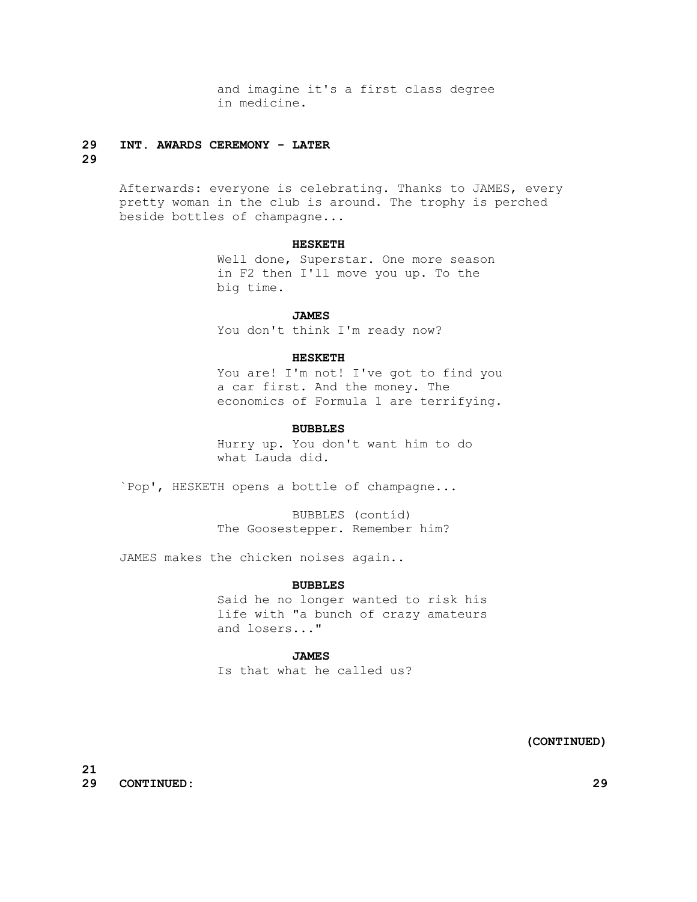and imagine it's a first class degree in medicine.

**29 INT. AWARDS CEREMONY - LATER 29**

Afterwards: everyone is celebrating. Thanks to JAMES, every pretty woman in the club is around. The trophy is perched beside bottles of champagne...

**HESKETH**
Well done, Superstar. One more season in F2 then I'll move you up. To the big time.

**JAMES**
You don't think I'm ready now?

**HESKETH**
You are! I'm not! I've got to find you a car first. And the money. The economics of Formula 1 are terrifying.

**BUBBLES**
Hurry up. You don't want him to do what Lauda did.

`Pop', HESKETH opens a bottle of champagne...

BUBBLES (contíd)
The Goosestepper. Remember him?

JAMES makes the chicken noises again..

**BUBBLES**
Said he no longer wanted to risk his life with "a bunch of crazy amateurs and losers..."

**JAMES**
Is that what he called us?

**(CONTINUED)**

**29 CONTINUED: 29**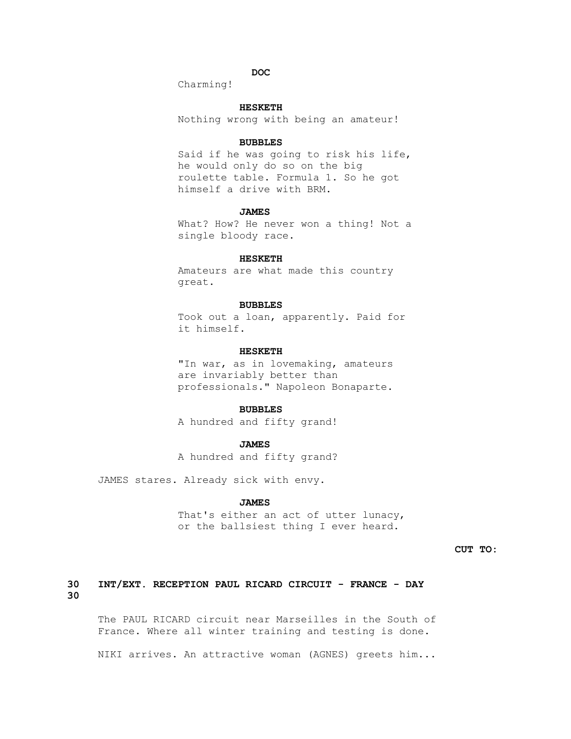**DOC**

Charming!

**HESKETH**

Nothing wrong with being an amateur!

**BUBBLES**

Said if he was going to risk his life, he would only do so on the big roulette table. Formula 1. So he got himself a drive with BRM.

**JAMES**

What? How? He never won a thing! Not a single bloody race.

**HESKETH**

Amateurs are what made this country great.

**BUBBLES**

Took out a loan, apparently. Paid for it himself.

**HESKETH**

"In war, as in lovemaking, amateurs are invariably better than professionals." Napoleon Bonaparte.

**BUBBLES**

A hundred and fifty grand!

**JAMES**

A hundred and fifty grand?

JAMES stares. Already sick with envy.

**JAMES**

That's either an act of utter lunacy, or the ballsiest thing I ever heard.

**CUT TO:**

**30 INT/EXT. RECEPTION PAUL RICARD CIRCUIT - FRANCE - DAY 30**

The PAUL RICARD circuit near Marseilles in the South of France. Where all winter training and testing is done.

NIKI arrives. An attractive woman (AGNES) greets him...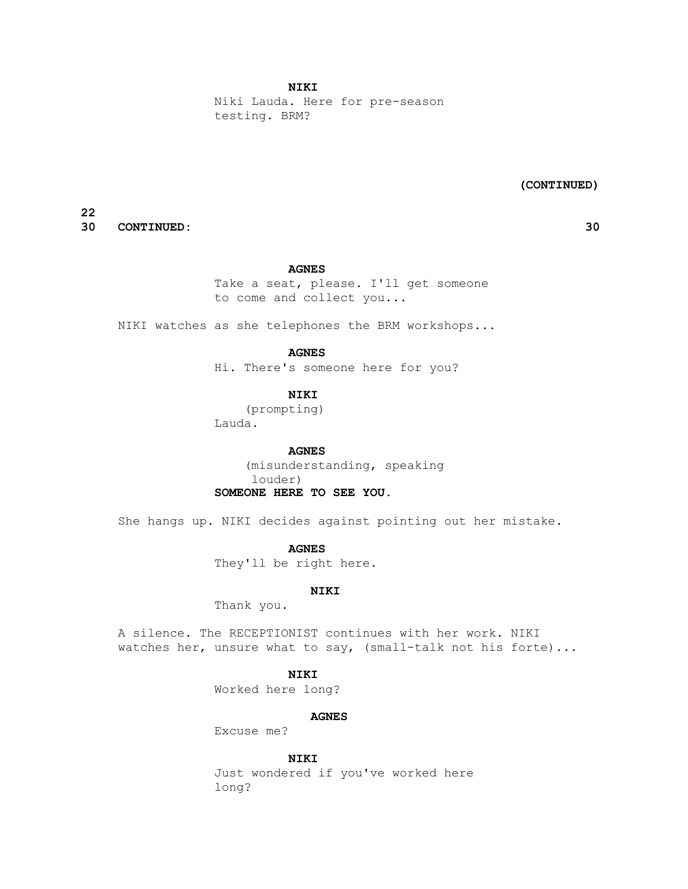**NIKI**
Niki Lauda. Here for pre-season testing. BRM?

(CONTINUED)

30 CONTINUED: 30

**AGNES**
Take a seat, please. I'll get someone to come and collect you...

NIKI watches as she telephones the BRM workshops...

**AGNES**
Hi. There's someone here for you?

**NIKI**
(prompting)
Lauda.

**AGNES**
(misunderstanding, speaking louder)
**SOMEONE HERE TO SEE YOU.**

She hangs up. NIKI decides against pointing out her mistake.

**AGNES**
They'll be right here.

**NIKI**
Thank you.

A silence. The RECEPTIONIST continues with her work. NIKI watches her, unsure what to say, (small-talk not his forte)...

**NIKI**
Worked here long?

**AGNES**
Excuse me?

**NIKI**
Just wondered if you've worked here long?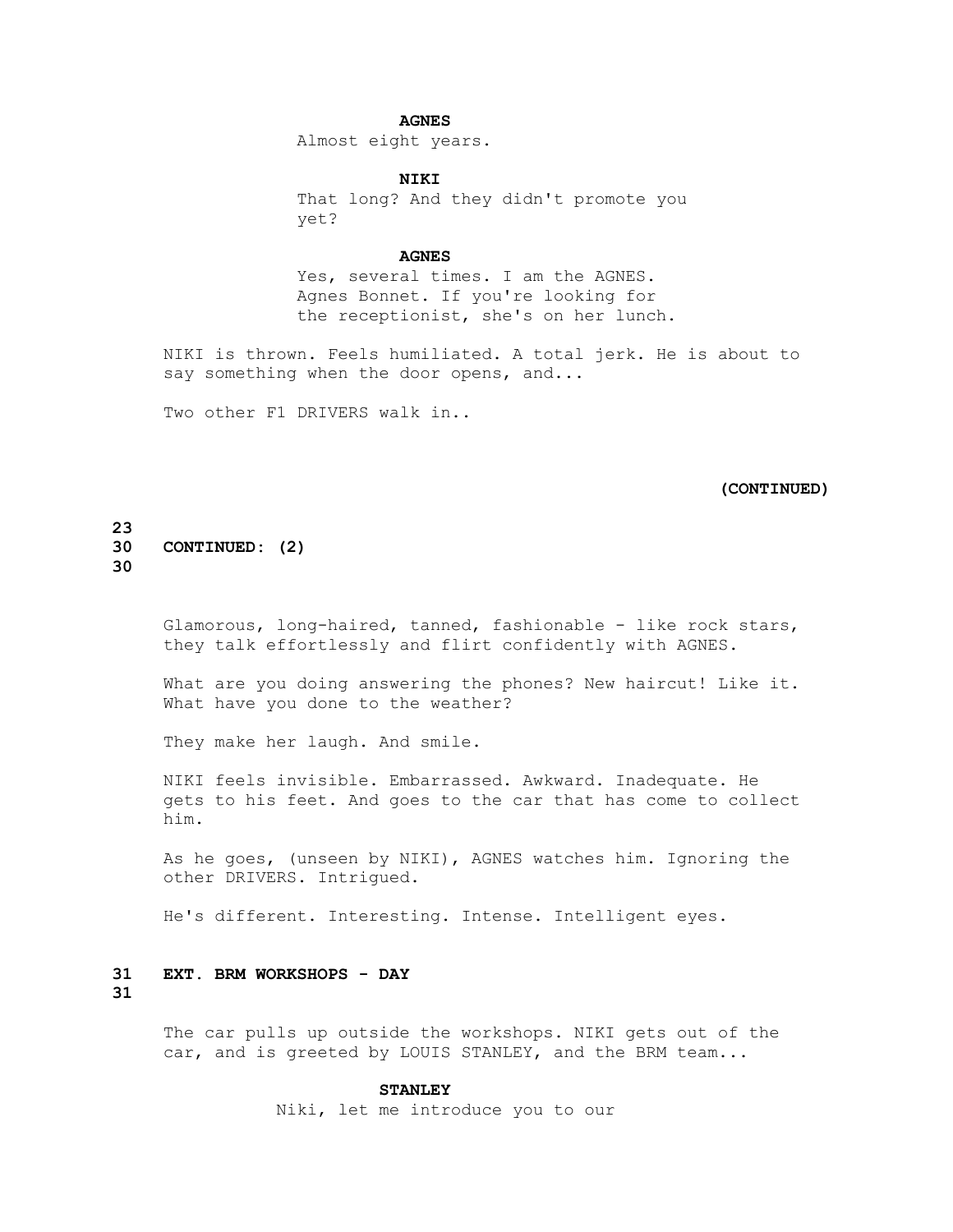**AGNES**
Almost eight years.

**NIKI**
That long? And they didn't promote you yet?

**AGNES**
Yes, several times. I am the AGNES. Agnes Bonnet. If you're looking for the receptionist, she's on her lunch.

NIKI is thrown. Feels humiliated. A total jerk. He is about to say something when the door opens, and...

Two other F1 DRIVERS walk in..

**(CONTINUED)**

**30 CONTINUED: (2) 30**

Glamorous, long-haired, tanned, fashionable - like rock stars, they talk effortlessly and flirt confidently with AGNES.

What are you doing answering the phones? New haircut! Like it. What have you done to the weather?

They make her laugh. And smile.

NIKI feels invisible. Embarrassed. Awkward. Inadequate. He gets to his feet. And goes to the car that has come to collect him.

As he goes, (unseen by NIKI), AGNES watches him. Ignoring the other DRIVERS. Intrigued.

He's different. Interesting. Intense. Intelligent eyes.

**31 EXT. BRM WORKSHOPS - DAY 31**

The car pulls up outside the workshops. NIKI gets out of the car, and is greeted by LOUIS STANLEY, and the BRM team...

**STANLEY**
Niki, let me introduce you to our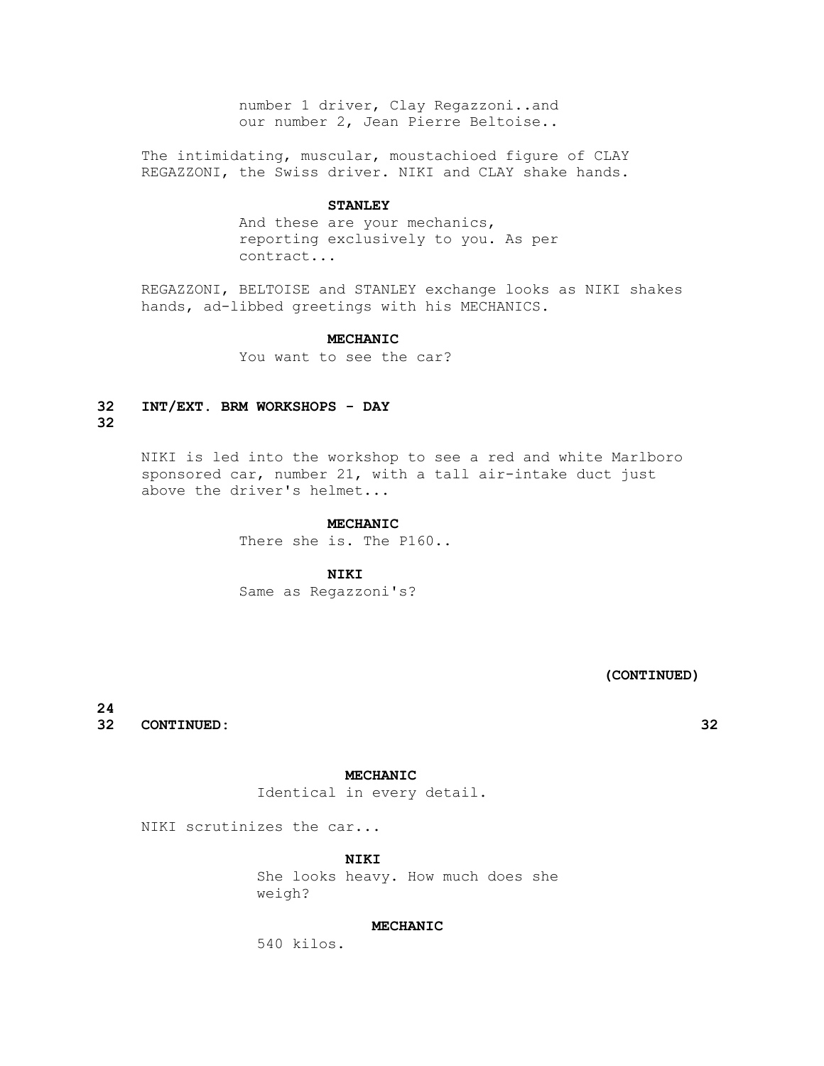number 1 driver, Clay Regazzoni..and our number 2, Jean Pierre Beltoise..

The intimidating, muscular, moustachioed figure of CLAY REGAZZONI, the Swiss driver. NIKI and CLAY shake hands.

**STANLEY**

And these are your mechanics, reporting exclusively to you. As per contract...

REGAZZONI, BELTOISE and STANLEY exchange looks as NIKI shakes hands, ad-libbed greetings with his MECHANICS.

**MECHANIC**

You want to see the car?

**32 INT/EXT. BRM WORKSHOPS - DAY 32**

NIKI is led into the workshop to see a red and white Marlboro sponsored car, number 21, with a tall air-intake duct just above the driver's helmet...

**MECHANIC**

There she is. The P160..

**NIKI**

Same as Regazzoni's?

**(CONTINUED)**

**32 CONTINUED: 32**

**MECHANIC**

Identical in every detail.

NIKI scrutinizes the car...

**NIKI**

She looks heavy. How much does she weigh?

**MECHANIC**

540 kilos.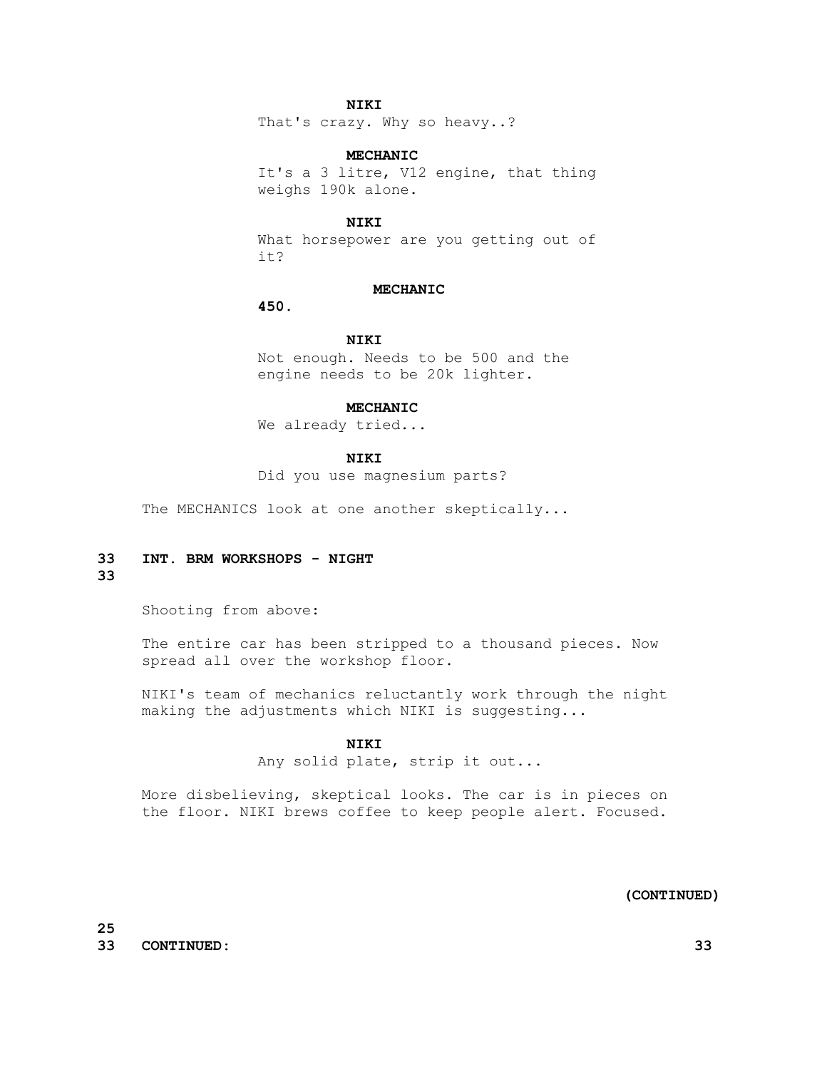**NIKI**

That's crazy. Why so heavy..?

**MECHANIC**

It's a 3 litre, V12 engine, that thing weighs 190k alone.

**NIKI**

What horsepower are you getting out of it?

**MECHANIC**

**450.**

**NIKI**

Not enough. Needs to be 500 and the engine needs to be 20k lighter.

**MECHANIC**

We already tried...

**NIKI**

Did you use magnesium parts?

The MECHANICS look at one another skeptically...

**33 INT. BRM WORKSHOPS - NIGHT 33**

Shooting from above:

The entire car has been stripped to a thousand pieces. Now spread all over the workshop floor.

NIKI's team of mechanics reluctantly work through the night making the adjustments which NIKI is suggesting...

**NIKI**

Any solid plate, strip it out...

More disbelieving, skeptical looks. The car is in pieces on the floor. NIKI brews coffee to keep people alert. Focused.

**(CONTINUED)**

**33 CONTINUED: 33**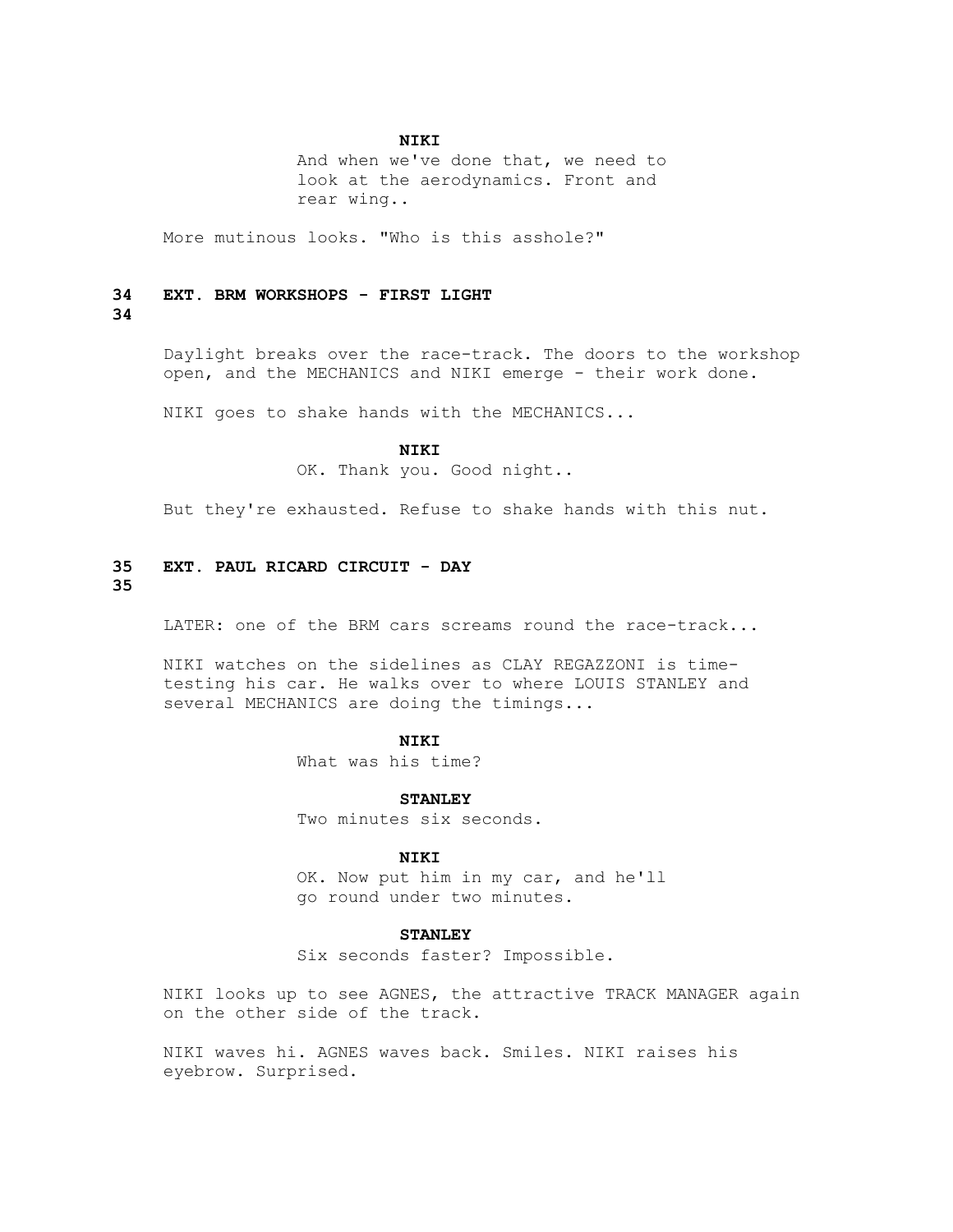**NIKI**

And when we've done that, we need to look at the aerodynamics. Front and rear wing..

More mutinous looks. "Who is this asshole?"

**34 EXT. BRM WORKSHOPS - FIRST LIGHT 34**

Daylight breaks over the race-track. The doors to the workshop open, and the MECHANICS and NIKI emerge - their work done.

NIKI goes to shake hands with the MECHANICS...

**NIKI**

OK. Thank you. Good night..

But they're exhausted. Refuse to shake hands with this nut.

**35 EXT. PAUL RICARD CIRCUIT - DAY 35**

LATER: one of the BRM cars screams round the race-track...

NIKI watches on the sidelines as CLAY REGAZZONI is time-testing his car. He walks over to where LOUIS STANLEY and several MECHANICS are doing the timings...

**NIKI**

What was his time?

**STANLEY**

Two minutes six seconds.

**NIKI**

OK. Now put him in my car, and he'll go round under two minutes.

**STANLEY**

Six seconds faster? Impossible.

NIKI looks up to see AGNES, the attractive TRACK MANAGER again on the other side of the track.

NIKI waves hi. AGNES waves back. Smiles. NIKI raises his eyebrow. Surprised.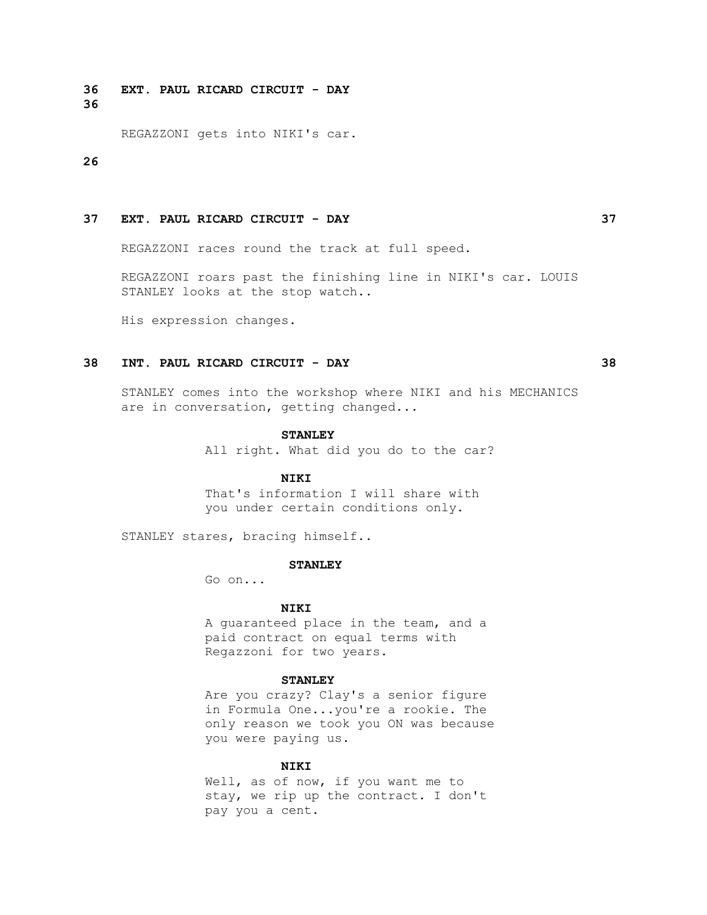**36 EXT. PAUL RICARD CIRCUIT - DAY 36**

REGAZZONI gets into NIKI's car.

26

**37 EXT. PAUL RICARD CIRCUIT - DAY 37**

REGAZZONI races round the track at full speed.

REGAZZONI roars past the finishing line in NIKI's car. LOUIS STANLEY looks at the stop watch..

His expression changes.

**38 INT. PAUL RICARD CIRCUIT - DAY 38**

STANLEY comes into the workshop where NIKI and his MECHANICS are in conversation, getting changed...

**STANLEY**
All right. What did you do to the car?

**NIKI**
That's information I will share with you under certain conditions only.

STANLEY stares, bracing himself..

**STANLEY**
Go on...

**NIKI**
A guaranteed place in the team, and a paid contract on equal terms with Regazzoni for two years.

**STANLEY**
Are you crazy? Clay's a senior figure in Formula One...you're a rookie. The only reason we took you ON was because you were paying us.

**NIKI**
Well, as of now, if you want me to stay, we rip up the contract. I don't pay you a cent.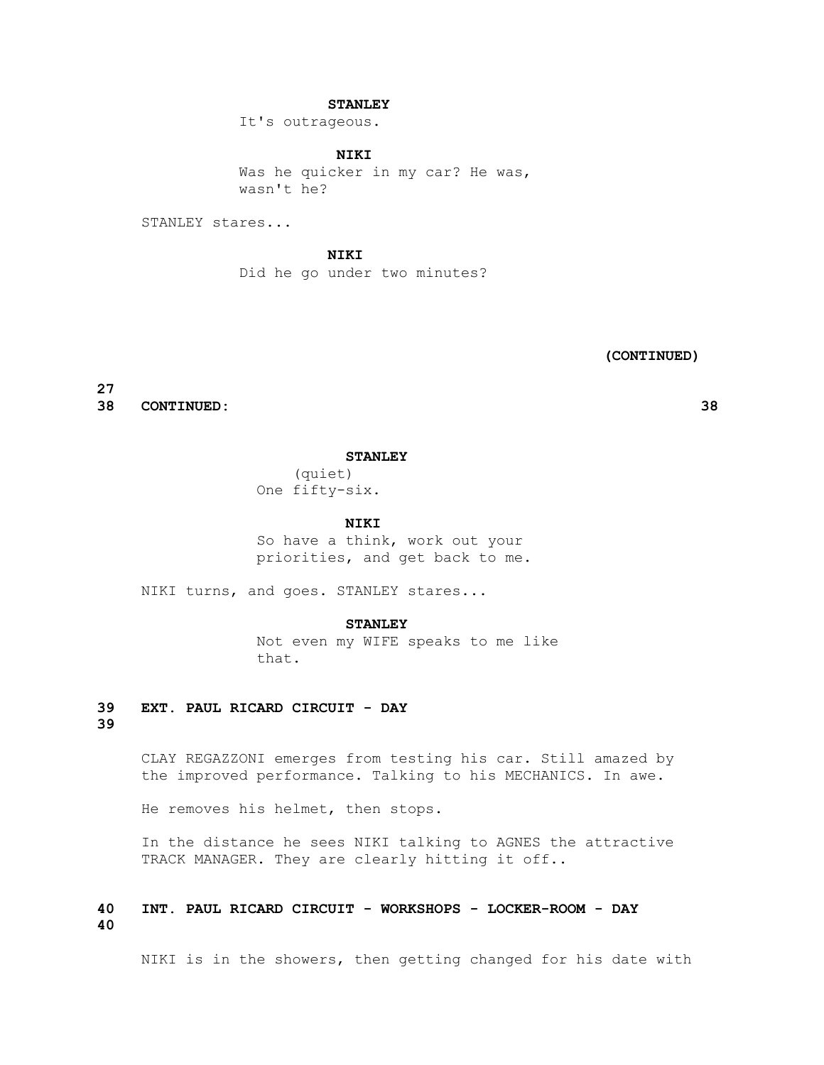**STANLEY**
It's outrageous.

**NIKI**
Was he quicker in my car? He was, wasn't he?

STANLEY stares...

**NIKI**
Did he go under two minutes?

**(CONTINUED)**

**38 CONTINUED: 38**

**STANLEY**
(quiet)
One fifty-six.

**NIKI**
So have a think, work out your priorities, and get back to me.

NIKI turns, and goes. STANLEY stares...

**STANLEY**
Not even my WIFE speaks to me like that.

**39 EXT. PAUL RICARD CIRCUIT - DAY 39**

CLAY REGAZZONI emerges from testing his car. Still amazed by the improved performance. Talking to his MECHANICS. In awe.

He removes his helmet, then stops.

In the distance he sees NIKI talking to AGNES the attractive TRACK MANAGER. They are clearly hitting it off..

**40 INT. PAUL RICARD CIRCUIT - WORKSHOPS - LOCKER-ROOM - DAY 40**

NIKI is in the showers, then getting changed for his date with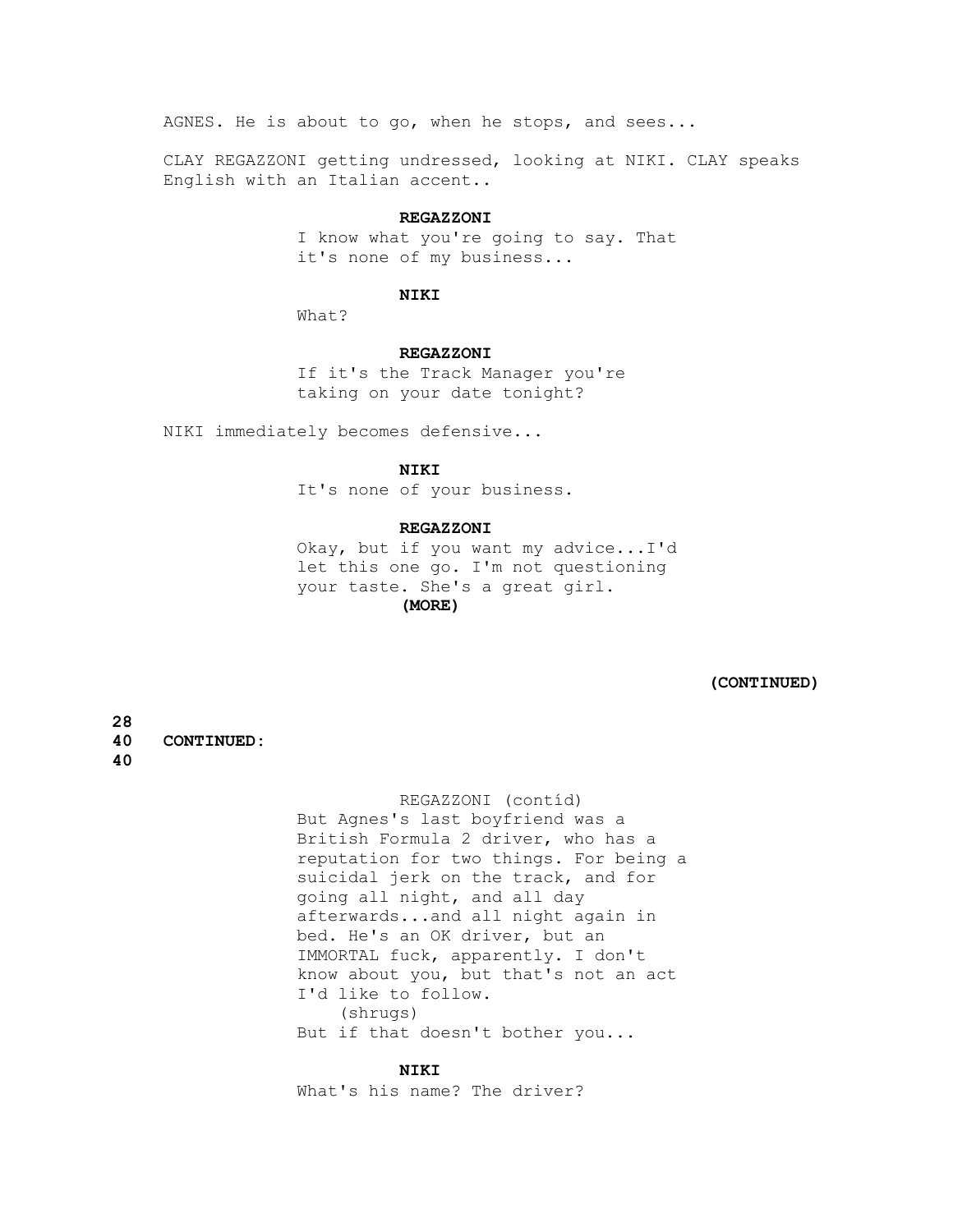AGNES. He is about to go, when he stops, and sees...

CLAY REGAZZONI getting undressed, looking at NIKI. CLAY speaks English with an Italian accent..

**REGAZZONI**
I know what you're going to say. That it's none of my business...

**NIKI**
What?

**REGAZZONI**
If it's the Track Manager you're taking on your date tonight?

NIKI immediately becomes defensive...

**NIKI**
It's none of your business.

**REGAZZONI**
Okay, but if you want my advice...I'd let this one go. I'm not questioning your taste. She's a great girl.
**(MORE)**

**(CONTINUED)**

**40 CONTINUED: 40**

REGAZZONI (contíd)
But Agnes's last boyfriend was a British Formula 2 driver, who has a reputation for two things. For being a suicidal jerk on the track, and for going all night, and all day afterwards...and all night again in bed. He's an OK driver, but an IMMORTAL fuck, apparently. I don't know about you, but that's not an act I'd like to follow.
(shrugs)
But if that doesn't bother you...

**NIKI**
What's his name? The driver?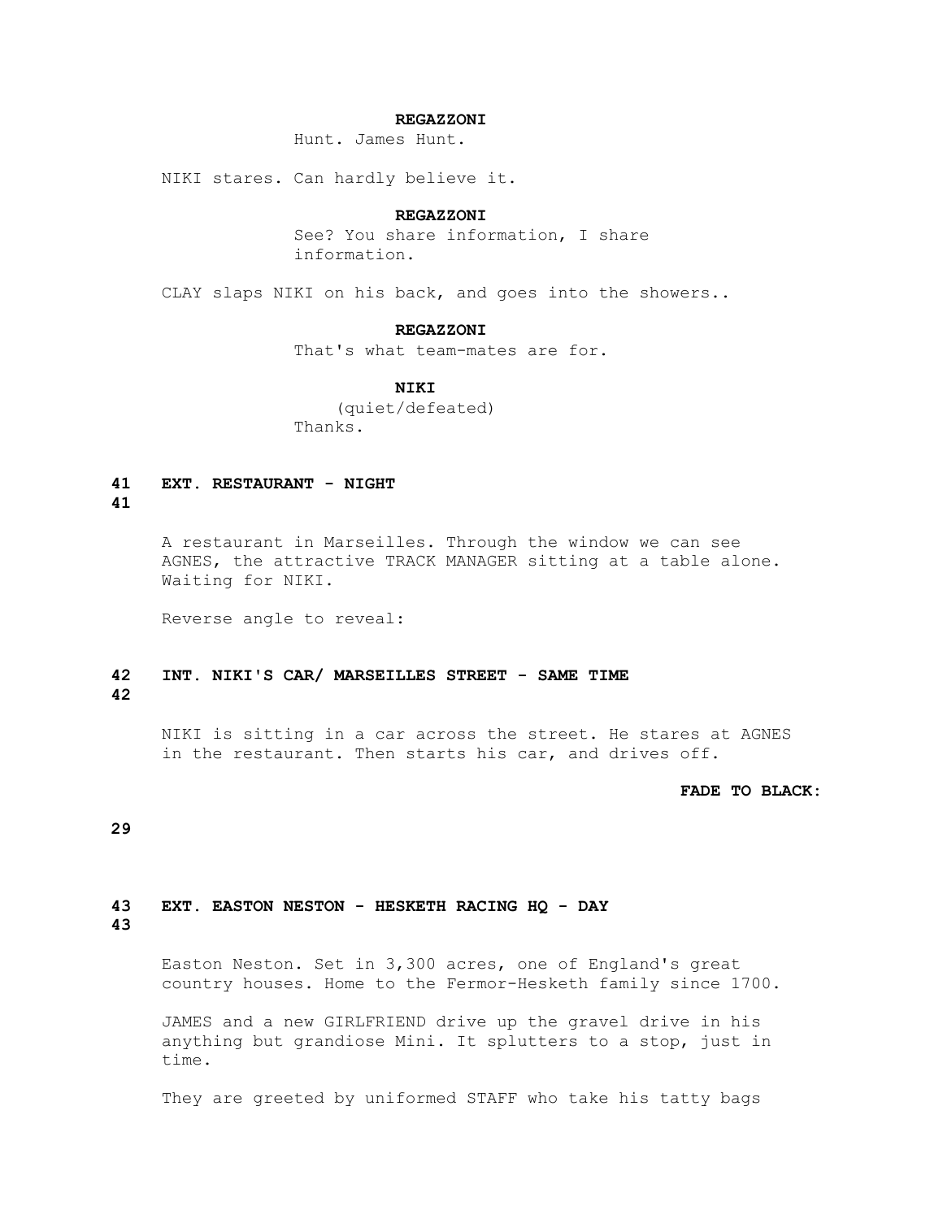**REGAZZONI**

Hunt. James Hunt.

NIKI stares. Can hardly believe it.

**REGAZZONI**

See? You share information, I share information.

CLAY slaps NIKI on his back, and goes into the showers..

**REGAZZONI**

That's what team-mates are for.

**NIKI**

(quiet/defeated)

Thanks.

**41 EXT. RESTAURANT - NIGHT 41**

A restaurant in Marseilles. Through the window we can see AGNES, the attractive TRACK MANAGER sitting at a table alone. Waiting for NIKI.

Reverse angle to reveal:

**42 INT. NIKI'S CAR/ MARSEILLES STREET - SAME TIME 42**

NIKI is sitting in a car across the street. He stares at AGNES in the restaurant. Then starts his car, and drives off.

**FADE TO BLACK:**

**43 EXT. EASTON NESTON - HESKETH RACING HQ - DAY 43**

Easton Neston. Set in 3,300 acres, one of England's great country houses. Home to the Fermor-Hesketh family since 1700.

JAMES and a new GIRLFRIEND drive up the gravel drive in his anything but grandiose Mini. It splutters to a stop, just in time.

They are greeted by uniformed STAFF who take his tatty bags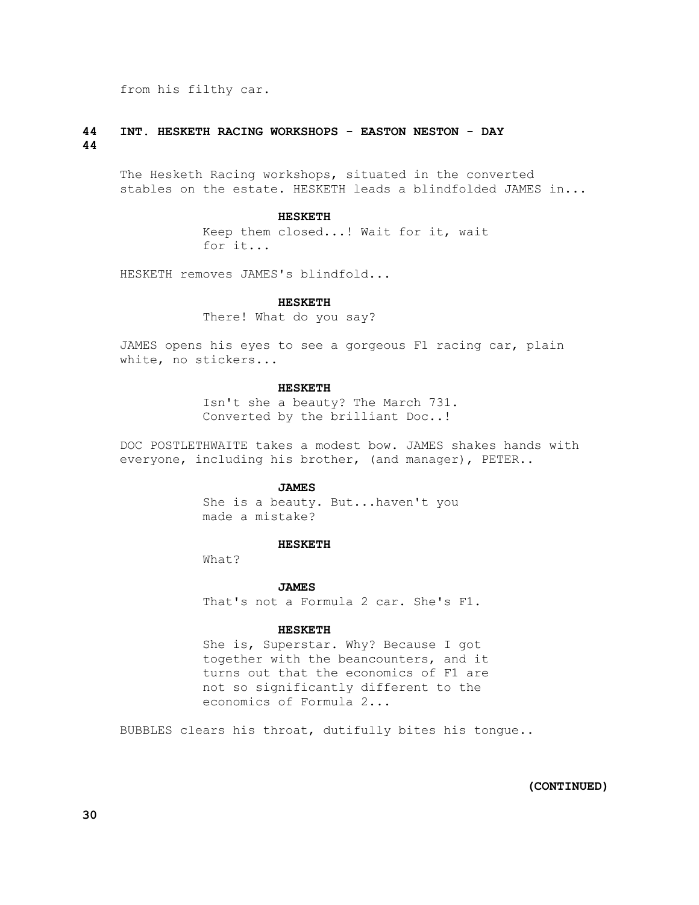from his filthy car.

**44 INT. HESKETH RACING WORKSHOPS - EASTON NESTON - DAY 44**

The Hesketh Racing workshops, situated in the converted stables on the estate. HESKETH leads a blindfolded JAMES in...

**HESKETH**
Keep them closed...! Wait for it, wait for it...

HESKETH removes JAMES's blindfold...

**HESKETH**
There! What do you say?

JAMES opens his eyes to see a gorgeous F1 racing car, plain white, no stickers...

**HESKETH**
Isn't she a beauty? The March 731. Converted by the brilliant Doc..!

DOC POSTLETHWAITE takes a modest bow. JAMES shakes hands with everyone, including his brother, (and manager), PETER..

**JAMES**
She is a beauty. But...haven't you made a mistake?

**HESKETH**
What?

**JAMES**
That's not a Formula 2 car. She's F1.

**HESKETH**
She is, Superstar. Why? Because I got together with the beancounters, and it turns out that the economics of F1 are not so significantly different to the economics of Formula 2...

BUBBLES clears his throat, dutifully bites his tongue..

**(CONTINUED)**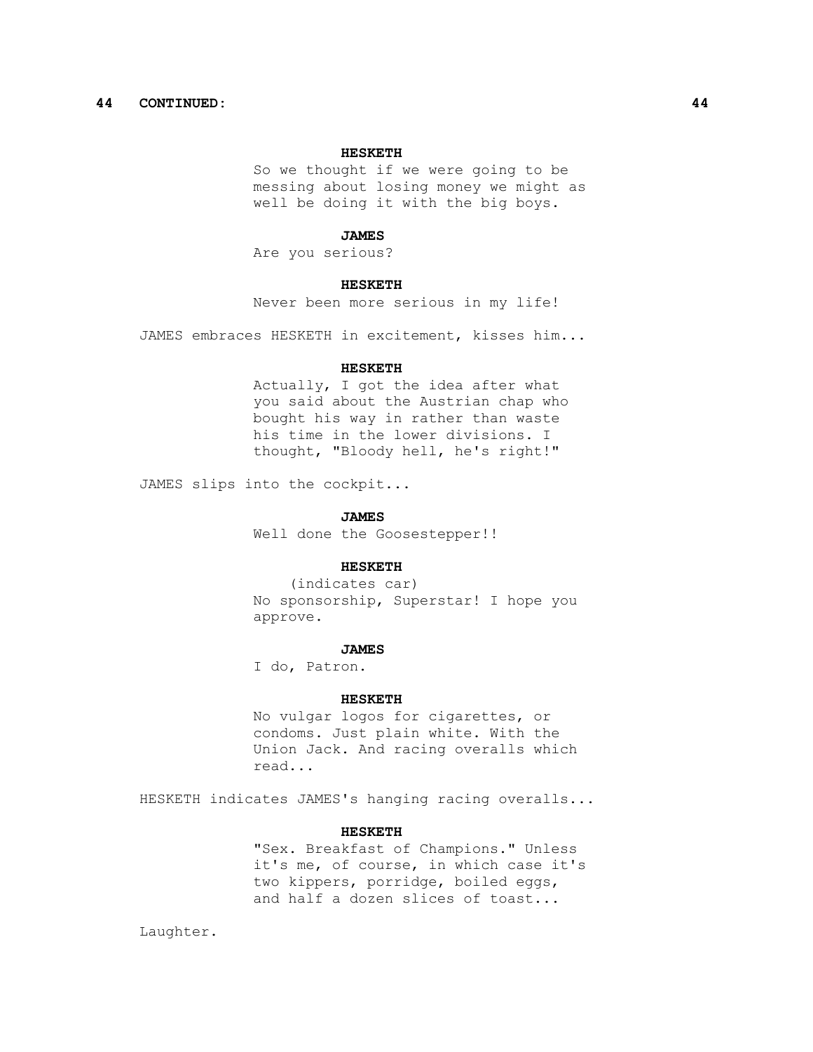**44 CONTINUED: 44**

**HESKETH**
So we thought if we were going to be messing about losing money we might as well be doing it with the big boys.

**JAMES**
Are you serious?

**HESKETH**
Never been more serious in my life!

JAMES embraces HESKETH in excitement, kisses him...

**HESKETH**
Actually, I got the idea after what you said about the Austrian chap who bought his way in rather than waste his time in the lower divisions. I thought, "Bloody hell, he's right!"

JAMES slips into the cockpit...

**JAMES**
Well done the Goosestepper!!

**HESKETH**
(indicates car)
No sponsorship, Superstar! I hope you approve.

**JAMES**
I do, Patron.

**HESKETH**
No vulgar logos for cigarettes, or condoms. Just plain white. With the Union Jack. And racing overalls which read...

HESKETH indicates JAMES's hanging racing overalls...

**HESKETH**
"Sex. Breakfast of Champions." Unless it's me, of course, in which case it's two kippers, porridge, boiled eggs, and half a dozen slices of toast...

Laughter.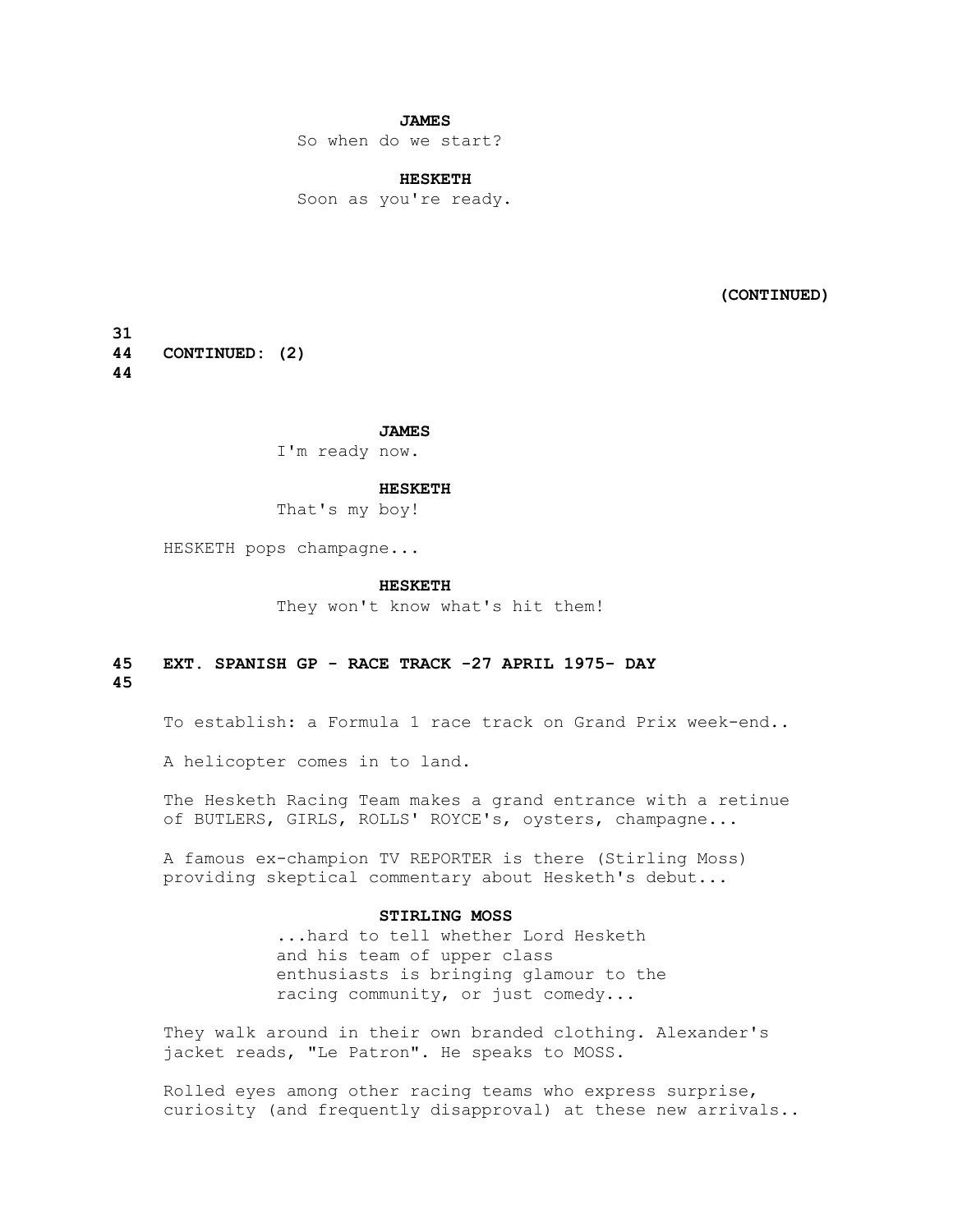**JAMES**

So when do we start?

**HESKETH**

Soon as you're ready.

**(CONTINUED)**

44 **CONTINUED: (2)** 44

**JAMES**

I'm ready now.

**HESKETH**

That's my boy!

HESKETH pops champagne...

**HESKETH**

They won't know what's hit them!

**45 EXT. SPANISH GP - RACE TRACK -27 APRIL 1975- DAY 45**

To establish: a Formula 1 race track on Grand Prix week-end..

A helicopter comes in to land.

The Hesketh Racing Team makes a grand entrance with a retinue of BUTLERS, GIRLS, ROLLS' ROYCE's, oysters, champagne...

A famous ex-champion TV REPORTER is there (Stirling Moss) providing skeptical commentary about Hesketh's debut...

**STIRLING MOSS**

...hard to tell whether Lord Hesketh and his team of upper class enthusiasts is bringing glamour to the racing community, or just comedy...

They walk around in their own branded clothing. Alexander's jacket reads, "Le Patron". He speaks to MOSS.

Rolled eyes among other racing teams who express surprise, curiosity (and frequently disapproval) at these new arrivals..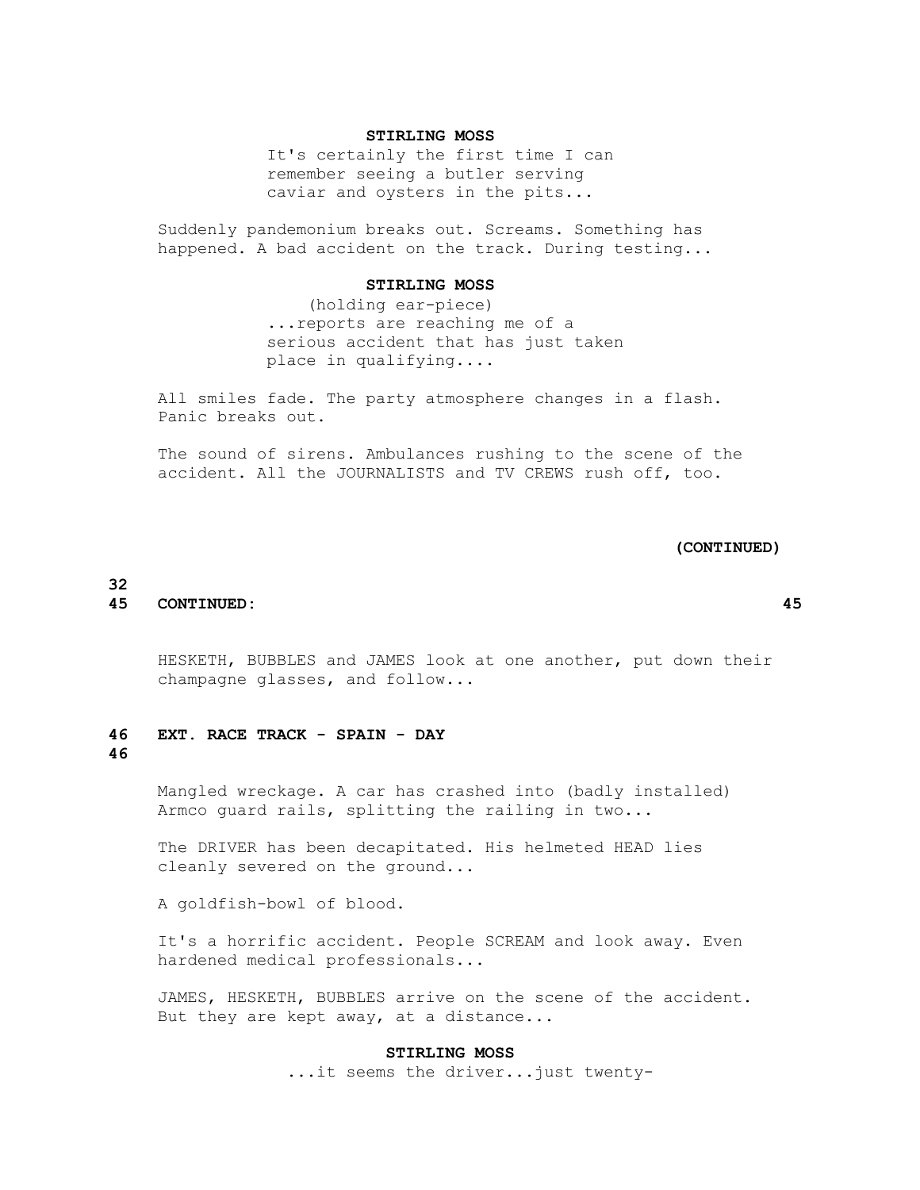**STIRLING MOSS**

It's certainly the first time I can remember seeing a butler serving caviar and oysters in the pits...

Suddenly pandemonium breaks out. Screams. Something has happened. A bad accident on the track. During testing...

**STIRLING MOSS**

(holding ear-piece)

...reports are reaching me of a serious accident that has just taken place in qualifying....

All smiles fade. The party atmosphere changes in a flash. Panic breaks out.

The sound of sirens. Ambulances rushing to the scene of the accident. All the JOURNALISTS and TV CREWS rush off, too.

**(CONTINUED)**

**45 CONTINUED: 45**

HESKETH, BUBBLES and JAMES look at one another, put down their champagne glasses, and follow...

**46 EXT. RACE TRACK - SPAIN - DAY 46**

Mangled wreckage. A car has crashed into (badly installed) Armco guard rails, splitting the railing in two...

The DRIVER has been decapitated. His helmeted HEAD lies cleanly severed on the ground...

A goldfish-bowl of blood.

It's a horrific accident. People SCREAM and look away. Even hardened medical professionals...

JAMES, HESKETH, BUBBLES arrive on the scene of the accident. But they are kept away, at a distance...

**STIRLING MOSS**

...it seems the driver...just twenty-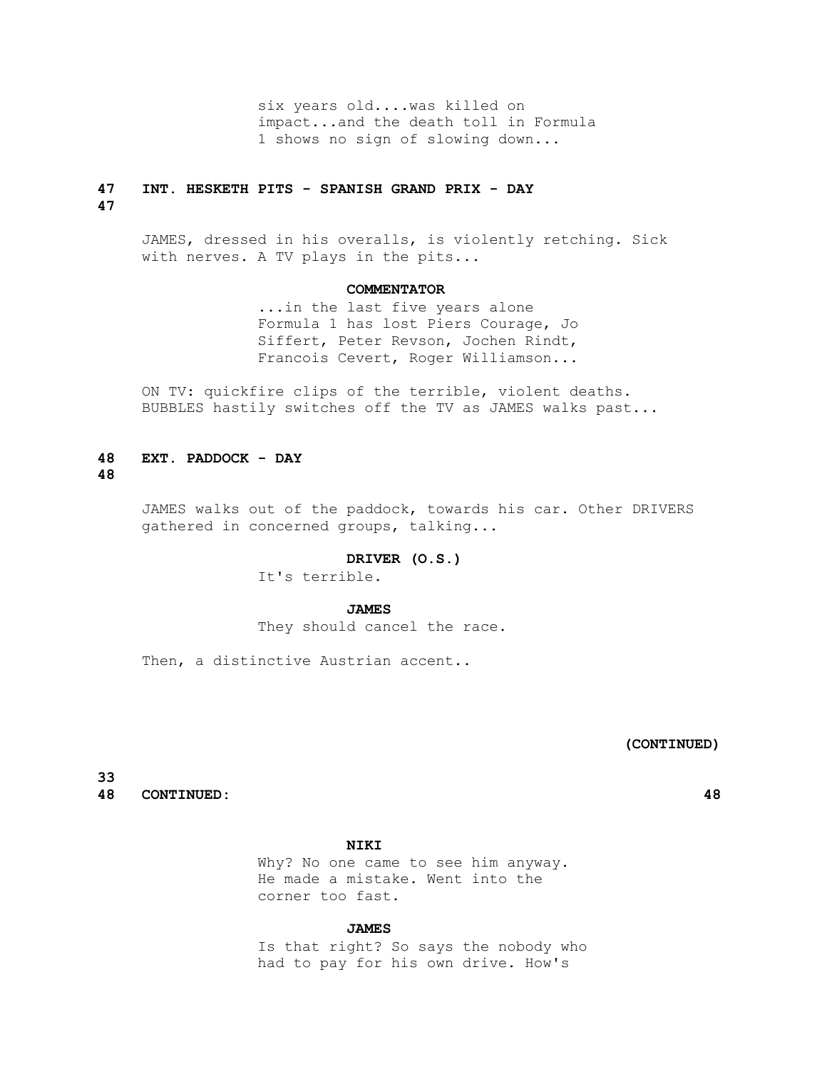six years old....was killed on impact...and the death toll in Formula 1 shows no sign of slowing down...

**47 INT. HESKETH PITS - SPANISH GRAND PRIX - DAY 47**

JAMES, dressed in his overalls, is violently retching. Sick with nerves. A TV plays in the pits...

**COMMENTATOR**

...in the last five years alone Formula 1 has lost Piers Courage, Jo Siffert, Peter Revson, Jochen Rindt, Francois Cevert, Roger Williamson...

ON TV: quickfire clips of the terrible, violent deaths. BUBBLES hastily switches off the TV as JAMES walks past...

**48 EXT. PADDOCK - DAY 48**

JAMES walks out of the paddock, towards his car. Other DRIVERS gathered in concerned groups, talking...

**DRIVER (O.S.)**

It's terrible.

**JAMES**

They should cancel the race.

Then, a distinctive Austrian accent..

**(CONTINUED)**

**48 CONTINUED: 48**

**NIKI**

Why? No one came to see him anyway. He made a mistake. Went into the corner too fast.

**JAMES**

Is that right? So says the nobody who had to pay for his own drive. How's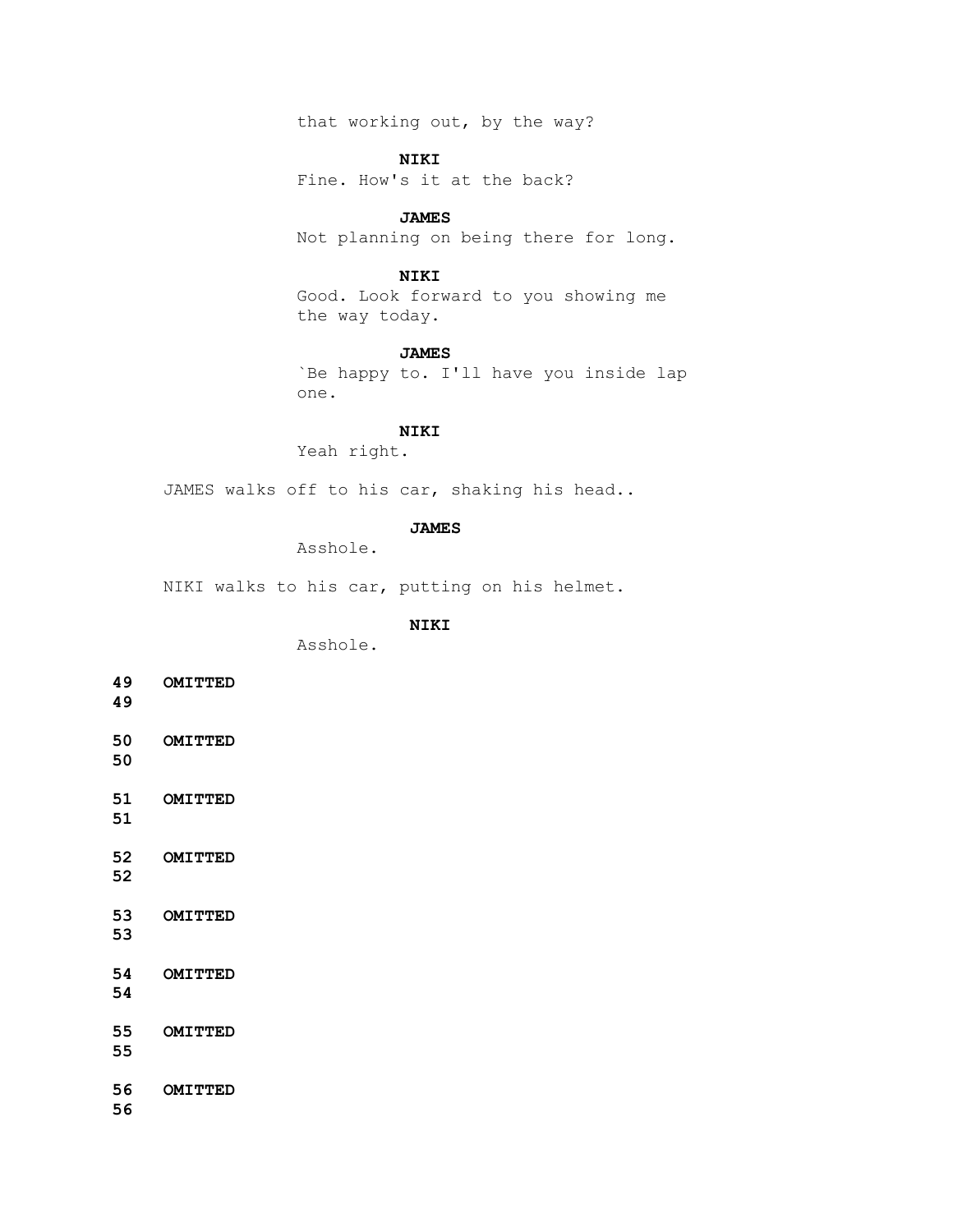that working out, by the way?

**NIKI**
Fine. How's it at the back?

**JAMES**
Not planning on being there for long.

**NIKI**
Good. Look forward to you showing me the way today.

**JAMES**
`Be happy to. I'll have you inside lap one.

**NIKI**
Yeah right.

JAMES walks off to his car, shaking his head..

**JAMES**
Asshole.

NIKI walks to his car, putting on his helmet.

**NIKI**
Asshole.

**49 OMITTED 49**

**50 OMITTED 50**

**51 OMITTED 51**

**52 OMITTED 52**

**53 OMITTED 53**

**54 OMITTED 54**

**55 OMITTED 55**

**56 OMITTED 56**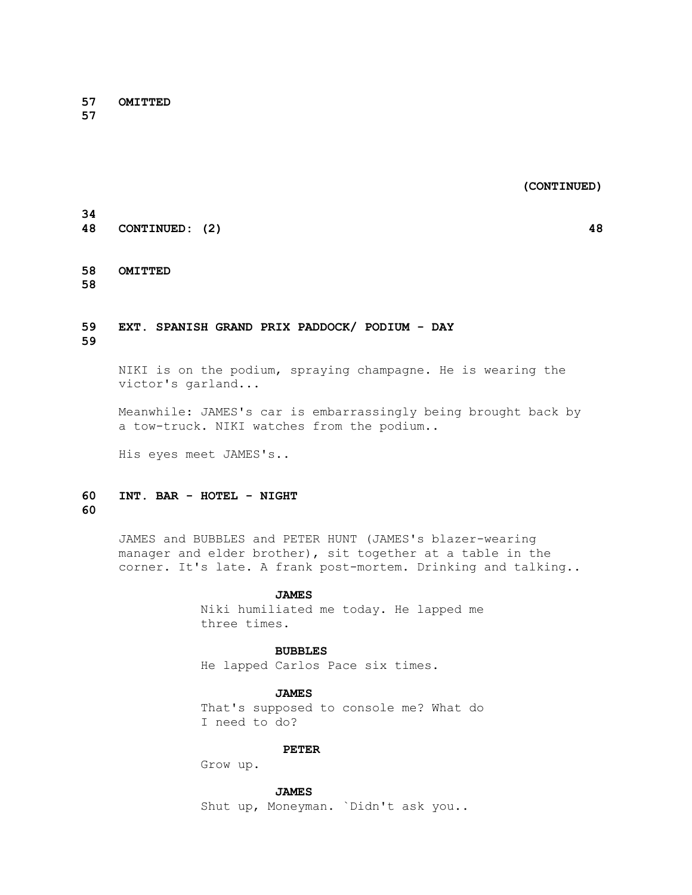57 OMITTED
57

(CONTINUED)

48 CONTINUED: (2) 48

58 OMITTED
58

59 EXT. SPANISH GRAND PRIX PADDOCK/ PODIUM - DAY
59

NIKI is on the podium, spraying champagne. He is wearing the victor's garland...

Meanwhile: JAMES's car is embarrassingly being brought back by a tow-truck. NIKI watches from the podium..

His eyes meet JAMES's..

60 INT. BAR - HOTEL - NIGHT
60

JAMES and BUBBLES and PETER HUNT (JAMES's blazer-wearing manager and elder brother), sit together at a table in the corner. It's late. A frank post-mortem. Drinking and talking..

**JAMES**
Niki humiliated me today. He lapped me three times.

**BUBBLES**
He lapped Carlos Pace six times.

**JAMES**
That's supposed to console me? What do I need to do?

**PETER**
Grow up.

**JAMES**
Shut up, Moneyman. `Didn't ask you..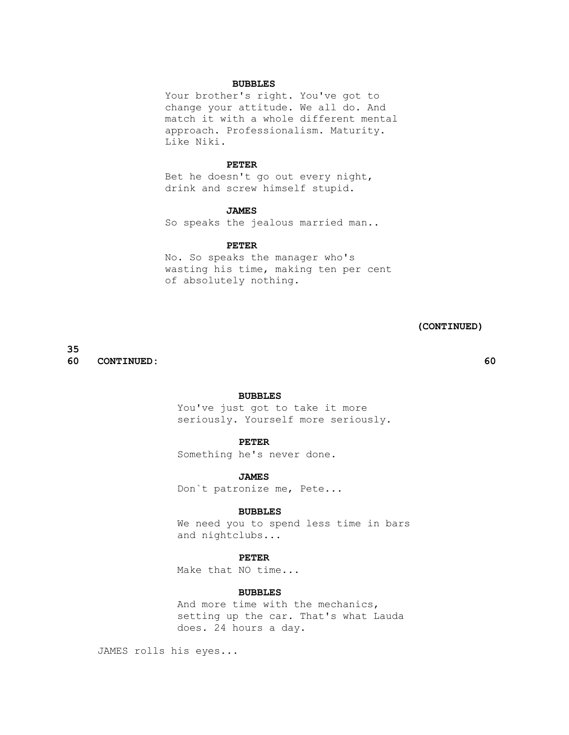**BUBBLES**

Your brother's right. You've got to change your attitude. We all do. And match it with a whole different mental approach. Professionalism. Maturity. Like Niki.

**PETER**

Bet he doesn't go out every night, drink and screw himself stupid.

**JAMES**

So speaks the jealous married man..

**PETER**

No. So speaks the manager who's wasting his time, making ten per cent of absolutely nothing.

**(CONTINUED)**

**60 CONTINUED: 60**

**BUBBLES**

You've just got to take it more seriously. Yourself more seriously.

**PETER**

Something he's never done.

**JAMES**

Don`t patronize me, Pete...

**BUBBLES**

We need you to spend less time in bars and nightclubs...

**PETER**

Make that NO time...

**BUBBLES**

And more time with the mechanics, setting up the car. That's what Lauda does. 24 hours a day.

JAMES rolls his eyes...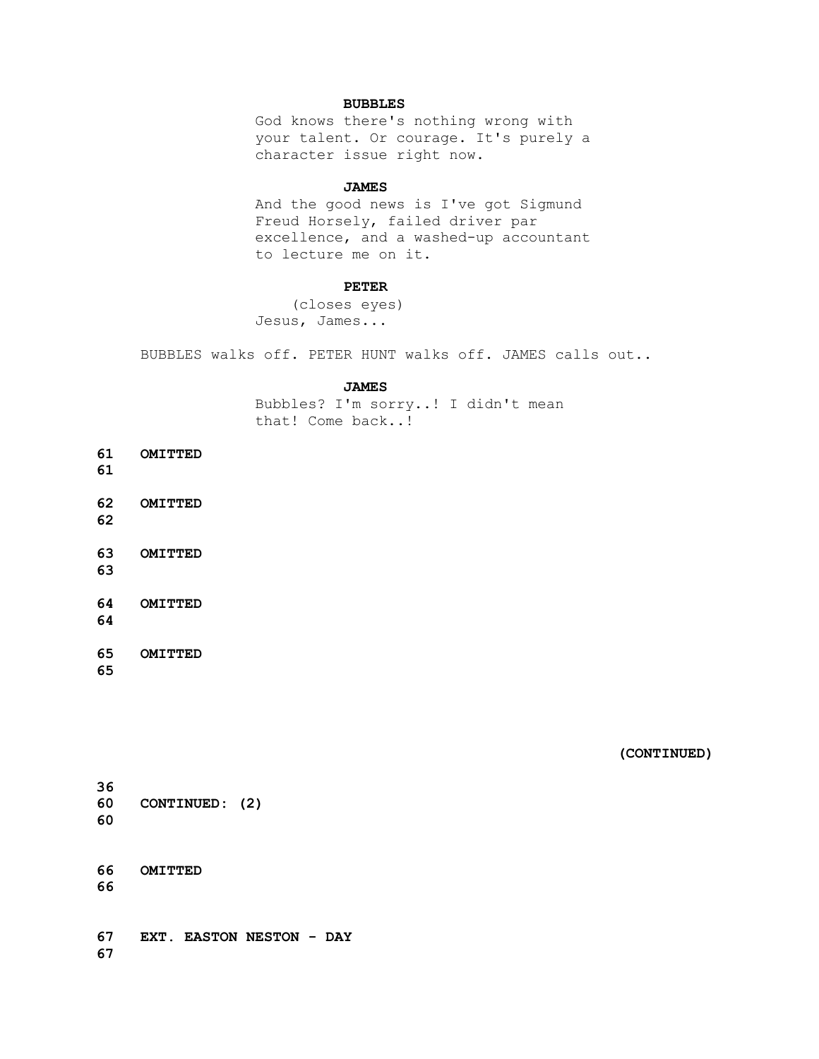**BUBBLES**

God knows there's nothing wrong with your talent. Or courage. It's purely a character issue right now.

**JAMES**

And the good news is I've got Sigmund Freud Horsely, failed driver par excellence, and a washed-up accountant to lecture me on it.

**PETER**

(closes eyes)

Jesus, James...

BUBBLES walks off. PETER HUNT walks off. JAMES calls out..

**JAMES**

Bubbles? I'm sorry..! I didn't mean that! Come back..!

**61 OMITTED 61**

**62 OMITTED 62**

**63 OMITTED 63**

**64 OMITTED 64**

**65 OMITTED 65**

**(CONTINUED)**

**60 CONTINUED: (2) 60**

**66 OMITTED 66**

**67 EXT. EASTON NESTON - DAY 67**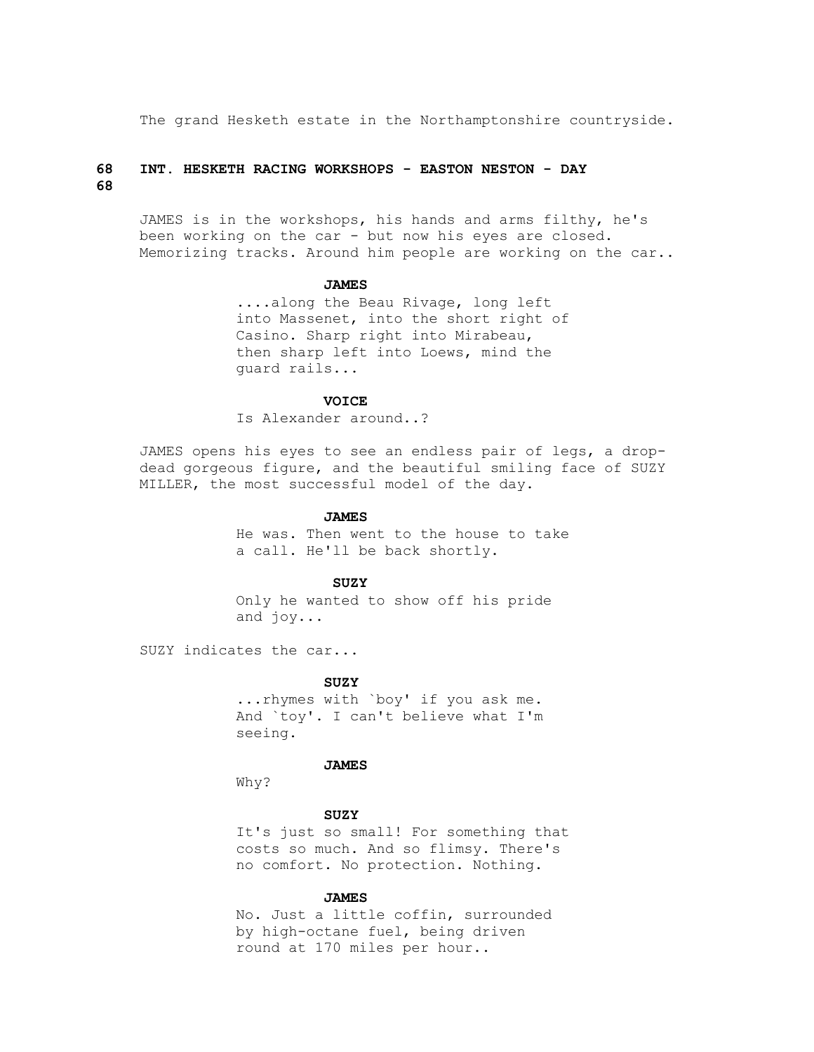The grand Hesketh estate in the Northamptonshire countryside.

**68 INT. HESKETH RACING WORKSHOPS - EASTON NESTON - DAY 68**

JAMES is in the workshops, his hands and arms filthy, he's been working on the car - but now his eyes are closed. Memorizing tracks. Around him people are working on the car..

**JAMES**
....along the Beau Rivage, long left into Massenet, into the short right of Casino. Sharp right into Mirabeau, then sharp left into Loews, mind the guard rails...

**VOICE**
Is Alexander around..?

JAMES opens his eyes to see an endless pair of legs, a drop-dead gorgeous figure, and the beautiful smiling face of SUZY MILLER, the most successful model of the day.

**JAMES**
He was. Then went to the house to take a call. He'll be back shortly.

**SUZY**
Only he wanted to show off his pride and joy...

SUZY indicates the car...

**SUZY**
...rhymes with `boy' if you ask me. And `toy'. I can't believe what I'm seeing.

**JAMES**
Why?

**SUZY**
It's just so small! For something that costs so much. And so flimsy. There's no comfort. No protection. Nothing.

**JAMES**
No. Just a little coffin, surrounded by high-octane fuel, being driven round at 170 miles per hour..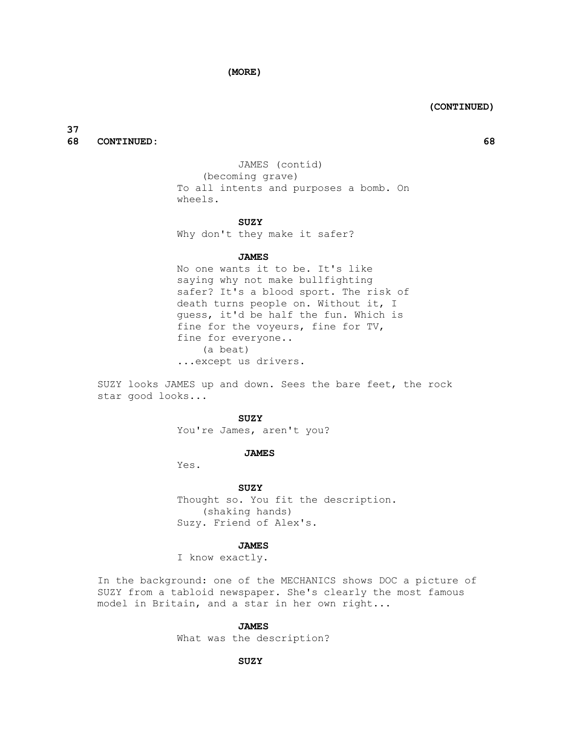(MORE)

(CONTINUED)

68 CONTINUED: 68

JAMES (contíd)
(becoming grave)
To all intents and purposes a bomb. On wheels.

**SUZY**
Why don't they make it safer?

**JAMES**
No one wants it to be. It's like saying why not make bullfighting safer? It's a blood sport. The risk of death turns people on. Without it, I guess, it'd be half the fun. Which is fine for the voyeurs, fine for TV, fine for everyone..
(a beat)
...except us drivers.

SUZY looks JAMES up and down. Sees the bare feet, the rock star good looks...

**SUZY**
You're James, aren't you?

**JAMES**
Yes.

**SUZY**
Thought so. You fit the description.
(shaking hands)
Suzy. Friend of Alex's.

**JAMES**
I know exactly.

In the background: one of the MECHANICS shows DOC a picture of SUZY from a tabloid newspaper. She's clearly the most famous model in Britain, and a star in her own right...

**JAMES**
What was the description?

**SUZY**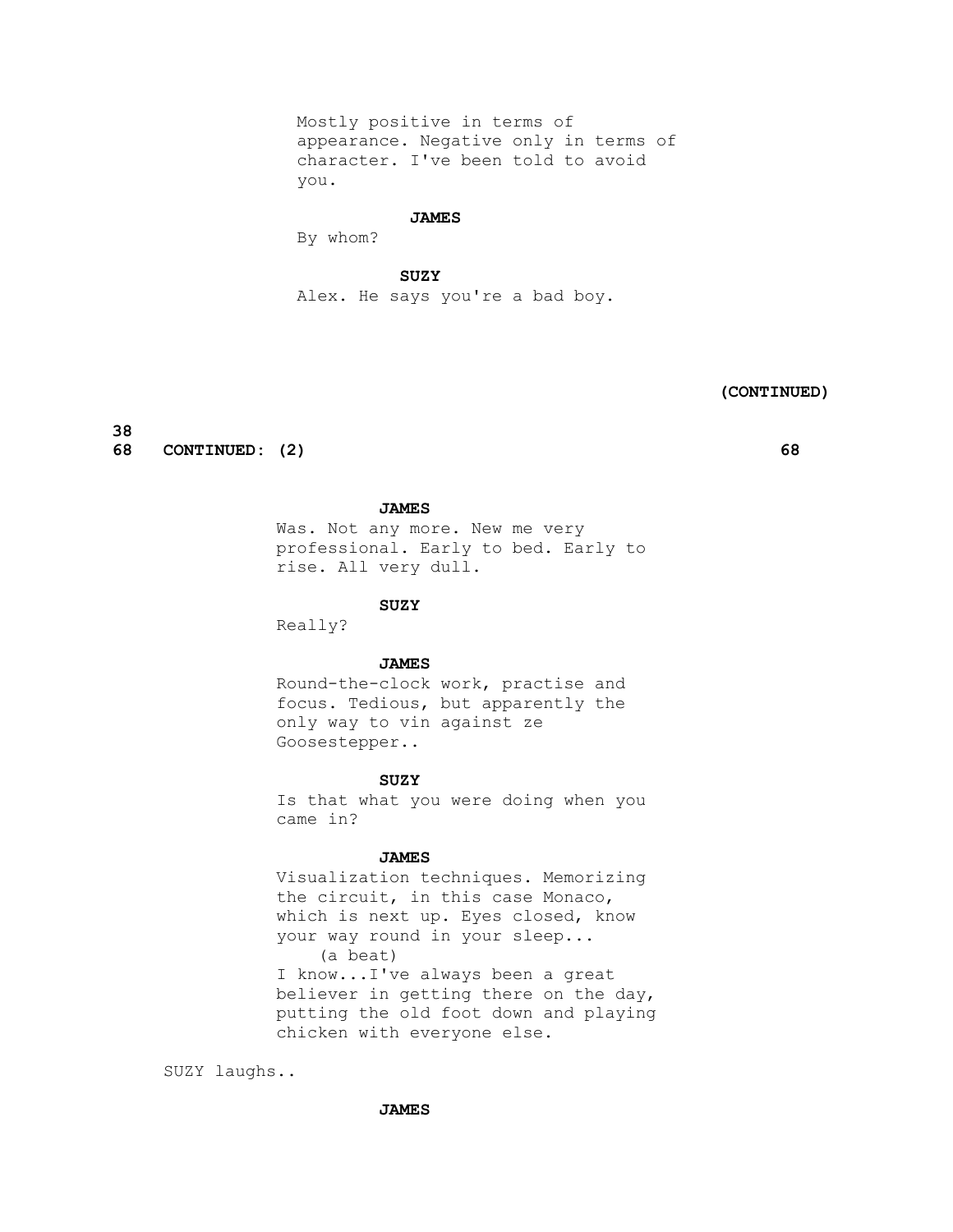Mostly positive in terms of appearance. Negative only in terms of character. I've been told to avoid you.

**JAMES**

By whom?

**SUZY**

Alex. He says you're a bad boy.

**(CONTINUED)**

**68 CONTINUED: (2) 68**

**JAMES**

Was. Not any more. New me very professional. Early to bed. Early to rise. All very dull.

**SUZY**

Really?

**JAMES**

Round-the-clock work, practise and focus. Tedious, but apparently the only way to vin against ze Goosestepper..

**SUZY**

Is that what you were doing when you came in?

**JAMES**

Visualization techniques. Memorizing the circuit, in this case Monaco, which is next up. Eyes closed, know your way round in your sleep...
(a beat)
I know...I've always been a great believer in getting there on the day, putting the old foot down and playing chicken with everyone else.

SUZY laughs..

**JAMES**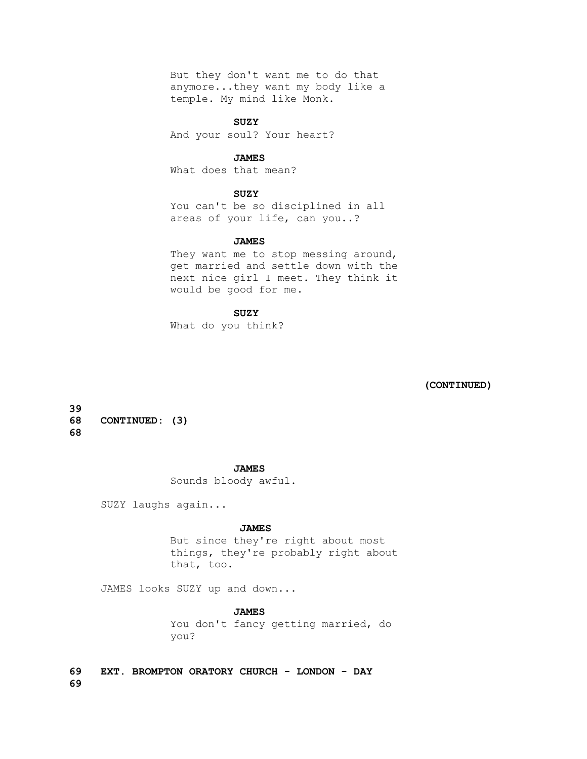But they don't want me to do that anymore...they want my body like a temple. My mind like Monk.

**SUZY**

And your soul? Your heart?

**JAMES**

What does that mean?

**SUZY**

You can't be so disciplined in all areas of your life, can you..?

**JAMES**

They want me to stop messing around, get married and settle down with the next nice girl I meet. They think it would be good for me.

**SUZY**

What do you think?

**(CONTINUED)**

**68 CONTINUED: (3) 68**

**JAMES**

Sounds bloody awful.

SUZY laughs again...

**JAMES**

But since they're right about most things, they're probably right about that, too.

JAMES looks SUZY up and down...

**JAMES**

You don't fancy getting married, do you?

**69 EXT. BROMPTON ORATORY CHURCH - LONDON - DAY 69**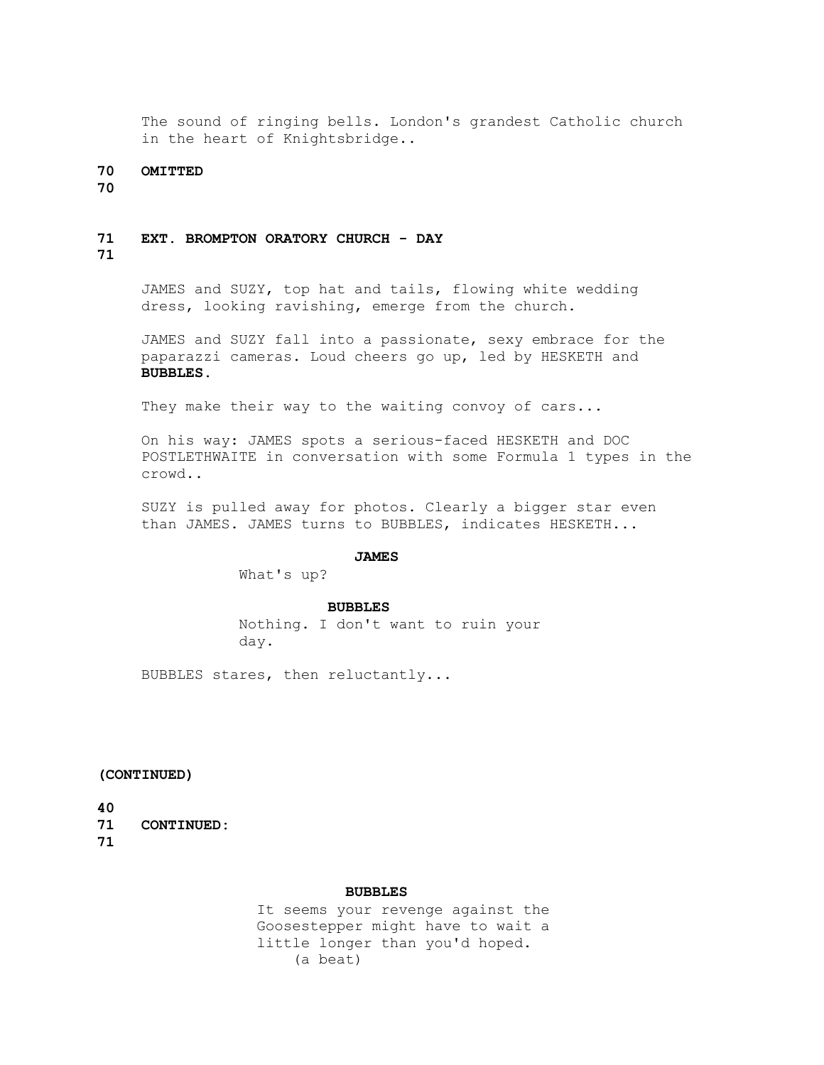The sound of ringing bells. London's grandest Catholic church in the heart of Knightsbridge..

**70 OMITTED**
**70**

**71 EXT. BROMPTON ORATORY CHURCH - DAY**
**71**

JAMES and SUZY, top hat and tails, flowing white wedding dress, looking ravishing, emerge from the church.

JAMES and SUZY fall into a passionate, sexy embrace for the paparazzi cameras. Loud cheers go up, led by HESKETH and **BUBBLES.**

They make their way to the waiting convoy of cars...

On his way: JAMES spots a serious-faced HESKETH and DOC POSTLETHWAITE in conversation with some Formula 1 types in the crowd..

SUZY is pulled away for photos. Clearly a bigger star even than JAMES. JAMES turns to BUBBLES, indicates HESKETH...

**JAMES**
What's up?

**BUBBLES**
Nothing. I don't want to ruin your day.

BUBBLES stares, then reluctantly...

**(CONTINUED)**

**71 CONTINUED:**
**71**

**BUBBLES**
It seems your revenge against the Goosestepper might have to wait a little longer than you'd hoped.
(a beat)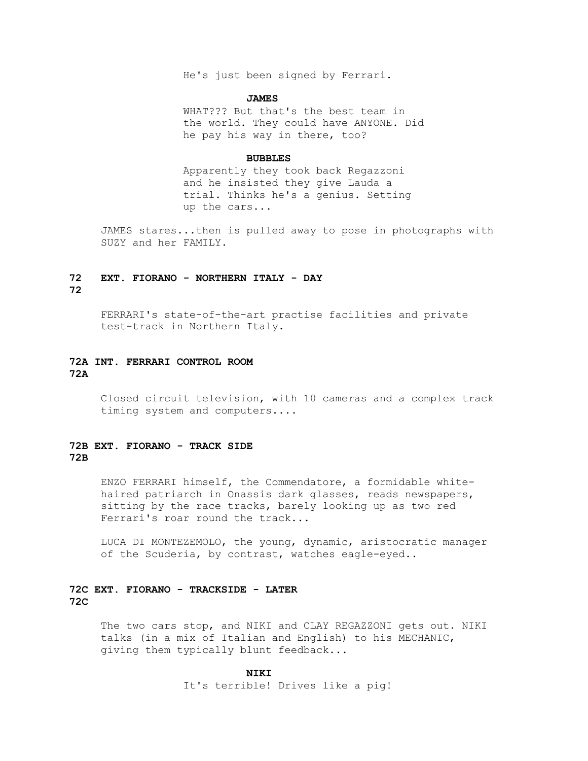He's just been signed by Ferrari.

**JAMES**

WHAT??? But that's the best team in the world. They could have ANYONE. Did he pay his way in there, too?

**BUBBLES**

Apparently they took back Regazzoni and he insisted they give Lauda a trial. Thinks he's a genius. Setting up the cars...

JAMES stares...then is pulled away to pose in photographs with SUZY and her FAMILY.

**72 EXT. FIORANO - NORTHERN ITALY - DAY 72**

FERRARI's state-of-the-art practise facilities and private test-track in Northern Italy.

**72A INT. FERRARI CONTROL ROOM 72A**

Closed circuit television, with 10 cameras and a complex track timing system and computers....

**72B EXT. FIORANO - TRACK SIDE 72B**

ENZO FERRARI himself, the Commendatore, a formidable white-haired patriarch in Onassis dark glasses, reads newspapers, sitting by the race tracks, barely looking up as two red Ferrari's roar round the track...

LUCA DI MONTEZEMOLO, the young, dynamic, aristocratic manager of the Scuderia, by contrast, watches eagle-eyed..

**72C EXT. FIORANO - TRACKSIDE - LATER 72C**

The two cars stop, and NIKI and CLAY REGAZZONI gets out. NIKI talks (in a mix of Italian and English) to his MECHANIC, giving them typically blunt feedback...

**NIKI**

It's terrible! Drives like a pig!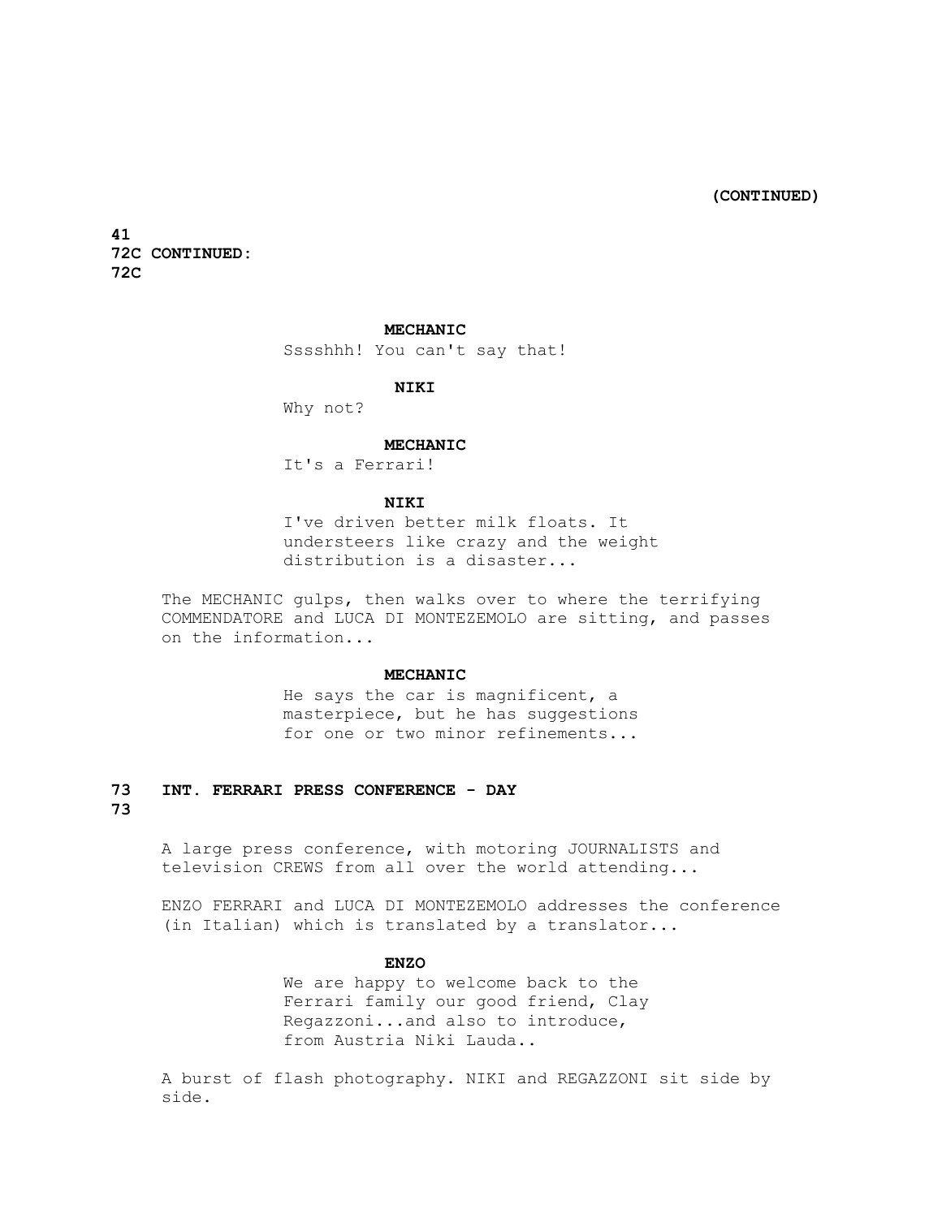(CONTINUED)

72C CONTINUED:

**MECHANIC**

Sssshhh! You can't say that!

**NIKI**

Why not?

**MECHANIC**

It's a Ferrari!

**NIKI**

I've driven better milk floats. It understeers like crazy and the weight distribution is a disaster...

The MECHANIC gulps, then walks over to where the terrifying COMMENDATORE and LUCA DI MONTEZEMOLO are sitting, and passes on the information...

**MECHANIC**

He says the car is magnificent, a masterpiece, but he has suggestions for one or two minor refinements...

**73 INT. FERRARI PRESS CONFERENCE - DAY 73**

A large press conference, with motoring JOURNALISTS and television CREWS from all over the world attending...

ENZO FERRARI and LUCA DI MONTEZEMOLO addresses the conference (in Italian) which is translated by a translator...

**ENZO**

We are happy to welcome back to the Ferrari family our good friend, Clay Regazzoni...and also to introduce, from Austria Niki Lauda..

A burst of flash photography. NIKI and REGAZZONI sit side by side.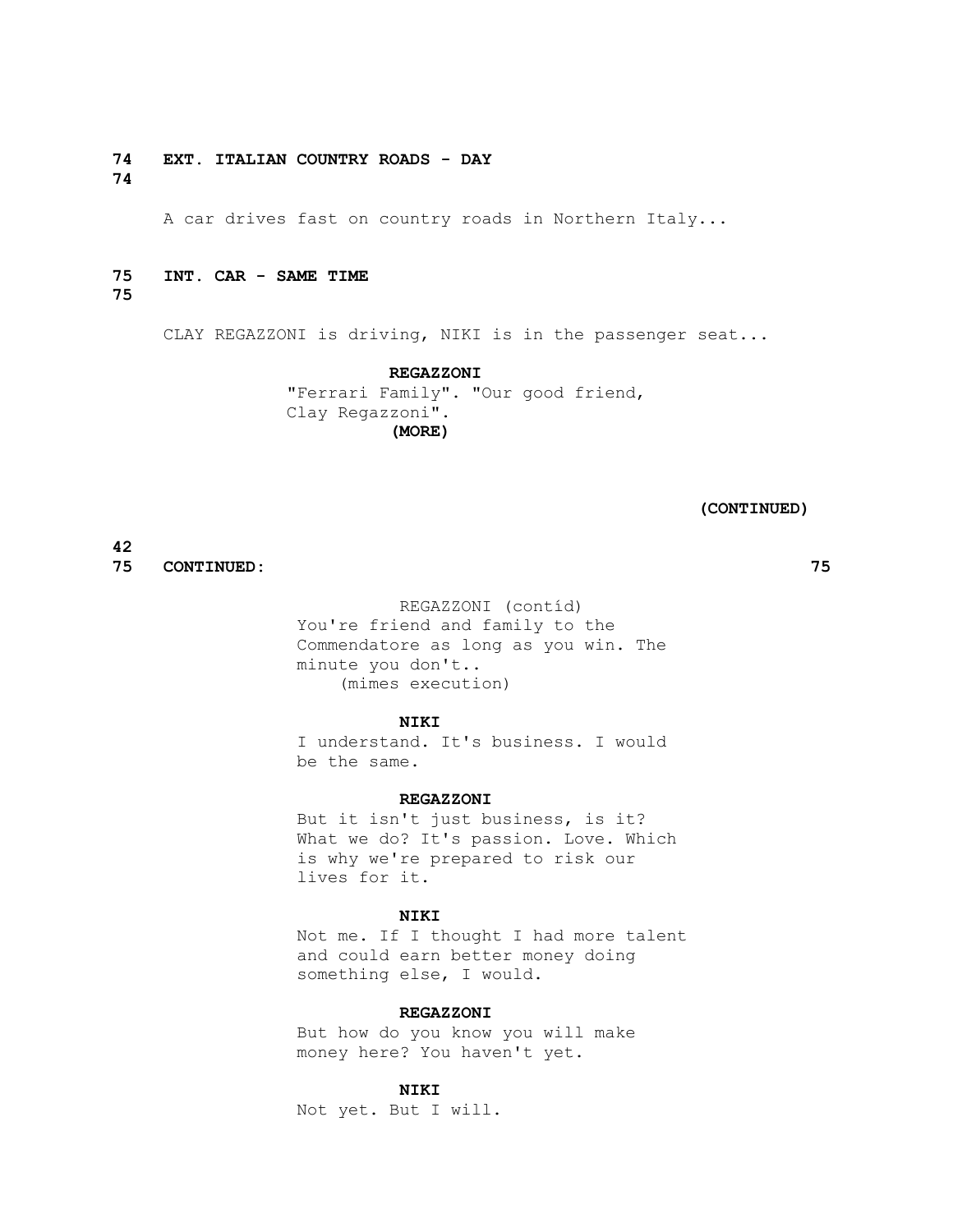**74 EXT. ITALIAN COUNTRY ROADS - DAY 74**

A car drives fast on country roads in Northern Italy...

**75 INT. CAR - SAME TIME 75**

CLAY REGAZZONI is driving, NIKI is in the passenger seat...

**REGAZZONI**
"Ferrari Family". "Our good friend, Clay Regazzoni".
**(MORE)**

**(CONTINUED)**

**75 CONTINUED: 75**

REGAZZONI (contíd)
You're friend and family to the Commendatore as long as you win. The minute you don't..
(mimes execution)

**NIKI**
I understand. It's business. I would be the same.

**REGAZZONI**
But it isn't just business, is it? What we do? It's passion. Love. Which is why we're prepared to risk our lives for it.

**NIKI**
Not me. If I thought I had more talent and could earn better money doing something else, I would.

**REGAZZONI**
But how do you know you will make money here? You haven't yet.

**NIKI**
Not yet. But I will.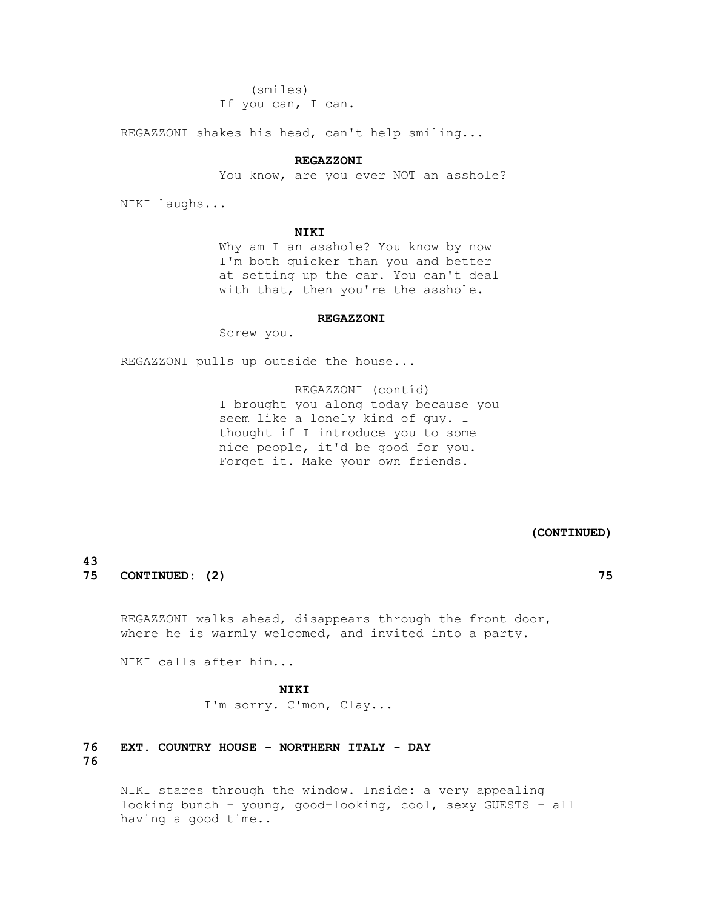(smiles)
If you can, I can.

REGAZZONI shakes his head, can't help smiling...

**REGAZZONI**
You know, are you ever NOT an asshole?

NIKI laughs...

**NIKI**
Why am I an asshole? You know by now I'm both quicker than you and better at setting up the car. You can't deal with that, then you're the asshole.

**REGAZZONI**
Screw you.

REGAZZONI pulls up outside the house...

REGAZZONI (contíd)
I brought you along today because you seem like a lonely kind of guy. I thought if I introduce you to some nice people, it'd be good for you. Forget it. Make your own friends.

**(CONTINUED)**

**75 CONTINUED: (2) 75**

REGAZZONI walks ahead, disappears through the front door, where he is warmly welcomed, and invited into a party.

NIKI calls after him...

**NIKI**
I'm sorry. C'mon, Clay...

**76 EXT. COUNTRY HOUSE - NORTHERN ITALY - DAY 76**

NIKI stares through the window. Inside: a very appealing looking bunch - young, good-looking, cool, sexy GUESTS - all having a good time..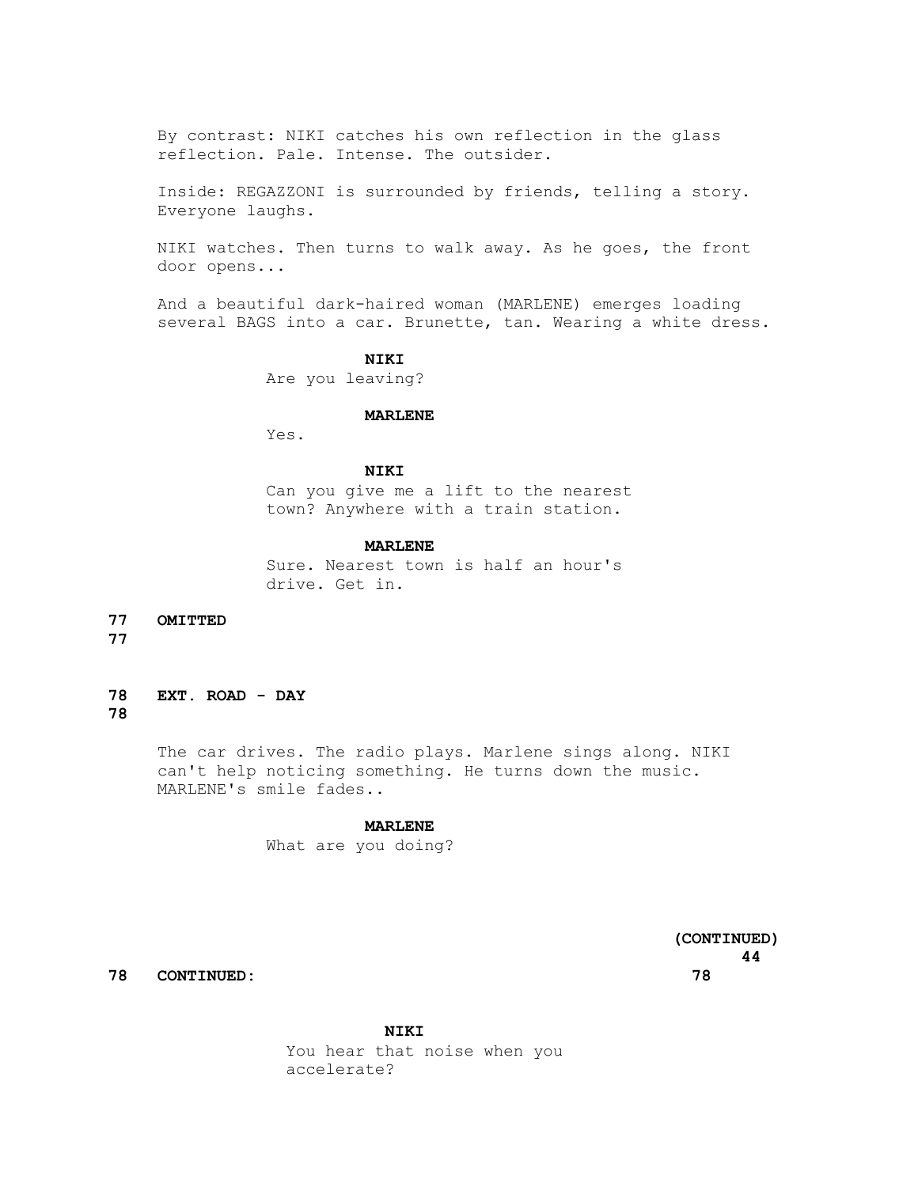By contrast: NIKI catches his own reflection in the glass reflection. Pale. Intense. The outsider.

Inside: REGAZZONI is surrounded by friends, telling a story. Everyone laughs.

NIKI watches. Then turns to walk away. As he goes, the front door opens...

And a beautiful dark-haired woman (MARLENE) emerges loading several BAGS into a car. Brunette, tan. Wearing a white dress.

**NIKI**
Are you leaving?

**MARLENE**
Yes.

**NIKI**
Can you give me a lift to the nearest town? Anywhere with a train station.

**MARLENE**
Sure. Nearest town is half an hour's drive. Get in.

**77 OMITTED 77**

**78 EXT. ROAD - DAY 78**

The car drives. The radio plays. Marlene sings along. NIKI can't help noticing something. He turns down the music. MARLENE's smile fades..

**MARLENE**
What are you doing?

**(CONTINUED)**

**78 CONTINUED: 78**

**NIKI**
You hear that noise when you accelerate?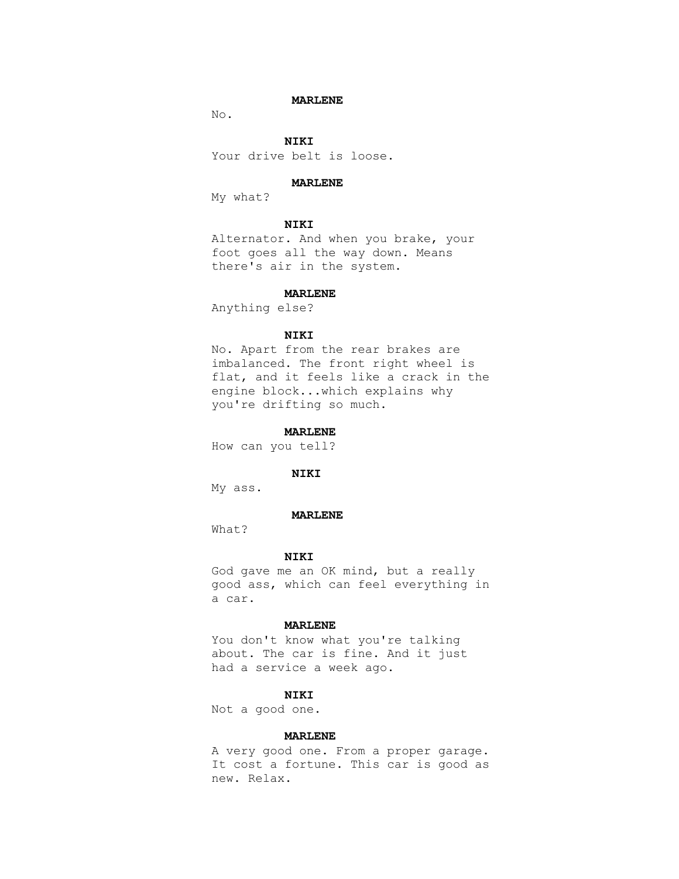**MARLENE**

No.

**NIKI**

Your drive belt is loose.

**MARLENE**

My what?

**NIKI**

Alternator. And when you brake, your foot goes all the way down. Means there's air in the system.

**MARLENE**

Anything else?

**NIKI**

No. Apart from the rear brakes are imbalanced. The front right wheel is flat, and it feels like a crack in the engine block...which explains why you're drifting so much.

**MARLENE**

How can you tell?

**NIKI**

My ass.

**MARLENE**

What?

**NIKI**

God gave me an OK mind, but a really good ass, which can feel everything in a car.

**MARLENE**

You don't know what you're talking about. The car is fine. And it just had a service a week ago.

**NIKI**

Not a good one.

**MARLENE**

A very good one. From a proper garage. It cost a fortune. This car is good as new. Relax.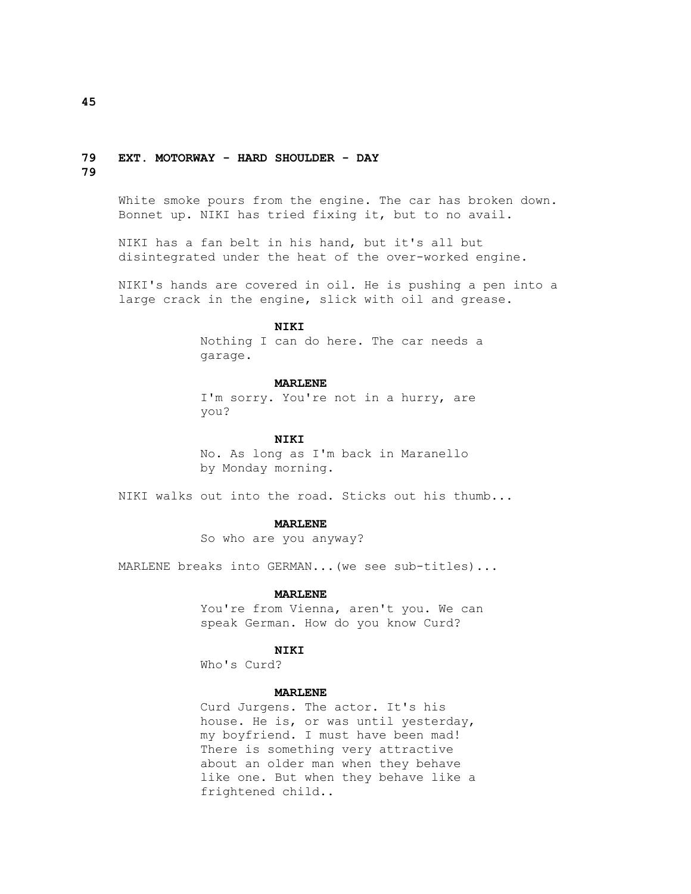**79 EXT. MOTORWAY - HARD SHOULDER - DAY 79**

White smoke pours from the engine. The car has broken down. Bonnet up. NIKI has tried fixing it, but to no avail.

NIKI has a fan belt in his hand, but it's all but disintegrated under the heat of the over-worked engine.

NIKI's hands are covered in oil. He is pushing a pen into a large crack in the engine, slick with oil and grease.

**NIKI**
Nothing I can do here. The car needs a garage.

**MARLENE**
I'm sorry. You're not in a hurry, are you?

**NIKI**
No. As long as I'm back in Maranello by Monday morning.

NIKI walks out into the road. Sticks out his thumb...

**MARLENE**
So who are you anyway?

MARLENE breaks into GERMAN...(we see sub-titles)...

**MARLENE**
You're from Vienna, aren't you. We can speak German. How do you know Curd?

**NIKI**
Who's Curd?

**MARLENE**
Curd Jurgens. The actor. It's his house. He is, or was until yesterday, my boyfriend. I must have been mad! There is something very attractive about an older man when they behave like one. But when they behave like a frightened child..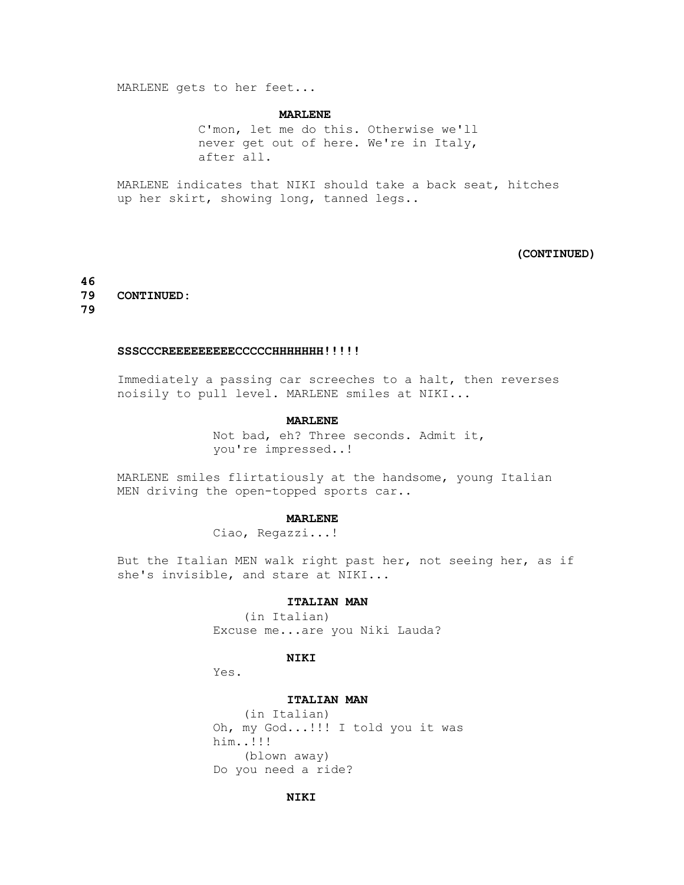MARLENE gets to her feet...

**MARLENE**

C'mon, let me do this. Otherwise we'll never get out of here. We're in Italy, after all.

MARLENE indicates that NIKI should take a back seat, hitches up her skirt, showing long, tanned legs..

**(CONTINUED)**

**79 CONTINUED: 79**

**SSSCCCREEEEEEEEEECCCCCHHHHHHH!!!!!**

Immediately a passing car screeches to a halt, then reverses noisily to pull level. MARLENE smiles at NIKI...

**MARLENE**

Not bad, eh? Three seconds. Admit it, you're impressed..!

MARLENE smiles flirtatiously at the handsome, young Italian MEN driving the open-topped sports car..

**MARLENE**

Ciao, Regazzi...!

But the Italian MEN walk right past her, not seeing her, as if she's invisible, and stare at NIKI...

**ITALIAN MAN**

(in Italian)
Excuse me...are you Niki Lauda?

**NIKI**

Yes.

**ITALIAN MAN**

(in Italian)
Oh, my God...!!! I told you it was him..!!!
(blown away)
Do you need a ride?

**NIKI**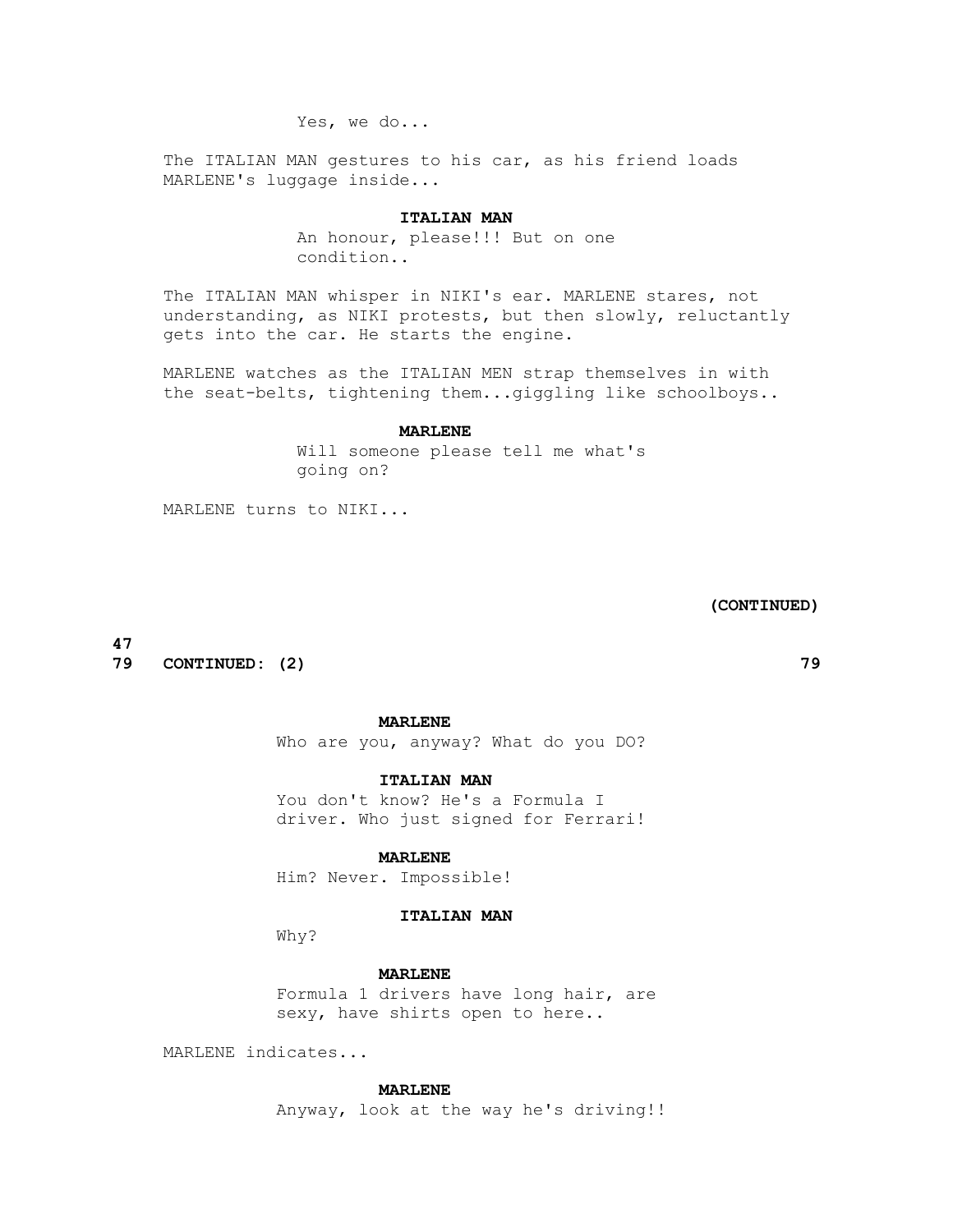Yes, we do...

The ITALIAN MAN gestures to his car, as his friend loads MARLENE's luggage inside...

**ITALIAN MAN**
An honour, please!!! But on one condition..

The ITALIAN MAN whisper in NIKI's ear. MARLENE stares, not understanding, as NIKI protests, but then slowly, reluctantly gets into the car. He starts the engine.

MARLENE watches as the ITALIAN MEN strap themselves in with the seat-belts, tightening them...giggling like schoolboys..

**MARLENE**
Will someone please tell me what's going on?

MARLENE turns to NIKI...

**(CONTINUED)**

**79 CONTINUED: (2) 79**

**MARLENE**
Who are you, anyway? What do you DO?

**ITALIAN MAN**
You don't know? He's a Formula I driver. Who just signed for Ferrari!

**MARLENE**
Him? Never. Impossible!

**ITALIAN MAN**
Why?

**MARLENE**
Formula 1 drivers have long hair, are sexy, have shirts open to here..

MARLENE indicates...

**MARLENE**
Anyway, look at the way he's driving!!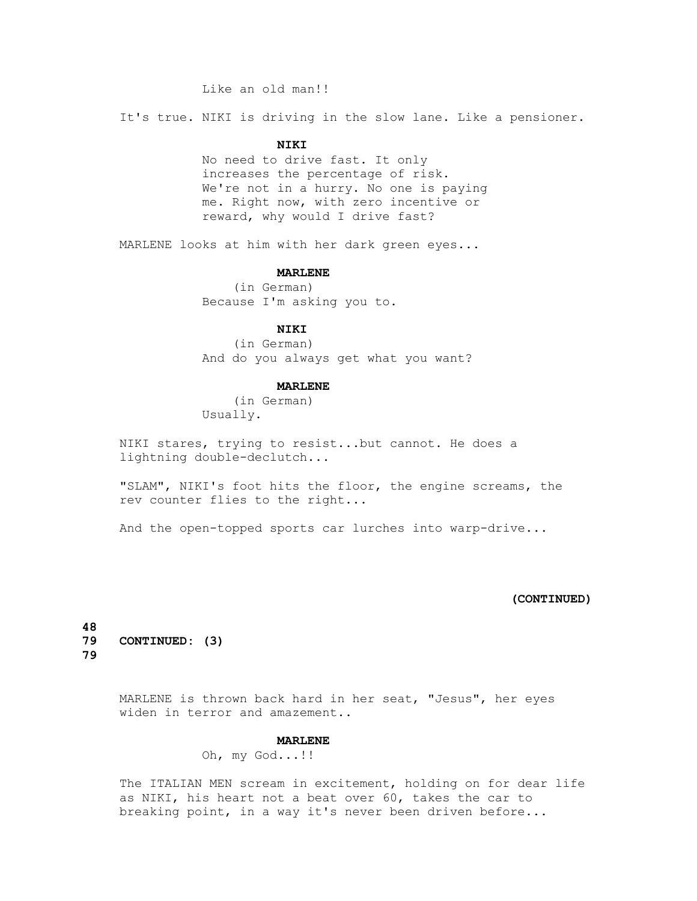Like an old man!!

It's true. NIKI is driving in the slow lane. Like a pensioner.

**NIKI**

No need to drive fast. It only increases the percentage of risk. We're not in a hurry. No one is paying me. Right now, with zero incentive or reward, why would I drive fast?

MARLENE looks at him with her dark green eyes...

**MARLENE**

(in German)

Because I'm asking you to.

**NIKI**

(in German)

And do you always get what you want?

**MARLENE**

(in German)

Usually.

NIKI stares, trying to resist...but cannot. He does a lightning double-declutch...

"SLAM", NIKI's foot hits the floor, the engine screams, the rev counter flies to the right...

And the open-topped sports car lurches into warp-drive...

**(CONTINUED)**

**79 CONTINUED: (3) 79**

MARLENE is thrown back hard in her seat, "Jesus", her eyes widen in terror and amazement..

**MARLENE**

Oh, my God...!!

The ITALIAN MEN scream in excitement, holding on for dear life as NIKI, his heart not a beat over 60, takes the car to breaking point, in a way it's never been driven before...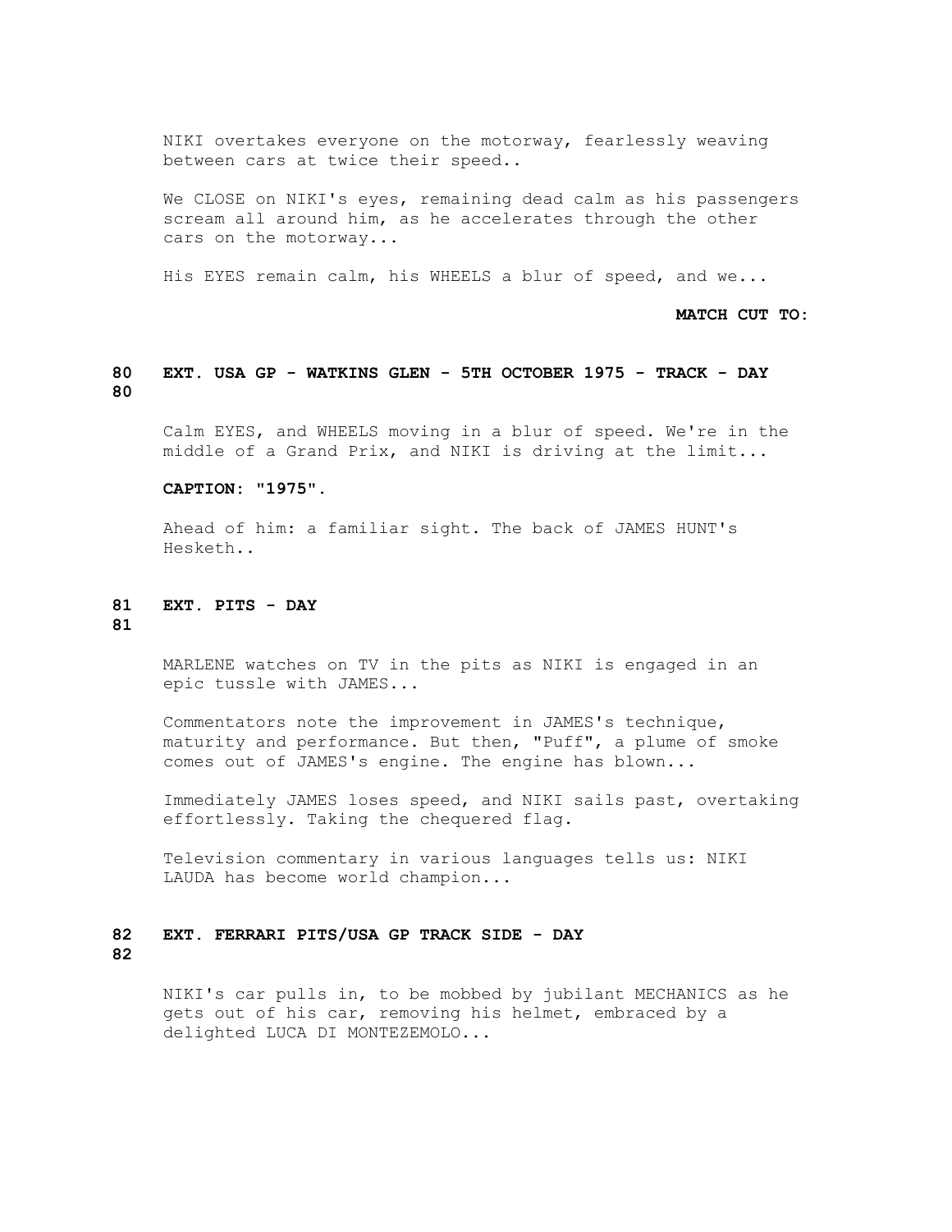NIKI overtakes everyone on the motorway, fearlessly weaving between cars at twice their speed..

We CLOSE on NIKI's eyes, remaining dead calm as his passengers scream all around him, as he accelerates through the other cars on the motorway...

His EYES remain calm, his WHEELS a blur of speed, and we...

**MATCH CUT TO:**

**80 EXT. USA GP - WATKINS GLEN - 5TH OCTOBER 1975 - TRACK - DAY 80**

Calm EYES, and WHEELS moving in a blur of speed. We're in the middle of a Grand Prix, and NIKI is driving at the limit...

**CAPTION: "1975".**

Ahead of him: a familiar sight. The back of JAMES HUNT's Hesketh..

**81 EXT. PITS - DAY 81**

MARLENE watches on TV in the pits as NIKI is engaged in an epic tussle with JAMES...

Commentators note the improvement in JAMES's technique, maturity and performance. But then, "Puff", a plume of smoke comes out of JAMES's engine. The engine has blown...

Immediately JAMES loses speed, and NIKI sails past, overtaking effortlessly. Taking the chequered flag.

Television commentary in various languages tells us: NIKI LAUDA has become world champion...

**82 EXT. FERRARI PITS/USA GP TRACK SIDE - DAY 82**

NIKI's car pulls in, to be mobbed by jubilant MECHANICS as he gets out of his car, removing his helmet, embraced by a delighted LUCA DI MONTEZEMOLO...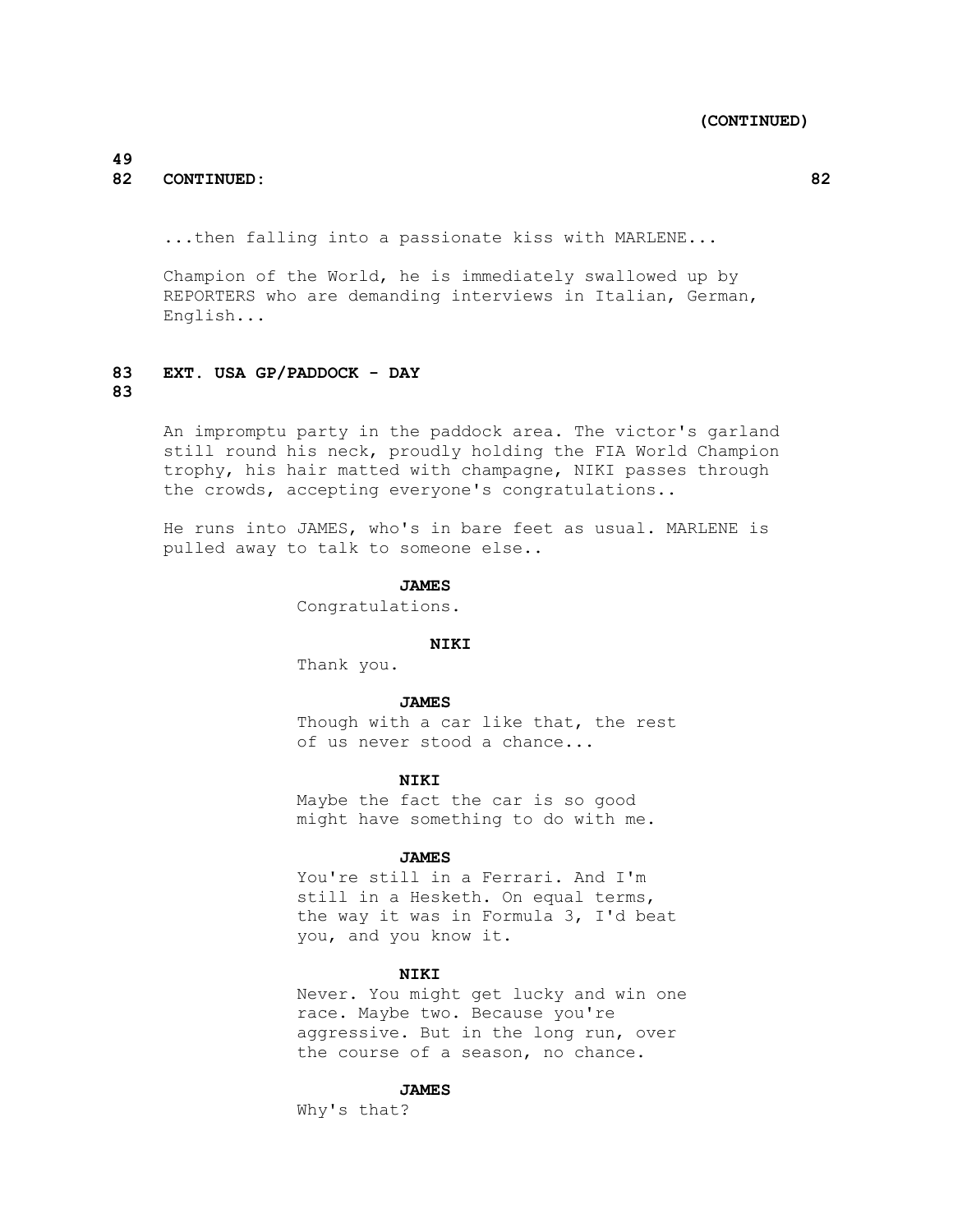82 CONTINUED: 82

...then falling into a passionate kiss with MARLENE...

Champion of the World, he is immediately swallowed up by REPORTERS who are demanding interviews in Italian, German, English...

**83 EXT. USA GP/PADDOCK - DAY 83**

An impromptu party in the paddock area. The victor's garland still round his neck, proudly holding the FIA World Champion trophy, his hair matted with champagne, NIKI passes through the crowds, accepting everyone's congratulations..

He runs into JAMES, who's in bare feet as usual. MARLENE is pulled away to talk to someone else..

**JAMES**
Congratulations.

**NIKI**
Thank you.

**JAMES**
Though with a car like that, the rest of us never stood a chance...

**NIKI**
Maybe the fact the car is so good might have something to do with me.

**JAMES**
You're still in a Ferrari. And I'm still in a Hesketh. On equal terms, the way it was in Formula 3, I'd beat you, and you know it.

**NIKI**
Never. You might get lucky and win one race. Maybe two. Because you're aggressive. But in the long run, over the course of a season, no chance.

**JAMES**
Why's that?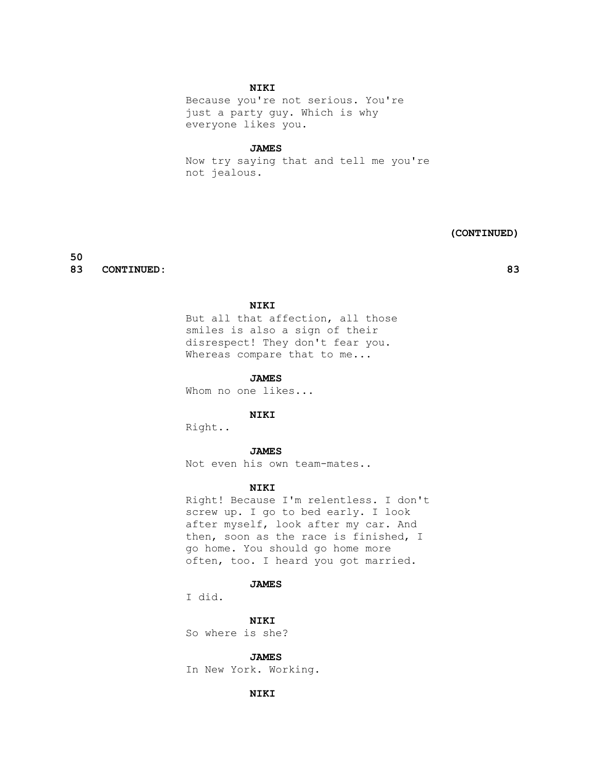**NIKI**

Because you're not serious. You're just a party guy. Which is why everyone likes you.

**JAMES**

Now try saying that and tell me you're not jealous.

**(CONTINUED)**

**83 CONTINUED: 83**

**NIKI**

But all that affection, all those smiles is also a sign of their disrespect! They don't fear you. Whereas compare that to me...

**JAMES**

Whom no one likes...

**NIKI**

Right..

**JAMES**

Not even his own team-mates..

**NIKI**

Right! Because I'm relentless. I don't screw up. I go to bed early. I look after myself, look after my car. And then, soon as the race is finished, I go home. You should go home more often, too. I heard you got married.

**JAMES**

I did.

**NIKI**

So where is she?

**JAMES**

In New York. Working.

**NIKI**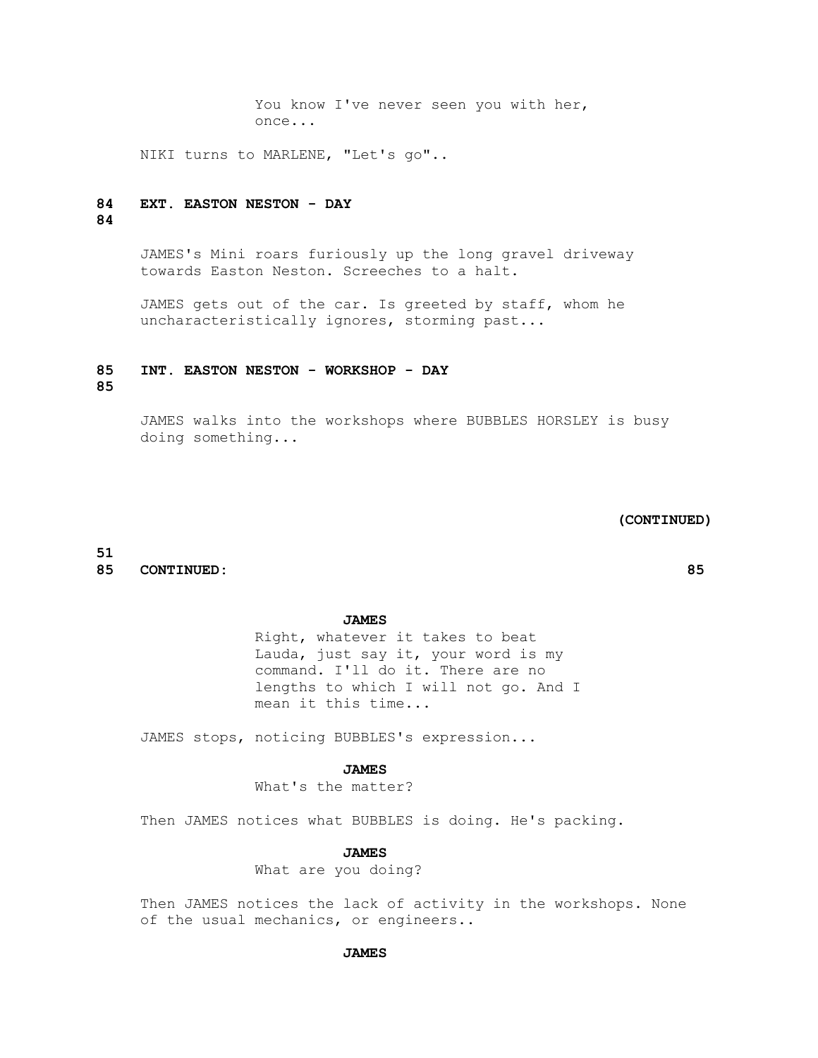You know I've never seen you with her, once...

NIKI turns to MARLENE, "Let's go"..

**84 EXT. EASTON NESTON - DAY 84**

JAMES's Mini roars furiously up the long gravel driveway towards Easton Neston. Screeches to a halt.

JAMES gets out of the car. Is greeted by staff, whom he uncharacteristically ignores, storming past...

**85 INT. EASTON NESTON - WORKSHOP - DAY 85**

JAMES walks into the workshops where BUBBLES HORSLEY is busy doing something...

**(CONTINUED)**

**85 CONTINUED: 85**

**JAMES**

Right, whatever it takes to beat Lauda, just say it, your word is my command. I'll do it. There are no lengths to which I will not go. And I mean it this time...

JAMES stops, noticing BUBBLES's expression...

**JAMES**

What's the matter?

Then JAMES notices what BUBBLES is doing. He's packing.

**JAMES**

What are you doing?

Then JAMES notices the lack of activity in the workshops. None of the usual mechanics, or engineers..

**JAMES**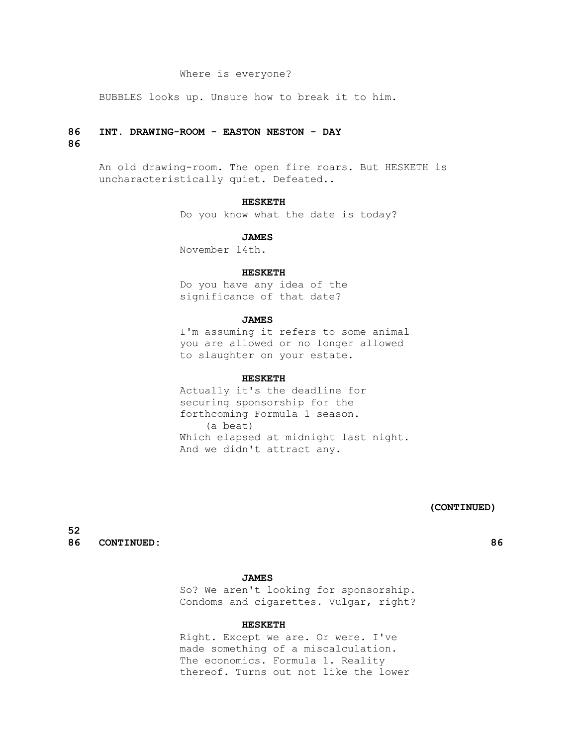Where is everyone?

BUBBLES looks up. Unsure how to break it to him.

**86 INT. DRAWING-ROOM - EASTON NESTON - DAY 86**

An old drawing-room. The open fire roars. But HESKETH is uncharacteristically quiet. Defeated..

**HESKETH**
Do you know what the date is today?

**JAMES**
November 14th.

**HESKETH**
Do you have any idea of the significance of that date?

**JAMES**
I'm assuming it refers to some animal you are allowed or no longer allowed to slaughter on your estate.

**HESKETH**
Actually it's the deadline for securing sponsorship for the forthcoming Formula 1 season.
(a beat)
Which elapsed at midnight last night. And we didn't attract any.

**(CONTINUED)**

**86 CONTINUED: 86**

**JAMES**
So? We aren't looking for sponsorship. Condoms and cigarettes. Vulgar, right?

**HESKETH**
Right. Except we are. Or were. I've made something of a miscalculation. The economics. Formula 1. Reality thereof. Turns out not like the lower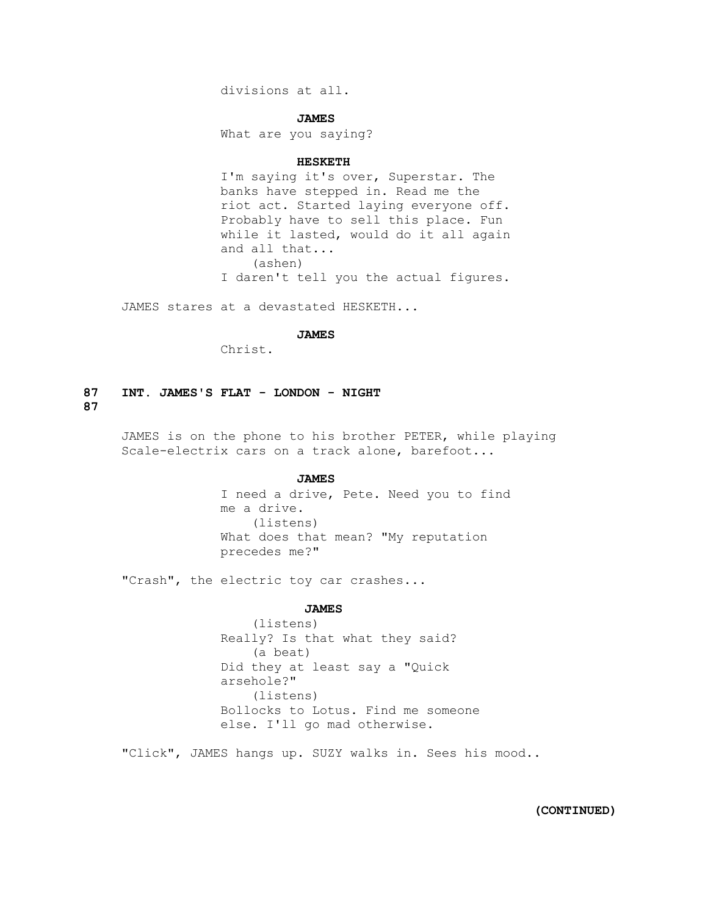divisions at all.

**JAMES**

What are you saying?

**HESKETH**

I'm saying it's over, Superstar. The banks have stepped in. Read me the riot act. Started laying everyone off. Probably have to sell this place. Fun while it lasted, would do it all again and all that...

(ashen)

I daren't tell you the actual figures.

JAMES stares at a devastated HESKETH...

**JAMES**

Christ.

**87 INT. JAMES'S FLAT - LONDON - NIGHT 87**

JAMES is on the phone to his brother PETER, while playing Scale-electrix cars on a track alone, barefoot...

**JAMES**

I need a drive, Pete. Need you to find me a drive.

(listens)

What does that mean? "My reputation precedes me?"

"Crash", the electric toy car crashes...

**JAMES**

(listens)

Really? Is that what they said?

(a beat)

Did they at least say a "Quick arsehole?"

(listens)

Bollocks to Lotus. Find me someone else. I'll go mad otherwise.

"Click", JAMES hangs up. SUZY walks in. Sees his mood..

**(CONTINUED)**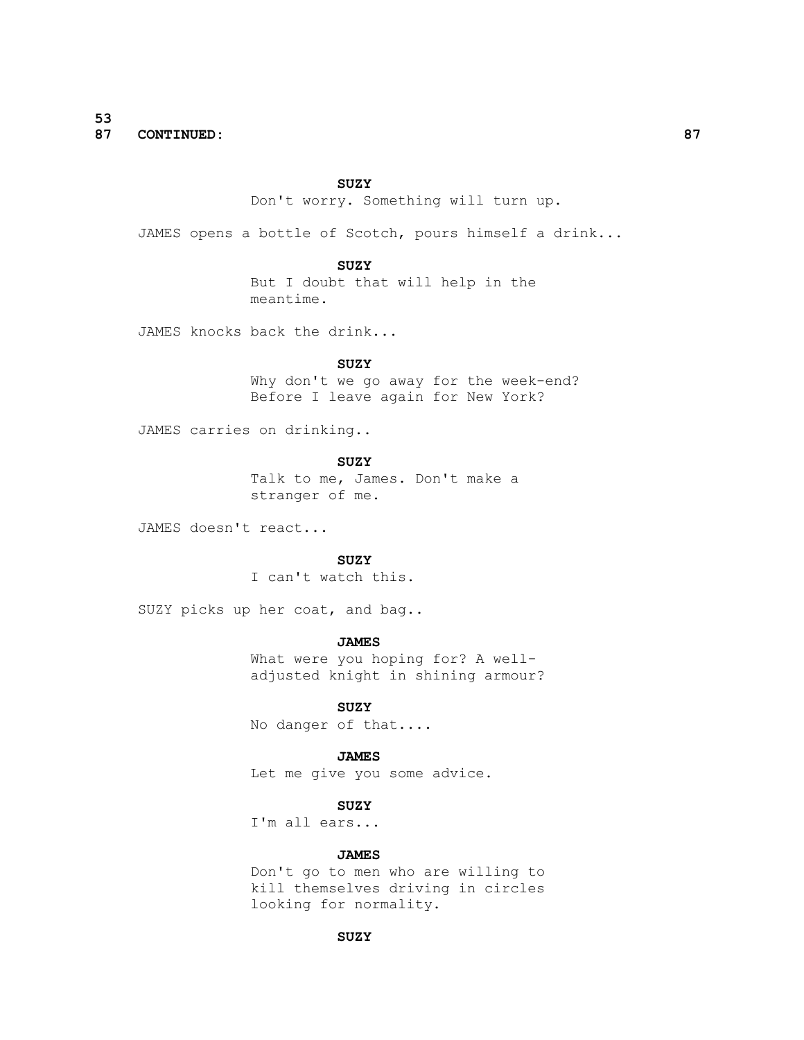87 **CONTINUED:** 87

**SUZY**
Don't worry. Something will turn up.

JAMES opens a bottle of Scotch, pours himself a drink...

**SUZY**
But I doubt that will help in the meantime.

JAMES knocks back the drink...

**SUZY**
Why don't we go away for the week-end? Before I leave again for New York?

JAMES carries on drinking..

**SUZY**
Talk to me, James. Don't make a stranger of me.

JAMES doesn't react...

**SUZY**
I can't watch this.

SUZY picks up her coat, and bag..

**JAMES**
What were you hoping for? A well-adjusted knight in shining armour?

**SUZY**
No danger of that....

**JAMES**
Let me give you some advice.

**SUZY**
I'm all ears...

**JAMES**
Don't go to men who are willing to kill themselves driving in circles looking for normality.

**SUZY**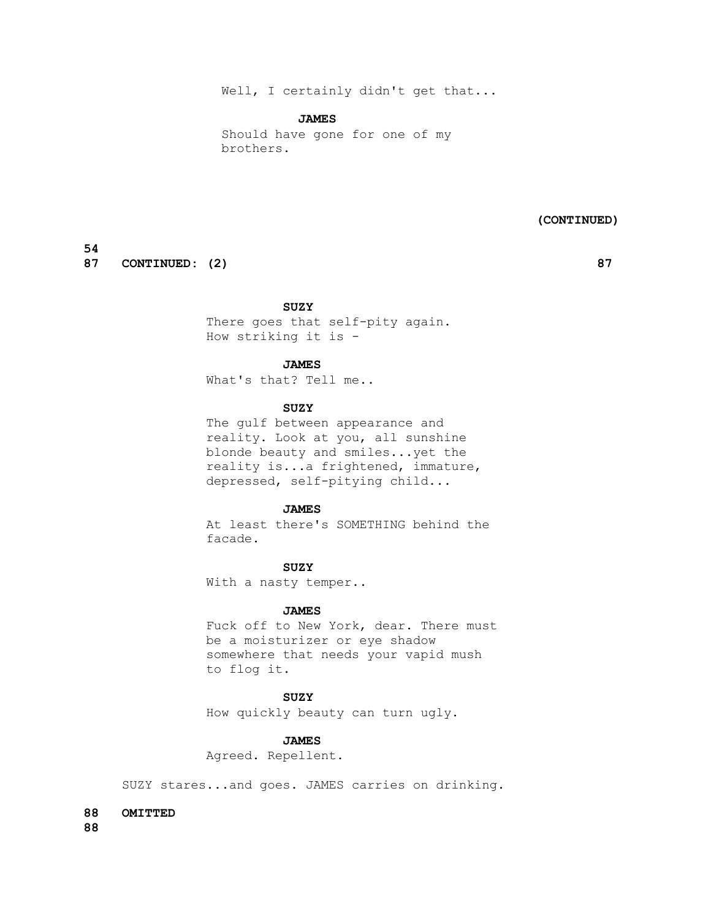Well, I certainly didn't get that...

**JAMES**

Should have gone for one of my brothers.

**(CONTINUED)**

**87 CONTINUED: (2) 87**

**SUZY**

There goes that self-pity again. How striking it is -

**JAMES**

What's that? Tell me..

**SUZY**

The gulf between appearance and reality. Look at you, all sunshine blonde beauty and smiles...yet the reality is...a frightened, immature, depressed, self-pitying child...

**JAMES**

At least there's SOMETHING behind the facade.

**SUZY**

With a nasty temper..

**JAMES**

Fuck off to New York, dear. There must be a moisturizer or eye shadow somewhere that needs your vapid mush to flog it.

**SUZY**

How quickly beauty can turn ugly.

**JAMES**

Agreed. Repellent.

SUZY stares...and goes. JAMES carries on drinking.

**88 OMITTED**

**88**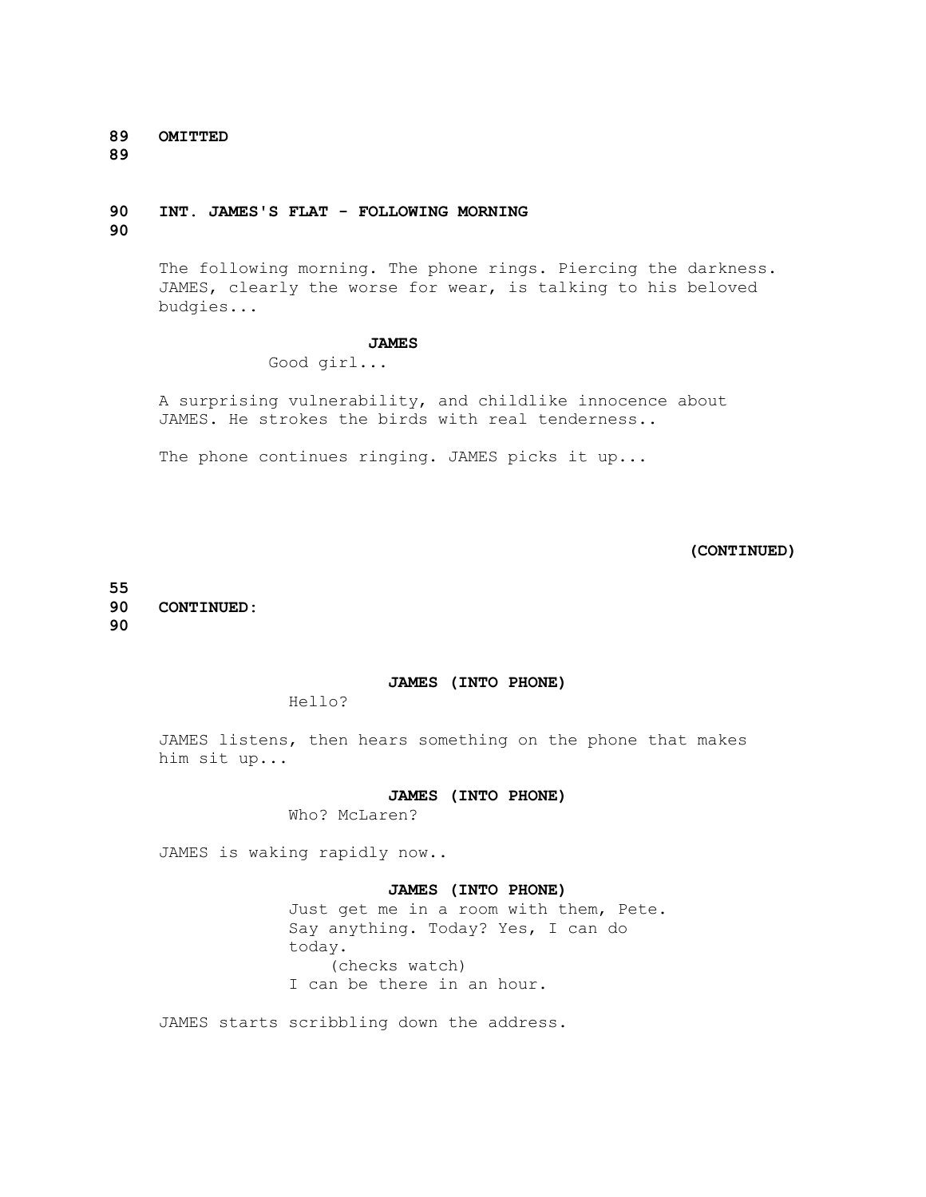**89 OMITTED 89**

**90 INT. JAMES'S FLAT - FOLLOWING MORNING 90**

The following morning. The phone rings. Piercing the darkness. JAMES, clearly the worse for wear, is talking to his beloved budgies...

**JAMES**
Good girl...

A surprising vulnerability, and childlike innocence about JAMES. He strokes the birds with real tenderness..

The phone continues ringing. JAMES picks it up...

**(CONTINUED)**

**90 CONTINUED: 90**

**JAMES (INTO PHONE)**
Hello?

JAMES listens, then hears something on the phone that makes him sit up...

**JAMES (INTO PHONE)**
Who? McLaren?

JAMES is waking rapidly now..

**JAMES (INTO PHONE)**
Just get me in a room with them, Pete. Say anything. Today? Yes, I can do today.
(checks watch)
I can be there in an hour.

JAMES starts scribbling down the address.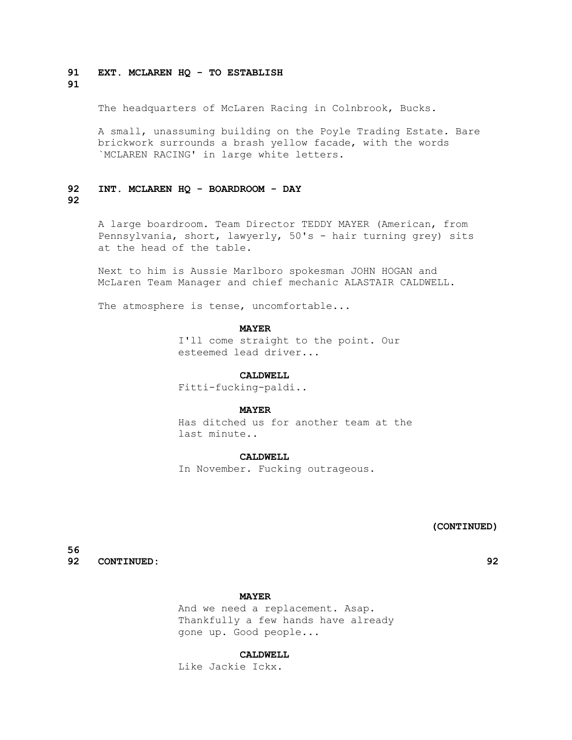**91 EXT. MCLAREN HQ - TO ESTABLISH 91**

The headquarters of McLaren Racing in Colnbrook, Bucks.

A small, unassuming building on the Poyle Trading Estate. Bare brickwork surrounds a brash yellow facade, with the words `MCLAREN RACING' in large white letters.

**92 INT. MCLAREN HQ - BOARDROOM - DAY 92**

A large boardroom. Team Director TEDDY MAYER (American, from Pennsylvania, short, lawyerly, 50's - hair turning grey) sits at the head of the table.

Next to him is Aussie Marlboro spokesman JOHN HOGAN and McLaren Team Manager and chief mechanic ALASTAIR CALDWELL.

The atmosphere is tense, uncomfortable...

**MAYER**
I'll come straight to the point. Our esteemed lead driver...

**CALDWELL**
Fitti-fucking-paldi..

**MAYER**
Has ditched us for another team at the last minute..

**CALDWELL**
In November. Fucking outrageous.

**(CONTINUED)**

**92 CONTINUED: 92**

**MAYER**
And we need a replacement. Asap. Thankfully a few hands have already gone up. Good people...

**CALDWELL**
Like Jackie Ickx.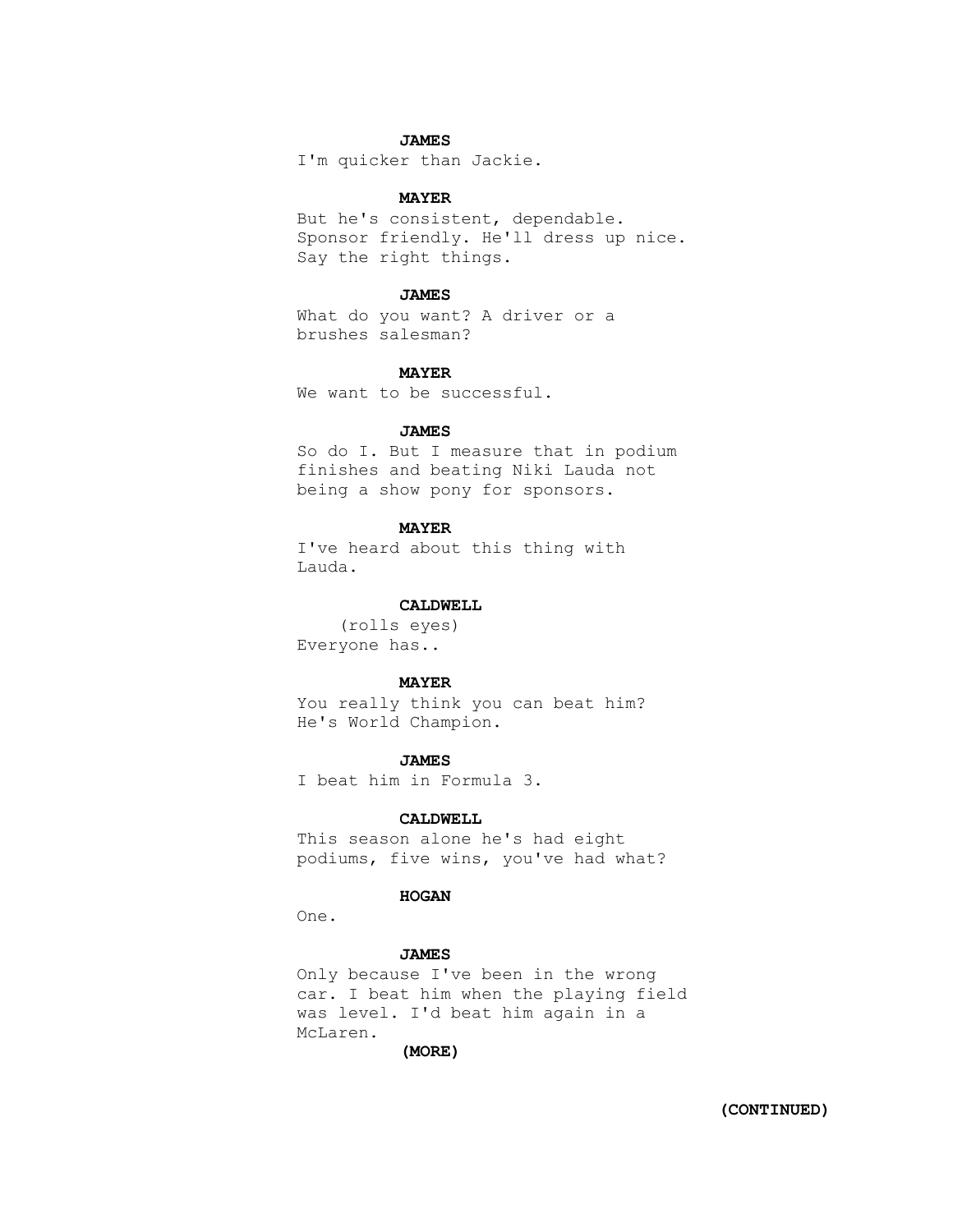**JAMES**

I'm quicker than Jackie.

**MAYER**

But he's consistent, dependable. Sponsor friendly. He'll dress up nice. Say the right things.

**JAMES**

What do you want? A driver or a brushes salesman?

**MAYER**

We want to be successful.

**JAMES**

So do I. But I measure that in podium finishes and beating Niki Lauda not being a show pony for sponsors.

**MAYER**

I've heard about this thing with Lauda.

**CALDWELL**

(rolls eyes)

Everyone has..

**MAYER**

You really think you can beat him? He's World Champion.

**JAMES**

I beat him in Formula 3.

**CALDWELL**

This season alone he's had eight podiums, five wins, you've had what?

**HOGAN**

One.

**JAMES**

Only because I've been in the wrong car. I beat him when the playing field was level. I'd beat him again in a McLaren.

**(MORE)**

**(CONTINUED)**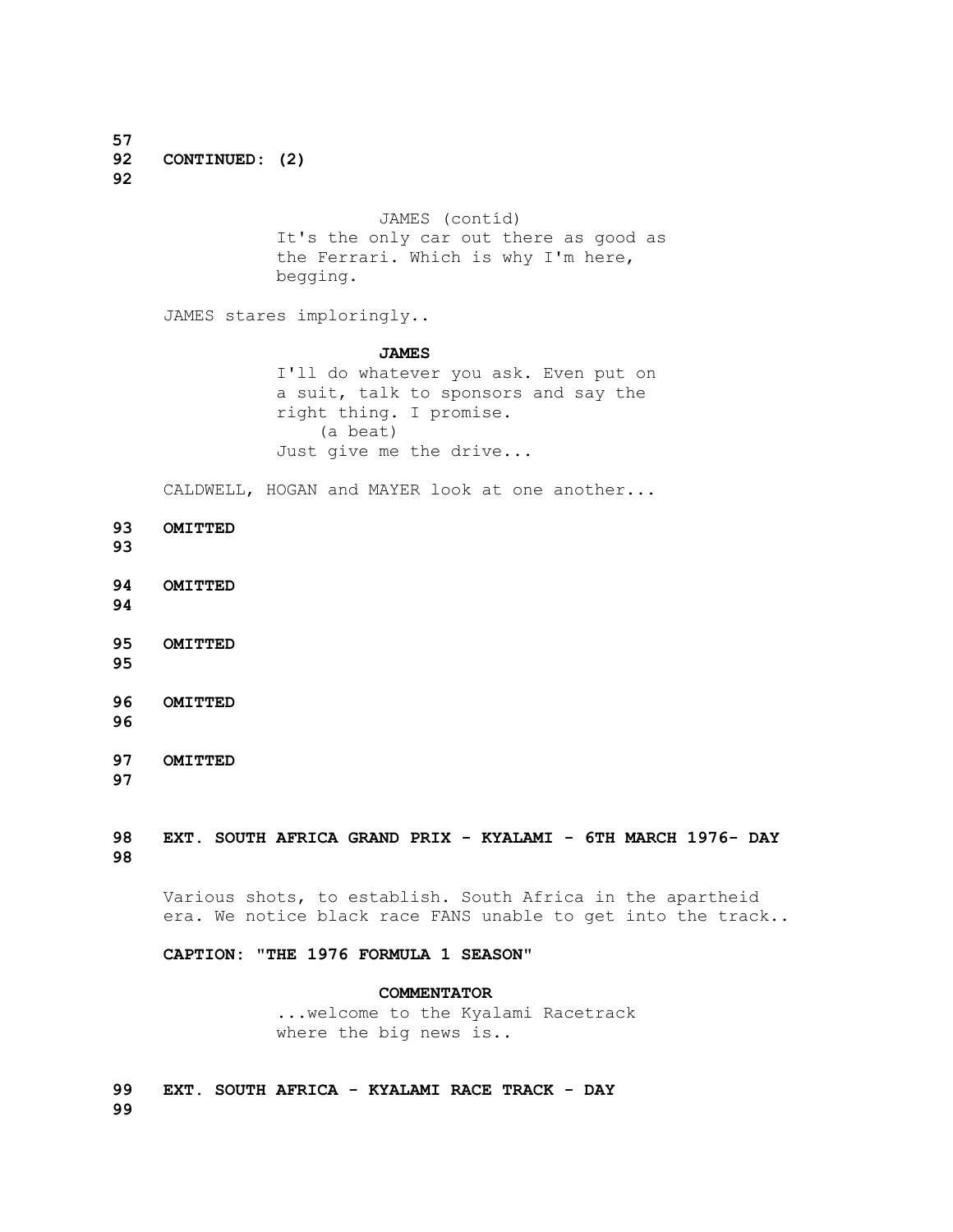**92 CONTINUED: (2) 92**

JAMES (contíd)
It's the only car out there as good as the Ferrari. Which is why I'm here, begging.

JAMES stares imploringly..

**JAMES**
I'll do whatever you ask. Even put on a suit, talk to sponsors and say the right thing. I promise.
(a beat)
Just give me the drive...

CALDWELL, HOGAN and MAYER look at one another...

**93 OMITTED 93**

**94 OMITTED 94**

**95 OMITTED 95**

**96 OMITTED 96**

**97 OMITTED 97**

**98 EXT. SOUTH AFRICA GRAND PRIX - KYALAMI - 6TH MARCH 1976- DAY 98**

Various shots, to establish. South Africa in the apartheid era. We notice black race FANS unable to get into the track..

**CAPTION: "THE 1976 FORMULA 1 SEASON"**

**COMMENTATOR**
...welcome to the Kyalami Racetrack where the big news is..

**99 EXT. SOUTH AFRICA - KYALAMI RACE TRACK - DAY 99**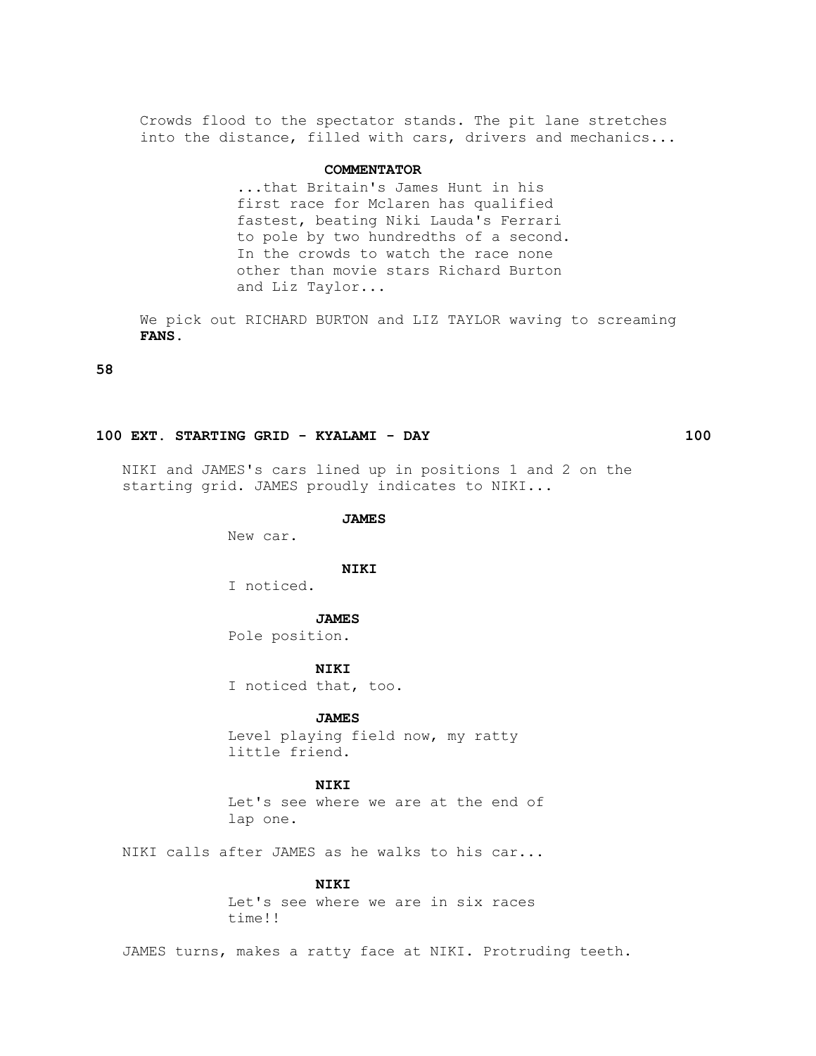Crowds flood to the spectator stands. The pit lane stretches into the distance, filled with cars, drivers and mechanics...

**COMMENTATOR**

...that Britain's James Hunt in his first race for Mclaren has qualified fastest, beating Niki Lauda's Ferrari to pole by two hundredths of a second. In the crowds to watch the race none other than movie stars Richard Burton and Liz Taylor...

We pick out RICHARD BURTON and LIZ TAYLOR waving to screaming **FANS.**

**58**

### 100 EXT. STARTING GRID - KYALAMI - DAY 100

NIKI and JAMES's cars lined up in positions 1 and 2 on the starting grid. JAMES proudly indicates to NIKI...

**JAMES**

New car.

**NIKI**

I noticed.

**JAMES**

Pole position.

**NIKI**

I noticed that, too.

**JAMES**

Level playing field now, my ratty little friend.

**NIKI**

Let's see where we are at the end of lap one.

NIKI calls after JAMES as he walks to his car...

**NIKI**

Let's see where we are in six races time!!

JAMES turns, makes a ratty face at NIKI. Protruding teeth.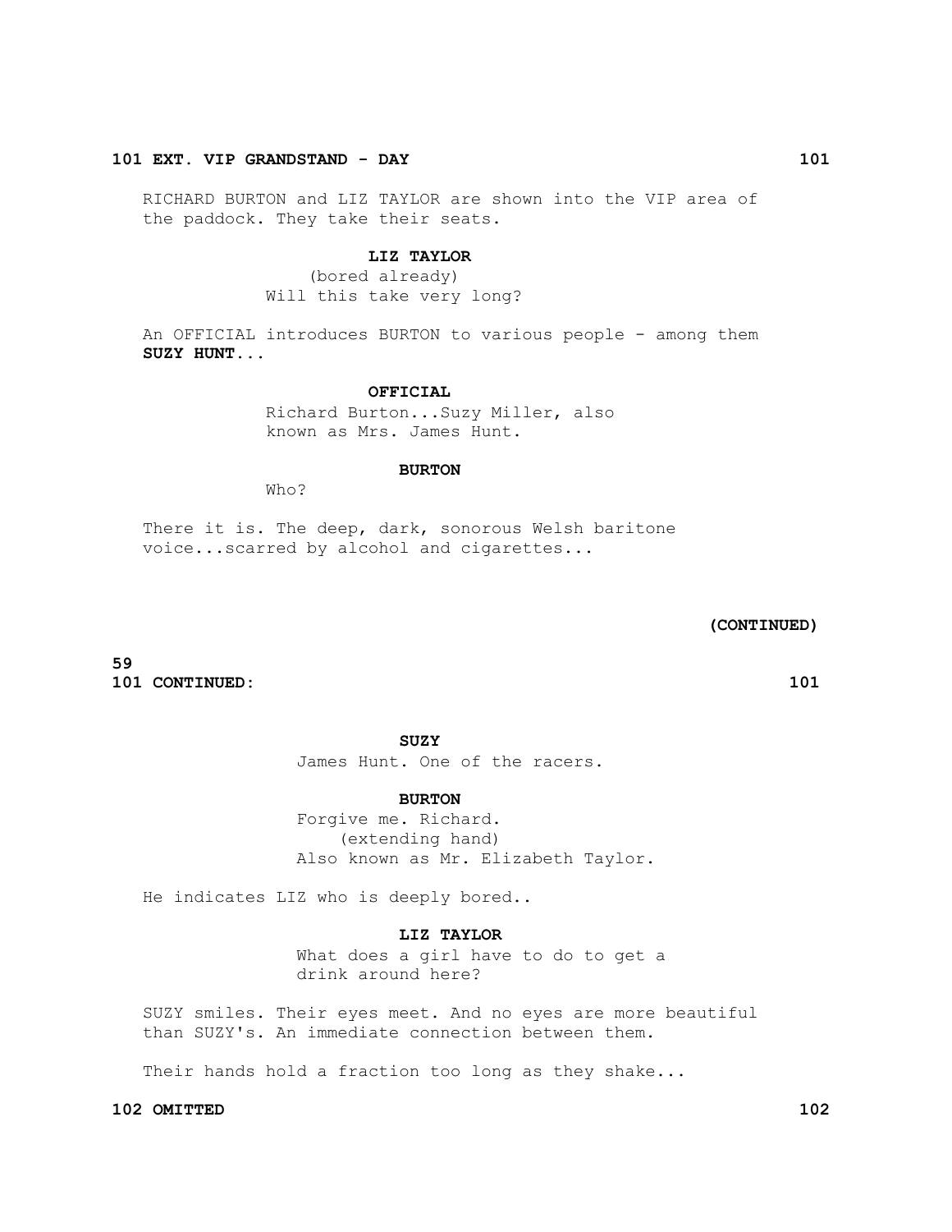**101 EXT. VIP GRANDSTAND - DAY** **101**

RICHARD BURTON and LIZ TAYLOR are shown into the VIP area of the paddock. They take their seats.

**LIZ TAYLOR**
(bored already)
Will this take very long?

An OFFICIAL introduces BURTON to various people - among them **SUZY HUNT...**

**OFFICIAL**
Richard Burton...Suzy Miller, also known as Mrs. James Hunt.

**BURTON**
Who?

There it is. The deep, dark, sonorous Welsh baritone voice...scarred by alcohol and cigarettes...

**(CONTINUED)**

**101 CONTINUED:** **101**

**SUZY**
James Hunt. One of the racers.

**BURTON**
Forgive me. Richard.
(extending hand)
Also known as Mr. Elizabeth Taylor.

He indicates LIZ who is deeply bored..

**LIZ TAYLOR**
What does a girl have to do to get a drink around here?

SUZY smiles. Their eyes meet. And no eyes are more beautiful than SUZY's. An immediate connection between them.

Their hands hold a fraction too long as they shake...

**102 OMITTED** **102**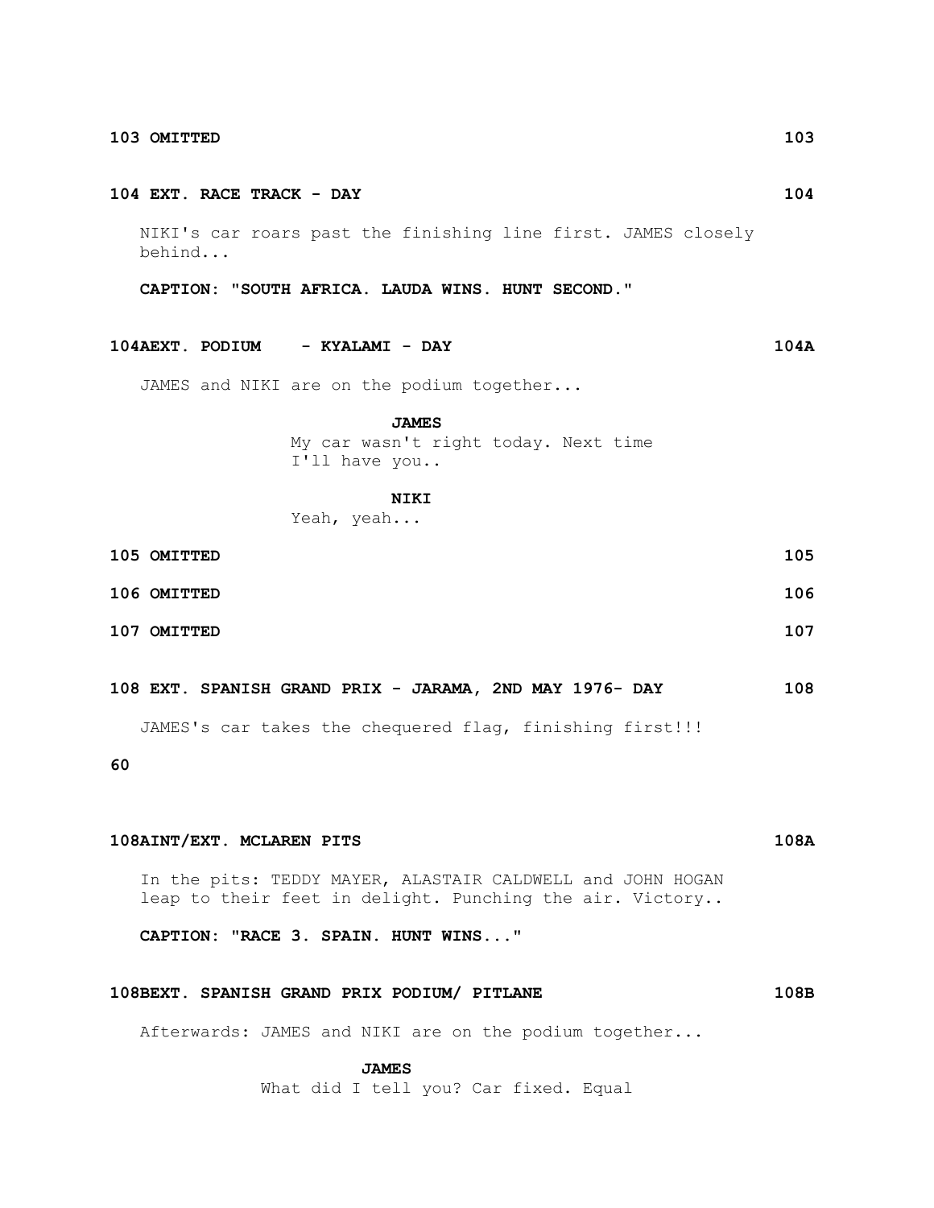**103 OMITTED** **103**

**104 EXT. RACE TRACK - DAY** **104**

NIKI's car roars past the finishing line first. JAMES closely behind...

**CAPTION: "SOUTH AFRICA. LAUDA WINS. HUNT SECOND."**

**104AEXT. PODIUM - KYALAMI - DAY** **104A**

JAMES and NIKI are on the podium together...

**JAMES**
My car wasn't right today. Next time I'll have you..

**NIKI**
Yeah, yeah...

**105 OMITTED** **105**

**106 OMITTED** **106**

**107 OMITTED** **107**

**108 EXT. SPANISH GRAND PRIX - JARAMA, 2ND MAY 1976- DAY** **108**

JAMES's car takes the chequered flag, finishing first!!!

**60**

**108AINT/EXT. MCLAREN PITS** **108A**

In the pits: TEDDY MAYER, ALASTAIR CALDWELL and JOHN HOGAN leap to their feet in delight. Punching the air. Victory..

**CAPTION: "RACE 3. SPAIN. HUNT WINS..."**

**108BEXT. SPANISH GRAND PRIX PODIUM/ PITLANE** **108B**

Afterwards: JAMES and NIKI are on the podium together...

**JAMES**
What did I tell you? Car fixed. Equal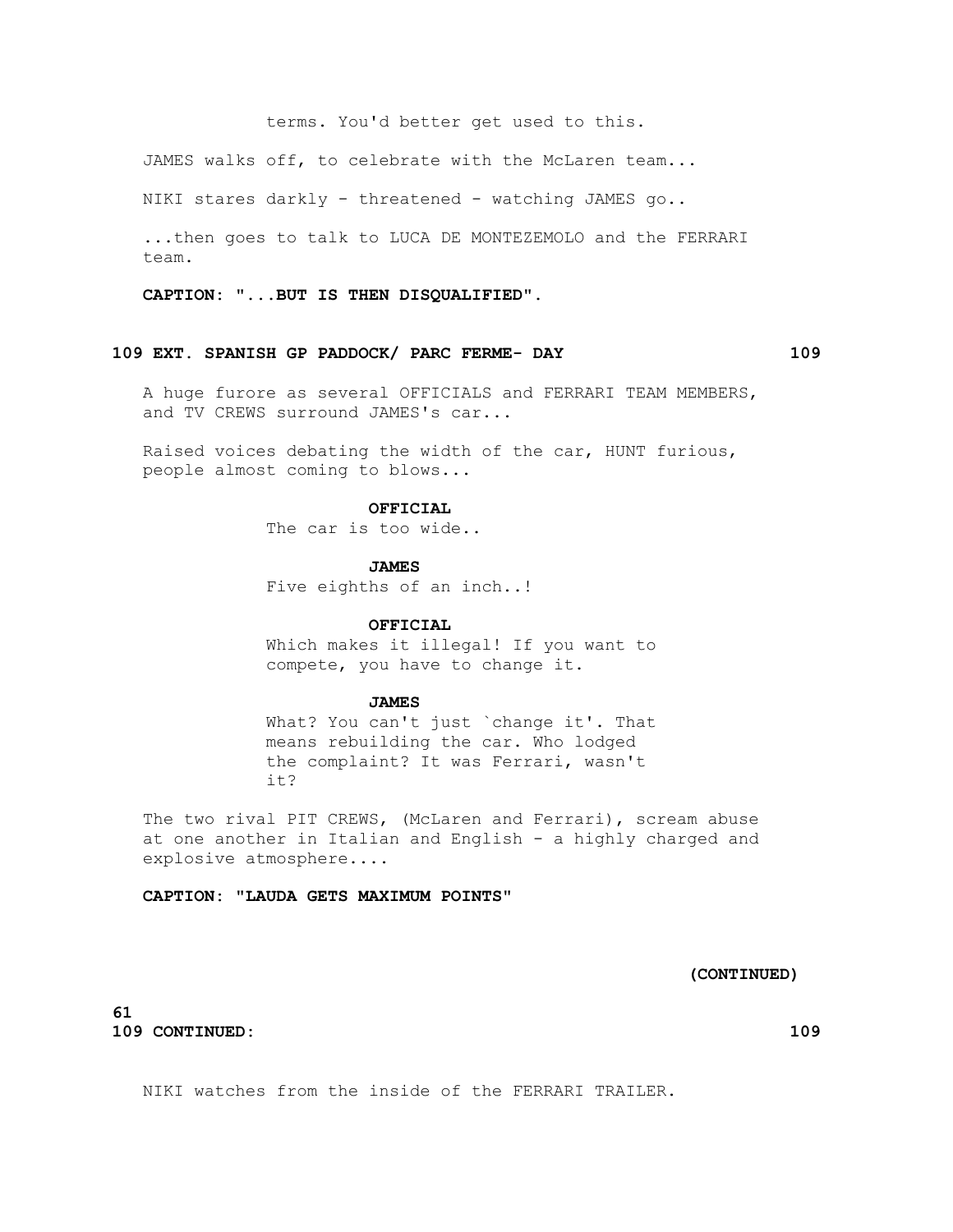terms. You'd better get used to this.

JAMES walks off, to celebrate with the McLaren team...

NIKI stares darkly - threatened - watching JAMES go..

...then goes to talk to LUCA DE MONTEZEMOLO and the FERRARI team.

**CAPTION: "...BUT IS THEN DISQUALIFIED".**

**109 EXT. SPANISH GP PADDOCK/ PARC FERME- DAY 109**

A huge furore as several OFFICIALS and FERRARI TEAM MEMBERS, and TV CREWS surround JAMES's car...

Raised voices debating the width of the car, HUNT furious, people almost coming to blows...

**OFFICIAL**

The car is too wide..

**JAMES**

Five eighths of an inch..!

**OFFICIAL**

Which makes it illegal! If you want to compete, you have to change it.

**JAMES**

What? You can't just `change it'. That means rebuilding the car. Who lodged the complaint? It was Ferrari, wasn't it?

The two rival PIT CREWS, (McLaren and Ferrari), scream abuse at one another in Italian and English - a highly charged and explosive atmosphere....

**CAPTION: "LAUDA GETS MAXIMUM POINTS"**

**(CONTINUED)**

**109 CONTINUED: 109**

NIKI watches from the inside of the FERRARI TRAILER.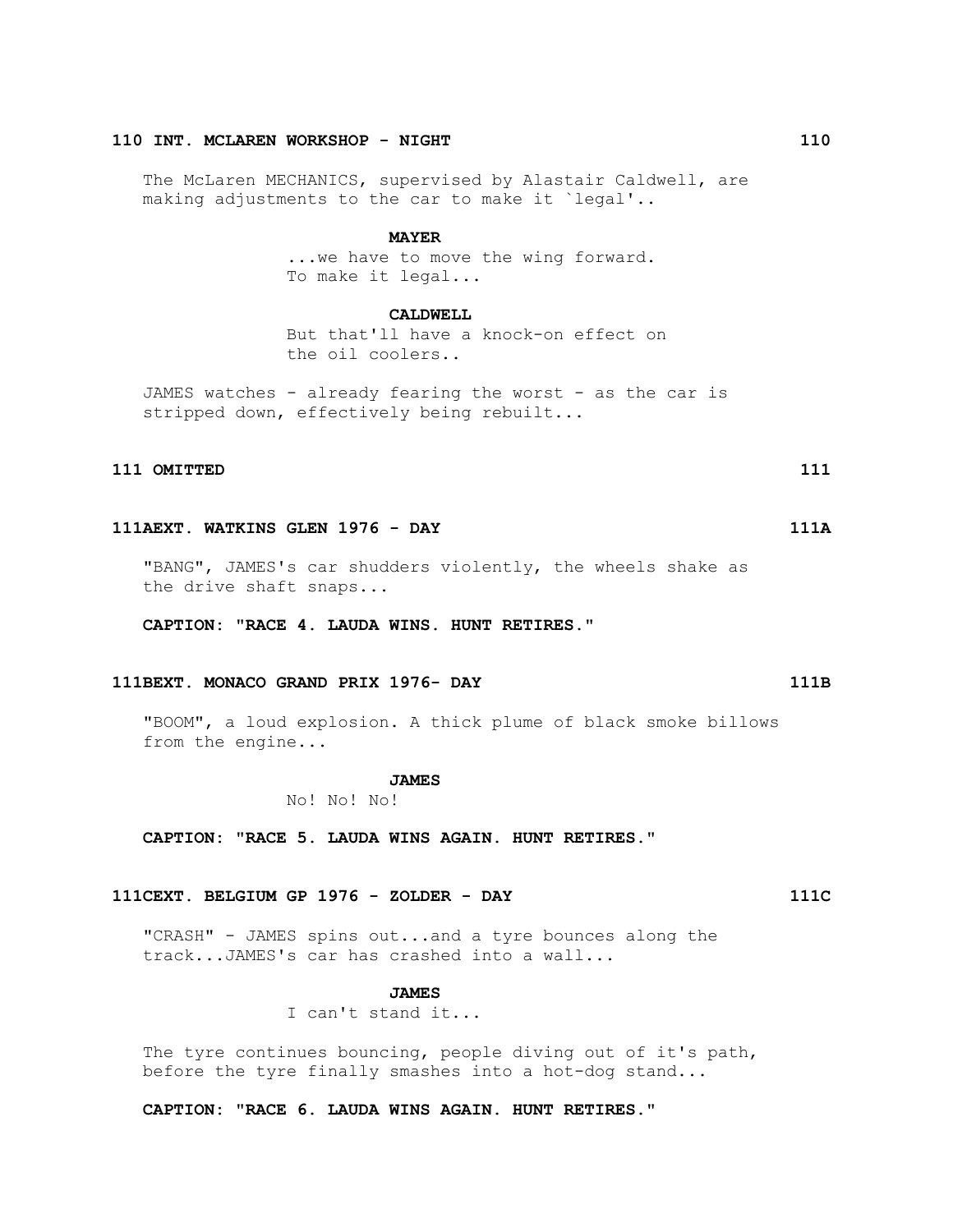**110 INT. MCLAREN WORKSHOP - NIGHT 110**

The McLaren MECHANICS, supervised by Alastair Caldwell, are making adjustments to the car to make it `legal'..

**MAYER**
...we have to move the wing forward. To make it legal...

**CALDWELL**
But that'll have a knock-on effect on the oil coolers..

JAMES watches - already fearing the worst - as the car is stripped down, effectively being rebuilt...

**111 OMITTED 111**

**111AEXT. WATKINS GLEN 1976 - DAY 111A**

"BANG", JAMES's car shudders violently, the wheels shake as the drive shaft snaps...

**CAPTION: "RACE 4. LAUDA WINS. HUNT RETIRES."**

**111BEXT. MONACO GRAND PRIX 1976- DAY 111B**

"BOOM", a loud explosion. A thick plume of black smoke billows from the engine...

**JAMES**
No! No! No!

**CAPTION: "RACE 5. LAUDA WINS AGAIN. HUNT RETIRES."**

**111CEXT. BELGIUM GP 1976 - ZOLDER - DAY 111C**

"CRASH" - JAMES spins out...and a tyre bounces along the track...JAMES's car has crashed into a wall...

**JAMES**
I can't stand it...

The tyre continues bouncing, people diving out of it's path, before the tyre finally smashes into a hot-dog stand...

**CAPTION: "RACE 6. LAUDA WINS AGAIN. HUNT RETIRES."**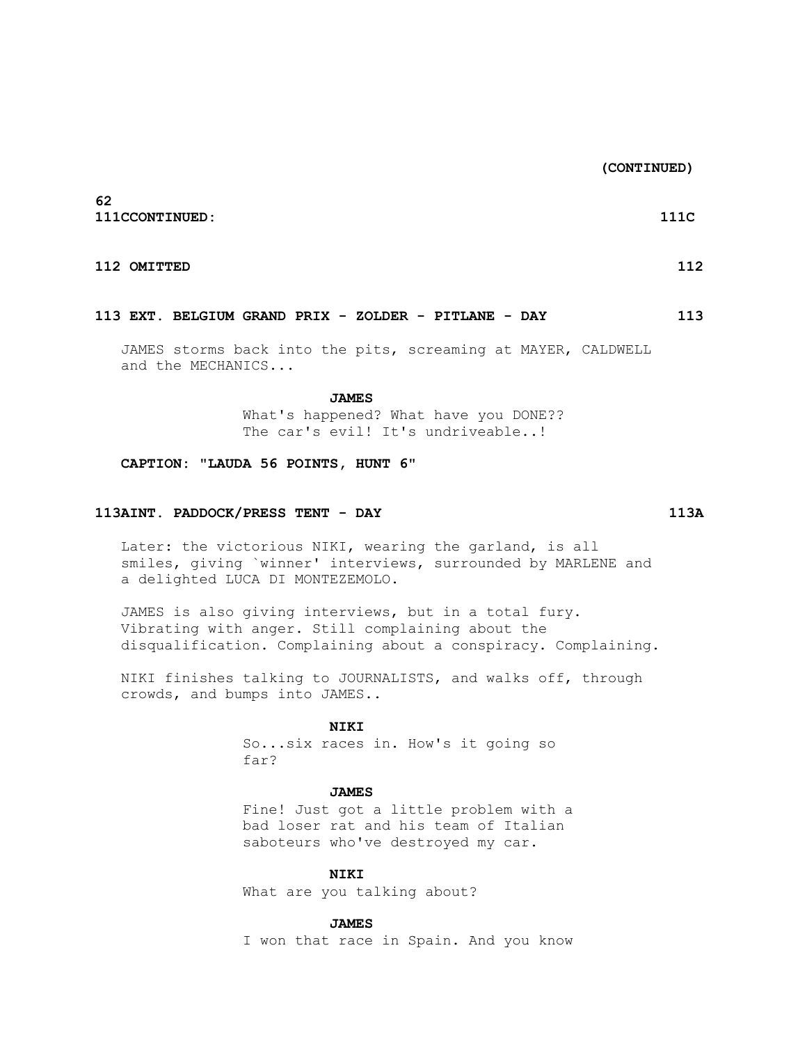(CONTINUED)

111CCONTINUED: 111C

**112 OMITTED 112**

**113 EXT. BELGIUM GRAND PRIX - ZOLDER - PITLANE - DAY 113**

JAMES storms back into the pits, screaming at MAYER, CALDWELL and the MECHANICS...

**JAMES**

What's happened? What have you DONE?? The car's evil! It's undriveable..!

**CAPTION: "LAUDA 56 POINTS, HUNT 6"**

**113AINT. PADDOCK/PRESS TENT - DAY 113A**

Later: the victorious NIKI, wearing the garland, is all smiles, giving `winner' interviews, surrounded by MARLENE and a delighted LUCA DI MONTEZEMOLO.

JAMES is also giving interviews, but in a total fury. Vibrating with anger. Still complaining about the disqualification. Complaining about a conspiracy. Complaining.

NIKI finishes talking to JOURNALISTS, and walks off, through crowds, and bumps into JAMES..

**NIKI**

So...six races in. How's it going so far?

**JAMES**

Fine! Just got a little problem with a bad loser rat and his team of Italian saboteurs who've destroyed my car.

**NIKI**

What are you talking about?

**JAMES**

I won that race in Spain. And you know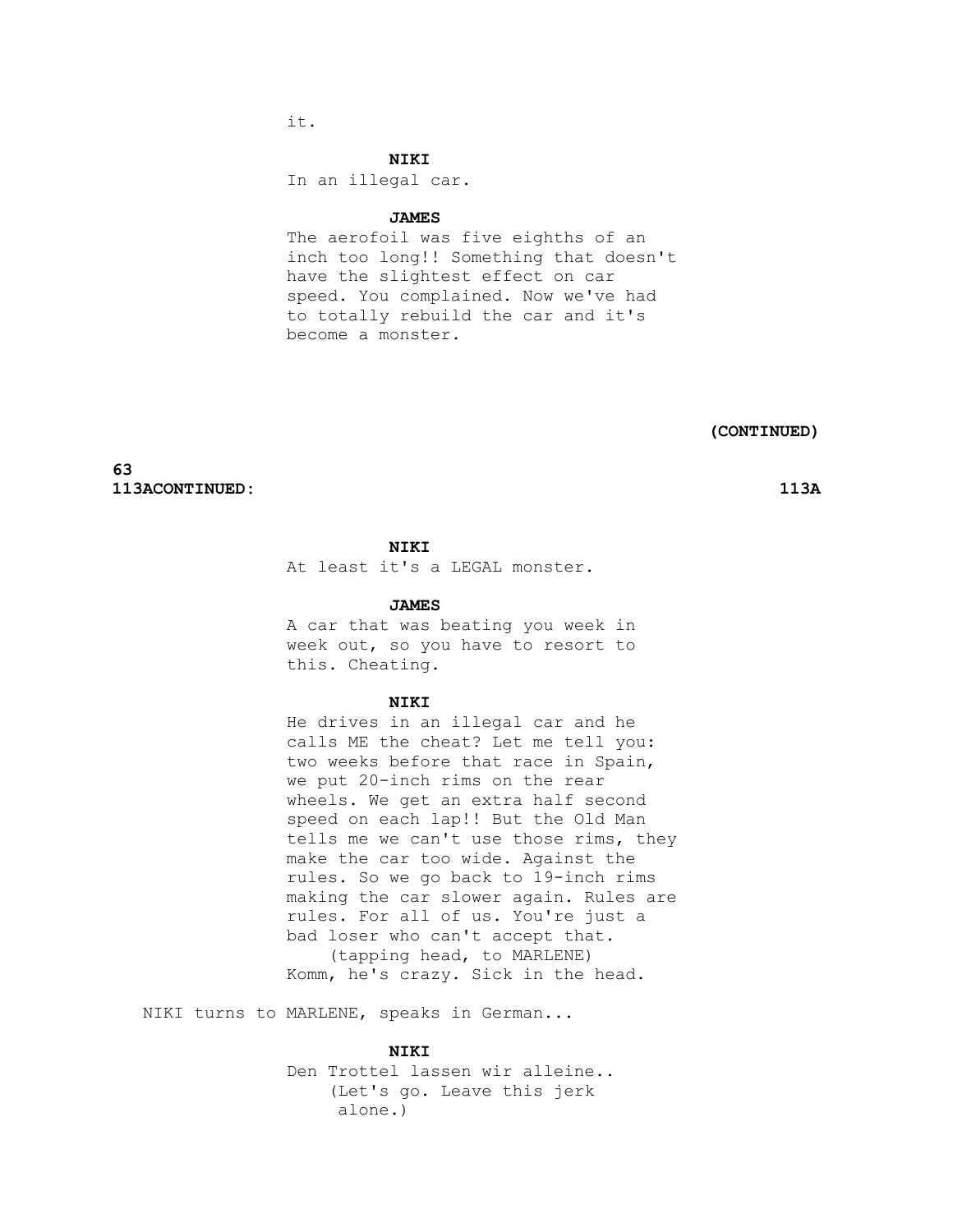it.

**NIKI**

In an illegal car.

**JAMES**

The aerofoil was five eighths of an inch too long!! Something that doesn't have the slightest effect on car speed. You complained. Now we've had to totally rebuild the car and it's become a monster.

**(CONTINUED)**

**113ACONTINUED: 113A**

**NIKI**

At least it's a LEGAL monster.

**JAMES**

A car that was beating you week in week out, so you have to resort to this. Cheating.

**NIKI**

He drives in an illegal car and he calls ME the cheat? Let me tell you: two weeks before that race in Spain, we put 20-inch rims on the rear wheels. We get an extra half second speed on each lap!! But the Old Man tells me we can't use those rims, they make the car too wide. Against the rules. So we go back to 19-inch rims making the car slower again. Rules are rules. For all of us. You're just a bad loser who can't accept that.
(tapping head, to MARLENE)
Komm, he's crazy. Sick in the head.

NIKI turns to MARLENE, speaks in German...

**NIKI**

Den Trottel lassen wir alleine..
(Let's go. Leave this jerk alone.)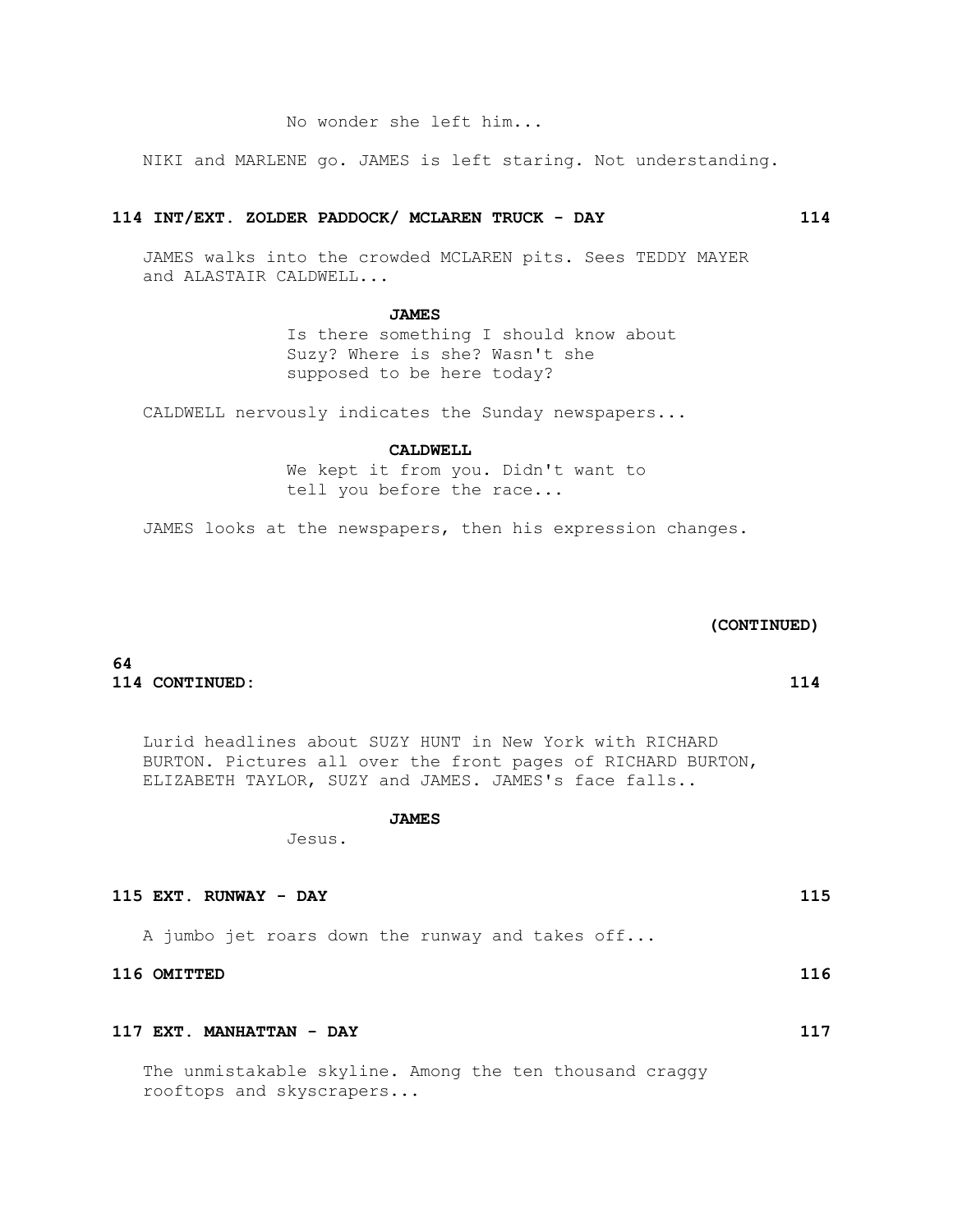No wonder she left him...

NIKI and MARLENE go. JAMES is left staring. Not understanding.

**114 INT/EXT. ZOLDER PADDOCK/ MCLAREN TRUCK - DAY 114**

JAMES walks into the crowded MCLAREN pits. Sees TEDDY MAYER and ALASTAIR CALDWELL...

**JAMES**

Is there something I should know about Suzy? Where is she? Wasn't she supposed to be here today?

CALDWELL nervously indicates the Sunday newspapers...

**CALDWELL**

We kept it from you. Didn't want to tell you before the race...

JAMES looks at the newspapers, then his expression changes.

**(CONTINUED)**

**114 CONTINUED: 114**

Lurid headlines about SUZY HUNT in New York with RICHARD BURTON. Pictures all over the front pages of RICHARD BURTON, ELIZABETH TAYLOR, SUZY and JAMES. JAMES's face falls..

**JAMES**

Jesus.

**115 EXT. RUNWAY - DAY 115**

A jumbo jet roars down the runway and takes off...

**116 OMITTED 116**

**117 EXT. MANHATTAN - DAY 117**

The unmistakable skyline. Among the ten thousand craggy rooftops and skyscrapers...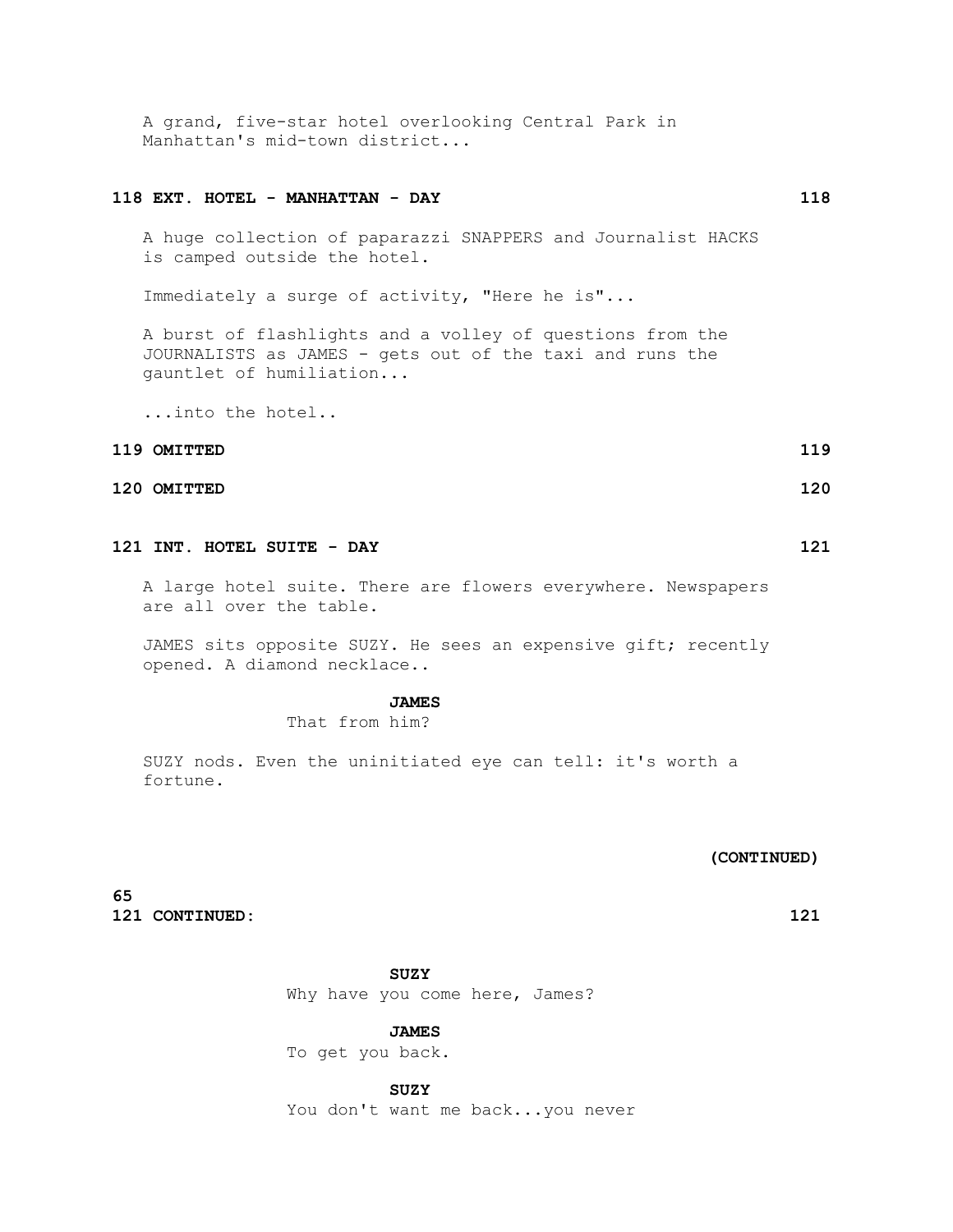A grand, five-star hotel overlooking Central Park in Manhattan's mid-town district...

**118 EXT. HOTEL - MANHATTAN - DAY 118**

A huge collection of paparazzi SNAPPERS and Journalist HACKS is camped outside the hotel.

Immediately a surge of activity, "Here he is"...

A burst of flashlights and a volley of questions from the JOURNALISTS as JAMES - gets out of the taxi and runs the gauntlet of humiliation...

...into the hotel..

**119 OMITTED 119**

**120 OMITTED 120**

**121 INT. HOTEL SUITE - DAY 121**

A large hotel suite. There are flowers everywhere. Newspapers are all over the table.

JAMES sits opposite SUZY. He sees an expensive gift; recently opened. A diamond necklace..

**JAMES**
That from him?

SUZY nods. Even the uninitiated eye can tell: it's worth a fortune.

**(CONTINUED)**

**121 CONTINUED: 121**

**SUZY**
Why have you come here, James?

**JAMES**
To get you back.

**SUZY**
You don't want me back...you never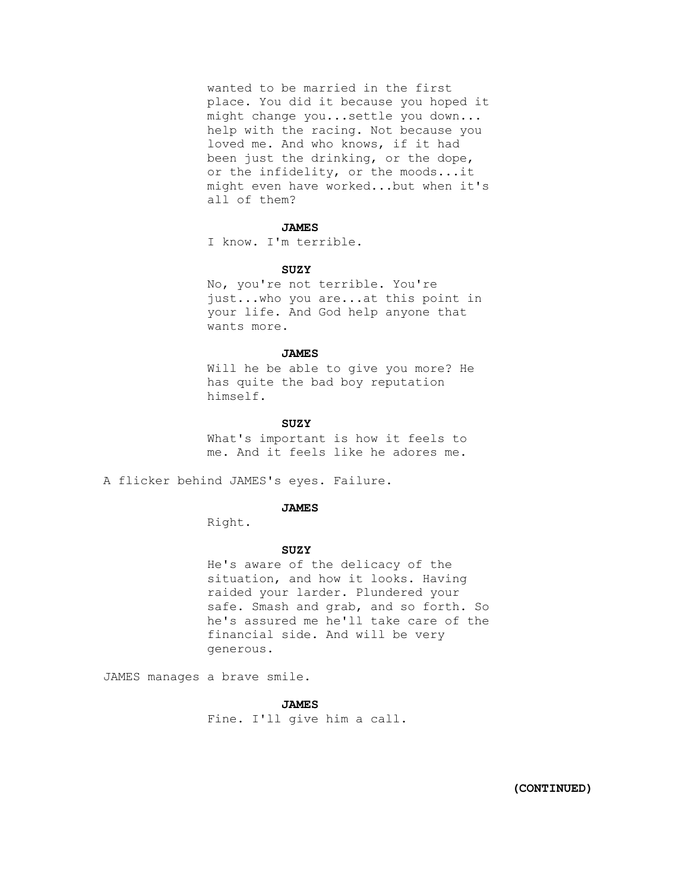wanted to be married in the first place. You did it because you hoped it might change you...settle you down... help with the racing. Not because you loved me. And who knows, if it had been just the drinking, or the dope, or the infidelity, or the moods...it might even have worked...but when it's all of them?

**JAMES**

I know. I'm terrible.

**SUZY**

No, you're not terrible. You're just...who you are...at this point in your life. And God help anyone that wants more.

**JAMES**

Will he be able to give you more? He has quite the bad boy reputation himself.

**SUZY**

What's important is how it feels to me. And it feels like he adores me.

A flicker behind JAMES's eyes. Failure.

**JAMES**

Right.

**SUZY**

He's aware of the delicacy of the situation, and how it looks. Having raided your larder. Plundered your safe. Smash and grab, and so forth. So he's assured me he'll take care of the financial side. And will be very generous.

JAMES manages a brave smile.

**JAMES**

Fine. I'll give him a call.

**(CONTINUED)**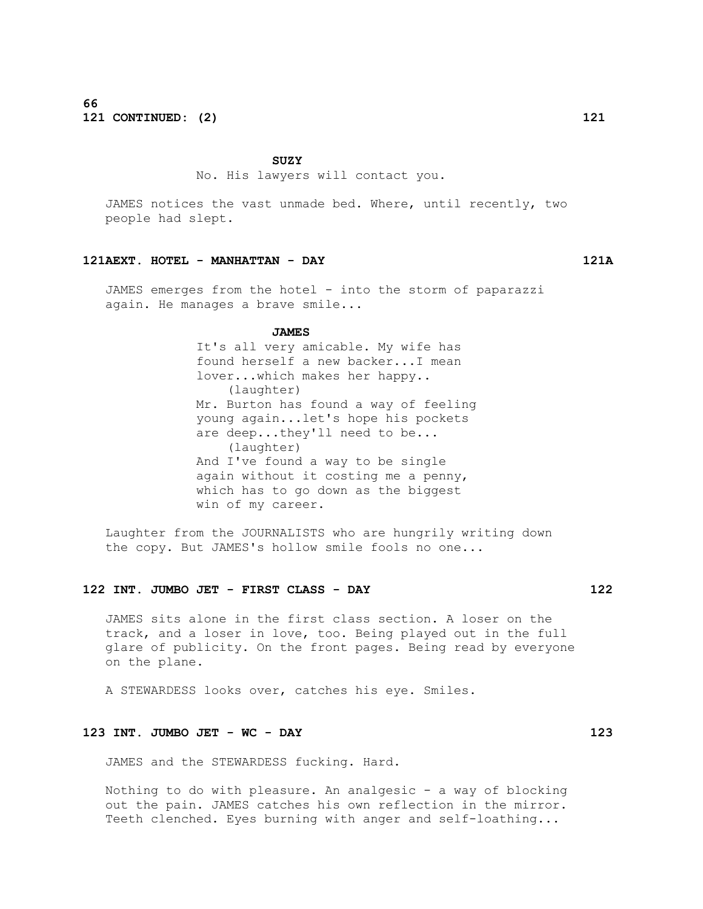**121 CONTINUED: (2)** **121**

**SUZY**
No. His lawyers will contact you.

JAMES notices the vast unmade bed. Where, until recently, two people had slept.

**121A EXT. HOTEL - MANHATTAN - DAY** **121A**

JAMES emerges from the hotel - into the storm of paparazzi again. He manages a brave smile...

**JAMES**
It's all very amicable. My wife has found herself a new backer...I mean lover...which makes her happy..
(laughter)
Mr. Burton has found a way of feeling young again...let's hope his pockets are deep...they'll need to be...
(laughter)
And I've found a way to be single again without it costing me a penny, which has to go down as the biggest win of my career.

Laughter from the JOURNALISTS who are hungrily writing down the copy. But JAMES's hollow smile fools no one...

**122 INT. JUMBO JET - FIRST CLASS - DAY** **122**

JAMES sits alone in the first class section. A loser on the track, and a loser in love, too. Being played out in the full glare of publicity. On the front pages. Being read by everyone on the plane.

A STEWARDESS looks over, catches his eye. Smiles.

**123 INT. JUMBO JET - WC - DAY** **123**

JAMES and the STEWARDESS fucking. Hard.

Nothing to do with pleasure. An analgesic - a way of blocking out the pain. JAMES catches his own reflection in the mirror. Teeth clenched. Eyes burning with anger and self-loathing...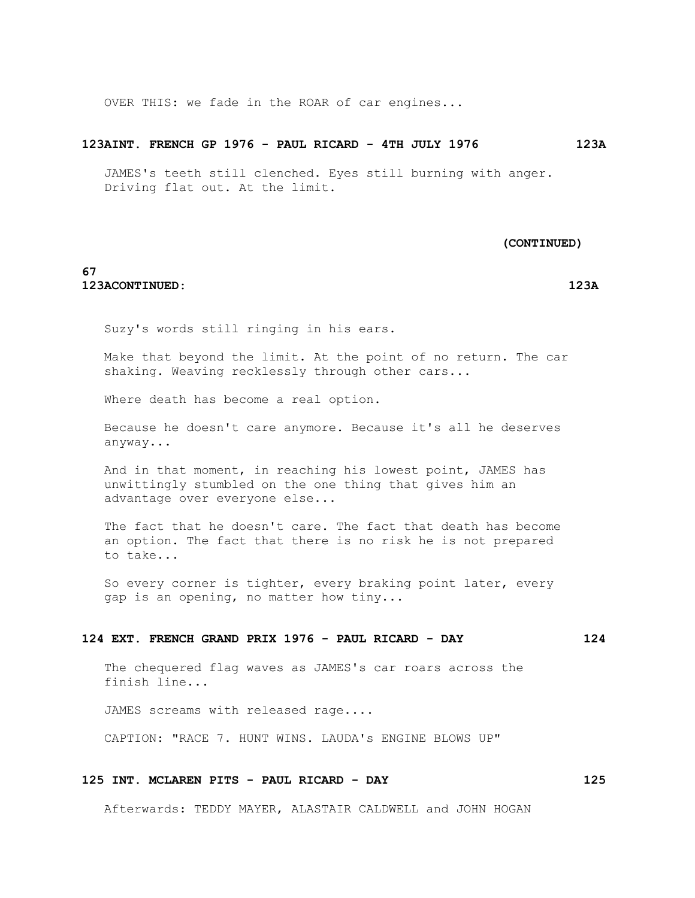OVER THIS: we fade in the ROAR of car engines...

**123A INT. FRENCH GP 1976 - PAUL RICARD - 4TH JULY 1976 123A**

JAMES's teeth still clenched. Eyes still burning with anger. Driving flat out. At the limit.

**(CONTINUED)**

**123A CONTINUED: 123A**

Suzy's words still ringing in his ears.

Make that beyond the limit. At the point of no return. The car shaking. Weaving recklessly through other cars...

Where death has become a real option.

Because he doesn't care anymore. Because it's all he deserves anyway...

And in that moment, in reaching his lowest point, JAMES has unwittingly stumbled on the one thing that gives him an advantage over everyone else...

The fact that he doesn't care. The fact that death has become an option. The fact that there is no risk he is not prepared to take...

So every corner is tighter, every braking point later, every gap is an opening, no matter how tiny...

**124 EXT. FRENCH GRAND PRIX 1976 - PAUL RICARD - DAY 124**

The chequered flag waves as JAMES's car roars across the finish line...

JAMES screams with released rage....

CAPTION: "RACE 7. HUNT WINS. LAUDA's ENGINE BLOWS UP"

**125 INT. MCLAREN PITS - PAUL RICARD - DAY 125**

Afterwards: TEDDY MAYER, ALASTAIR CALDWELL and JOHN HOGAN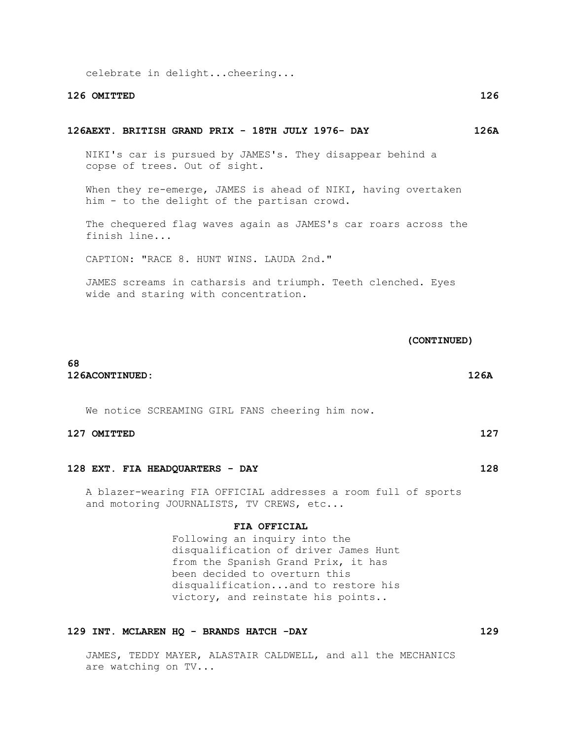celebrate in delight...cheering...

**126 OMITTED 126**

**126AEXT. BRITISH GRAND PRIX - 18TH JULY 1976- DAY 126A**

NIKI's car is pursued by JAMES's. They disappear behind a copse of trees. Out of sight.

When they re-emerge, JAMES is ahead of NIKI, having overtaken him - to the delight of the partisan crowd.

The chequered flag waves again as JAMES's car roars across the finish line...

CAPTION: "RACE 8. HUNT WINS. LAUDA 2nd."

JAMES screams in catharsis and triumph. Teeth clenched. Eyes wide and staring with concentration.

**(CONTINUED)**

**126ACONTINUED: 126A**

We notice SCREAMING GIRL FANS cheering him now.

**127 OMITTED 127**

**128 EXT. FIA HEADQUARTERS - DAY 128**

A blazer-wearing FIA OFFICIAL addresses a room full of sports and motoring JOURNALISTS, TV CREWS, etc...

**FIA OFFICIAL**

Following an inquiry into the disqualification of driver James Hunt from the Spanish Grand Prix, it has been decided to overturn this disqualification...and to restore his victory, and reinstate his points..

**129 INT. MCLAREN HQ - BRANDS HATCH -DAY 129**

JAMES, TEDDY MAYER, ALASTAIR CALDWELL, and all the MECHANICS are watching on TV...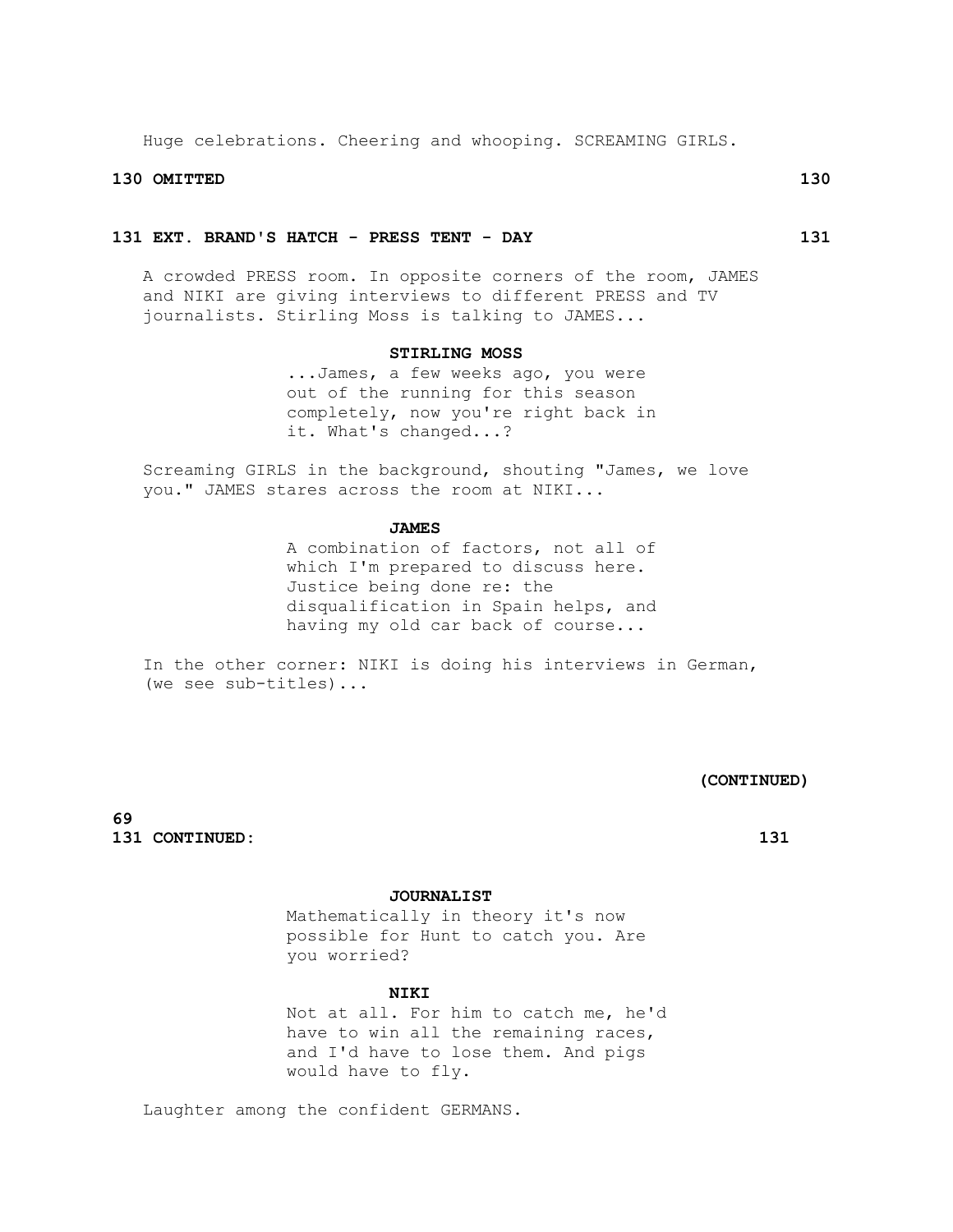Huge celebrations. Cheering and whooping. SCREAMING GIRLS.

**130 OMITTED 130**

**131 EXT. BRAND'S HATCH - PRESS TENT - DAY 131**

A crowded PRESS room. In opposite corners of the room, JAMES and NIKI are giving interviews to different PRESS and TV journalists. Stirling Moss is talking to JAMES...

**STIRLING MOSS**

...James, a few weeks ago, you were out of the running for this season completely, now you're right back in it. What's changed...?

Screaming GIRLS in the background, shouting "James, we love you." JAMES stares across the room at NIKI...

**JAMES**

A combination of factors, not all of which I'm prepared to discuss here. Justice being done re: the disqualification in Spain helps, and having my old car back of course...

In the other corner: NIKI is doing his interviews in German, (we see sub-titles)...

**(CONTINUED)**

**131 CONTINUED: 131**

**JOURNALIST**

Mathematically in theory it's now possible for Hunt to catch you. Are you worried?

**NIKI**

Not at all. For him to catch me, he'd have to win all the remaining races, and I'd have to lose them. And pigs would have to fly.

Laughter among the confident GERMANS.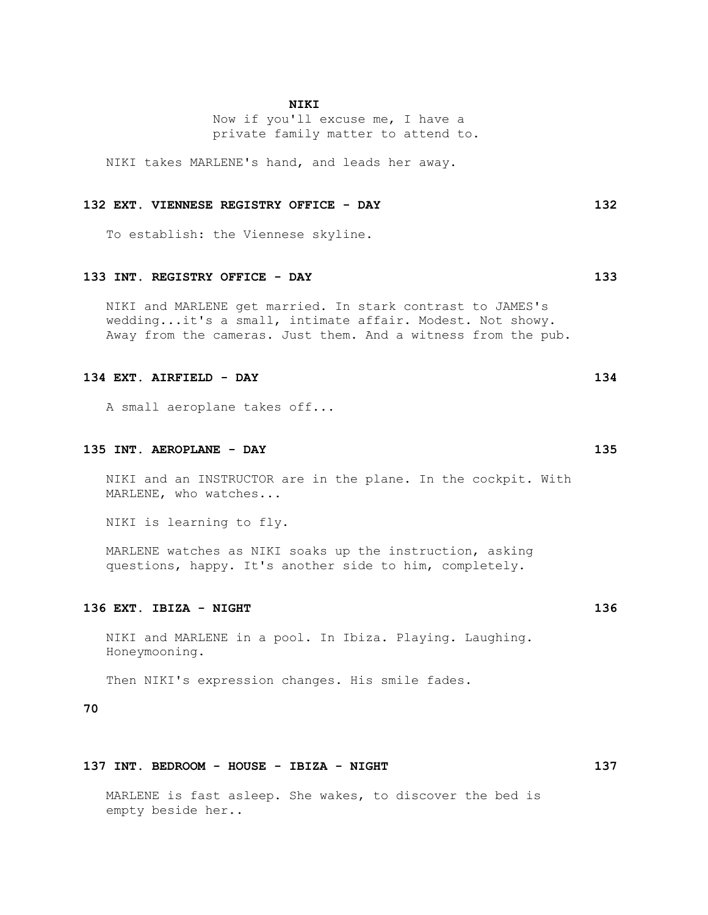**NIKI**

Now if you'll excuse me, I have a private family matter to attend to.

NIKI takes MARLENE's hand, and leads her away.

**132 EXT. VIENNESE REGISTRY OFFICE - DAY 132**

To establish: the Viennese skyline.

**133 INT. REGISTRY OFFICE - DAY 133**

NIKI and MARLENE get married. In stark contrast to JAMES's wedding...it's a small, intimate affair. Modest. Not showy. Away from the cameras. Just them. And a witness from the pub.

**134 EXT. AIRFIELD - DAY 134**

A small aeroplane takes off...

**135 INT. AEROPLANE - DAY 135**

NIKI and an INSTRUCTOR are in the plane. In the cockpit. With MARLENE, who watches...

NIKI is learning to fly.

MARLENE watches as NIKI soaks up the instruction, asking questions, happy. It's another side to him, completely.

**136 EXT. IBIZA - NIGHT 136**

NIKI and MARLENE in a pool. In Ibiza. Playing. Laughing. Honeymooning.

Then NIKI's expression changes. His smile fades.

**137 INT. BEDROOM - HOUSE - IBIZA - NIGHT 137**

MARLENE is fast asleep. She wakes, to discover the bed is empty beside her..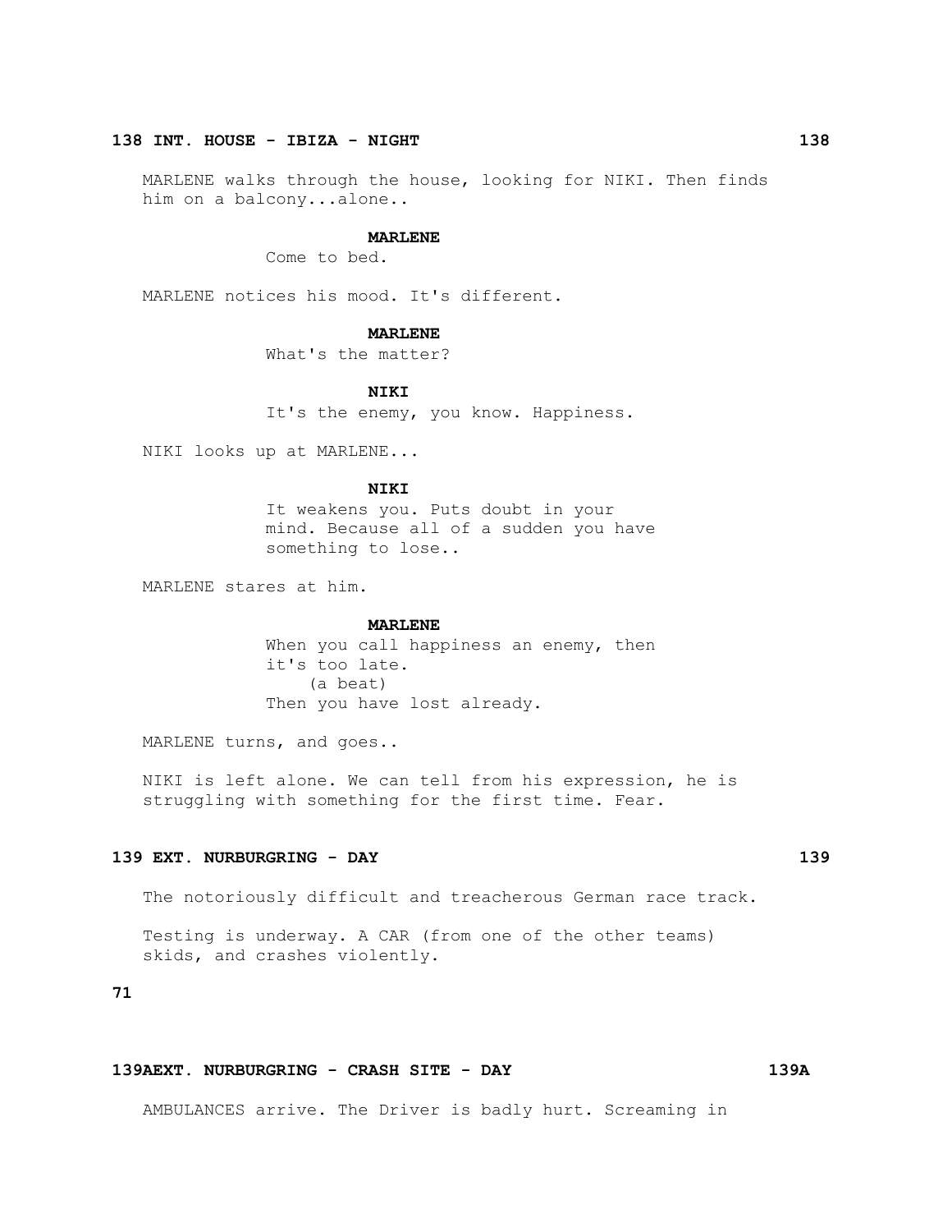**138 INT. HOUSE - IBIZA - NIGHT 138**

MARLENE walks through the house, looking for NIKI. Then finds him on a balcony...alone..

**MARLENE**
Come to bed.

MARLENE notices his mood. It's different.

**MARLENE**
What's the matter?

**NIKI**
It's the enemy, you know. Happiness.

NIKI looks up at MARLENE...

**NIKI**
It weakens you. Puts doubt in your mind. Because all of a sudden you have something to lose..

MARLENE stares at him.

**MARLENE**
When you call happiness an enemy, then it's too late.
(a beat)
Then you have lost already.

MARLENE turns, and goes..

NIKI is left alone. We can tell from his expression, he is struggling with something for the first time. Fear.

**139 EXT. NURBURGRING - DAY 139**

The notoriously difficult and treacherous German race track.

Testing is underway. A CAR (from one of the other teams) skids, and crashes violently.

**139AEXT. NURBURGRING - CRASH SITE - DAY 139A**

AMBULANCES arrive. The Driver is badly hurt. Screaming in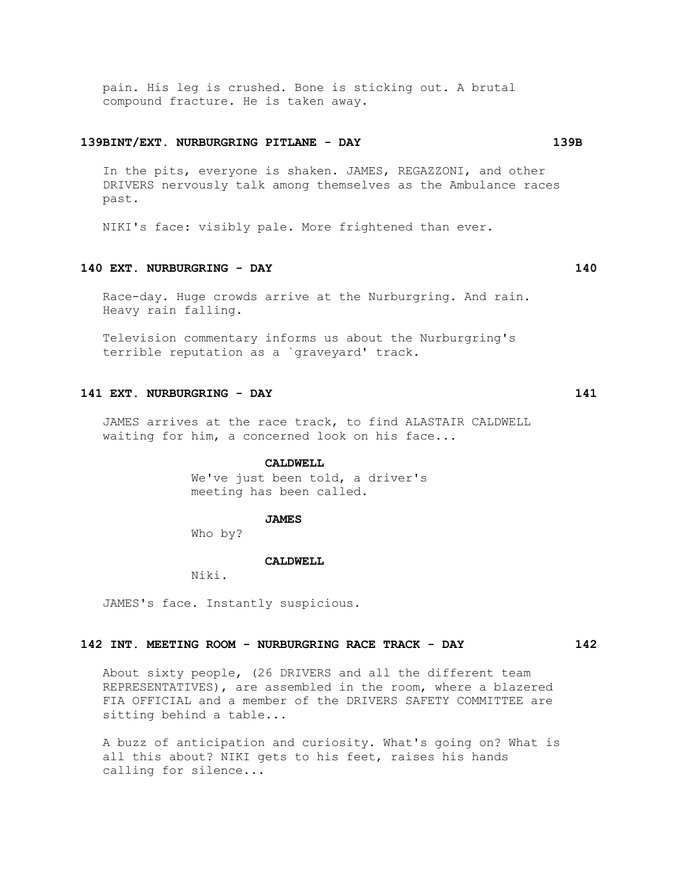pain. His leg is crushed. Bone is sticking out. A brutal compound fracture. He is taken away.

**139BINT/EXT. NURBURGRING PITLANE - DAY 139B**

In the pits, everyone is shaken. JAMES, REGAZZONI, and other DRIVERS nervously talk among themselves as the Ambulance races past.

NIKI's face: visibly pale. More frightened than ever.

**140 EXT. NURBURGRING - DAY 140**

Race-day. Huge crowds arrive at the Nurburgring. And rain. Heavy rain falling.

Television commentary informs us about the Nurburgring's terrible reputation as a `graveyard' track.

**141 EXT. NURBURGRING - DAY 141**

JAMES arrives at the race track, to find ALASTAIR CALDWELL waiting for him, a concerned look on his face...

**CALDWELL**
We've just been told, a driver's meeting has been called.

**JAMES**
Who by?

**CALDWELL**
Niki.

JAMES's face. Instantly suspicious.

**142 INT. MEETING ROOM - NURBURGRING RACE TRACK - DAY 142**

About sixty people, (26 DRIVERS and all the different team REPRESENTATIVES), are assembled in the room, where a blazered FIA OFFICIAL and a member of the DRIVERS SAFETY COMMITTEE are sitting behind a table...

A buzz of anticipation and curiosity. What's going on? What is all this about? NIKI gets to his feet, raises his hands calling for silence...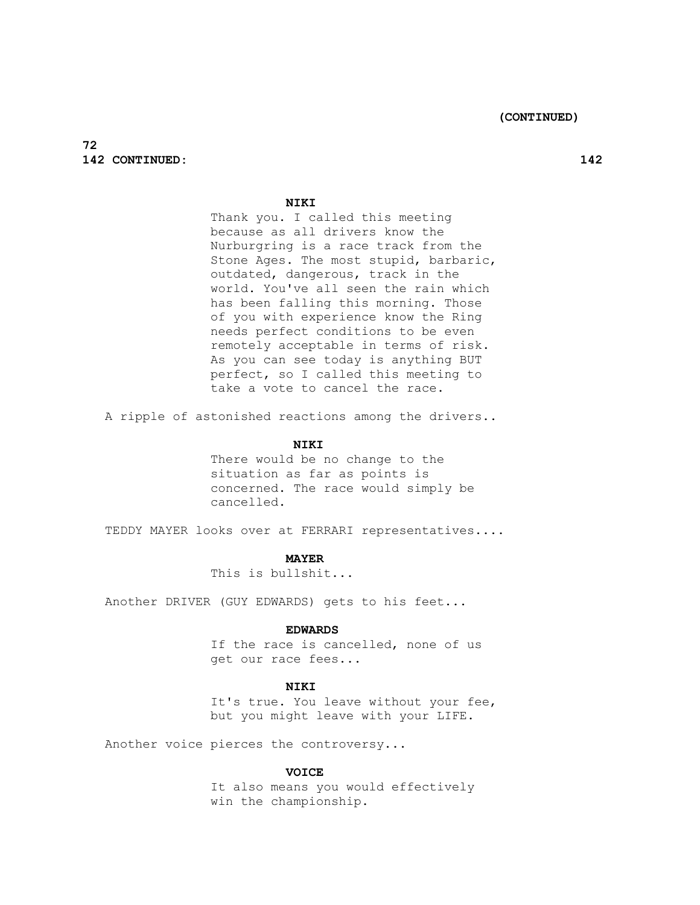**NIKI**

Thank you. I called this meeting because as all drivers know the Nurburgring is a race track from the Stone Ages. The most stupid, barbaric, outdated, dangerous, track in the world. You've all seen the rain which has been falling this morning. Those of you with experience know the Ring needs perfect conditions to be even remotely acceptable in terms of risk. As you can see today is anything BUT perfect, so I called this meeting to take a vote to cancel the race.

A ripple of astonished reactions among the drivers..

**NIKI**

There would be no change to the situation as far as points is concerned. The race would simply be cancelled.

TEDDY MAYER looks over at FERRARI representatives....

**MAYER**

This is bullshit...

Another DRIVER (GUY EDWARDS) gets to his feet...

**EDWARDS**

If the race is cancelled, none of us get our race fees...

**NIKI**

It's true. You leave without your fee, but you might leave with your LIFE.

Another voice pierces the controversy...

**VOICE**

It also means you would effectively win the championship.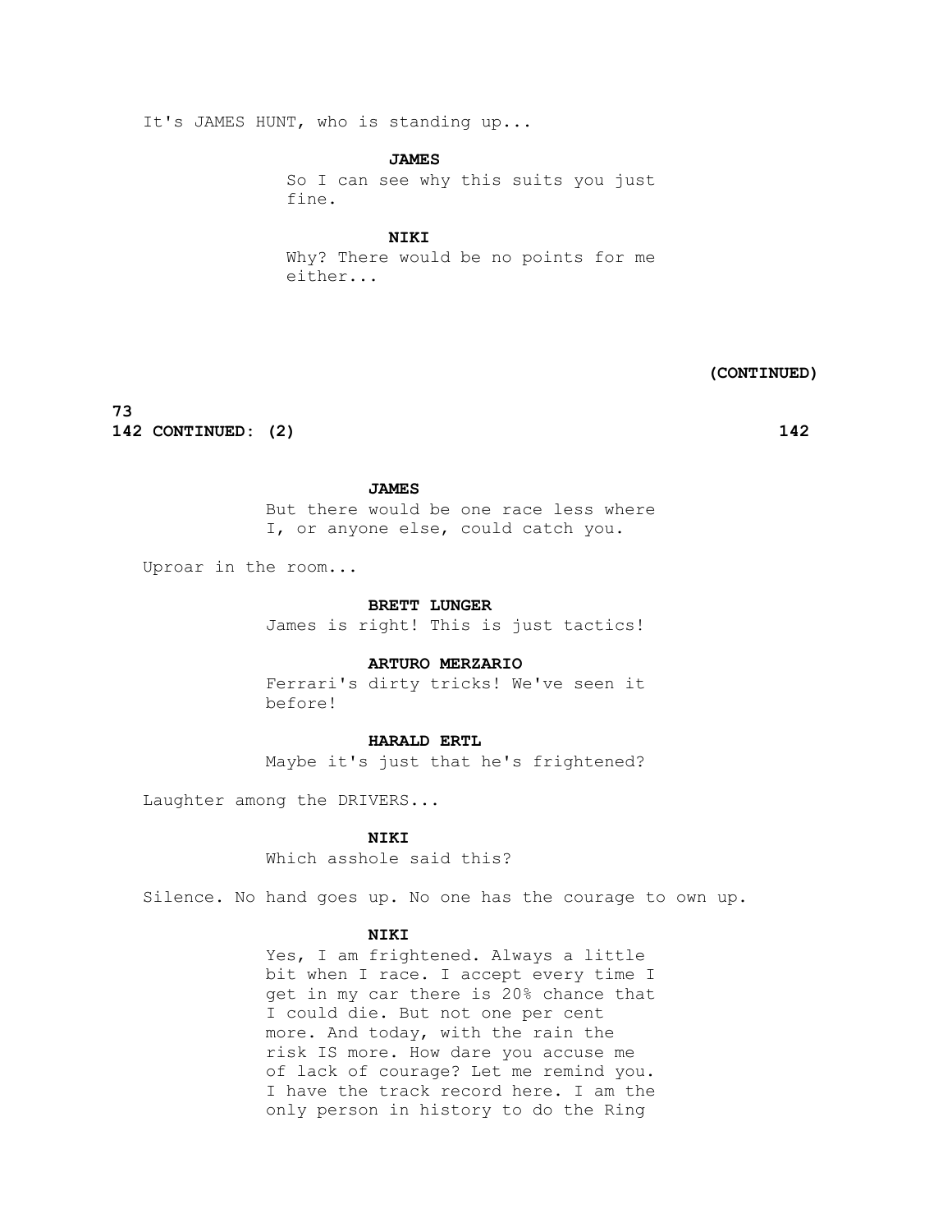It's JAMES HUNT, who is standing up...

**JAMES**

So I can see why this suits you just fine.

**NIKI**

Why? There would be no points for me either...

**(CONTINUED)**

**142 CONTINUED: (2) 142**

**JAMES**

But there would be one race less where I, or anyone else, could catch you.

Uproar in the room...

**BRETT LUNGER**

James is right! This is just tactics!

**ARTURO MERZARIO**

Ferrari's dirty tricks! We've seen it before!

**HARALD ERTL**

Maybe it's just that he's frightened?

Laughter among the DRIVERS...

**NIKI**

Which asshole said this?

Silence. No hand goes up. No one has the courage to own up.

**NIKI**

Yes, I am frightened. Always a little bit when I race. I accept every time I get in my car there is 20% chance that I could die. But not one per cent more. And today, with the rain the risk IS more. How dare you accuse me of lack of courage? Let me remind you. I have the track record here. I am the only person in history to do the Ring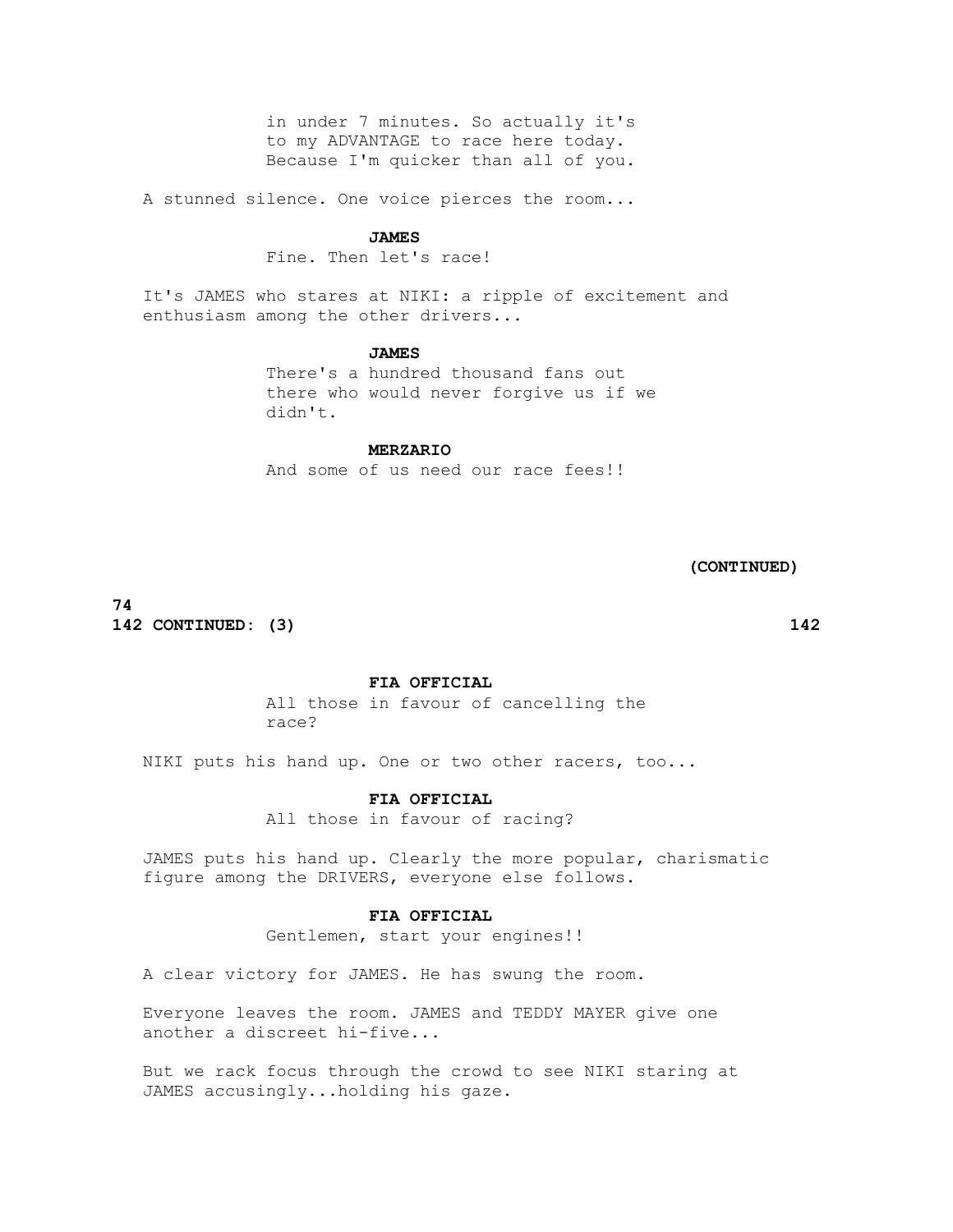in under 7 minutes. So actually it's to my ADVANTAGE to race here today. Because I'm quicker than all of you.

A stunned silence. One voice pierces the room...

**JAMES**

Fine. Then let's race!

It's JAMES who stares at NIKI: a ripple of excitement and enthusiasm among the other drivers...

**JAMES**

There's a hundred thousand fans out there who would never forgive us if we didn't.

**MERZARIO**

And some of us need our race fees!!

**(CONTINUED)**

**142 CONTINUED: (3) 142**

**FIA OFFICIAL**

All those in favour of cancelling the race?

NIKI puts his hand up. One or two other racers, too...

**FIA OFFICIAL**

All those in favour of racing?

JAMES puts his hand up. Clearly the more popular, charismatic figure among the DRIVERS, everyone else follows.

**FIA OFFICIAL**

Gentlemen, start your engines!!

A clear victory for JAMES. He has swung the room.

Everyone leaves the room. JAMES and TEDDY MAYER give one another a discreet hi-five...

But we rack focus through the crowd to see NIKI staring at JAMES accusingly...holding his gaze.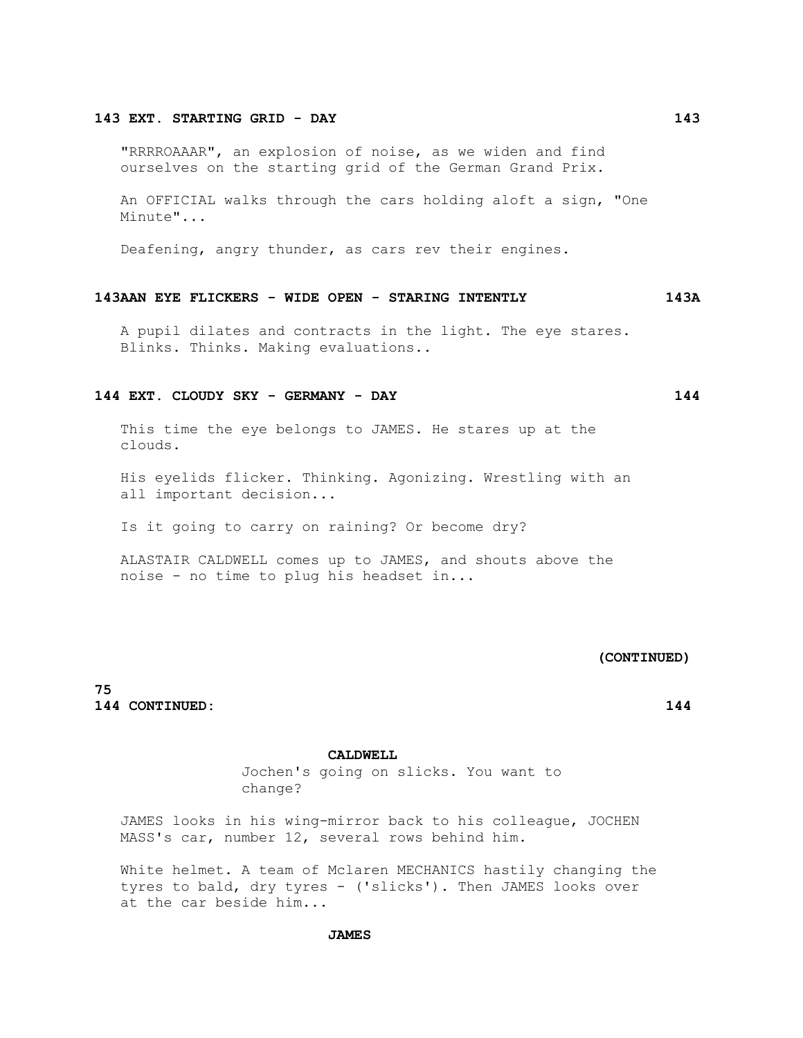**143 EXT. STARTING GRID - DAY 143**

"RRRROAAAR", an explosion of noise, as we widen and find ourselves on the starting grid of the German Grand Prix.

An OFFICIAL walks through the cars holding aloft a sign, "One Minute"...

Deafening, angry thunder, as cars rev their engines.

**143AAN EYE FLICKERS - WIDE OPEN - STARING INTENTLY 143A**

A pupil dilates and contracts in the light. The eye stares. Blinks. Thinks. Making evaluations..

**144 EXT. CLOUDY SKY - GERMANY - DAY 144**

This time the eye belongs to JAMES. He stares up at the clouds.

His eyelids flicker. Thinking. Agonizing. Wrestling with an all important decision...

Is it going to carry on raining? Or become dry?

ALASTAIR CALDWELL comes up to JAMES, and shouts above the noise - no time to plug his headset in...

**(CONTINUED)**

**144 CONTINUED: 144**

**CALDWELL**
Jochen's going on slicks. You want to change?

JAMES looks in his wing-mirror back to his colleague, JOCHEN MASS's car, number 12, several rows behind him.

White helmet. A team of Mclaren MECHANICS hastily changing the tyres to bald, dry tyres - ('slicks'). Then JAMES looks over at the car beside him...

**JAMES**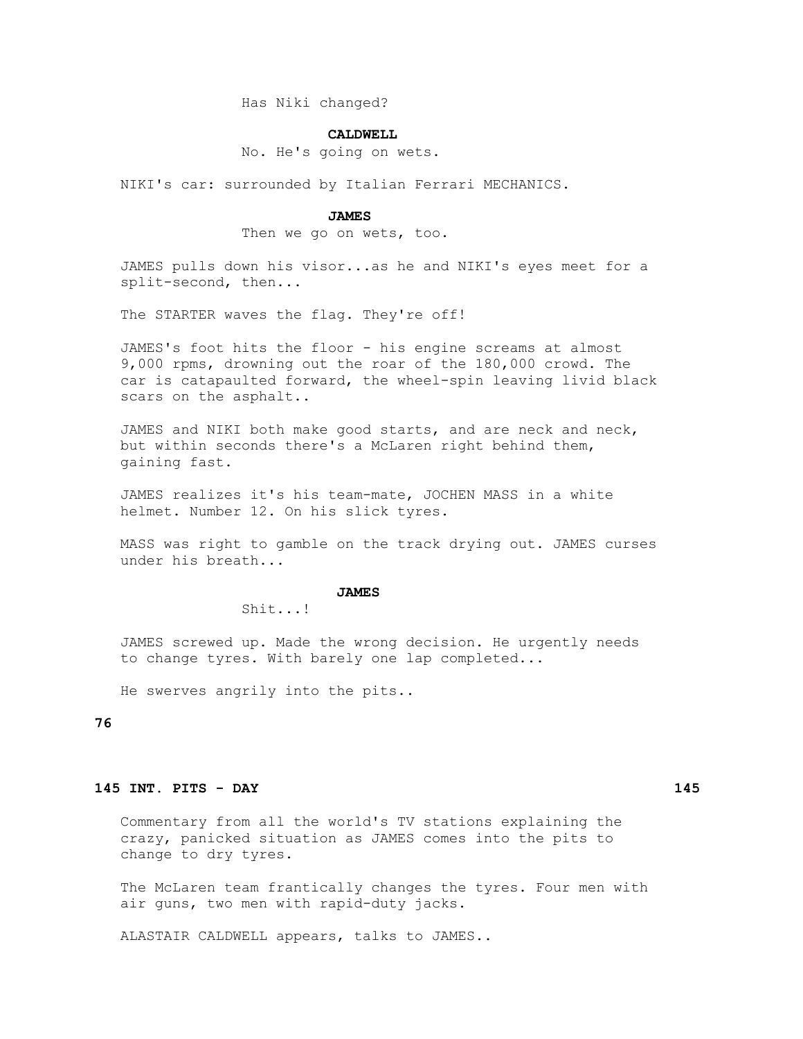Has Niki changed?

**CALDWELL**

No. He's going on wets.

NIKI's car: surrounded by Italian Ferrari MECHANICS.

**JAMES**

Then we go on wets, too.

JAMES pulls down his visor...as he and NIKI's eyes meet for a split-second, then...

The STARTER waves the flag. They're off!

JAMES's foot hits the floor - his engine screams at almost 9,000 rpms, drowning out the roar of the 180,000 crowd. The car is catapaulted forward, the wheel-spin leaving livid black scars on the asphalt..

JAMES and NIKI both make good starts, and are neck and neck, but within seconds there's a McLaren right behind them, gaining fast.

JAMES realizes it's his team-mate, JOCHEN MASS in a white helmet. Number 12. On his slick tyres.

MASS was right to gamble on the track drying out. JAMES curses under his breath...

**JAMES**

Shit...!

JAMES screwed up. Made the wrong decision. He urgently needs to change tyres. With barely one lap completed...

He swerves angrily into the pits..

**145 INT. PITS - DAY 145**

Commentary from all the world's TV stations explaining the crazy, panicked situation as JAMES comes into the pits to change to dry tyres.

The McLaren team frantically changes the tyres. Four men with air guns, two men with rapid-duty jacks.

ALASTAIR CALDWELL appears, talks to JAMES..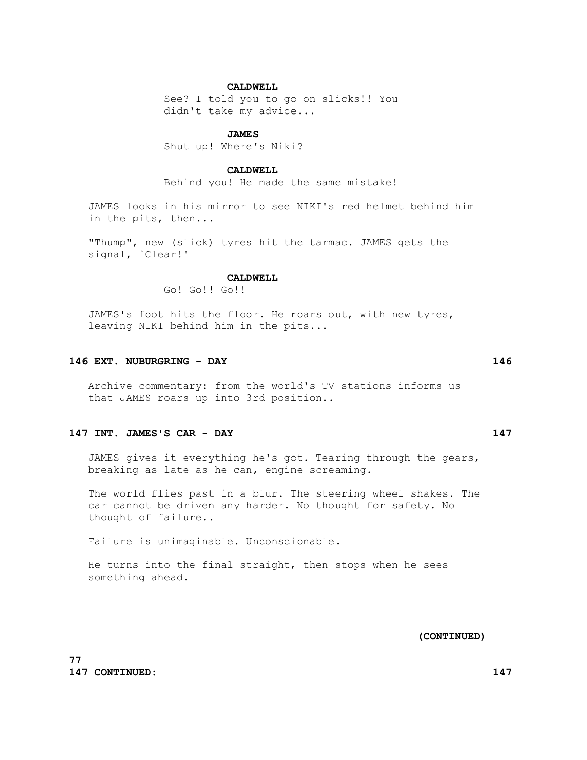**CALDWELL**

See? I told you to go on slicks!! You didn't take my advice...

**JAMES**

Shut up! Where's Niki?

**CALDWELL**

Behind you! He made the same mistake!

JAMES looks in his mirror to see NIKI's red helmet behind him in the pits, then...

"Thump", new (slick) tyres hit the tarmac. JAMES gets the signal, `Clear!'

**CALDWELL**

Go! Go!! Go!!

JAMES's foot hits the floor. He roars out, with new tyres, leaving NIKI behind him in the pits...

**146 EXT. NUBURGRING - DAY 146**

Archive commentary: from the world's TV stations informs us that JAMES roars up into 3rd position..

**147 INT. JAMES'S CAR - DAY 147**

JAMES gives it everything he's got. Tearing through the gears, breaking as late as he can, engine screaming.

The world flies past in a blur. The steering wheel shakes. The car cannot be driven any harder. No thought for safety. No thought of failure..

Failure is unimaginable. Unconscionable.

He turns into the final straight, then stops when he sees something ahead.

**(CONTINUED)**

**147 CONTINUED: 147**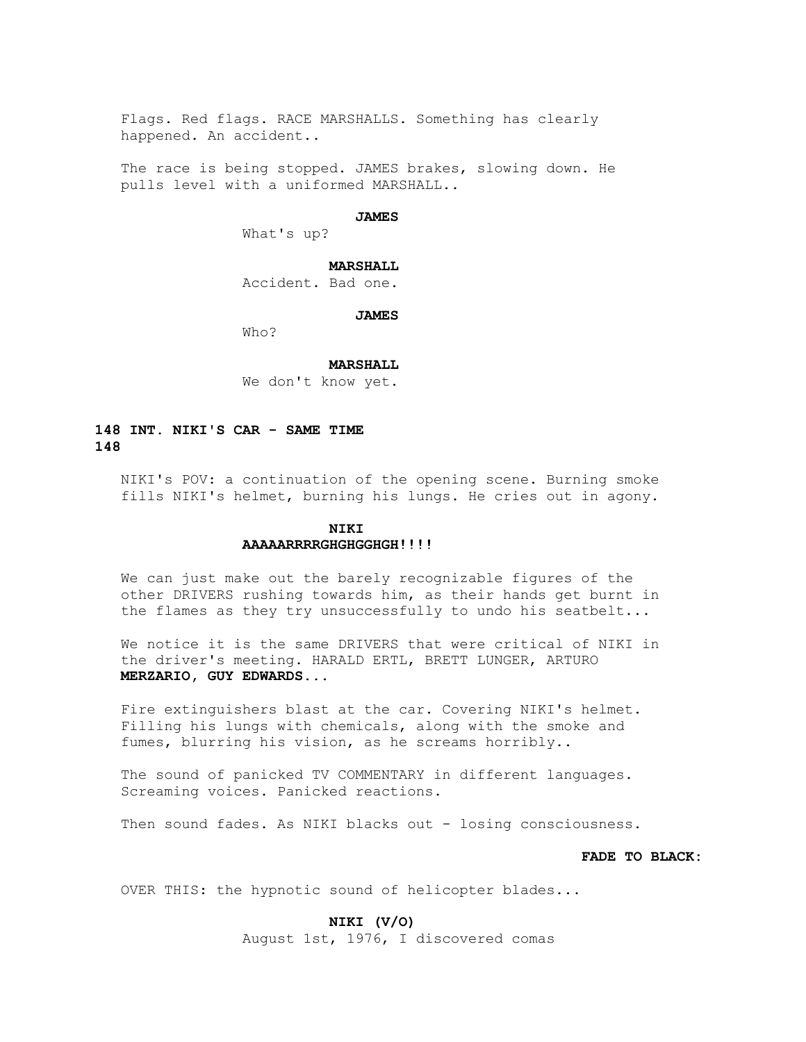Flags. Red flags. RACE MARSHALLS. Something has clearly happened. An accident..

The race is being stopped. JAMES brakes, slowing down. He pulls level with a uniformed MARSHALL..

**JAMES**
What's up?

**MARSHALL**
Accident. Bad one.

**JAMES**
Who?

**MARSHALL**
We don't know yet.

**148 INT. NIKI'S CAR - SAME TIME 148**

NIKI's POV: a continuation of the opening scene. Burning smoke fills NIKI's helmet, burning his lungs. He cries out in agony.

**NIKI**
**AAAAARRRRGHGHGGHGH!!!!**

We can just make out the barely recognizable figures of the other DRIVERS rushing towards him, as their hands get burnt in the flames as they try unsuccessfully to undo his seatbelt...

We notice it is the same DRIVERS that were critical of NIKI in the driver's meeting. HARALD ERTL, BRETT LUNGER, ARTURO **MERZARIO, GUY EDWARDS...**

Fire extinguishers blast at the car. Covering NIKI's helmet. Filling his lungs with chemicals, along with the smoke and fumes, blurring his vision, as he screams horribly..

The sound of panicked TV COMMENTARY in different languages. Screaming voices. Panicked reactions.

Then sound fades. As NIKI blacks out - losing consciousness.

**FADE TO BLACK:**

OVER THIS: the hypnotic sound of helicopter blades...

**NIKI (V/O)**
August 1st, 1976, I discovered comas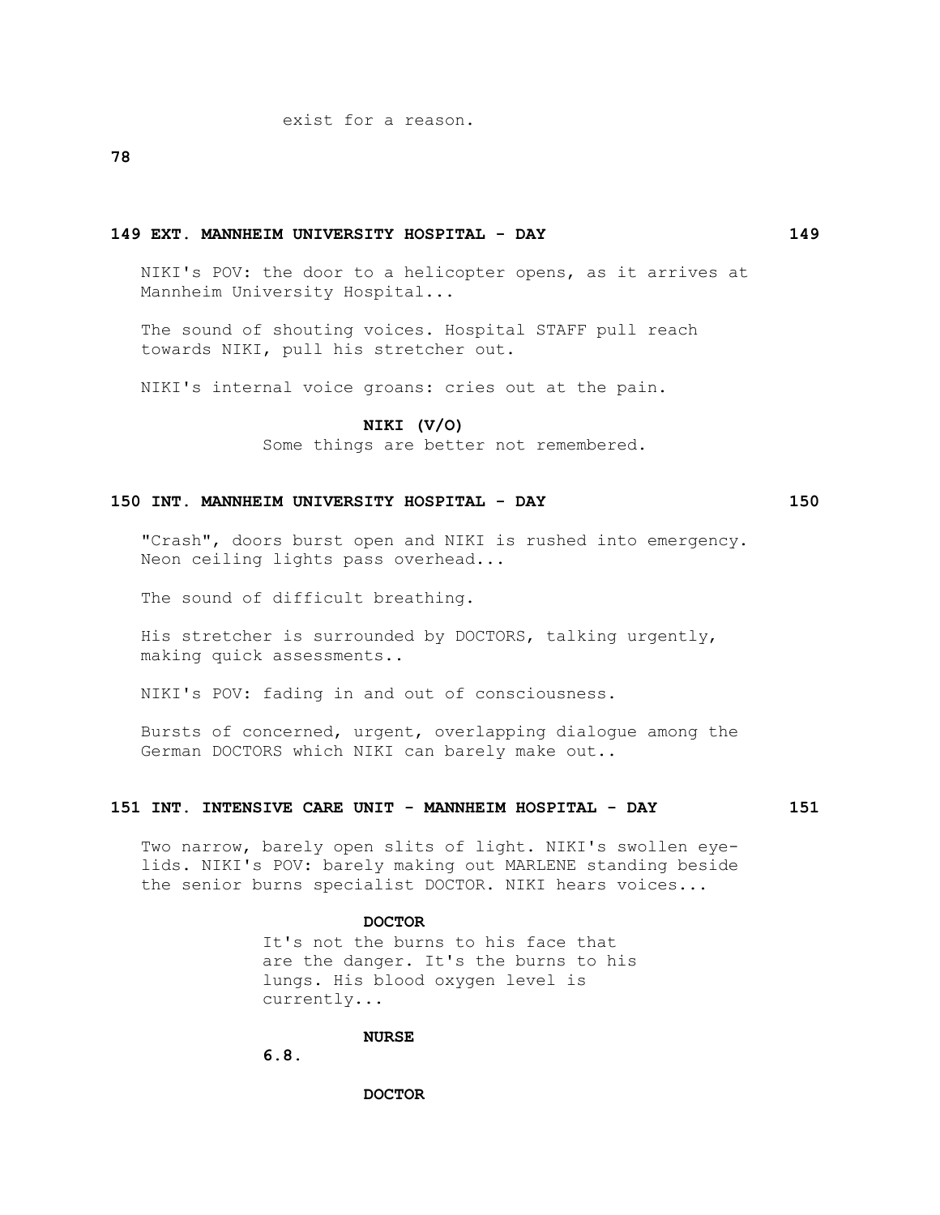exist for a reason.

**149 EXT. MANNHEIM UNIVERSITY HOSPITAL - DAY 149**

NIKI's POV: the door to a helicopter opens, as it arrives at Mannheim University Hospital...

The sound of shouting voices. Hospital STAFF pull reach towards NIKI, pull his stretcher out.

NIKI's internal voice groans: cries out at the pain.

**NIKI (V/O)**
Some things are better not remembered.

**150 INT. MANNHEIM UNIVERSITY HOSPITAL - DAY 150**

"Crash", doors burst open and NIKI is rushed into emergency. Neon ceiling lights pass overhead...

The sound of difficult breathing.

His stretcher is surrounded by DOCTORS, talking urgently, making quick assessments..

NIKI's POV: fading in and out of consciousness.

Bursts of concerned, urgent, overlapping dialogue among the German DOCTORS which NIKI can barely make out..

**151 INT. INTENSIVE CARE UNIT - MANNHEIM HOSPITAL - DAY 151**

Two narrow, barely open slits of light. NIKI's swollen eye-lids. NIKI's POV: barely making out MARLENE standing beside the senior burns specialist DOCTOR. NIKI hears voices...

**DOCTOR**
It's not the burns to his face that are the danger. It's the burns to his lungs. His blood oxygen level is currently...

**NURSE**
**6.8.**

**DOCTOR**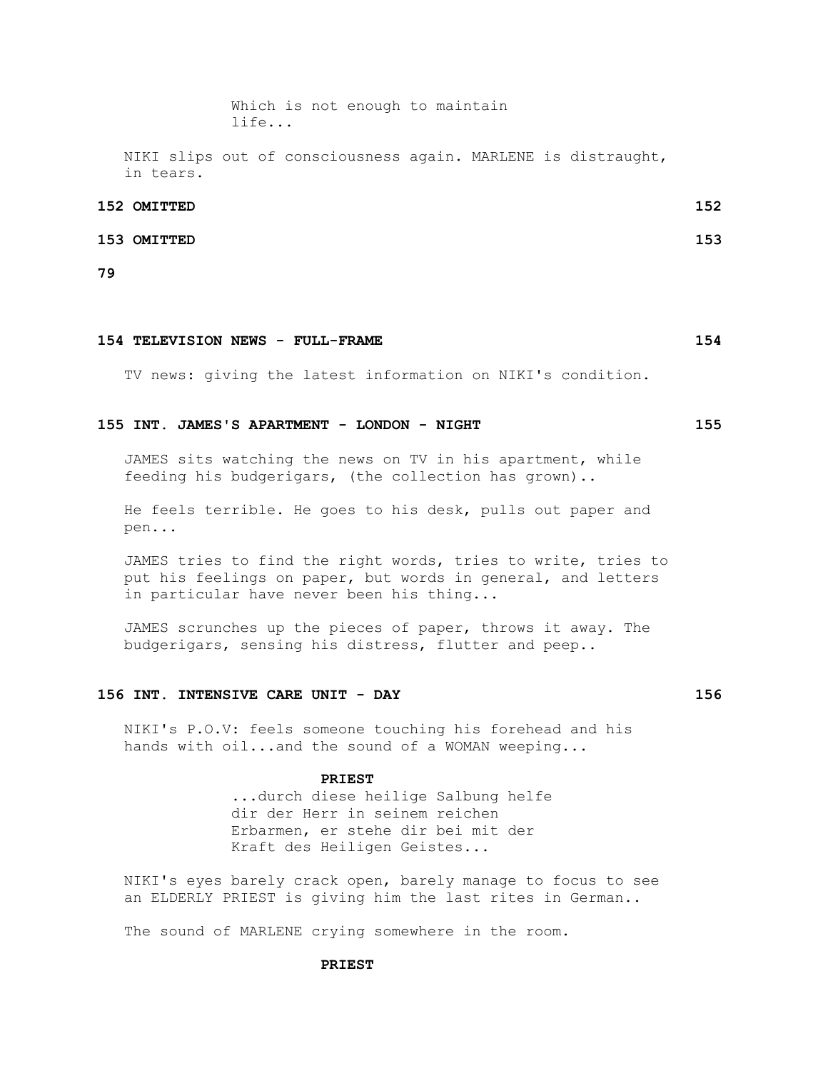Which is not enough to maintain life...

NIKI slips out of consciousness again. MARLENE is distraught, in tears.

**152 OMITTED 152**

**153 OMITTED 153**

**154 TELEVISION NEWS - FULL-FRAME 154**

TV news: giving the latest information on NIKI's condition.

**155 INT. JAMES'S APARTMENT - LONDON - NIGHT 155**

JAMES sits watching the news on TV in his apartment, while feeding his budgerigars, (the collection has grown)..

He feels terrible. He goes to his desk, pulls out paper and pen...

JAMES tries to find the right words, tries to write, tries to put his feelings on paper, but words in general, and letters in particular have never been his thing...

JAMES scrunches up the pieces of paper, throws it away. The budgerigars, sensing his distress, flutter and peep..

**156 INT. INTENSIVE CARE UNIT - DAY 156**

NIKI's P.O.V: feels someone touching his forehead and his hands with oil...and the sound of a WOMAN weeping...

**PRIEST**

...durch diese heilige Salbung helfe dir der Herr in seinem reichen Erbarmen, er stehe dir bei mit der Kraft des Heiligen Geistes...

NIKI's eyes barely crack open, barely manage to focus to see an ELDERLY PRIEST is giving him the last rites in German..

The sound of MARLENE crying somewhere in the room.

**PRIEST**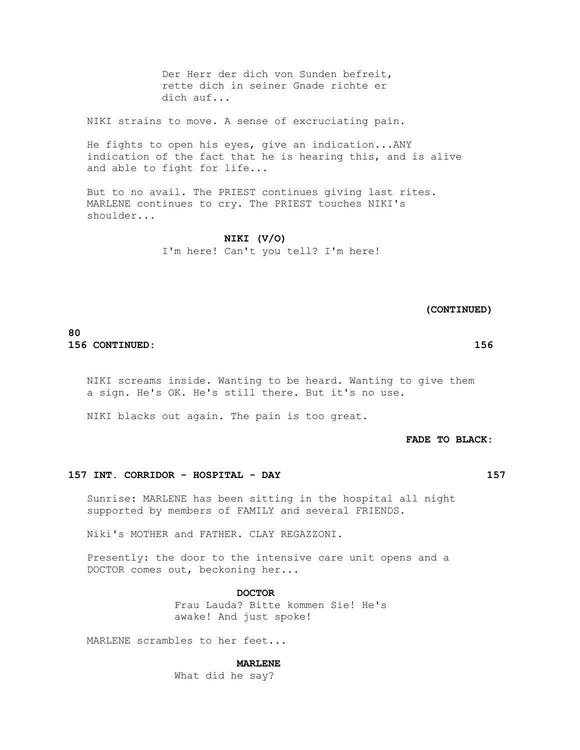Der Herr der dich von Sunden befreit, rette dich in seiner Gnade richte er dich auf...

NIKI strains to move. A sense of excruciating pain.

He fights to open his eyes, give an indication...ANY indication of the fact that he is hearing this, and is alive and able to fight for life...

But to no avail. The PRIEST continues giving last rites. MARLENE continues to cry. The PRIEST touches NIKI's shoulder...

**NIKI (V/O)**
I'm here! Can't you tell? I'm here!

**(CONTINUED)**

**156 CONTINUED: 156**

NIKI screams inside. Wanting to be heard. Wanting to give them a sign. He's OK. He's still there. But it's no use.

NIKI blacks out again. The pain is too great.

**FADE TO BLACK:**

**157 INT. CORRIDOR - HOSPITAL - DAY 157**

Sunrise: MARLENE has been sitting in the hospital all night supported by members of FAMILY and several FRIENDS.

Niki's MOTHER and FATHER. CLAY REGAZZONI.

Presently: the door to the intensive care unit opens and a DOCTOR comes out, beckoning her...

**DOCTOR**
Frau Lauda? Bitte kommen Sie! He's awake! And just spoke!

MARLENE scrambles to her feet...

**MARLENE**
What did he say?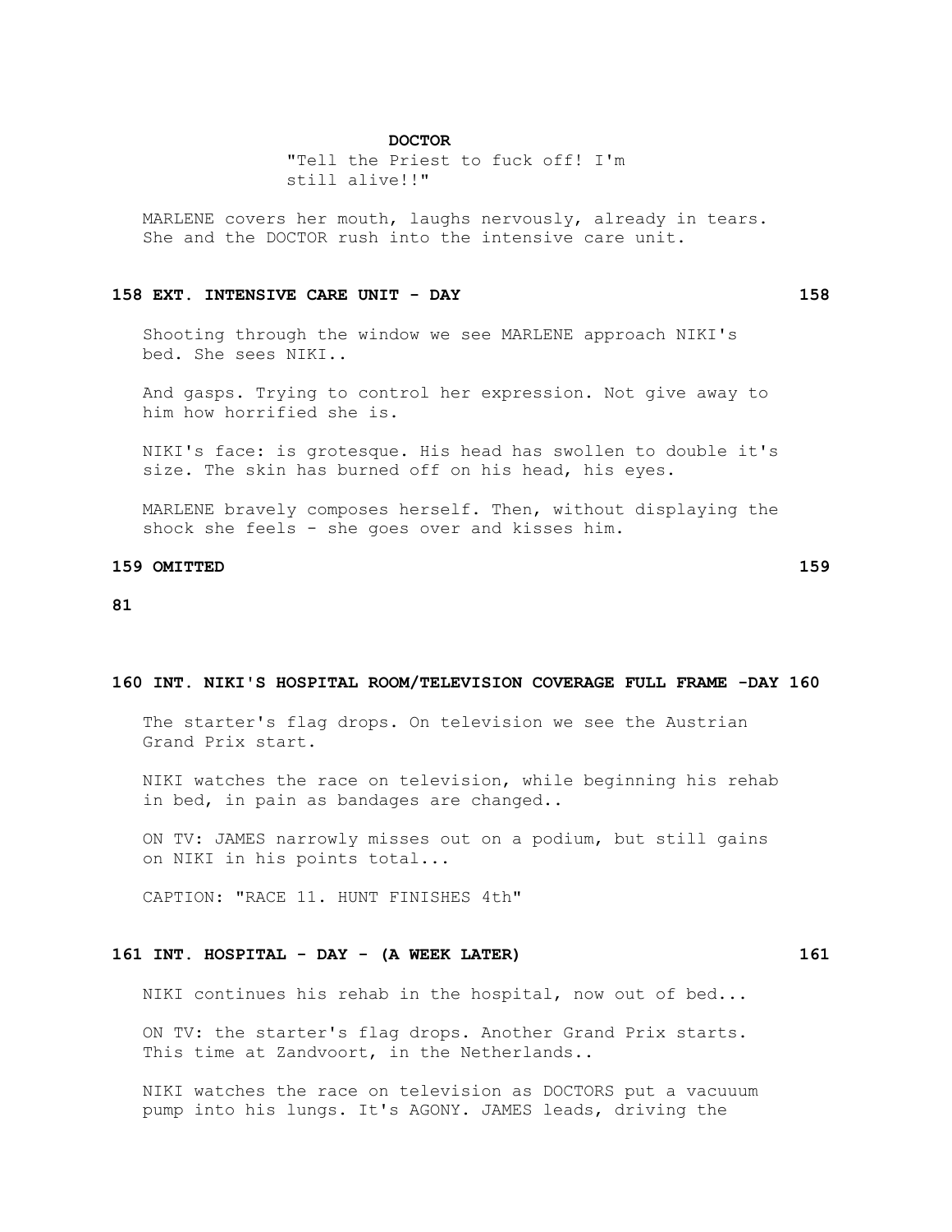**DOCTOR**

"Tell the Priest to fuck off! I'm still alive!!"

MARLENE covers her mouth, laughs nervously, already in tears. She and the DOCTOR rush into the intensive care unit.

**158 EXT. INTENSIVE CARE UNIT - DAY 158**

Shooting through the window we see MARLENE approach NIKI's bed. She sees NIKI..

And gasps. Trying to control her expression. Not give away to him how horrified she is.

NIKI's face: is grotesque. His head has swollen to double it's size. The skin has burned off on his head, his eyes.

MARLENE bravely composes herself. Then, without displaying the shock she feels - she goes over and kisses him.

**159 OMITTED 159**

**160 INT. NIKI'S HOSPITAL ROOM/TELEVISION COVERAGE FULL FRAME -DAY 160**

The starter's flag drops. On television we see the Austrian Grand Prix start.

NIKI watches the race on television, while beginning his rehab in bed, in pain as bandages are changed..

ON TV: JAMES narrowly misses out on a podium, but still gains on NIKI in his points total...

CAPTION: "RACE 11. HUNT FINISHES 4th"

**161 INT. HOSPITAL - DAY - (A WEEK LATER) 161**

NIKI continues his rehab in the hospital, now out of bed...

ON TV: the starter's flag drops. Another Grand Prix starts. This time at Zandvoort, in the Netherlands..

NIKI watches the race on television as DOCTORS put a vacuuum pump into his lungs. It's AGONY. JAMES leads, driving the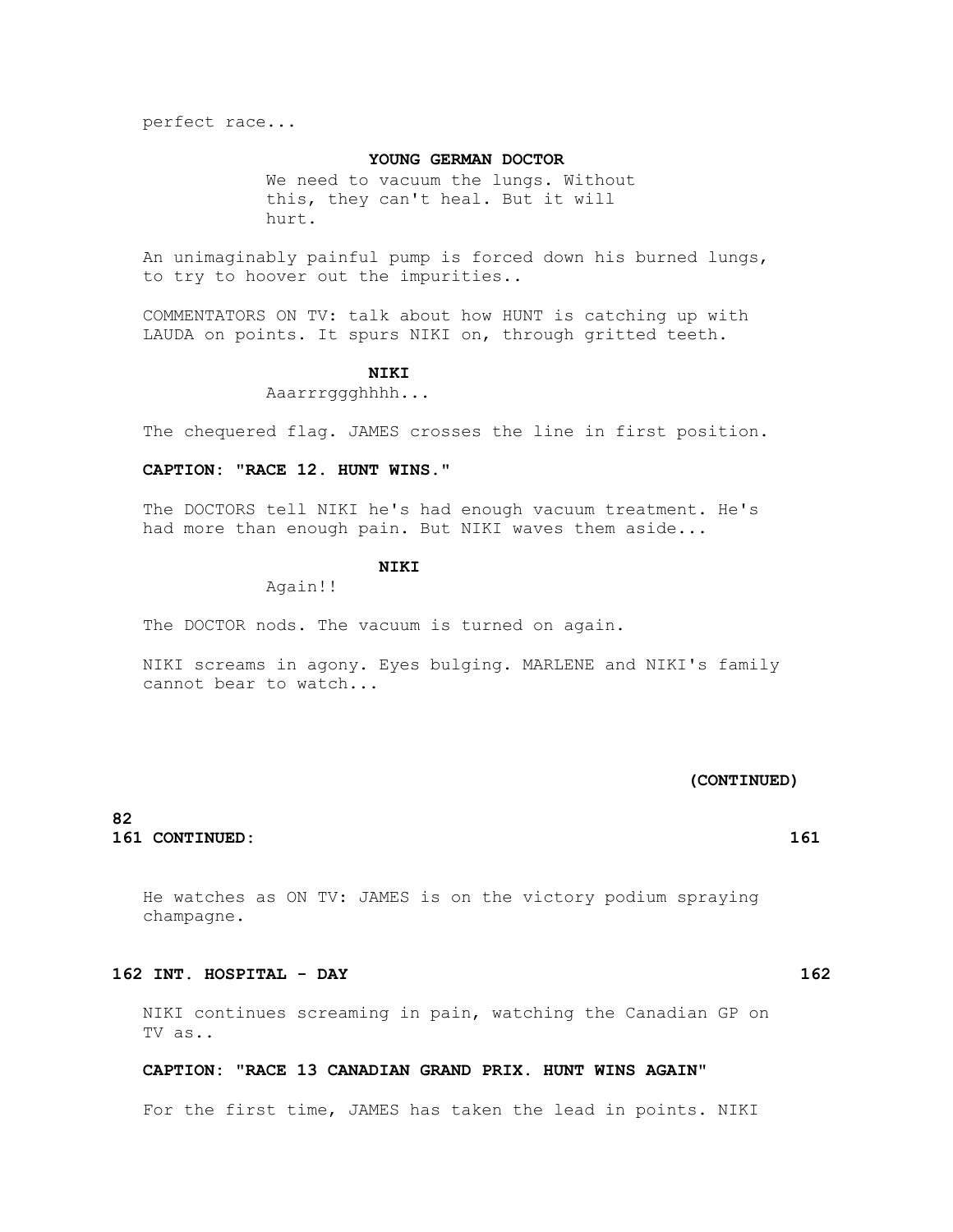perfect race...

**YOUNG GERMAN DOCTOR**

We need to vacuum the lungs. Without this, they can't heal. But it will hurt.

An unimaginably painful pump is forced down his burned lungs, to try to hoover out the impurities..

COMMENTATORS ON TV: talk about how HUNT is catching up with LAUDA on points. It spurs NIKI on, through gritted teeth.

**NIKI**

Aaarrrggghhhh...

The chequered flag. JAMES crosses the line in first position.

**CAPTION: "RACE 12. HUNT WINS."**

The DOCTORS tell NIKI he's had enough vacuum treatment. He's had more than enough pain. But NIKI waves them aside...

**NIKI**

Again!!

The DOCTOR nods. The vacuum is turned on again.

NIKI screams in agony. Eyes bulging. MARLENE and NIKI's family cannot bear to watch...

**(CONTINUED)**

**161 CONTINUED: 161**

He watches as ON TV: JAMES is on the victory podium spraying champagne.

**162 INT. HOSPITAL - DAY 162**

NIKI continues screaming in pain, watching the Canadian GP on TV as..

**CAPTION: "RACE 13 CANADIAN GRAND PRIX. HUNT WINS AGAIN"**

For the first time, JAMES has taken the lead in points. NIKI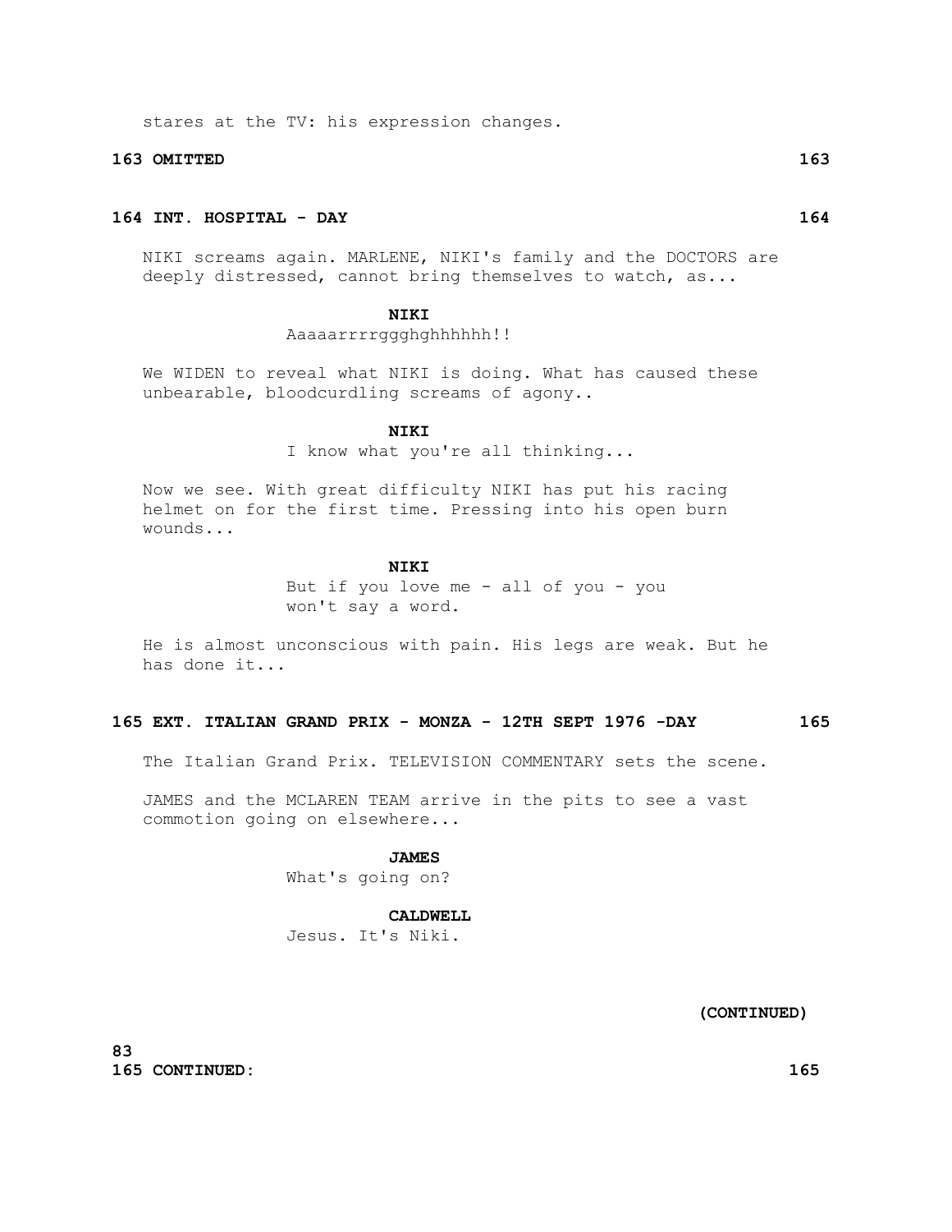stares at the TV: his expression changes.

**163 OMITTED 163**

**164 INT. HOSPITAL - DAY 164**

NIKI screams again. MARLENE, NIKI's family and the DOCTORS are deeply distressed, cannot bring themselves to watch, as...

**NIKI**
Aaaaarrrrggghghhhhhh!!

We WIDEN to reveal what NIKI is doing. What has caused these unbearable, bloodcurdling screams of agony..

**NIKI**
I know what you're all thinking...

Now we see. With great difficulty NIKI has put his racing helmet on for the first time. Pressing into his open burn wounds...

**NIKI**
But if you love me - all of you - you won't say a word.

He is almost unconscious with pain. His legs are weak. But he has done it...

**165 EXT. ITALIAN GRAND PRIX - MONZA - 12TH SEPT 1976 -DAY 165**

The Italian Grand Prix. TELEVISION COMMENTARY sets the scene.

JAMES and the MCLAREN TEAM arrive in the pits to see a vast commotion going on elsewhere...

**JAMES**
What's going on?

**CALDWELL**
Jesus. It's Niki.

**(CONTINUED)**

**165 CONTINUED: 165**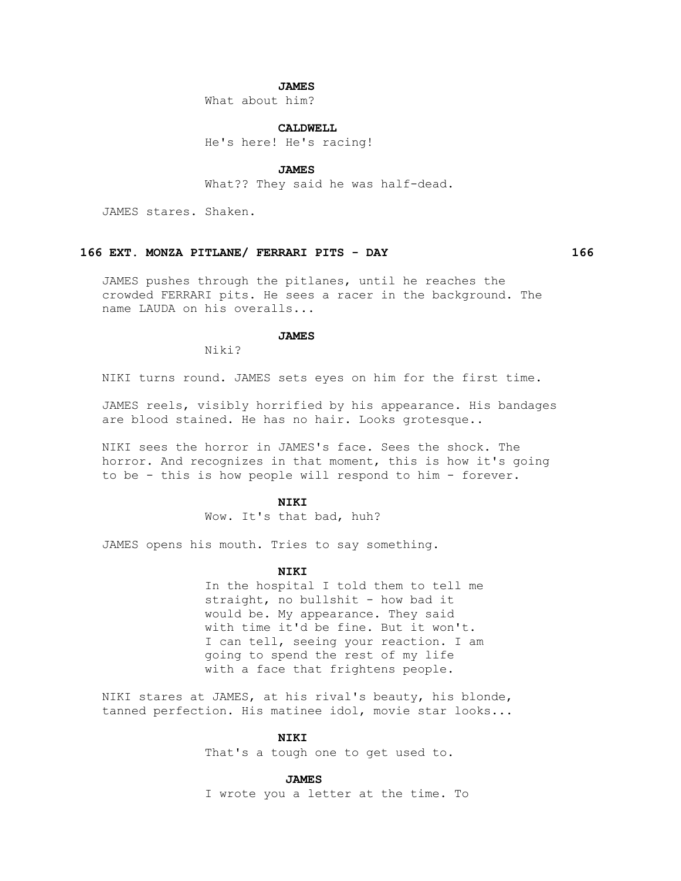**JAMES**

What about him?

**CALDWELL**

He's here! He's racing!

**JAMES**

What?? They said he was half-dead.

JAMES stares. Shaken.

### 166 EXT. MONZA PITLANE/ FERRARI PITS - DAY 166

JAMES pushes through the pitlanes, until he reaches the crowded FERRARI pits. He sees a racer in the background. The name LAUDA on his overalls...

**JAMES**

Niki?

NIKI turns round. JAMES sets eyes on him for the first time.

JAMES reels, visibly horrified by his appearance. His bandages are blood stained. He has no hair. Looks grotesque..

NIKI sees the horror in JAMES's face. Sees the shock. The horror. And recognizes in that moment, this is how it's going to be - this is how people will respond to him - forever.

**NIKI**

Wow. It's that bad, huh?

JAMES opens his mouth. Tries to say something.

**NIKI**

In the hospital I told them to tell me straight, no bullshit - how bad it would be. My appearance. They said with time it'd be fine. But it won't. I can tell, seeing your reaction. I am going to spend the rest of my life with a face that frightens people.

NIKI stares at JAMES, at his rival's beauty, his blonde, tanned perfection. His matinee idol, movie star looks...

**NIKI**

That's a tough one to get used to.

**JAMES**

I wrote you a letter at the time. To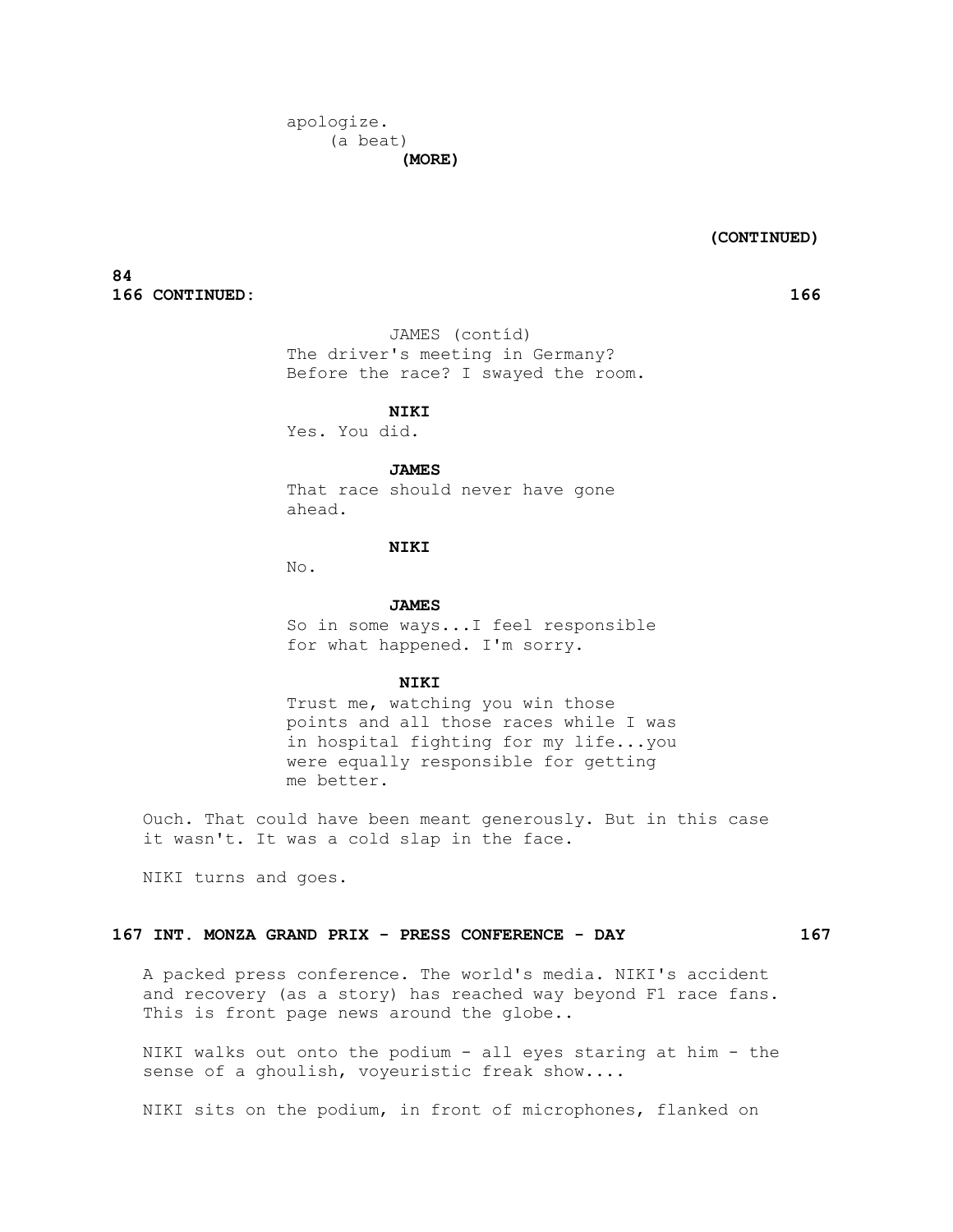apologize.
(a beat)
**(MORE)**

**(CONTINUED)**

**166 CONTINUED: 166**

JAMES (contíd)
The driver's meeting in Germany?
Before the race? I swayed the room.

**NIKI**
Yes. You did.

**JAMES**
That race should never have gone
ahead.

**NIKI**
No.

**JAMES**
So in some ways...I feel responsible
for what happened. I'm sorry.

**NIKI**
Trust me, watching you win those
points and all those races while I was
in hospital fighting for my life...you
were equally responsible for getting
me better.

Ouch. That could have been meant generously. But in this case it wasn't. It was a cold slap in the face.

NIKI turns and goes.

**167 INT. MONZA GRAND PRIX - PRESS CONFERENCE - DAY 167**

A packed press conference. The world's media. NIKI's accident and recovery (as a story) has reached way beyond F1 race fans. This is front page news around the globe..

NIKI walks out onto the podium - all eyes staring at him - the sense of a ghoulish, voyeuristic freak show....

NIKI sits on the podium, in front of microphones, flanked on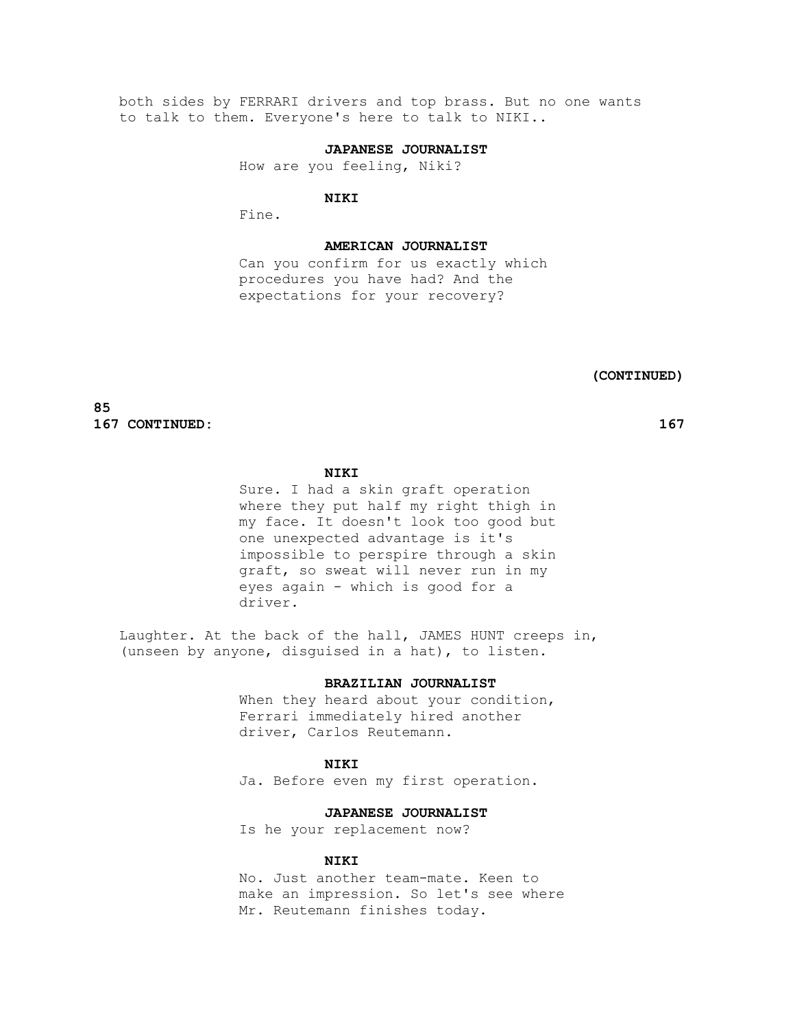both sides by FERRARI drivers and top brass. But no one wants to talk to them. Everyone's here to talk to NIKI..

**JAPANESE JOURNALIST**

How are you feeling, Niki?

**NIKI**

Fine.

**AMERICAN JOURNALIST**

Can you confirm for us exactly which procedures you have had? And the expectations for your recovery?

**(CONTINUED)**

**167 CONTINUED: 167**

**NIKI**

Sure. I had a skin graft operation where they put half my right thigh in my face. It doesn't look too good but one unexpected advantage is it's impossible to perspire through a skin graft, so sweat will never run in my eyes again - which is good for a driver.

Laughter. At the back of the hall, JAMES HUNT creeps in, (unseen by anyone, disguised in a hat), to listen.

**BRAZILIAN JOURNALIST**

When they heard about your condition, Ferrari immediately hired another driver, Carlos Reutemann.

**NIKI**

Ja. Before even my first operation.

**JAPANESE JOURNALIST**

Is he your replacement now?

**NIKI**

No. Just another team-mate. Keen to make an impression. So let's see where Mr. Reutemann finishes today.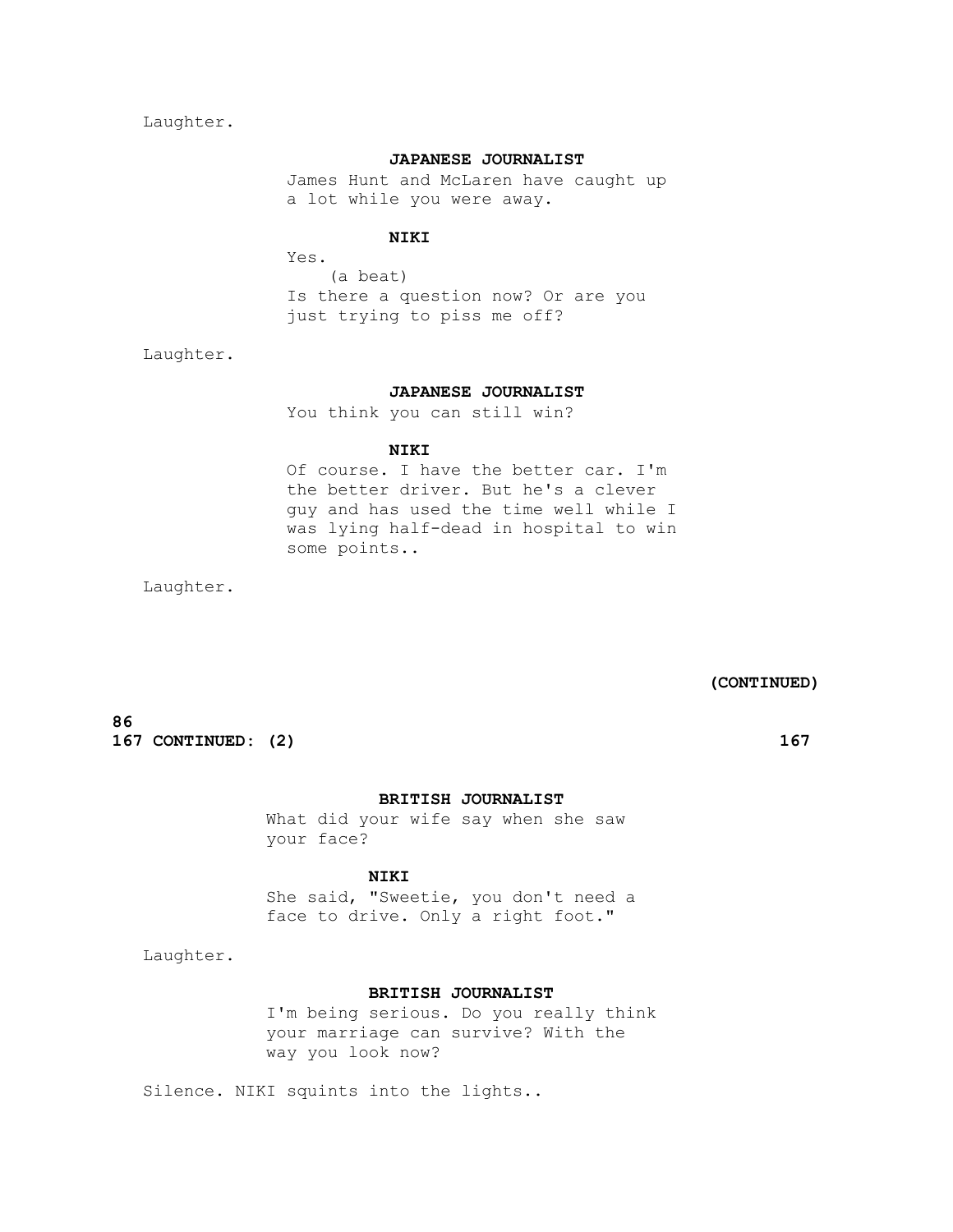Laughter.

**JAPANESE JOURNALIST**

James Hunt and McLaren have caught up a lot while you were away.

**NIKI**

Yes.

(a beat)

Is there a question now? Or are you just trying to piss me off?

Laughter.

**JAPANESE JOURNALIST**

You think you can still win?

**NIKI**

Of course. I have the better car. I'm the better driver. But he's a clever guy and has used the time well while I was lying half-dead in hospital to win some points..

Laughter.

**(CONTINUED)**

**167 CONTINUED: (2) 167**

**BRITISH JOURNALIST**

What did your wife say when she saw your face?

**NIKI**

She said, "Sweetie, you don't need a face to drive. Only a right foot."

Laughter.

**BRITISH JOURNALIST**

I'm being serious. Do you really think your marriage can survive? With the way you look now?

Silence. NIKI squints into the lights..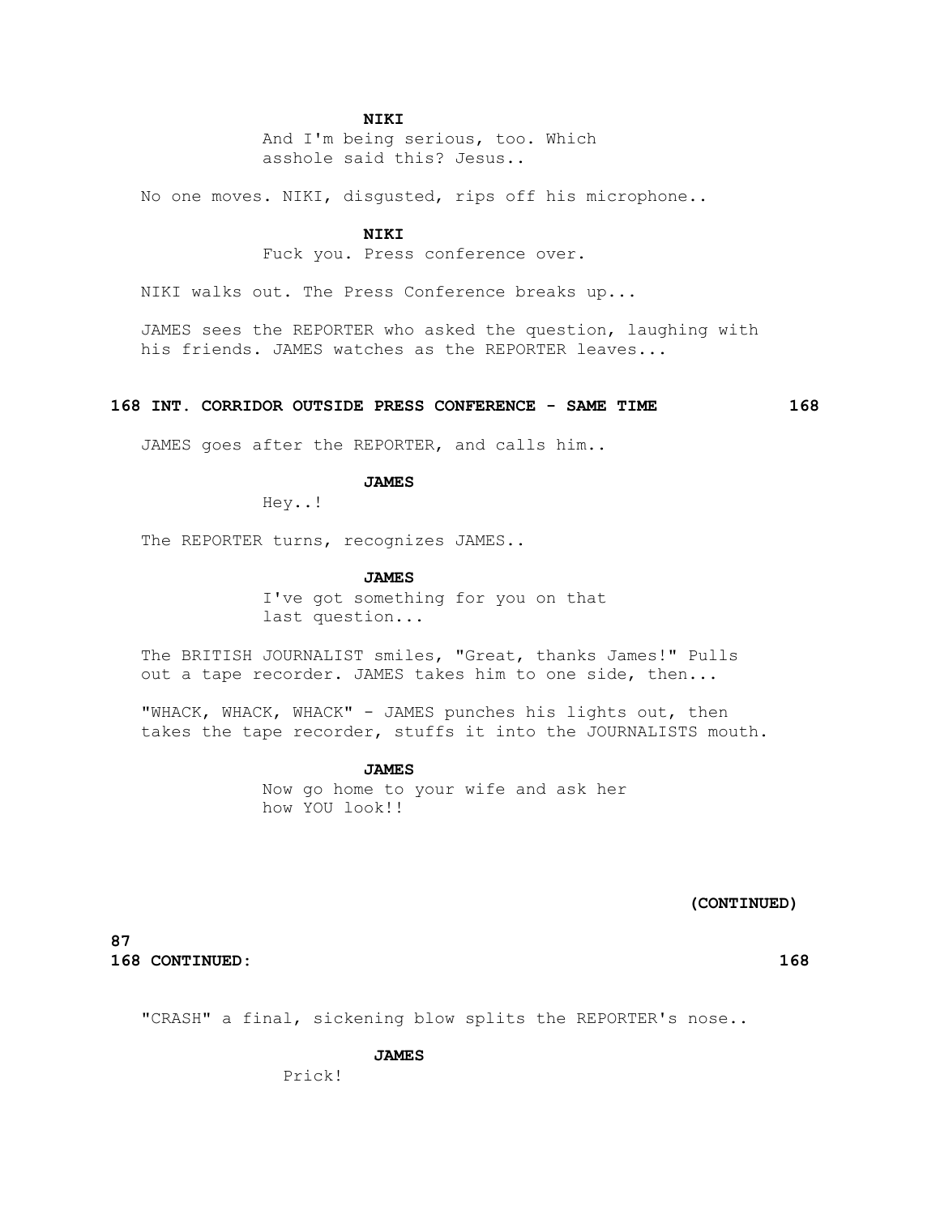**NIKI**

And I'm being serious, too. Which asshole said this? Jesus..

No one moves. NIKI, disgusted, rips off his microphone..

**NIKI**

Fuck you. Press conference over.

NIKI walks out. The Press Conference breaks up...

JAMES sees the REPORTER who asked the question, laughing with his friends. JAMES watches as the REPORTER leaves...

**168 INT. CORRIDOR OUTSIDE PRESS CONFERENCE - SAME TIME 168**

JAMES goes after the REPORTER, and calls him..

**JAMES**

Hey..!

The REPORTER turns, recognizes JAMES..

**JAMES**

I've got something for you on that last question...

The BRITISH JOURNALIST smiles, "Great, thanks James!" Pulls out a tape recorder. JAMES takes him to one side, then...

"WHACK, WHACK, WHACK" - JAMES punches his lights out, then takes the tape recorder, stuffs it into the JOURNALISTS mouth.

**JAMES**

Now go home to your wife and ask her how YOU look!!

**(CONTINUED)**

**168 CONTINUED: 168**

"CRASH" a final, sickening blow splits the REPORTER's nose..

**JAMES**

Prick!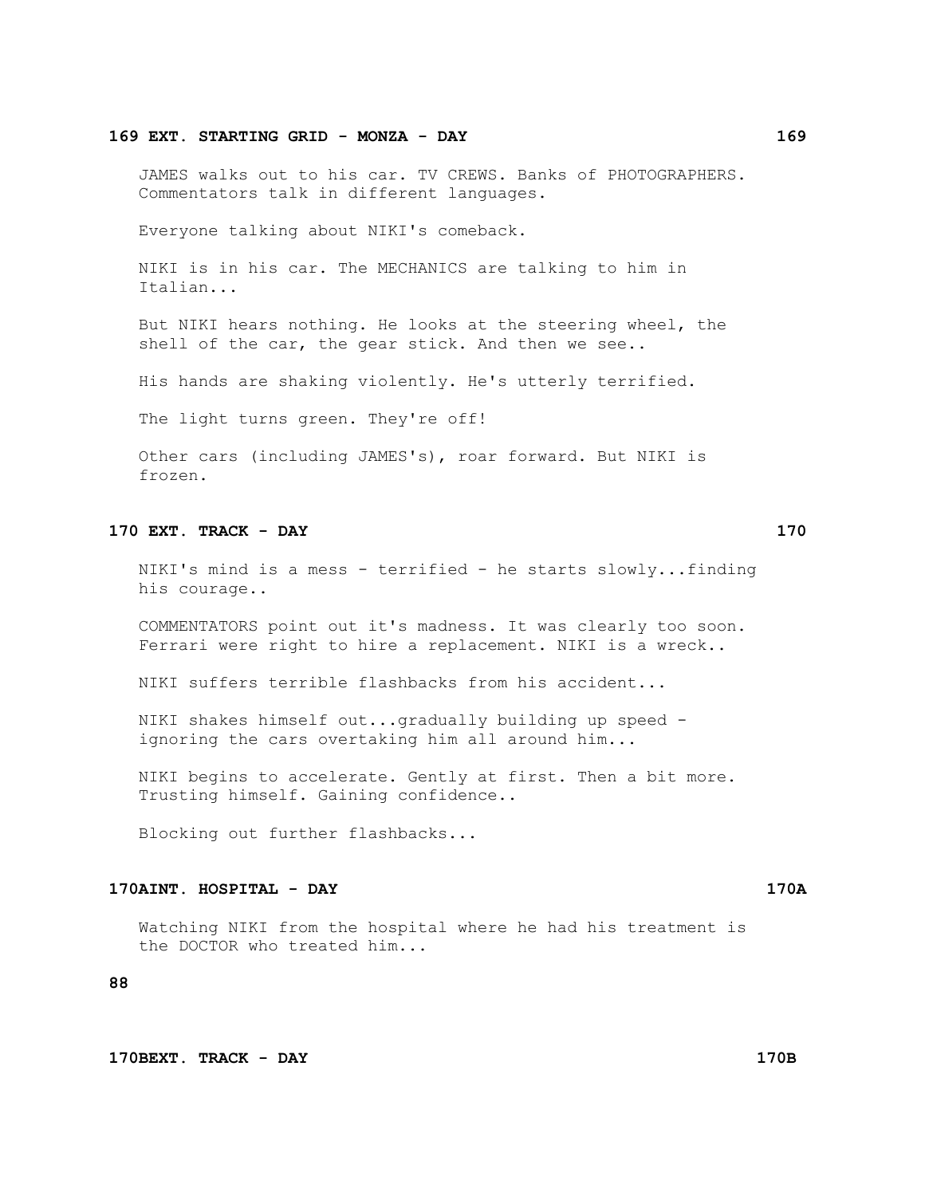**169 EXT. STARTING GRID - MONZA - DAY 169**

JAMES walks out to his car. TV CREWS. Banks of PHOTOGRAPHERS. Commentators talk in different languages.

Everyone talking about NIKI's comeback.

NIKI is in his car. The MECHANICS are talking to him in Italian...

But NIKI hears nothing. He looks at the steering wheel, the shell of the car, the gear stick. And then we see..

His hands are shaking violently. He's utterly terrified.

The light turns green. They're off!

Other cars (including JAMES's), roar forward. But NIKI is frozen.

**170 EXT. TRACK - DAY 170**

NIKI's mind is a mess - terrified - he starts slowly...finding his courage..

COMMENTATORS point out it's madness. It was clearly too soon. Ferrari were right to hire a replacement. NIKI is a wreck..

NIKI suffers terrible flashbacks from his accident...

NIKI shakes himself out...gradually building up speed - ignoring the cars overtaking him all around him...

NIKI begins to accelerate. Gently at first. Then a bit more. Trusting himself. Gaining confidence..

Blocking out further flashbacks...

**170AINT. HOSPITAL - DAY 170A**

Watching NIKI from the hospital where he had his treatment is the DOCTOR who treated him...

**170BEXT. TRACK - DAY 170B**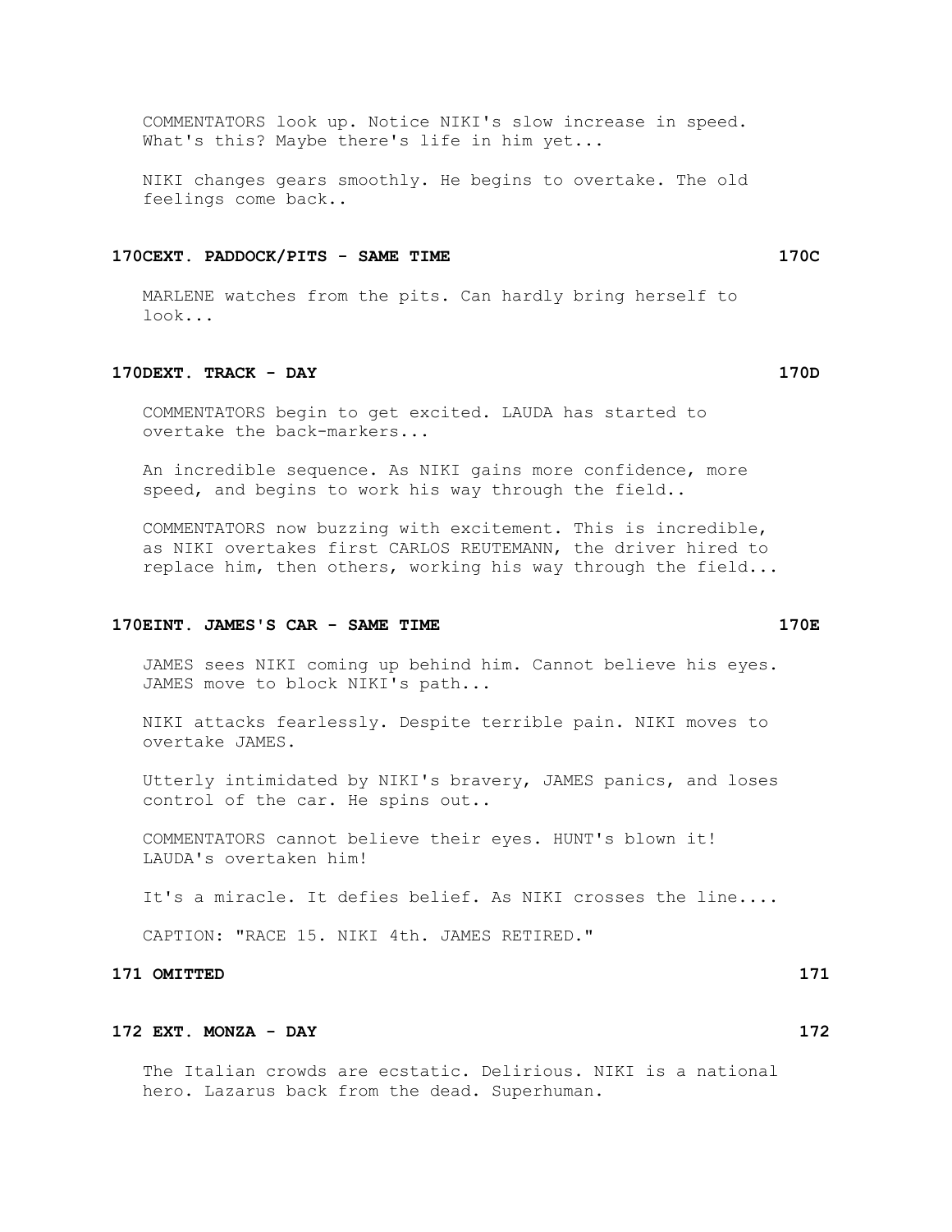COMMENTATORS look up. Notice NIKI's slow increase in speed. What's this? Maybe there's life in him yet...

NIKI changes gears smoothly. He begins to overtake. The old feelings come back..

**170CEXT. PADDOCK/PITS - SAME TIME 170C**

MARLENE watches from the pits. Can hardly bring herself to look...

**170DEXT. TRACK - DAY 170D**

COMMENTATORS begin to get excited. LAUDA has started to overtake the back-markers...

An incredible sequence. As NIKI gains more confidence, more speed, and begins to work his way through the field..

COMMENTATORS now buzzing with excitement. This is incredible, as NIKI overtakes first CARLOS REUTEMANN, the driver hired to replace him, then others, working his way through the field...

**170EINT. JAMES'S CAR - SAME TIME 170E**

JAMES sees NIKI coming up behind him. Cannot believe his eyes. JAMES move to block NIKI's path...

NIKI attacks fearlessly. Despite terrible pain. NIKI moves to overtake JAMES.

Utterly intimidated by NIKI's bravery, JAMES panics, and loses control of the car. He spins out..

COMMENTATORS cannot believe their eyes. HUNT's blown it! LAUDA's overtaken him!

It's a miracle. It defies belief. As NIKI crosses the line....

CAPTION: "RACE 15. NIKI 4th. JAMES RETIRED."

**171 OMITTED 171**

**172 EXT. MONZA - DAY 172**

The Italian crowds are ecstatic. Delirious. NIKI is a national hero. Lazarus back from the dead. Superhuman.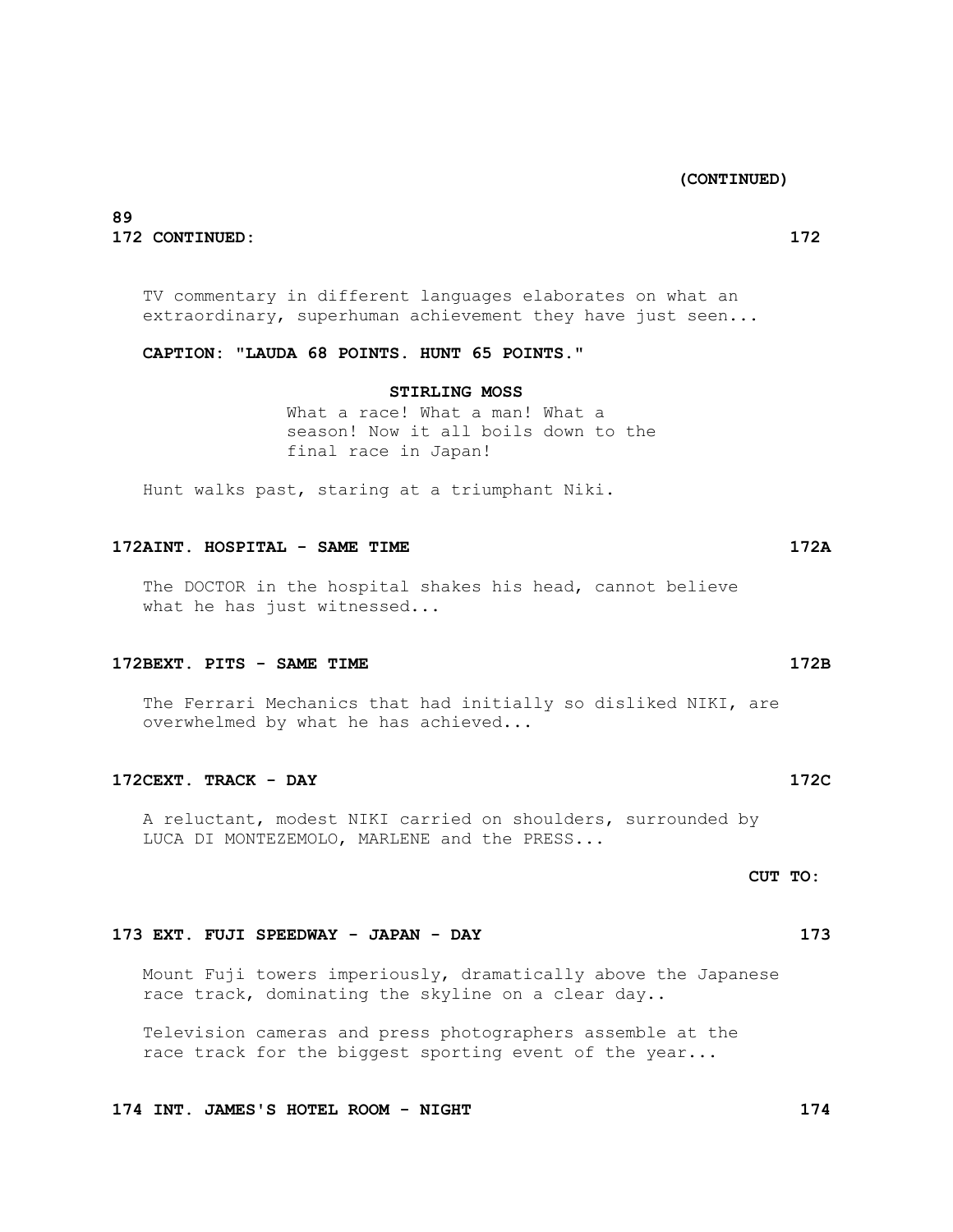172 CONTINUED:

TV commentary in different languages elaborates on what an extraordinary, superhuman achievement they have just seen...

**CAPTION: "LAUDA 68 POINTS. HUNT 65 POINTS."**

**STIRLING MOSS**
What a race! What a man! What a season! Now it all boils down to the final race in Japan!

Hunt walks past, staring at a triumphant Niki.

**172A INT. HOSPITAL - SAME TIME**

The DOCTOR in the hospital shakes his head, cannot believe what he has just witnessed...

**172B EXT. PITS - SAME TIME**

The Ferrari Mechanics that had initially so disliked NIKI, are overwhelmed by what he has achieved...

**172C EXT. TRACK - DAY**

A reluctant, modest NIKI carried on shoulders, surrounded by LUCA DI MONTEZEMOLO, MARLENE and the PRESS...

**CUT TO:**

**173 EXT. FUJI SPEEDWAY - JAPAN - DAY**

Mount Fuji towers imperiously, dramatically above the Japanese race track, dominating the skyline on a clear day..

Television cameras and press photographers assemble at the race track for the biggest sporting event of the year...

**174 INT. JAMES'S HOTEL ROOM - NIGHT**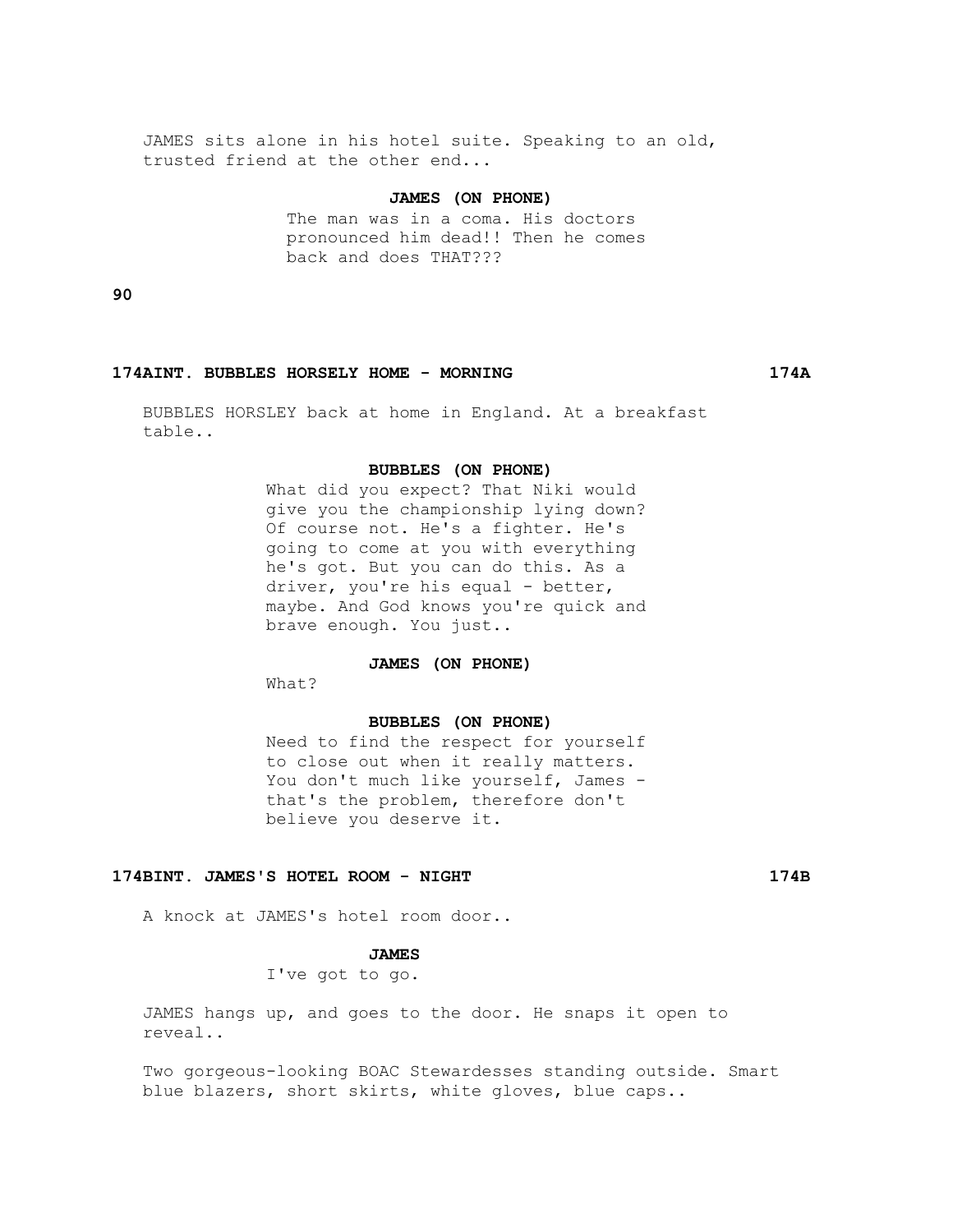JAMES sits alone in his hotel suite. Speaking to an old, trusted friend at the other end...

**JAMES (ON PHONE)**
The man was in a coma. His doctors pronounced him dead!! Then he comes back and does THAT???

**174AINT. BUBBLES HORSELY HOME - MORNING 174A**

BUBBLES HORSLEY back at home in England. At a breakfast table..

**BUBBLES (ON PHONE)**
What did you expect? That Niki would give you the championship lying down? Of course not. He's a fighter. He's going to come at you with everything he's got. But you can do this. As a driver, you're his equal - better, maybe. And God knows you're quick and brave enough. You just..

**JAMES (ON PHONE)**
What?

**BUBBLES (ON PHONE)**
Need to find the respect for yourself to close out when it really matters. You don't much like yourself, James - that's the problem, therefore don't believe you deserve it.

**174BINT. JAMES'S HOTEL ROOM - NIGHT 174B**

A knock at JAMES's hotel room door..

**JAMES**
I've got to go.

JAMES hangs up, and goes to the door. He snaps it open to reveal..

Two gorgeous-looking BOAC Stewardesses standing outside. Smart blue blazers, short skirts, white gloves, blue caps..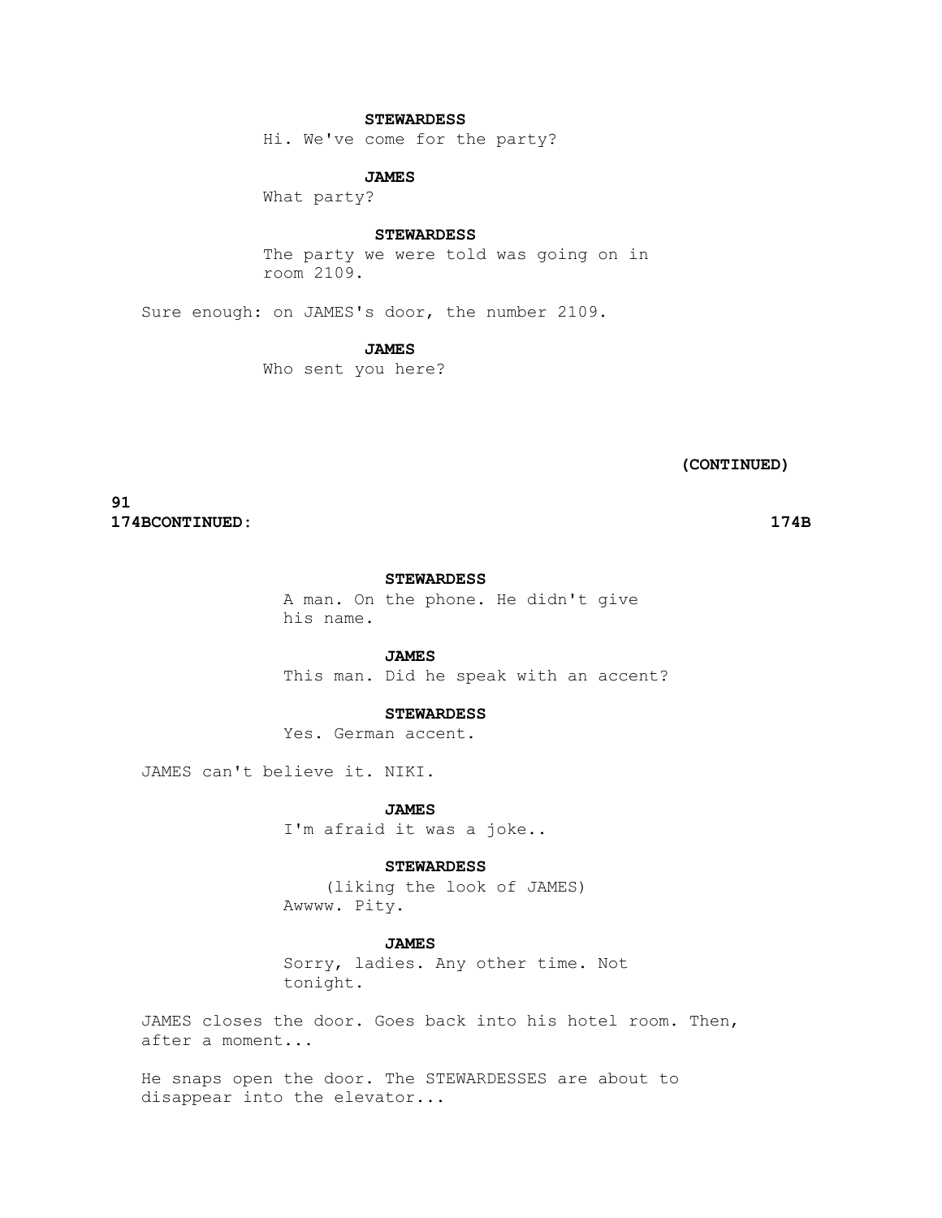**STEWARDESS**

Hi. We've come for the party?

**JAMES**

What party?

**STEWARDESS**

The party we were told was going on in room 2109.

Sure enough: on JAMES's door, the number 2109.

**JAMES**

Who sent you here?

**(CONTINUED)**

**174B CONTINUED: 174B**

**STEWARDESS**

A man. On the phone. He didn't give his name.

**JAMES**

This man. Did he speak with an accent?

**STEWARDESS**

Yes. German accent.

JAMES can't believe it. NIKI.

**JAMES**

I'm afraid it was a joke..

**STEWARDESS**

(liking the look of JAMES)

Awwww. Pity.

**JAMES**

Sorry, ladies. Any other time. Not tonight.

JAMES closes the door. Goes back into his hotel room. Then, after a moment...

He snaps open the door. The STEWARDESSES are about to disappear into the elevator...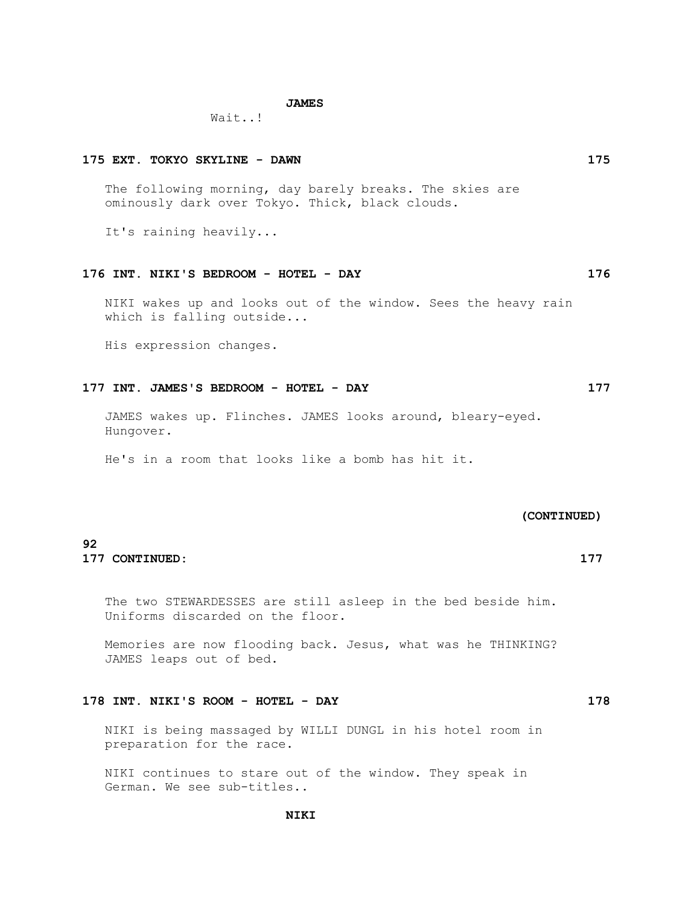**JAMES**

Wait..!

**175 EXT. TOKYO SKYLINE - DAWN 175**

The following morning, day barely breaks. The skies are ominously dark over Tokyo. Thick, black clouds.

It's raining heavily...

**176 INT. NIKI'S BEDROOM - HOTEL - DAY 176**

NIKI wakes up and looks out of the window. Sees the heavy rain which is falling outside...

His expression changes.

**177 INT. JAMES'S BEDROOM - HOTEL - DAY 177**

JAMES wakes up. Flinches. JAMES looks around, bleary-eyed. Hungover.

He's in a room that looks like a bomb has hit it.

**(CONTINUED)**

**177 CONTINUED: 177**

The two STEWARDESSES are still asleep in the bed beside him. Uniforms discarded on the floor.

Memories are now flooding back. Jesus, what was he THINKING? JAMES leaps out of bed.

**178 INT. NIKI'S ROOM - HOTEL - DAY 178**

NIKI is being massaged by WILLI DUNGL in his hotel room in preparation for the race.

NIKI continues to stare out of the window. They speak in German. We see sub-titles..

**NIKI**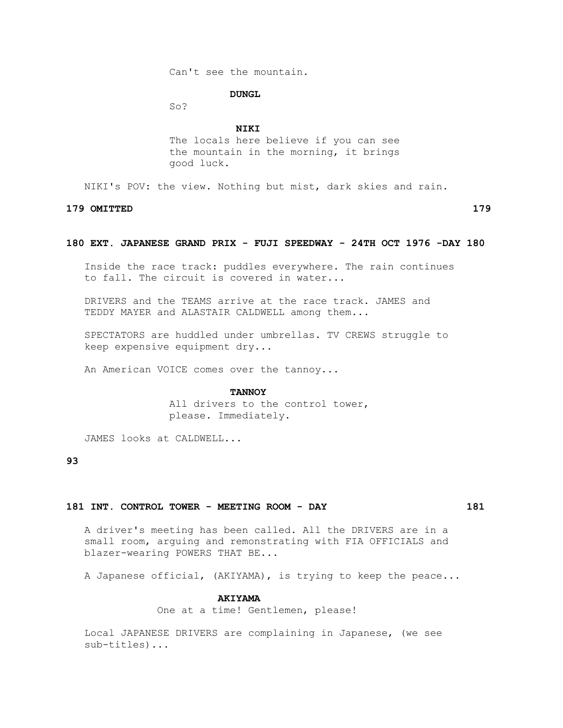Can't see the mountain.

**DUNGL**

So?

**NIKI**

The locals here believe if you can see the mountain in the morning, it brings good luck.

NIKI's POV: the view. Nothing but mist, dark skies and rain.

**179 OMITTED 179**

**180 EXT. JAPANESE GRAND PRIX - FUJI SPEEDWAY - 24TH OCT 1976 -DAY 180**

Inside the race track: puddles everywhere. The rain continues to fall. The circuit is covered in water...

DRIVERS and the TEAMS arrive at the race track. JAMES and TEDDY MAYER and ALASTAIR CALDWELL among them...

SPECTATORS are huddled under umbrellas. TV CREWS struggle to keep expensive equipment dry...

An American VOICE comes over the tannoy...

**TANNOY**

All drivers to the control tower, please. Immediately.

JAMES looks at CALDWELL...

**181 INT. CONTROL TOWER - MEETING ROOM - DAY 181**

A driver's meeting has been called. All the DRIVERS are in a small room, arguing and remonstrating with FIA OFFICIALS and blazer-wearing POWERS THAT BE...

A Japanese official, (AKIYAMA), is trying to keep the peace...

**AKIYAMA**

One at a time! Gentlemen, please!

Local JAPANESE DRIVERS are complaining in Japanese, (we see sub-titles)...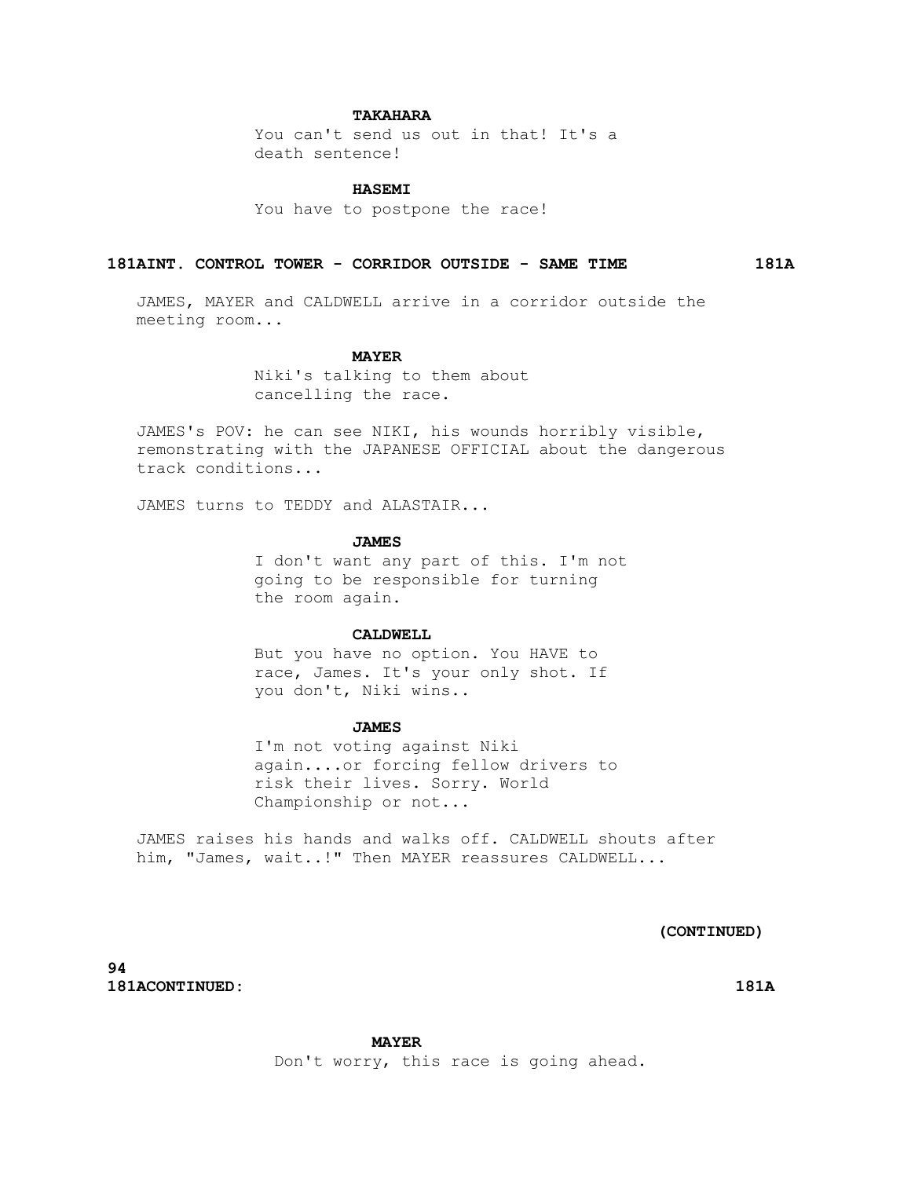**TAKAHARA**

You can't send us out in that! It's a death sentence!

**HASEMI**

You have to postpone the race!

**181AINT. CONTROL TOWER - CORRIDOR OUTSIDE - SAME TIME 181A**

JAMES, MAYER and CALDWELL arrive in a corridor outside the meeting room...

**MAYER**

Niki's talking to them about cancelling the race.

JAMES's POV: he can see NIKI, his wounds horribly visible, remonstrating with the JAPANESE OFFICIAL about the dangerous track conditions...

JAMES turns to TEDDY and ALASTAIR...

**JAMES**

I don't want any part of this. I'm not going to be responsible for turning the room again.

**CALDWELL**

But you have no option. You HAVE to race, James. It's your only shot. If you don't, Niki wins..

**JAMES**

I'm not voting against Niki again....or forcing fellow drivers to risk their lives. Sorry. World Championship or not...

JAMES raises his hands and walks off. CALDWELL shouts after him, "James, wait..!" Then MAYER reassures CALDWELL...

**(CONTINUED)**

**181ACONTINUED: 181A**

**MAYER**

Don't worry, this race is going ahead.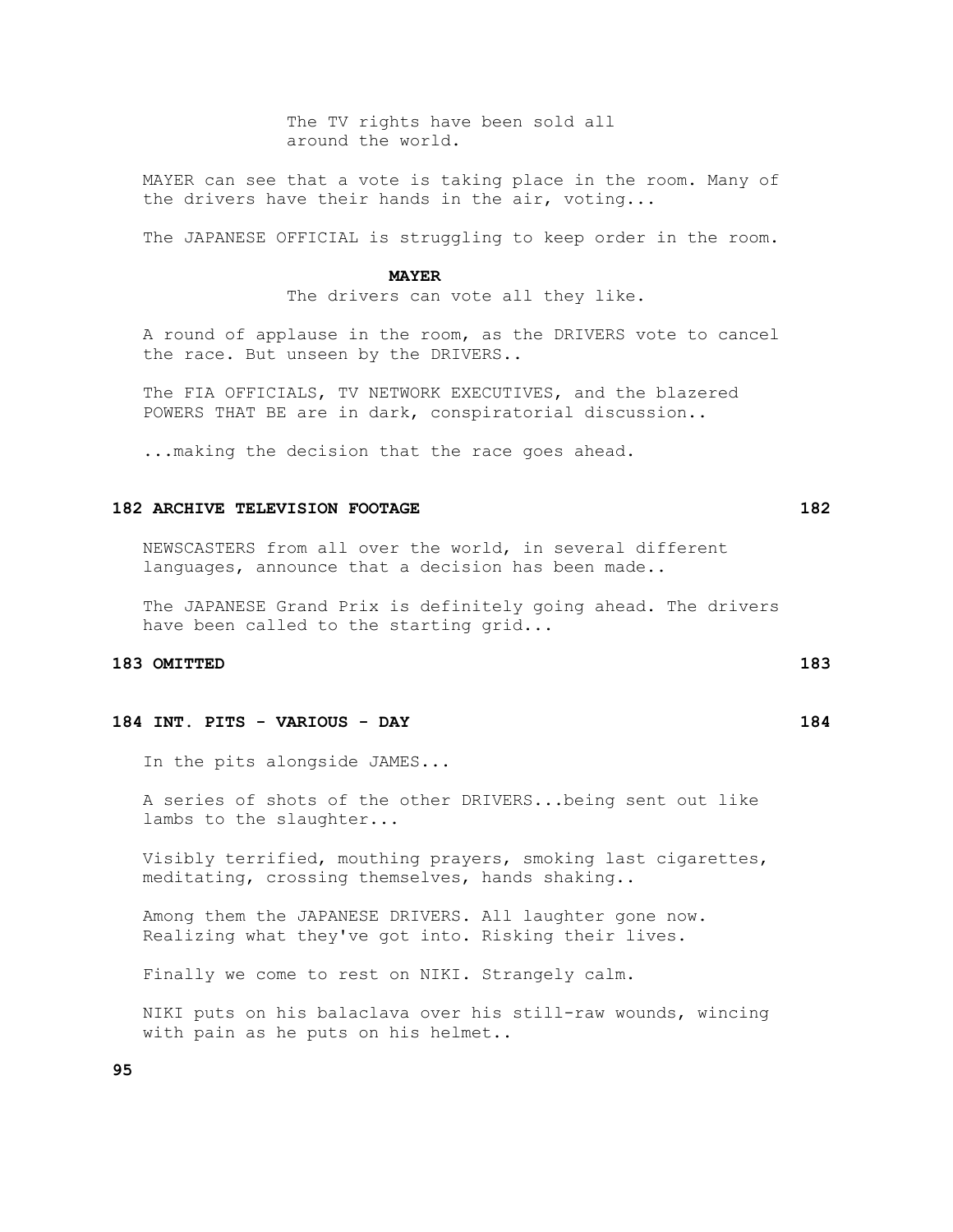The TV rights have been sold all around the world.

MAYER can see that a vote is taking place in the room. Many of the drivers have their hands in the air, voting...

The JAPANESE OFFICIAL is struggling to keep order in the room.

**MAYER**

The drivers can vote all they like.

A round of applause in the room, as the DRIVERS vote to cancel the race. But unseen by the DRIVERS..

The FIA OFFICIALS, TV NETWORK EXECUTIVES, and the blazered POWERS THAT BE are in dark, conspiratorial discussion..

...making the decision that the race goes ahead.

### 182 ARCHIVE TELEVISION FOOTAGE 182

NEWSCASTERS from all over the world, in several different languages, announce that a decision has been made..

The JAPANESE Grand Prix is definitely going ahead. The drivers have been called to the starting grid...

### 183 OMITTED 183

### 184 INT. PITS - VARIOUS - DAY 184

In the pits alongside JAMES...

A series of shots of the other DRIVERS...being sent out like lambs to the slaughter...

Visibly terrified, mouthing prayers, smoking last cigarettes, meditating, crossing themselves, hands shaking..

Among them the JAPANESE DRIVERS. All laughter gone now. Realizing what they've got into. Risking their lives.

Finally we come to rest on NIKI. Strangely calm.

NIKI puts on his balaclava over his still-raw wounds, wincing with pain as he puts on his helmet..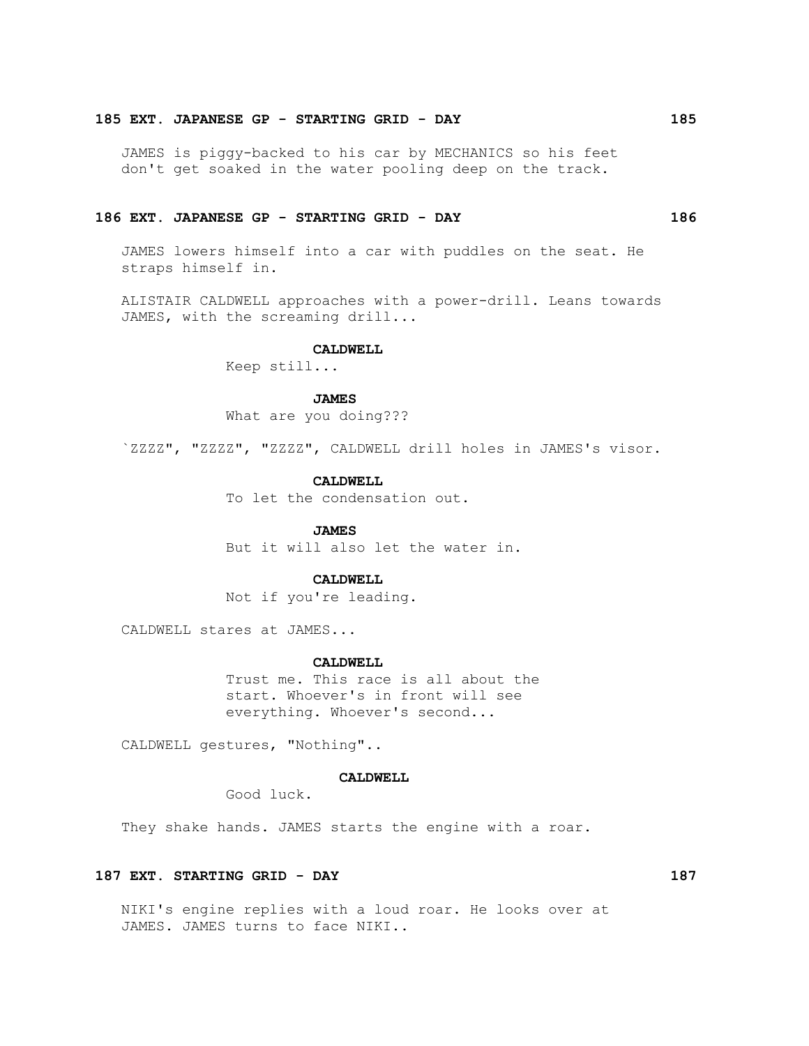**185 EXT. JAPANESE GP - STARTING GRID - DAY 185**

JAMES is piggy-backed to his car by MECHANICS so his feet don't get soaked in the water pooling deep on the track.

**186 EXT. JAPANESE GP - STARTING GRID - DAY 186**

JAMES lowers himself into a car with puddles on the seat. He straps himself in.

ALISTAIR CALDWELL approaches with a power-drill. Leans towards JAMES, with the screaming drill...

**CALDWELL**
Keep still...

**JAMES**
What are you doing???

`ZZZZ", "ZZZZ", "ZZZZ", CALDWELL drill holes in JAMES's visor.

**CALDWELL**
To let the condensation out.

**JAMES**
But it will also let the water in.

**CALDWELL**
Not if you're leading.

CALDWELL stares at JAMES...

**CALDWELL**
Trust me. This race is all about the start. Whoever's in front will see everything. Whoever's second...

CALDWELL gestures, "Nothing"..

**CALDWELL**
Good luck.

They shake hands. JAMES starts the engine with a roar.

**187 EXT. STARTING GRID - DAY 187**

NIKI's engine replies with a loud roar. He looks over at JAMES. JAMES turns to face NIKI..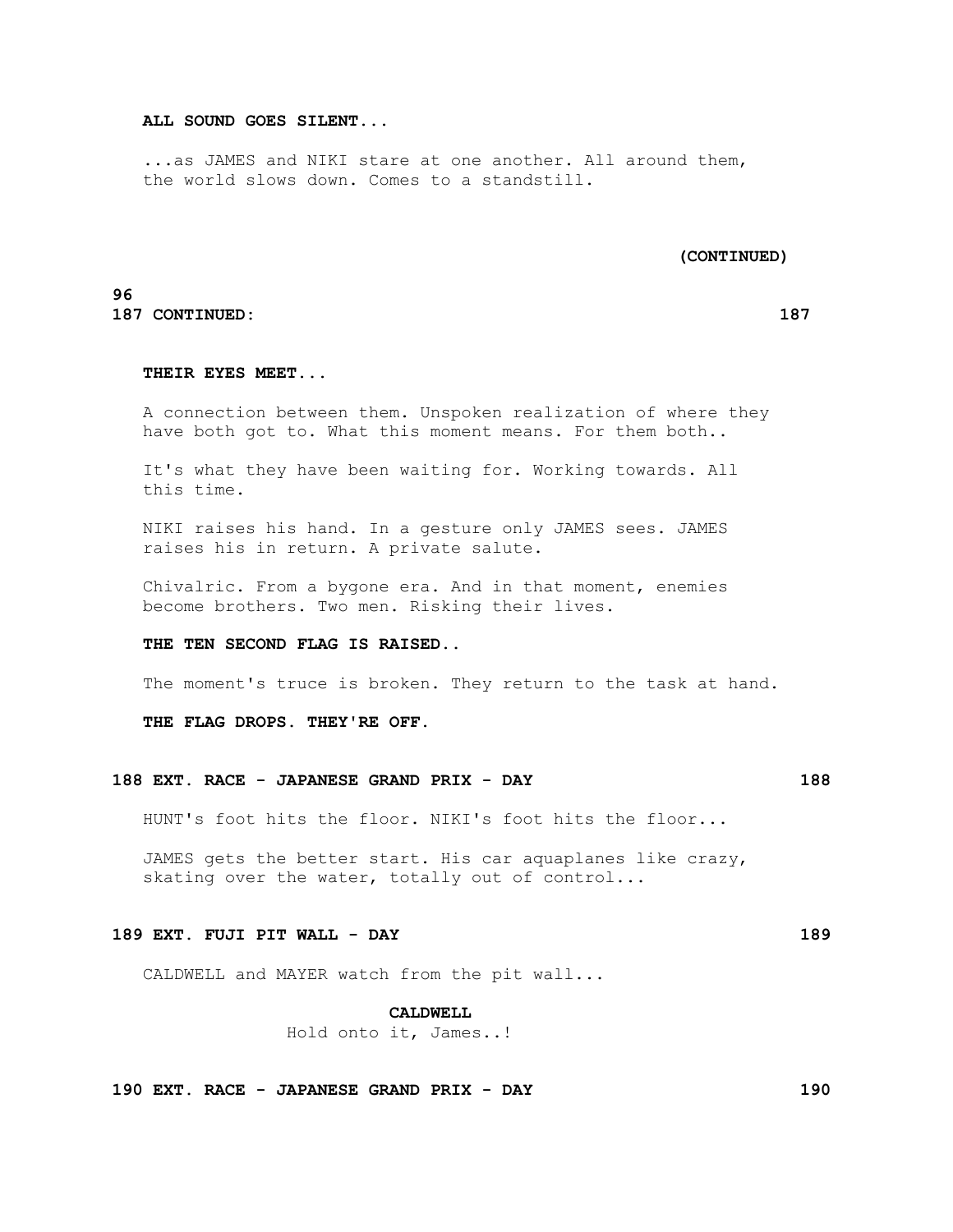**ALL SOUND GOES SILENT...**

...as JAMES and NIKI stare at one another. All around them, the world slows down. Comes to a standstill.

**(CONTINUED)**

**187 CONTINUED: 187**

**THEIR EYES MEET...**

A connection between them. Unspoken realization of where they have both got to. What this moment means. For them both..

It's what they have been waiting for. Working towards. All this time.

NIKI raises his hand. In a gesture only JAMES sees. JAMES raises his in return. A private salute.

Chivalric. From a bygone era. And in that moment, enemies become brothers. Two men. Risking their lives.

**THE TEN SECOND FLAG IS RAISED..**

The moment's truce is broken. They return to the task at hand.

**THE FLAG DROPS. THEY'RE OFF.**

**188 EXT. RACE - JAPANESE GRAND PRIX - DAY 188**

HUNT's foot hits the floor. NIKI's foot hits the floor...

JAMES gets the better start. His car aquaplanes like crazy, skating over the water, totally out of control...

**189 EXT. FUJI PIT WALL - DAY 189**

CALDWELL and MAYER watch from the pit wall...

**CALDWELL**
Hold onto it, James..!

**190 EXT. RACE - JAPANESE GRAND PRIX - DAY 190**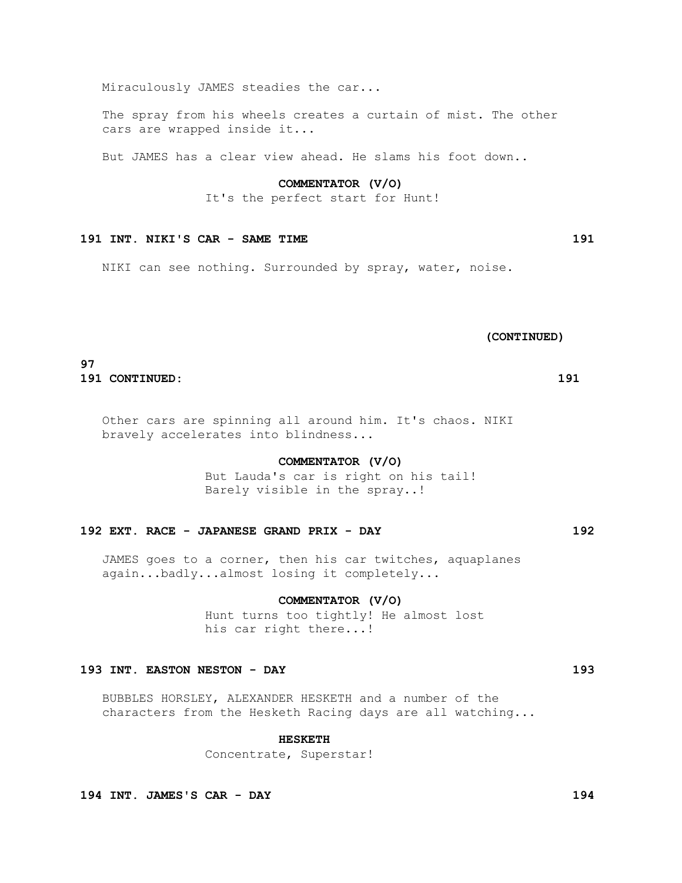Miraculously JAMES steadies the car...

The spray from his wheels creates a curtain of mist. The other cars are wrapped inside it...

But JAMES has a clear view ahead. He slams his foot down..

**COMMENTATOR (V/O)**
It's the perfect start for Hunt!

**191 INT. NIKI'S CAR - SAME TIME 191**

NIKI can see nothing. Surrounded by spray, water, noise.

**(CONTINUED)**

**191 CONTINUED: 191**

Other cars are spinning all around him. It's chaos. NIKI bravely accelerates into blindness...

**COMMENTATOR (V/O)**
But Lauda's car is right on his tail! Barely visible in the spray..!

**192 EXT. RACE - JAPANESE GRAND PRIX - DAY 192**

JAMES goes to a corner, then his car twitches, aquaplanes again...badly...almost losing it completely...

**COMMENTATOR (V/O)**
Hunt turns too tightly! He almost lost his car right there...!

**193 INT. EASTON NESTON - DAY 193**

BUBBLES HORSLEY, ALEXANDER HESKETH and a number of the characters from the Hesketh Racing days are all watching...

**HESKETH**
Concentrate, Superstar!

**194 INT. JAMES'S CAR - DAY 194**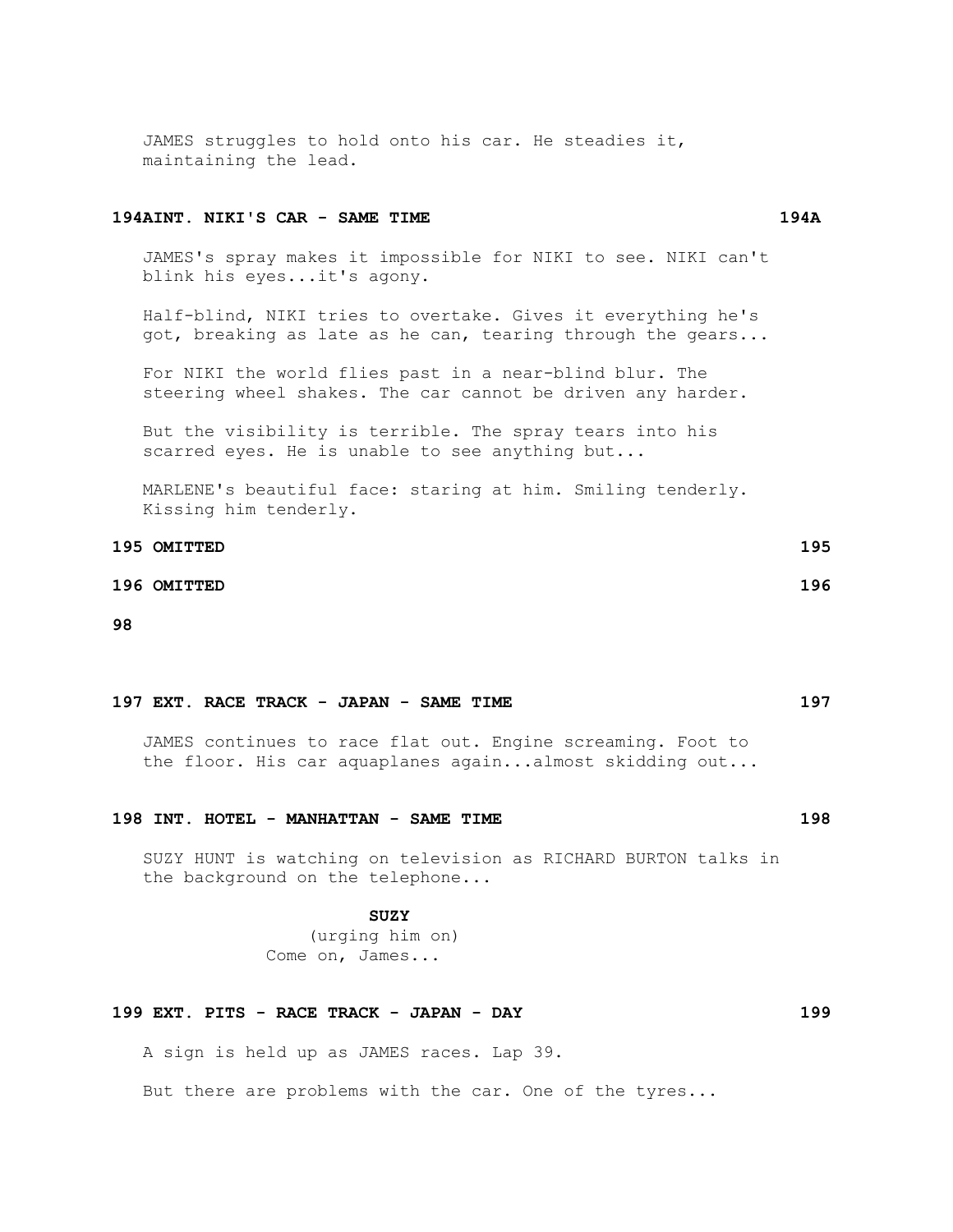JAMES struggles to hold onto his car. He steadies it, maintaining the lead.

**194AINT. NIKI'S CAR - SAME TIME 194A**

JAMES's spray makes it impossible for NIKI to see. NIKI can't blink his eyes...it's agony.

Half-blind, NIKI tries to overtake. Gives it everything he's got, breaking as late as he can, tearing through the gears...

For NIKI the world flies past in a near-blind blur. The steering wheel shakes. The car cannot be driven any harder.

But the visibility is terrible. The spray tears into his scarred eyes. He is unable to see anything but...

MARLENE's beautiful face: staring at him. Smiling tenderly. Kissing him tenderly.

**195 OMITTED 195**

**196 OMITTED 196**

**197 EXT. RACE TRACK - JAPAN - SAME TIME 197**

JAMES continues to race flat out. Engine screaming. Foot to the floor. His car aquaplanes again...almost skidding out...

**198 INT. HOTEL - MANHATTAN - SAME TIME 198**

SUZY HUNT is watching on television as RICHARD BURTON talks in the background on the telephone...

**SUZY**
(urging him on)
Come on, James...

**199 EXT. PITS - RACE TRACK - JAPAN - DAY 199**

A sign is held up as JAMES races. Lap 39.

But there are problems with the car. One of the tyres...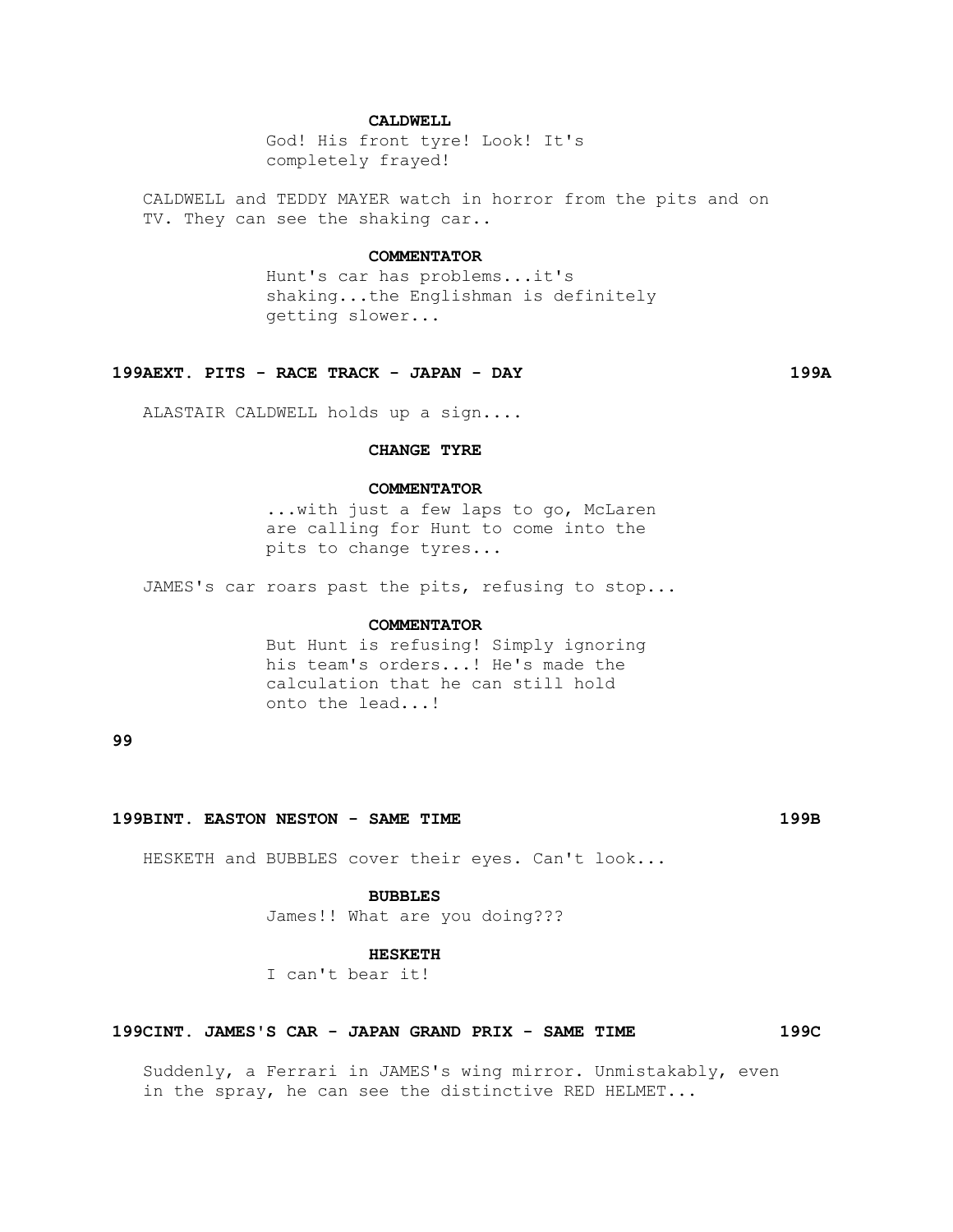**CALDWELL**

God! His front tyre! Look! It's completely frayed!

CALDWELL and TEDDY MAYER watch in horror from the pits and on TV. They can see the shaking car..

**COMMENTATOR**

Hunt's car has problems...it's shaking...the Englishman is definitely getting slower...

**199AEXT. PITS - RACE TRACK - JAPAN - DAY 199A**

ALASTAIR CALDWELL holds up a sign....

**CHANGE TYRE**

**COMMENTATOR**

...with just a few laps to go, McLaren are calling for Hunt to come into the pits to change tyres...

JAMES's car roars past the pits, refusing to stop...

**COMMENTATOR**

But Hunt is refusing! Simply ignoring his team's orders...! He's made the calculation that he can still hold onto the lead...!

**199BINT. EASTON NESTON - SAME TIME 199B**

HESKETH and BUBBLES cover their eyes. Can't look...

**BUBBLES**

James!! What are you doing???

**HESKETH**

I can't bear it!

**199CINT. JAMES'S CAR - JAPAN GRAND PRIX - SAME TIME 199C**

Suddenly, a Ferrari in JAMES's wing mirror. Unmistakably, even in the spray, he can see the distinctive RED HELMET...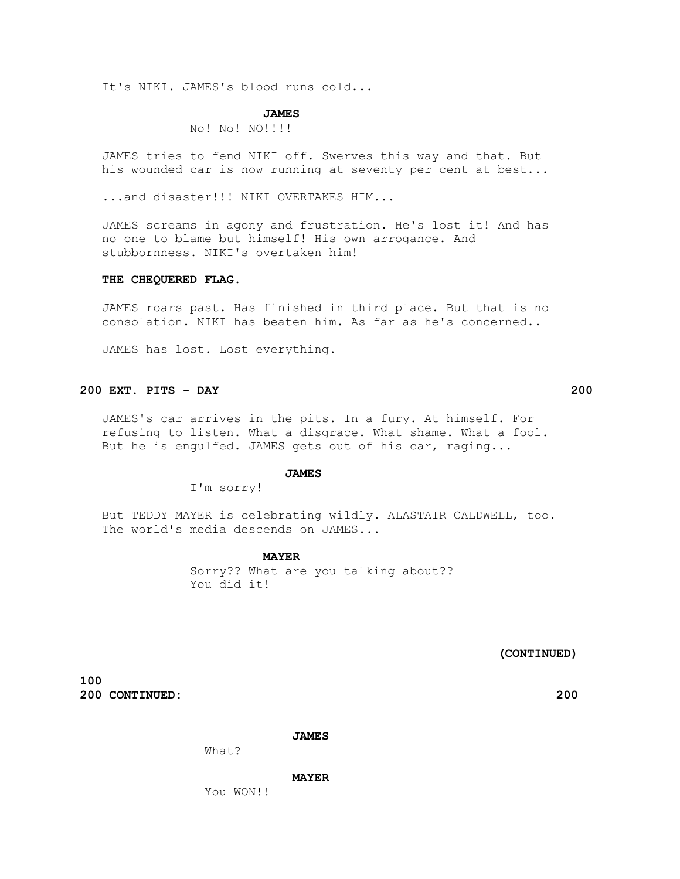It's NIKI. JAMES's blood runs cold...

**JAMES**

No! No! NO!!!!

JAMES tries to fend NIKI off. Swerves this way and that. But his wounded car is now running at seventy per cent at best...

...and disaster!!! NIKI OVERTAKES HIM...

JAMES screams in agony and frustration. He's lost it! And has no one to blame but himself! His own arrogance. And stubbornness. NIKI's overtaken him!

**THE CHEQUERED FLAG.**

JAMES roars past. Has finished in third place. But that is no consolation. NIKI has beaten him. As far as he's concerned..

JAMES has lost. Lost everything.

**200 EXT. PITS - DAY 200**

JAMES's car arrives in the pits. In a fury. At himself. For refusing to listen. What a disgrace. What shame. What a fool. But he is engulfed. JAMES gets out of his car, raging...

**JAMES**

I'm sorry!

But TEDDY MAYER is celebrating wildly. ALASTAIR CALDWELL, too. The world's media descends on JAMES...

**MAYER**

Sorry?? What are you talking about?? You did it!

**(CONTINUED)**

**200 CONTINUED: 200**

**JAMES**

What?

**MAYER**

You WON!!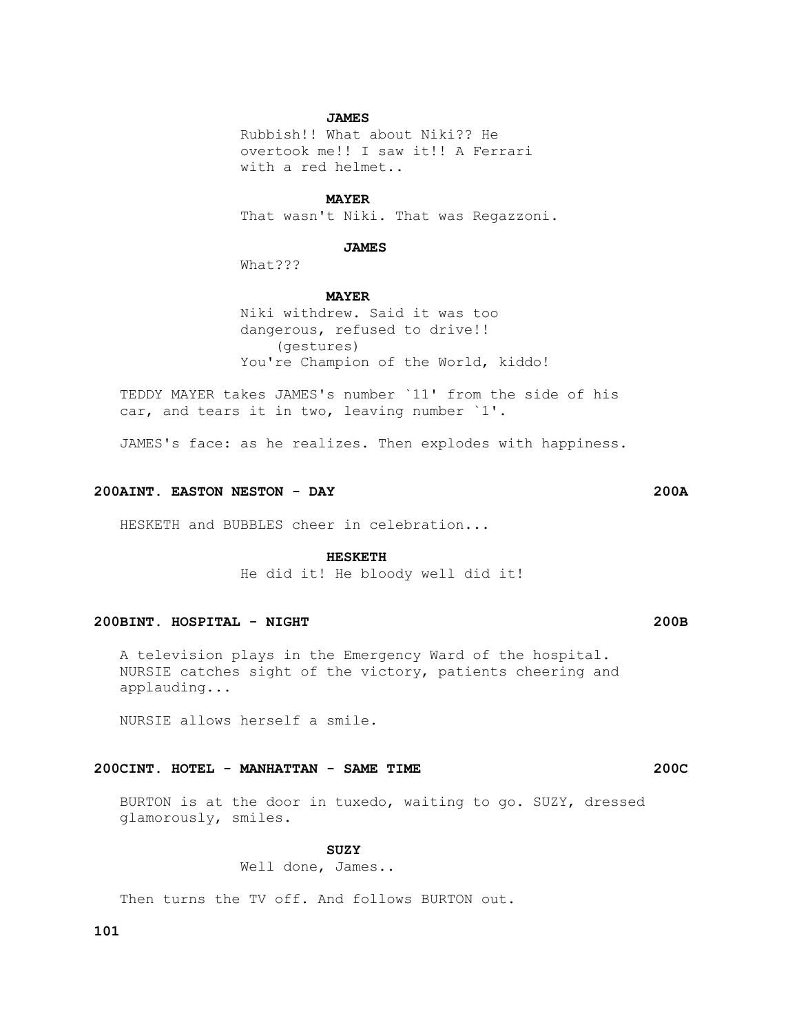**JAMES**

Rubbish!! What about Niki?? He overtook me!! I saw it!! A Ferrari with a red helmet..

**MAYER**

That wasn't Niki. That was Regazzoni.

**JAMES**

What???

**MAYER**

Niki withdrew. Said it was too dangerous, refused to drive!!
(gestures)
You're Champion of the World, kiddo!

TEDDY MAYER takes JAMES's number `11' from the side of his car, and tears it in two, leaving number `1'.

JAMES's face: as he realizes. Then explodes with happiness.

**200A INT. EASTON NESTON - DAY 200A**

HESKETH and BUBBLES cheer in celebration...

**HESKETH**

He did it! He bloody well did it!

**200B INT. HOSPITAL - NIGHT 200B**

A television plays in the Emergency Ward of the hospital. NURSIE catches sight of the victory, patients cheering and applauding...

NURSIE allows herself a smile.

**200C INT. HOTEL - MANHATTAN - SAME TIME 200C**

BURTON is at the door in tuxedo, waiting to go. SUZY, dressed glamorously, smiles.

**SUZY**

Well done, James..

Then turns the TV off. And follows BURTON out.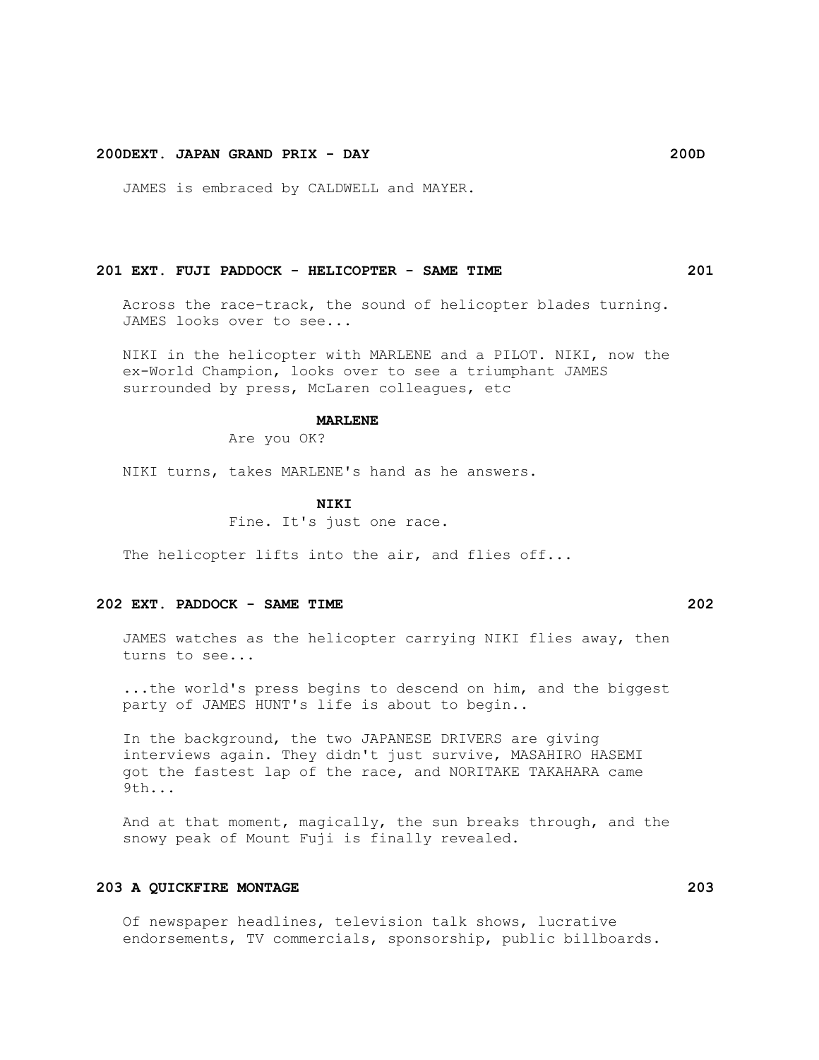**200DEXT. JAPAN GRAND PRIX - DAY 200D**

JAMES is embraced by CALDWELL and MAYER.

**201 EXT. FUJI PADDOCK - HELICOPTER - SAME TIME 201**

Across the race-track, the sound of helicopter blades turning. JAMES looks over to see...

NIKI in the helicopter with MARLENE and a PILOT. NIKI, now the ex-World Champion, looks over to see a triumphant JAMES surrounded by press, McLaren colleagues, etc

**MARLENE**

Are you OK?

NIKI turns, takes MARLENE's hand as he answers.

**NIKI**

Fine. It's just one race.

The helicopter lifts into the air, and flies off...

**202 EXT. PADDOCK - SAME TIME 202**

JAMES watches as the helicopter carrying NIKI flies away, then turns to see...

...the world's press begins to descend on him, and the biggest party of JAMES HUNT's life is about to begin..

In the background, the two JAPANESE DRIVERS are giving interviews again. They didn't just survive, MASAHIRO HASEMI got the fastest lap of the race, and NORITAKE TAKAHARA came 9th...

And at that moment, magically, the sun breaks through, and the snowy peak of Mount Fuji is finally revealed.

**203 A QUICKFIRE MONTAGE 203**

Of newspaper headlines, television talk shows, lucrative endorsements, TV commercials, sponsorship, public billboards.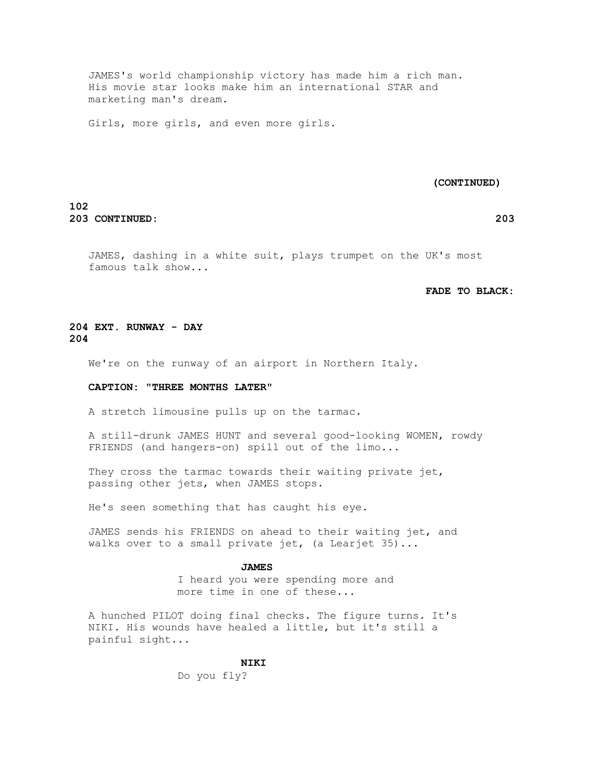JAMES's world championship victory has made him a rich man. His movie star looks make him an international STAR and marketing man's dream.

Girls, more girls, and even more girls.

**(CONTINUED)**

**203 CONTINUED: 203**

JAMES, dashing in a white suit, plays trumpet on the UK's most famous talk show...

**FADE TO BLACK:**

**204 EXT. RUNWAY - DAY 204**

We're on the runway of an airport in Northern Italy.

**CAPTION: "THREE MONTHS LATER"**

A stretch limousine pulls up on the tarmac.

A still-drunk JAMES HUNT and several good-looking WOMEN, rowdy FRIENDS (and hangers-on) spill out of the limo...

They cross the tarmac towards their waiting private jet, passing other jets, when JAMES stops.

He's seen something that has caught his eye.

JAMES sends his FRIENDS on ahead to their waiting jet, and walks over to a small private jet, (a Learjet 35)...

**JAMES**

I heard you were spending more and more time in one of these...

A hunched PILOT doing final checks. The figure turns. It's NIKI. His wounds have healed a little, but it's still a painful sight...

**NIKI**

Do you fly?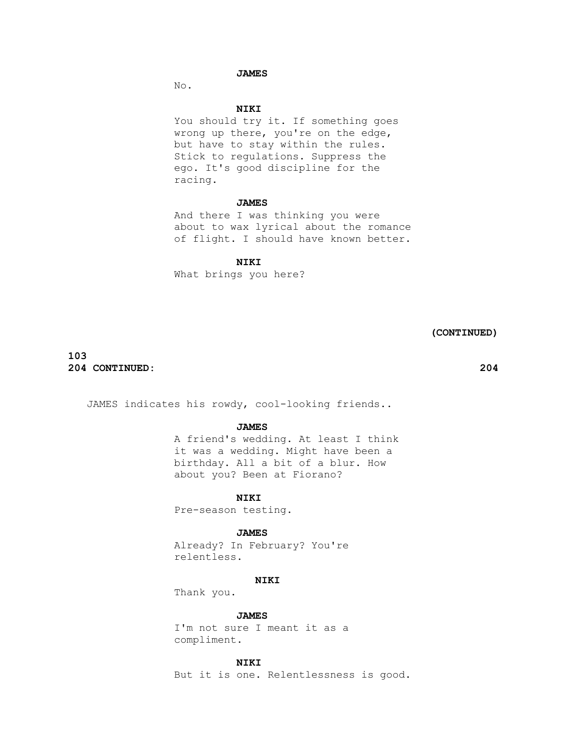**JAMES**

No.

**NIKI**

You should try it. If something goes wrong up there, you're on the edge, but have to stay within the rules. Stick to regulations. Suppress the ego. It's good discipline for the racing.

**JAMES**

And there I was thinking you were about to wax lyrical about the romance of flight. I should have known better.

**NIKI**

What brings you here?

**(CONTINUED)**

**204 CONTINUED: 204**

JAMES indicates his rowdy, cool-looking friends..

**JAMES**

A friend's wedding. At least I think it was a wedding. Might have been a birthday. All a bit of a blur. How about you? Been at Fiorano?

**NIKI**

Pre-season testing.

**JAMES**

Already? In February? You're relentless.

**NIKI**

Thank you.

**JAMES**

I'm not sure I meant it as a compliment.

**NIKI**

But it is one. Relentlessness is good.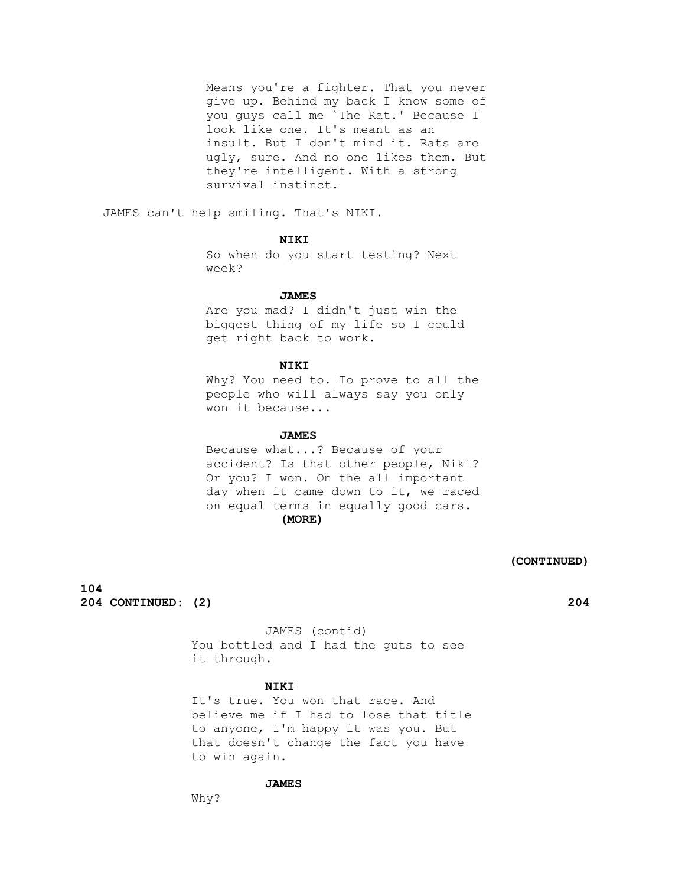Means you're a fighter. That you never give up. Behind my back I know some of you guys call me `The Rat.' Because I look like one. It's meant as an insult. But I don't mind it. Rats are ugly, sure. And no one likes them. But they're intelligent. With a strong survival instinct.

JAMES can't help smiling. That's NIKI.

**NIKI**

So when do you start testing? Next week?

**JAMES**

Are you mad? I didn't just win the biggest thing of my life so I could get right back to work.

**NIKI**

Why? You need to. To prove to all the people who will always say you only won it because...

**JAMES**

Because what...? Because of your accident? Is that other people, Niki? Or you? I won. On the all important day when it came down to it, we raced on equal terms in equally good cars.

**(MORE)**

**(CONTINUED)**

**204 CONTINUED: (2) 204**

JAMES (contíd)

You bottled and I had the guts to see it through.

**NIKI**

It's true. You won that race. And believe me if I had to lose that title to anyone, I'm happy it was you. But that doesn't change the fact you have to win again.

**JAMES**

Why?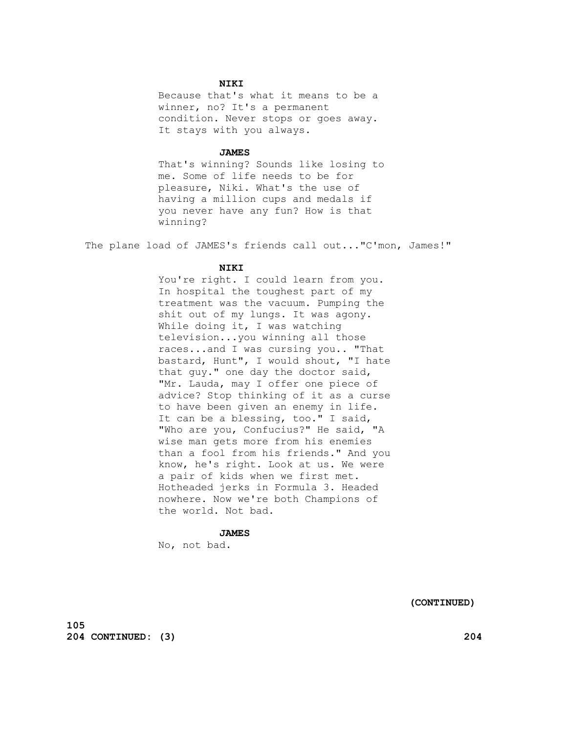**NIKI**

Because that's what it means to be a winner, no? It's a permanent condition. Never stops or goes away. It stays with you always.

**JAMES**

That's winning? Sounds like losing to me. Some of life needs to be for pleasure, Niki. What's the use of having a million cups and medals if you never have any fun? How is that winning?

The plane load of JAMES's friends call out..."C'mon, James!"

**NIKI**

You're right. I could learn from you. In hospital the toughest part of my treatment was the vacuum. Pumping the shit out of my lungs. It was agony. While doing it, I was watching television...you winning all those races...and I was cursing you.. "That bastard, Hunt", I would shout, "I hate that guy." one day the doctor said, "Mr. Lauda, may I offer one piece of advice? Stop thinking of it as a curse to have been given an enemy in life. It can be a blessing, too." I said, "Who are you, Confucius?" He said, "A wise man gets more from his enemies than a fool from his friends." And you know, he's right. Look at us. We were a pair of kids when we first met. Hotheaded jerks in Formula 3. Headed nowhere. Now we're both Champions of the world. Not bad.

**JAMES**

No, not bad.

**(CONTINUED)**

**204 CONTINUED: (3) 204**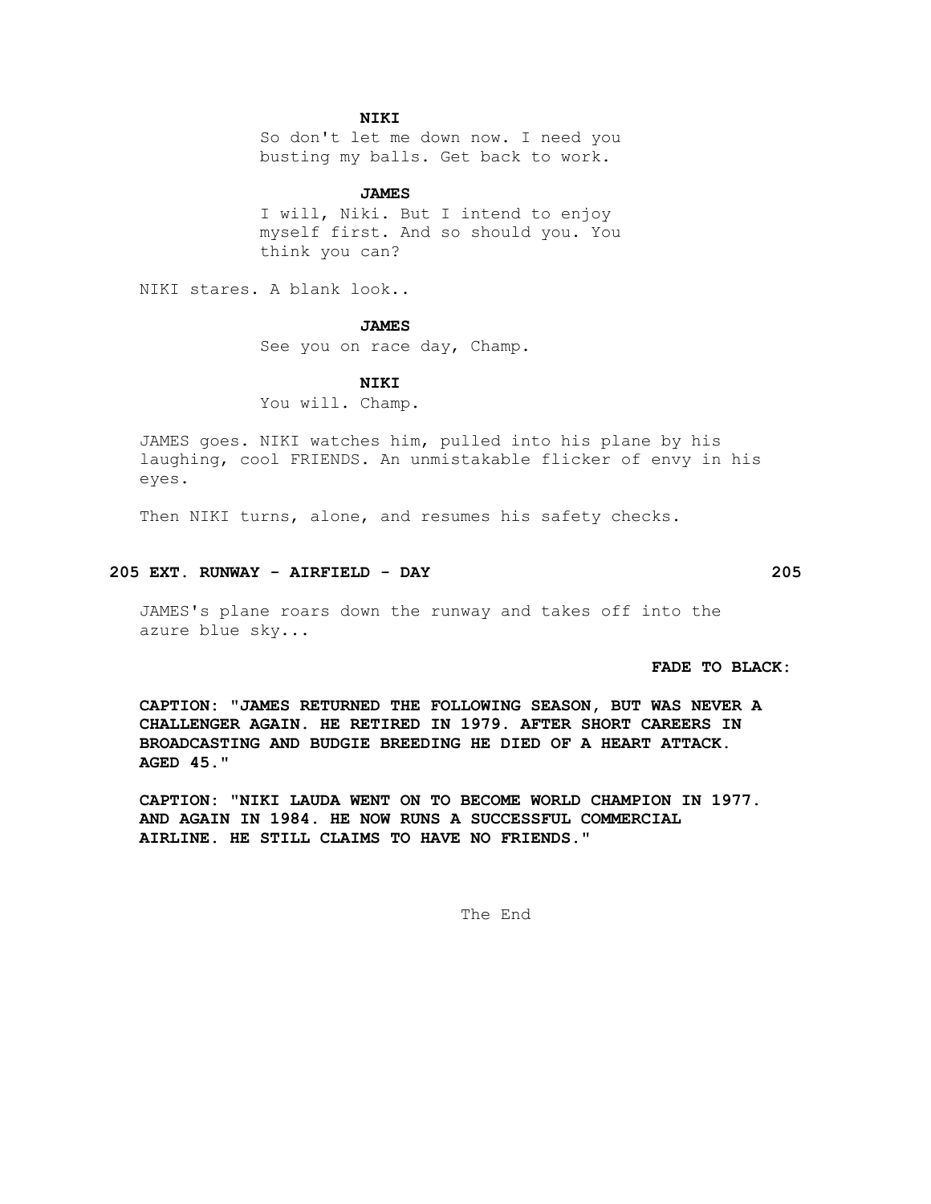**NIKI**

So don't let me down now. I need you busting my balls. Get back to work.

**JAMES**

I will, Niki. But I intend to enjoy myself first. And so should you. You think you can?

NIKI stares. A blank look..

**JAMES**

See you on race day, Champ.

**NIKI**

You will. Champ.

JAMES goes. NIKI watches him, pulled into his plane by his laughing, cool FRIENDS. An unmistakable flicker of envy in his eyes.

Then NIKI turns, alone, and resumes his safety checks.

**205 EXT. RUNWAY - AIRFIELD - DAY 205**

JAMES's plane roars down the runway and takes off into the azure blue sky...

**FADE TO BLACK:**

**CAPTION: "JAMES RETURNED THE FOLLOWING SEASON, BUT WAS NEVER A CHALLENGER AGAIN. HE RETIRED IN 1979. AFTER SHORT CAREERS IN BROADCASTING AND BUDGIE BREEDING HE DIED OF A HEART ATTACK. AGED 45."**

**CAPTION: "NIKI LAUDA WENT ON TO BECOME WORLD CHAMPION IN 1977. AND AGAIN IN 1984. HE NOW RUNS A SUCCESSFUL COMMERCIAL AIRLINE. HE STILL CLAIMS TO HAVE NO FRIENDS."**

The End